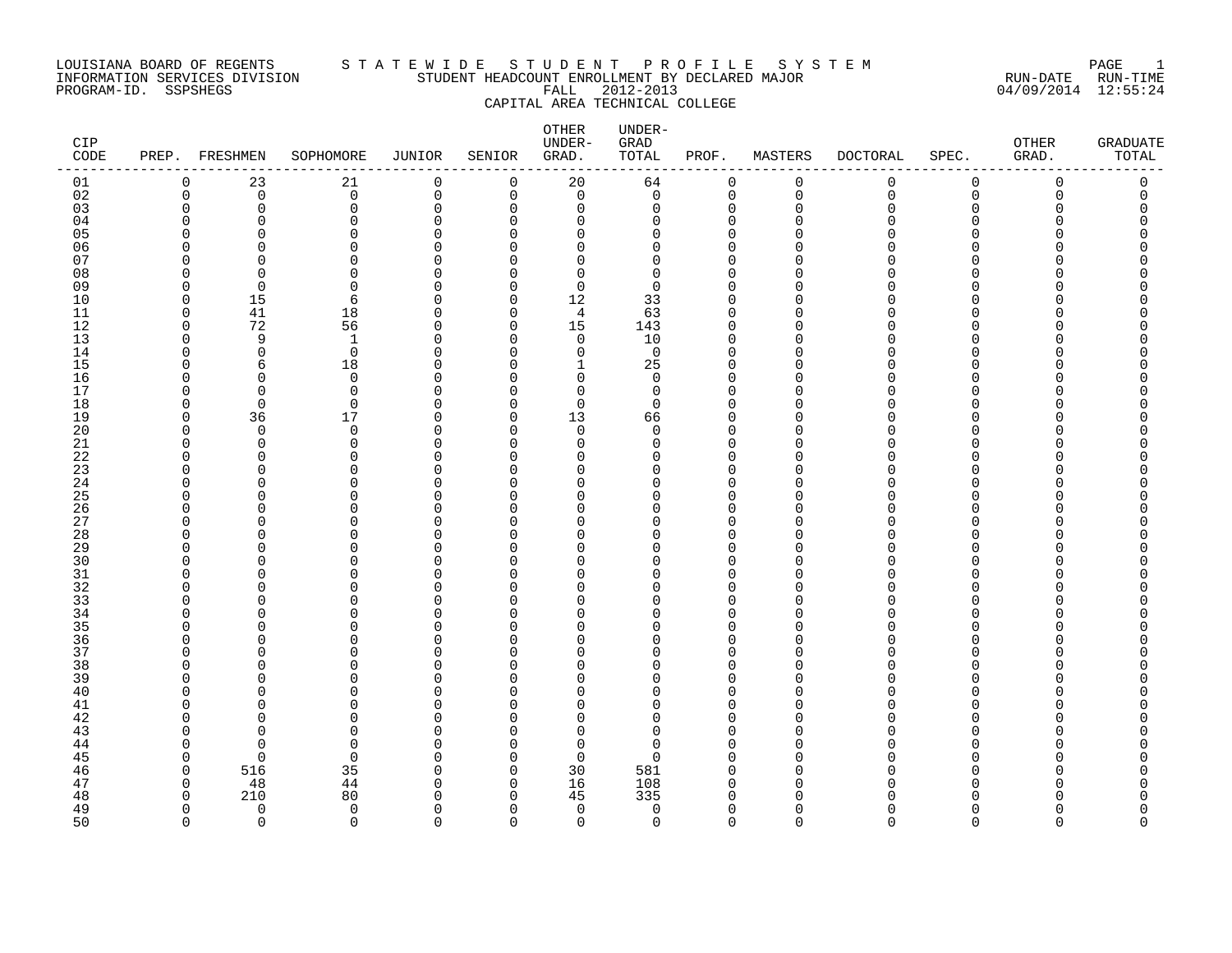LOUISIANA BOARD OF REGENTS — STATEWIDE STUDENT PROFILE SYSTEM
INFORMATION SERVICES DIVISION — STUDENT HEADCOUNT ENROLLMENT BY DECLARED MAJOR — RUN-DATE 04/09/2014 RUN-TIME 12:55:24
PROGRAM-ID. SSPSHEGS — FALL 2012-2013

CAPITAL AREA TECHNICAL COLLEGE

| CIP CODE | PREP. | FRESHMEN | SOPHOMORE | JUNIOR | SENIOR | OTHER UNDER-GRAD. | UNDER-GRAD TOTAL | PROF. | MASTERS | DOCTORAL | SPEC. | OTHER GRAD. | GRADUATE TOTAL |
|---|---|---|---|---|---|---|---|---|---|---|---|---|---|
| 01 | 0 | 23 | 21 | 0 | 0 | 20 | 64 | 0 | 0 | 0 | 0 | 0 | 0 |
| 02 | 0 | 0 | 0 | 0 | 0 | 0 | 0 | 0 | 0 | 0 | 0 | 0 | 0 |
| 03 | 0 | 0 | 0 | 0 | 0 | 0 | 0 | 0 | 0 | 0 | 0 | 0 | 0 |
| 04 | 0 | 0 | 0 | 0 | 0 | 0 | 0 | 0 | 0 | 0 | 0 | 0 | 0 |
| 05 | 0 | 0 | 0 | 0 | 0 | 0 | 0 | 0 | 0 | 0 | 0 | 0 | 0 |
| 06 | 0 | 0 | 0 | 0 | 0 | 0 | 0 | 0 | 0 | 0 | 0 | 0 | 0 |
| 07 | 0 | 0 | 0 | 0 | 0 | 0 | 0 | 0 | 0 | 0 | 0 | 0 | 0 |
| 08 | 0 | 0 | 0 | 0 | 0 | 0 | 0 | 0 | 0 | 0 | 0 | 0 | 0 |
| 09 | 0 | 0 | 0 | 0 | 0 | 0 | 0 | 0 | 0 | 0 | 0 | 0 | 0 |
| 10 | 0 | 15 | 6 | 0 | 0 | 12 | 33 | 0 | 0 | 0 | 0 | 0 | 0 |
| 11 | 0 | 41 | 18 | 0 | 0 | 4 | 63 | 0 | 0 | 0 | 0 | 0 | 0 |
| 12 | 0 | 72 | 56 | 0 | 0 | 15 | 143 | 0 | 0 | 0 | 0 | 0 | 0 |
| 13 | 0 | 9 | 1 | 0 | 0 | 0 | 10 | 0 | 0 | 0 | 0 | 0 | 0 |
| 14 | 0 | 0 | 0 | 0 | 0 | 0 | 0 | 0 | 0 | 0 | 0 | 0 | 0 |
| 15 | 0 | 6 | 18 | 0 | 0 | 1 | 25 | 0 | 0 | 0 | 0 | 0 | 0 |
| 16 | 0 | 0 | 0 | 0 | 0 | 0 | 0 | 0 | 0 | 0 | 0 | 0 | 0 |
| 17 | 0 | 0 | 0 | 0 | 0 | 0 | 0 | 0 | 0 | 0 | 0 | 0 | 0 |
| 18 | 0 | 0 | 0 | 0 | 0 | 0 | 0 | 0 | 0 | 0 | 0 | 0 | 0 |
| 19 | 0 | 36 | 17 | 0 | 0 | 13 | 66 | 0 | 0 | 0 | 0 | 0 | 0 |
| 20 | 0 | 0 | 0 | 0 | 0 | 0 | 0 | 0 | 0 | 0 | 0 | 0 | 0 |
| 21 | 0 | 0 | 0 | 0 | 0 | 0 | 0 | 0 | 0 | 0 | 0 | 0 | 0 |
| 22 | 0 | 0 | 0 | 0 | 0 | 0 | 0 | 0 | 0 | 0 | 0 | 0 | 0 |
| 23 | 0 | 0 | 0 | 0 | 0 | 0 | 0 | 0 | 0 | 0 | 0 | 0 | 0 |
| 24 | 0 | 0 | 0 | 0 | 0 | 0 | 0 | 0 | 0 | 0 | 0 | 0 | 0 |
| 25 | 0 | 0 | 0 | 0 | 0 | 0 | 0 | 0 | 0 | 0 | 0 | 0 | 0 |
| 26 | 0 | 0 | 0 | 0 | 0 | 0 | 0 | 0 | 0 | 0 | 0 | 0 | 0 |
| 27 | 0 | 0 | 0 | 0 | 0 | 0 | 0 | 0 | 0 | 0 | 0 | 0 | 0 |
| 28 | 0 | 0 | 0 | 0 | 0 | 0 | 0 | 0 | 0 | 0 | 0 | 0 | 0 |
| 29 | 0 | 0 | 0 | 0 | 0 | 0 | 0 | 0 | 0 | 0 | 0 | 0 | 0 |
| 30 | 0 | 0 | 0 | 0 | 0 | 0 | 0 | 0 | 0 | 0 | 0 | 0 | 0 |
| 31 | 0 | 0 | 0 | 0 | 0 | 0 | 0 | 0 | 0 | 0 | 0 | 0 | 0 |
| 32 | 0 | 0 | 0 | 0 | 0 | 0 | 0 | 0 | 0 | 0 | 0 | 0 | 0 |
| 33 | 0 | 0 | 0 | 0 | 0 | 0 | 0 | 0 | 0 | 0 | 0 | 0 | 0 |
| 34 | 0 | 0 | 0 | 0 | 0 | 0 | 0 | 0 | 0 | 0 | 0 | 0 | 0 |
| 35 | 0 | 0 | 0 | 0 | 0 | 0 | 0 | 0 | 0 | 0 | 0 | 0 | 0 |
| 36 | 0 | 0 | 0 | 0 | 0 | 0 | 0 | 0 | 0 | 0 | 0 | 0 | 0 |
| 37 | 0 | 0 | 0 | 0 | 0 | 0 | 0 | 0 | 0 | 0 | 0 | 0 | 0 |
| 38 | 0 | 0 | 0 | 0 | 0 | 0 | 0 | 0 | 0 | 0 | 0 | 0 | 0 |
| 39 | 0 | 0 | 0 | 0 | 0 | 0 | 0 | 0 | 0 | 0 | 0 | 0 | 0 |
| 40 | 0 | 0 | 0 | 0 | 0 | 0 | 0 | 0 | 0 | 0 | 0 | 0 | 0 |
| 41 | 0 | 0 | 0 | 0 | 0 | 0 | 0 | 0 | 0 | 0 | 0 | 0 | 0 |
| 42 | 0 | 0 | 0 | 0 | 0 | 0 | 0 | 0 | 0 | 0 | 0 | 0 | 0 |
| 43 | 0 | 0 | 0 | 0 | 0 | 0 | 0 | 0 | 0 | 0 | 0 | 0 | 0 |
| 44 | 0 | 0 | 0 | 0 | 0 | 0 | 0 | 0 | 0 | 0 | 0 | 0 | 0 |
| 45 | 0 | 0 | 0 | 0 | 0 | 0 | 0 | 0 | 0 | 0 | 0 | 0 | 0 |
| 46 | 0 | 516 | 35 | 0 | 0 | 30 | 581 | 0 | 0 | 0 | 0 | 0 | 0 |
| 47 | 0 | 48 | 44 | 0 | 0 | 16 | 108 | 0 | 0 | 0 | 0 | 0 | 0 |
| 48 | 0 | 210 | 80 | 0 | 0 | 45 | 335 | 0 | 0 | 0 | 0 | 0 | 0 |
| 49 | 0 | 0 | 0 | 0 | 0 | 0 | 0 | 0 | 0 | 0 | 0 | 0 | 0 |
| 50 | 0 | 0 | 0 | 0 | 0 | 0 | 0 | 0 | 0 | 0 | 0 | 0 | 0 |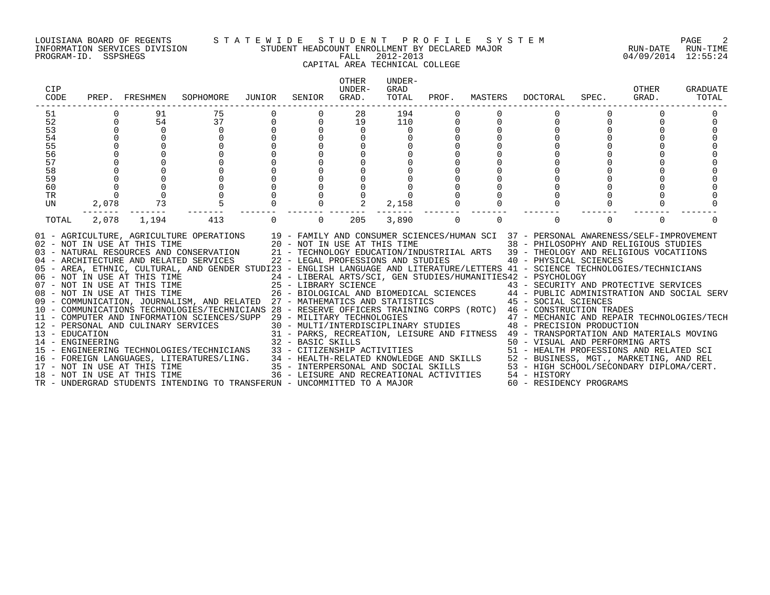LOUISIANA BOARD OF REGENTS — STATEWIDE STUDENT PROFILE SYSTEM
INFORMATION SERVICES DIVISION — STUDENT HEADCOUNT ENROLLMENT BY DECLARED MAJOR
PROGRAM-ID. SSPSHEGS — FALL 2012-2013
RUN-DATE 04/09/2014 RUN-TIME 12:55:24

CAPITAL AREA TECHNICAL COLLEGE

| CIP CODE | PREP. | FRESHMEN | SOPHOMORE | JUNIOR | SENIOR | OTHER UNDER-GRAD. | UNDER-GRAD TOTAL | PROF. | MASTERS | DOCTORAL | SPEC. | OTHER GRAD. | GRADUATE TOTAL |
|---|---|---|---|---|---|---|---|---|---|---|---|---|---|
| 51 | 0 | 91 | 75 | 0 | 0 | 28 | 194 | 0 | 0 | 0 | 0 | 0 | 0 |
| 52 | 0 | 54 | 37 | 0 | 0 | 19 | 110 | 0 | 0 | 0 | 0 | 0 | 0 |
| 53 | 0 | 0 | 0 | 0 | 0 | 0 | 0 | 0 | 0 | 0 | 0 | 0 | 0 |
| 54 | 0 | 0 | 0 | 0 | 0 | 0 | 0 | 0 | 0 | 0 | 0 | 0 | 0 |
| 55 | 0 | 0 | 0 | 0 | 0 | 0 | 0 | 0 | 0 | 0 | 0 | 0 | 0 |
| 56 | 0 | 0 | 0 | 0 | 0 | 0 | 0 | 0 | 0 | 0 | 0 | 0 | 0 |
| 57 | 0 | 0 | 0 | 0 | 0 | 0 | 0 | 0 | 0 | 0 | 0 | 0 | 0 |
| 58 | 0 | 0 | 0 | 0 | 0 | 0 | 0 | 0 | 0 | 0 | 0 | 0 | 0 |
| 59 | 0 | 0 | 0 | 0 | 0 | 0 | 0 | 0 | 0 | 0 | 0 | 0 | 0 |
| 60 | 0 | 0 | 0 | 0 | 0 | 0 | 0 | 0 | 0 | 0 | 0 | 0 | 0 |
| TR | 0 | 0 | 0 | 0 | 0 | 0 | 0 | 0 | 0 | 0 | 0 | 0 | 0 |
| UN | 2,078 | 73 | 5 | 0 | 0 | 2 | 2,158 | 0 | 0 | 0 | 0 | 0 | 0 |
| TOTAL | 2,078 | 1,194 | 413 | 0 | 0 | 205 | 3,890 | 0 | 0 | 0 | 0 | 0 | 0 |

01 - AGRICULTURE, AGRICULTURE OPERATIONS
02 - NOT IN USE AT THIS TIME
03 - NATURAL RESOURCES AND CONSERVATION
04 - ARCHITECTURE AND RELATED SERVICES
05 - AREA, ETHNIC, CULTURAL, AND GENDER STUDI
06 - NOT IN USE AT THIS TIME
07 - NOT IN USE AT THIS TIME
08 - NOT IN USE AT THIS TIME
09 - COMMUNICATION, JOURNALISM, AND RELATED
10 - COMMUNICATIONS TECHNOLOGIES/TECHNICIANS
11 - COMPUTER AND INFORMATION SCIENCES/SUPP
12 - PERSONAL AND CULINARY SERVICES
13 - EDUCATION
14 - ENGINEERING
15 - ENGINEERING TECHNOLOGIES/TECHNICIANS
16 - FOREIGN LANGUAGES, LITERATURES/LING.
17 - NOT IN USE AT THIS TIME
18 - NOT IN USE AT THIS TIME
19 - FAMILY AND CONSUMER SCIENCES/HUMAN SCI
20 - NOT IN USE AT THIS TIME
21 - TECHNOLOGY EDUCATION/INDUSTRIIAL ARTS
22 - LEGAL PROFESSIONS AND STUDIES
23 - ENGLISH LANGUAGE AND LITERATURE/LETTERS
24 - LIBERAL ARTS/SCI, GEN STUDIES/HUMANITIES
25 - LIBRARY SCIENCE
26 - BIOLOGICAL AND BIOMEDICAL SCIENCES
27 - MATHEMATICS AND STATISTICS
28 - RESERVE OFFICERS TRAINING CORPS (ROTC)
29 - MILITARY TECHNOLOGIES
30 - MULTI/INTERDISCIPLINARY STUDIES
31 - PARKS, RECREATION, LEISURE AND FITNESS
32 - BASIC SKILLS
33 - CITIZENSHIP ACTIVITIES
34 - HEALTH-RELATED KNOWLEDGE AND SKILLS
35 - INTERPERSONAL AND SOCIAL SKILLS
36 - LEISURE AND RECREATIONAL ACTIVITIES
37 - PERSONAL AWARENESS/SELF-IMPROVEMENT
38 - PHILOSOPHY AND RELIGIOUS STUDIES
39 - THEOLOGY AND RELIGIOUS VOCATIIONS
40 - PHYSICAL SCIENCES
41 - SCIENCE TECHNOLOGIES/TECHNICIANS
42 - PSYCHOLOGY
43 - SECURITY AND PROTECTIVE SERVICES
44 - PUBLIC ADMINISTRATION AND SOCIAL SERV
45 - SOCIAL SCIENCES
46 - CONSTRUCTION TRADES
47 - MECHANIC AND REPAIR TECHNOLOGIES/TECH
48 - PRECISION PRODUCTION
49 - TRANSPORTATION AND MATERIALS MOVING
50 - VISUAL AND PERFORMING ARTS
51 - HEALTH PROFESSIONS AND RELATED SCI
52 - BUSINESS, MGT., MARKETING, AND REL
53 - HIGH SCHOOL/SECONDARY DIPLOMA/CERT.
54 - HISTORY
60 - RESIDENCY PROGRAMS
TR - UNDERGRAD STUDENTS INTENDING TO TRANSFER
UN - UNCOMMITTED TO A MAJOR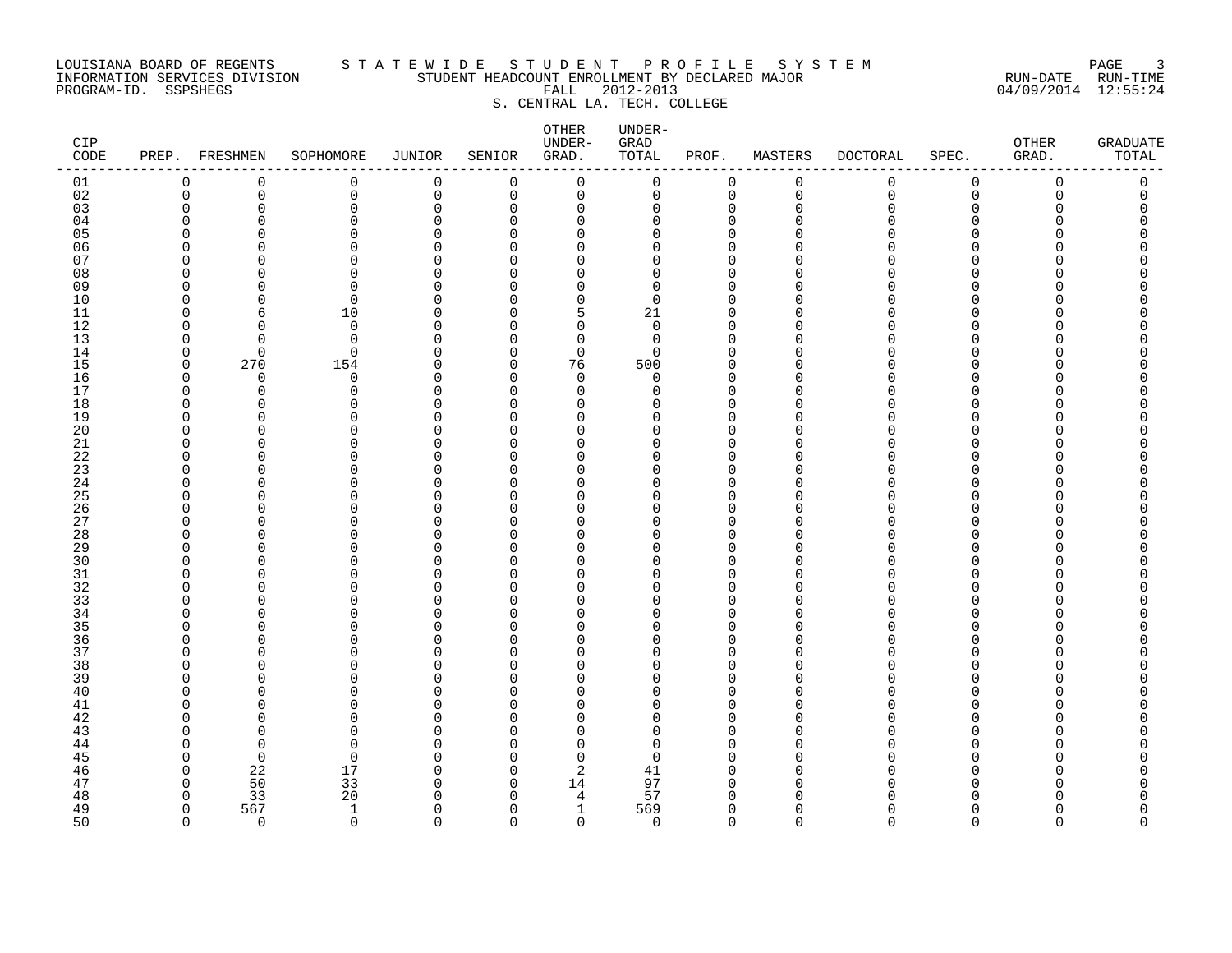LOUISIANA BOARD OF REGENTS — STATEWIDE STUDENT PROFILE SYSTEM
INFORMATION SERVICES DIVISION — STUDENT HEADCOUNT ENROLLMENT BY DECLARED MAJOR
PROGRAM-ID. SSPSHEGS — FALL 2012-2013
RUN-DATE 04/09/2014 RUN-TIME 12:55:24

S. CENTRAL LA. TECH. COLLEGE

| CIP CODE | PREP. | FRESHMEN | SOPHOMORE | JUNIOR | SENIOR | OTHER UNDER-GRAD. | UNDER-GRAD TOTAL | PROF. | MASTERS | DOCTORAL | SPEC. | OTHER GRAD. | GRADUATE TOTAL |
|---|---|---|---|---|---|---|---|---|---|---|---|---|---|
| 01 | 0 | 0 | 0 | 0 | 0 | 0 | 0 | 0 | 0 | 0 | 0 | 0 | 0 |
| 02 | 0 | 0 | 0 | 0 | 0 | 0 | 0 | 0 | 0 | 0 | 0 | 0 | 0 |
| 03 | 0 | 0 | 0 | 0 | 0 | 0 | 0 | 0 | 0 | 0 | 0 | 0 | 0 |
| 04 | 0 | 0 | 0 | 0 | 0 | 0 | 0 | 0 | 0 | 0 | 0 | 0 | 0 |
| 05 | 0 | 0 | 0 | 0 | 0 | 0 | 0 | 0 | 0 | 0 | 0 | 0 | 0 |
| 06 | 0 | 0 | 0 | 0 | 0 | 0 | 0 | 0 | 0 | 0 | 0 | 0 | 0 |
| 07 | 0 | 0 | 0 | 0 | 0 | 0 | 0 | 0 | 0 | 0 | 0 | 0 | 0 |
| 08 | 0 | 0 | 0 | 0 | 0 | 0 | 0 | 0 | 0 | 0 | 0 | 0 | 0 |
| 09 | 0 | 0 | 0 | 0 | 0 | 0 | 0 | 0 | 0 | 0 | 0 | 0 | 0 |
| 10 | 0 | 0 | 0 | 0 | 0 | 0 | 0 | 0 | 0 | 0 | 0 | 0 | 0 |
| 11 | 0 | 6 | 10 | 0 | 0 | 5 | 21 | 0 | 0 | 0 | 0 | 0 | 0 |
| 12 | 0 | 0 | 0 | 0 | 0 | 0 | 0 | 0 | 0 | 0 | 0 | 0 | 0 |
| 13 | 0 | 0 | 0 | 0 | 0 | 0 | 0 | 0 | 0 | 0 | 0 | 0 | 0 |
| 14 | 0 | 0 | 0 | 0 | 0 | 0 | 0 | 0 | 0 | 0 | 0 | 0 | 0 |
| 15 | 0 | 270 | 154 | 0 | 0 | 76 | 500 | 0 | 0 | 0 | 0 | 0 | 0 |
| 16 | 0 | 0 | 0 | 0 | 0 | 0 | 0 | 0 | 0 | 0 | 0 | 0 | 0 |
| 17 | 0 | 0 | 0 | 0 | 0 | 0 | 0 | 0 | 0 | 0 | 0 | 0 | 0 |
| 18 | 0 | 0 | 0 | 0 | 0 | 0 | 0 | 0 | 0 | 0 | 0 | 0 | 0 |
| 19 | 0 | 0 | 0 | 0 | 0 | 0 | 0 | 0 | 0 | 0 | 0 | 0 | 0 |
| 20 | 0 | 0 | 0 | 0 | 0 | 0 | 0 | 0 | 0 | 0 | 0 | 0 | 0 |
| 21 | 0 | 0 | 0 | 0 | 0 | 0 | 0 | 0 | 0 | 0 | 0 | 0 | 0 |
| 22 | 0 | 0 | 0 | 0 | 0 | 0 | 0 | 0 | 0 | 0 | 0 | 0 | 0 |
| 23 | 0 | 0 | 0 | 0 | 0 | 0 | 0 | 0 | 0 | 0 | 0 | 0 | 0 |
| 24 | 0 | 0 | 0 | 0 | 0 | 0 | 0 | 0 | 0 | 0 | 0 | 0 | 0 |
| 25 | 0 | 0 | 0 | 0 | 0 | 0 | 0 | 0 | 0 | 0 | 0 | 0 | 0 |
| 26 | 0 | 0 | 0 | 0 | 0 | 0 | 0 | 0 | 0 | 0 | 0 | 0 | 0 |
| 27 | 0 | 0 | 0 | 0 | 0 | 0 | 0 | 0 | 0 | 0 | 0 | 0 | 0 |
| 28 | 0 | 0 | 0 | 0 | 0 | 0 | 0 | 0 | 0 | 0 | 0 | 0 | 0 |
| 29 | 0 | 0 | 0 | 0 | 0 | 0 | 0 | 0 | 0 | 0 | 0 | 0 | 0 |
| 30 | 0 | 0 | 0 | 0 | 0 | 0 | 0 | 0 | 0 | 0 | 0 | 0 | 0 |
| 31 | 0 | 0 | 0 | 0 | 0 | 0 | 0 | 0 | 0 | 0 | 0 | 0 | 0 |
| 32 | 0 | 0 | 0 | 0 | 0 | 0 | 0 | 0 | 0 | 0 | 0 | 0 | 0 |
| 33 | 0 | 0 | 0 | 0 | 0 | 0 | 0 | 0 | 0 | 0 | 0 | 0 | 0 |
| 34 | 0 | 0 | 0 | 0 | 0 | 0 | 0 | 0 | 0 | 0 | 0 | 0 | 0 |
| 35 | 0 | 0 | 0 | 0 | 0 | 0 | 0 | 0 | 0 | 0 | 0 | 0 | 0 |
| 36 | 0 | 0 | 0 | 0 | 0 | 0 | 0 | 0 | 0 | 0 | 0 | 0 | 0 |
| 37 | 0 | 0 | 0 | 0 | 0 | 0 | 0 | 0 | 0 | 0 | 0 | 0 | 0 |
| 38 | 0 | 0 | 0 | 0 | 0 | 0 | 0 | 0 | 0 | 0 | 0 | 0 | 0 |
| 39 | 0 | 0 | 0 | 0 | 0 | 0 | 0 | 0 | 0 | 0 | 0 | 0 | 0 |
| 40 | 0 | 0 | 0 | 0 | 0 | 0 | 0 | 0 | 0 | 0 | 0 | 0 | 0 |
| 41 | 0 | 0 | 0 | 0 | 0 | 0 | 0 | 0 | 0 | 0 | 0 | 0 | 0 |
| 42 | 0 | 0 | 0 | 0 | 0 | 0 | 0 | 0 | 0 | 0 | 0 | 0 | 0 |
| 43 | 0 | 0 | 0 | 0 | 0 | 0 | 0 | 0 | 0 | 0 | 0 | 0 | 0 |
| 44 | 0 | 0 | 0 | 0 | 0 | 0 | 0 | 0 | 0 | 0 | 0 | 0 | 0 |
| 45 | 0 | 0 | 0 | 0 | 0 | 0 | 0 | 0 | 0 | 0 | 0 | 0 | 0 |
| 46 | 0 | 22 | 17 | 0 | 0 | 2 | 41 | 0 | 0 | 0 | 0 | 0 | 0 |
| 47 | 0 | 50 | 33 | 0 | 0 | 14 | 97 | 0 | 0 | 0 | 0 | 0 | 0 |
| 48 | 0 | 33 | 20 | 0 | 0 | 4 | 57 | 0 | 0 | 0 | 0 | 0 | 0 |
| 49 | 0 | 567 | 1 | 0 | 0 | 1 | 569 | 0 | 0 | 0 | 0 | 0 | 0 |
| 50 | 0 | 0 | 0 | 0 | 0 | 0 | 0 | 0 | 0 | 0 | 0 | 0 | 0 |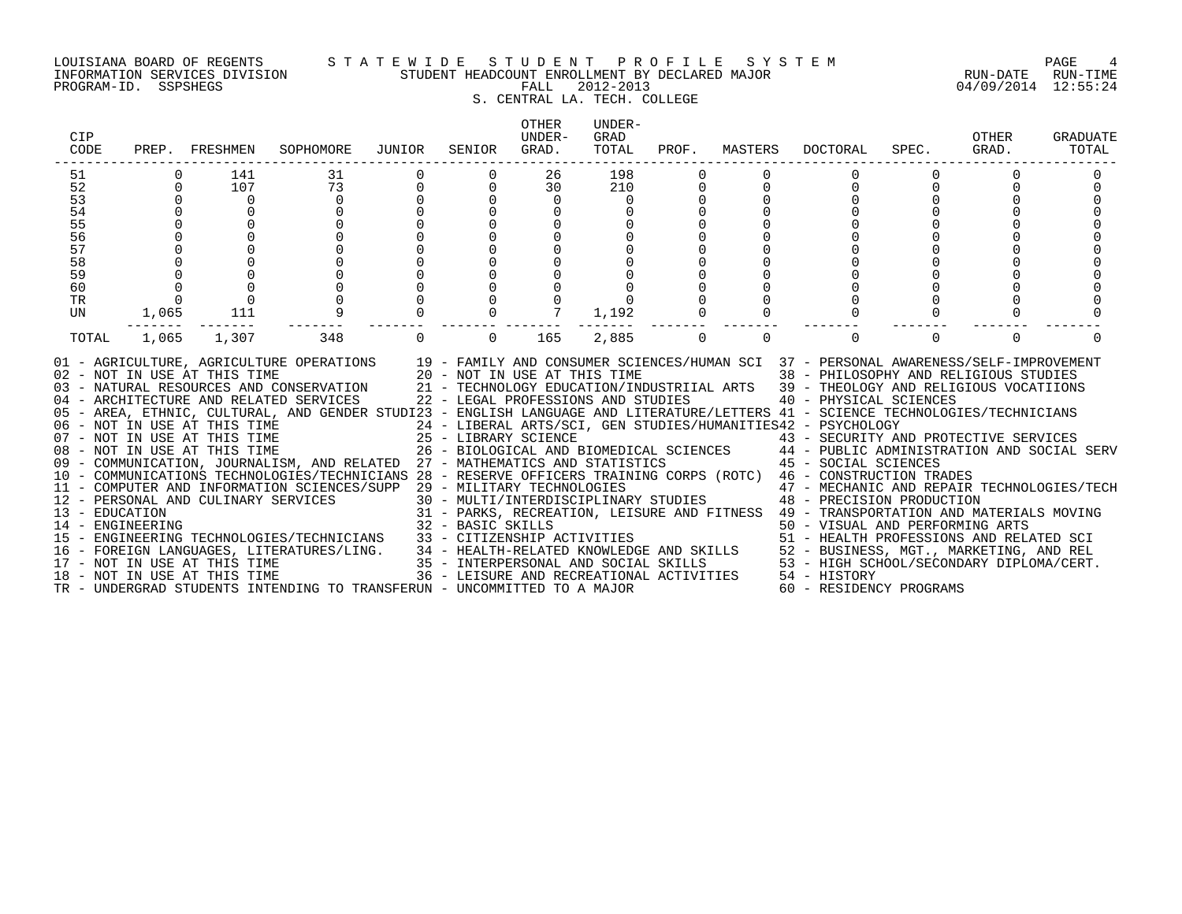LOUISIANA BOARD OF REGENTS — STATEWIDE STUDENT PROFILE SYSTEM
INFORMATION SERVICES DIVISION — STUDENT HEADCOUNT ENROLLMENT BY DECLARED MAJOR — RUN-DATE 04/09/2014 RUN-TIME 12:55:24
PROGRAM-ID. SSPSHEGS — FALL 2012-2013

S. CENTRAL LA. TECH. COLLEGE

| CIP CODE | PREP. | FRESHMEN | SOPHOMORE | JUNIOR | SENIOR | OTHER UNDER-GRAD. | UNDER-GRAD TOTAL | PROF. | MASTERS | DOCTORAL | SPEC. | OTHER GRAD. | GRADUATE TOTAL |
|---|---|---|---|---|---|---|---|---|---|---|---|---|---|
| 51 | 0 | 141 | 31 | 0 | 0 | 26 | 198 | 0 | 0 | 0 | 0 | 0 | 0 |
| 52 | 0 | 107 | 73 | 0 | 0 | 30 | 210 | 0 | 0 | 0 | 0 | 0 | 0 |
| 53 | 0 | 0 | 0 | 0 | 0 | 0 | 0 | 0 | 0 | 0 | 0 | 0 | 0 |
| 54 | 0 | 0 | 0 | 0 | 0 | 0 | 0 | 0 | 0 | 0 | 0 | 0 | 0 |
| 55 | 0 | 0 | 0 | 0 | 0 | 0 | 0 | 0 | 0 | 0 | 0 | 0 | 0 |
| 56 | 0 | 0 | 0 | 0 | 0 | 0 | 0 | 0 | 0 | 0 | 0 | 0 | 0 |
| 57 | 0 | 0 | 0 | 0 | 0 | 0 | 0 | 0 | 0 | 0 | 0 | 0 | 0 |
| 58 | 0 | 0 | 0 | 0 | 0 | 0 | 0 | 0 | 0 | 0 | 0 | 0 | 0 |
| 59 | 0 | 0 | 0 | 0 | 0 | 0 | 0 | 0 | 0 | 0 | 0 | 0 | 0 |
| 60 | 0 | 0 | 0 | 0 | 0 | 0 | 0 | 0 | 0 | 0 | 0 | 0 | 0 |
| TR | 0 | 0 | 0 | 0 | 0 | 0 | 0 | 0 | 0 | 0 | 0 | 0 | 0 |
| UN | 1,065 | 111 | 9 | 0 | 0 | 7 | 1,192 | 0 | 0 | 0 | 0 | 0 | 0 |
| TOTAL | 1,065 | 1,307 | 348 | 0 | 0 | 165 | 2,885 | 0 | 0 | 0 | 0 | 0 | 0 |

01 - AGRICULTURE, AGRICULTURE OPERATIONS
02 - NOT IN USE AT THIS TIME
03 - NATURAL RESOURCES AND CONSERVATION
04 - ARCHITECTURE AND RELATED SERVICES
05 - AREA, ETHNIC, CULTURAL, AND GENDER STUDI
06 - NOT IN USE AT THIS TIME
07 - NOT IN USE AT THIS TIME
08 - NOT IN USE AT THIS TIME
09 - COMMUNICATION, JOURNALISM, AND RELATED
10 - COMMUNICATIONS TECHNOLOGIES/TECHNICIANS
11 - COMPUTER AND INFORMATION SCIENCES/SUPP
12 - PERSONAL AND CULINARY SERVICES
13 - EDUCATION
14 - ENGINEERING
15 - ENGINEERING TECHNOLOGIES/TECHNICIANS
16 - FOREIGN LANGUAGES, LITERATURES/LING.
17 - NOT IN USE AT THIS TIME
18 - NOT IN USE AT THIS TIME
19 - FAMILY AND CONSUMER SCIENCES/HUMAN SCI
20 - NOT IN USE AT THIS TIME
21 - TECHNOLOGY EDUCATION/INDUSTRIIAL ARTS
22 - LEGAL PROFESSIONS AND STUDIES
23 - ENGLISH LANGUAGE AND LITERATURE/LETTERS
24 - LIBERAL ARTS/SCI, GEN STUDIES/HUMANITIES
25 - LIBRARY SCIENCE
26 - BIOLOGICAL AND BIOMEDICAL SCIENCES
27 - MATHEMATICS AND STATISTICS
28 - RESERVE OFFICERS TRAINING CORPS (ROTC)
29 - MILITARY TECHNOLOGIES
30 - MULTI/INTERDISCIPLINARY STUDIES
31 - PARKS, RECREATION, LEISURE AND FITNESS
32 - BASIC SKILLS
33 - CITIZENSHIP ACTIVITIES
34 - HEALTH-RELATED KNOWLEDGE AND SKILLS
35 - INTERPERSONAL AND SOCIAL SKILLS
36 - LEISURE AND RECREATIONAL ACTIVITIES
37 - PERSONAL AWARENESS/SELF-IMPROVEMENT
38 - PHILOSOPHY AND RELIGIOUS STUDIES
39 - THEOLOGY AND RELIGIOUS VOCATIIONS
40 - PHYSICAL SCIENCES
41 - SCIENCE TECHNOLOGIES/TECHNICIANS
42 - PSYCHOLOGY
43 - SECURITY AND PROTECTIVE SERVICES
44 - PUBLIC ADMINISTRATION AND SOCIAL SERV
45 - SOCIAL SCIENCES
46 - CONSTRUCTION TRADES
47 - MECHANIC AND REPAIR TECHNOLOGIES/TECH
48 - PRECISION PRODUCTION
49 - TRANSPORTATION AND MATERIALS MOVING
50 - VISUAL AND PERFORMING ARTS
51 - HEALTH PROFESSIONS AND RELATED SCI
52 - BUSINESS, MGT., MARKETING, AND REL
53 - HIGH SCHOOL/SECONDARY DIPLOMA/CERT.
54 - HISTORY
60 - RESIDENCY PROGRAMS
TR - UNDERGRAD STUDENTS INTENDING TO TRANSFER
UN - UNCOMMITTED TO A MAJOR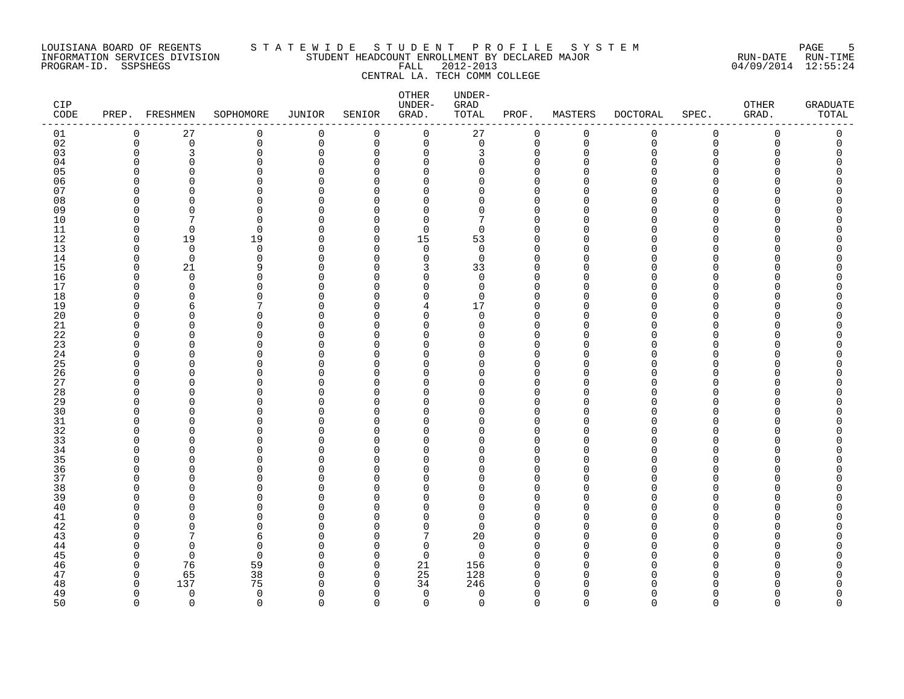LOUISIANA BOARD OF REGENTS STATEWIDE STUDENT PROFILE SYSTEM
INFORMATION SERVICES DIVISION STUDENT HEADCOUNT ENROLLMENT BY DECLARED MAJOR
PROGRAM-ID. SSPSHEGS FALL 2012-2013
CENTRAL LA. TECH COMM COLLEGE

RUN-DATE RUN-TIME
04/09/2014 12:55:24

| CIP CODE | PREP. | FRESHMEN | SOPHOMORE | JUNIOR | SENIOR | OTHER UNDER-GRAD. | UNDER-GRAD TOTAL | PROF. | MASTERS | DOCTORAL | SPEC. | OTHER GRAD. | GRADUATE TOTAL |
|---|---|---|---|---|---|---|---|---|---|---|---|---|---|
| 01 | 0 | 27 | 0 | 0 | 0 | 0 | 27 | 0 | 0 | 0 | 0 | 0 | 0 |
| 02 | 0 | 0 | 0 | 0 | 0 | 0 | 0 | 0 | 0 | 0 | 0 | 0 | 0 |
| 03 | 0 | 3 | 0 | 0 | 0 | 0 | 3 | 0 | 0 | 0 | 0 | 0 | 0 |
| 04 | 0 | 0 | 0 | 0 | 0 | 0 | 0 | 0 | 0 | 0 | 0 | 0 | 0 |
| 05 | 0 | 0 | 0 | 0 | 0 | 0 | 0 | 0 | 0 | 0 | 0 | 0 | 0 |
| 06 | 0 | 0 | 0 | 0 | 0 | 0 | 0 | 0 | 0 | 0 | 0 | 0 | 0 |
| 07 | 0 | 0 | 0 | 0 | 0 | 0 | 0 | 0 | 0 | 0 | 0 | 0 | 0 |
| 08 | 0 | 0 | 0 | 0 | 0 | 0 | 0 | 0 | 0 | 0 | 0 | 0 | 0 |
| 09 | 0 | 0 | 0 | 0 | 0 | 0 | 0 | 0 | 0 | 0 | 0 | 0 | 0 |
| 10 | 0 | 7 | 0 | 0 | 0 | 0 | 7 | 0 | 0 | 0 | 0 | 0 | 0 |
| 11 | 0 | 0 | 0 | 0 | 0 | 0 | 0 | 0 | 0 | 0 | 0 | 0 | 0 |
| 12 | 0 | 19 | 19 | 0 | 0 | 15 | 53 | 0 | 0 | 0 | 0 | 0 | 0 |
| 13 | 0 | 0 | 0 | 0 | 0 | 0 | 0 | 0 | 0 | 0 | 0 | 0 | 0 |
| 14 | 0 | 0 | 0 | 0 | 0 | 0 | 0 | 0 | 0 | 0 | 0 | 0 | 0 |
| 15 | 0 | 21 | 9 | 0 | 0 | 3 | 33 | 0 | 0 | 0 | 0 | 0 | 0 |
| 16 | 0 | 0 | 0 | 0 | 0 | 0 | 0 | 0 | 0 | 0 | 0 | 0 | 0 |
| 17 | 0 | 0 | 0 | 0 | 0 | 0 | 0 | 0 | 0 | 0 | 0 | 0 | 0 |
| 18 | 0 | 0 | 0 | 0 | 0 | 0 | 0 | 0 | 0 | 0 | 0 | 0 | 0 |
| 19 | 0 | 6 | 7 | 0 | 0 | 4 | 17 | 0 | 0 | 0 | 0 | 0 | 0 |
| 20 | 0 | 0 | 0 | 0 | 0 | 0 | 0 | 0 | 0 | 0 | 0 | 0 | 0 |
| 21 | 0 | 0 | 0 | 0 | 0 | 0 | 0 | 0 | 0 | 0 | 0 | 0 | 0 |
| 22 | 0 | 0 | 0 | 0 | 0 | 0 | 0 | 0 | 0 | 0 | 0 | 0 | 0 |
| 23 | 0 | 0 | 0 | 0 | 0 | 0 | 0 | 0 | 0 | 0 | 0 | 0 | 0 |
| 24 | 0 | 0 | 0 | 0 | 0 | 0 | 0 | 0 | 0 | 0 | 0 | 0 | 0 |
| 25 | 0 | 0 | 0 | 0 | 0 | 0 | 0 | 0 | 0 | 0 | 0 | 0 | 0 |
| 26 | 0 | 0 | 0 | 0 | 0 | 0 | 0 | 0 | 0 | 0 | 0 | 0 | 0 |
| 27 | 0 | 0 | 0 | 0 | 0 | 0 | 0 | 0 | 0 | 0 | 0 | 0 | 0 |
| 28 | 0 | 0 | 0 | 0 | 0 | 0 | 0 | 0 | 0 | 0 | 0 | 0 | 0 |
| 29 | 0 | 0 | 0 | 0 | 0 | 0 | 0 | 0 | 0 | 0 | 0 | 0 | 0 |
| 30 | 0 | 0 | 0 | 0 | 0 | 0 | 0 | 0 | 0 | 0 | 0 | 0 | 0 |
| 31 | 0 | 0 | 0 | 0 | 0 | 0 | 0 | 0 | 0 | 0 | 0 | 0 | 0 |
| 32 | 0 | 0 | 0 | 0 | 0 | 0 | 0 | 0 | 0 | 0 | 0 | 0 | 0 |
| 33 | 0 | 0 | 0 | 0 | 0 | 0 | 0 | 0 | 0 | 0 | 0 | 0 | 0 |
| 34 | 0 | 0 | 0 | 0 | 0 | 0 | 0 | 0 | 0 | 0 | 0 | 0 | 0 |
| 35 | 0 | 0 | 0 | 0 | 0 | 0 | 0 | 0 | 0 | 0 | 0 | 0 | 0 |
| 36 | 0 | 0 | 0 | 0 | 0 | 0 | 0 | 0 | 0 | 0 | 0 | 0 | 0 |
| 37 | 0 | 0 | 0 | 0 | 0 | 0 | 0 | 0 | 0 | 0 | 0 | 0 | 0 |
| 38 | 0 | 0 | 0 | 0 | 0 | 0 | 0 | 0 | 0 | 0 | 0 | 0 | 0 |
| 39 | 0 | 0 | 0 | 0 | 0 | 0 | 0 | 0 | 0 | 0 | 0 | 0 | 0 |
| 40 | 0 | 0 | 0 | 0 | 0 | 0 | 0 | 0 | 0 | 0 | 0 | 0 | 0 |
| 41 | 0 | 0 | 0 | 0 | 0 | 0 | 0 | 0 | 0 | 0 | 0 | 0 | 0 |
| 42 | 0 | 0 | 0 | 0 | 0 | 0 | 0 | 0 | 0 | 0 | 0 | 0 | 0 |
| 43 | 0 | 7 | 6 | 0 | 0 | 7 | 20 | 0 | 0 | 0 | 0 | 0 | 0 |
| 44 | 0 | 0 | 0 | 0 | 0 | 0 | 0 | 0 | 0 | 0 | 0 | 0 | 0 |
| 45 | 0 | 0 | 0 | 0 | 0 | 0 | 0 | 0 | 0 | 0 | 0 | 0 | 0 |
| 46 | 0 | 76 | 59 | 0 | 0 | 21 | 156 | 0 | 0 | 0 | 0 | 0 | 0 |
| 47 | 0 | 65 | 38 | 0 | 0 | 25 | 128 | 0 | 0 | 0 | 0 | 0 | 0 |
| 48 | 0 | 137 | 75 | 0 | 0 | 34 | 246 | 0 | 0 | 0 | 0 | 0 | 0 |
| 49 | 0 | 0 | 0 | 0 | 0 | 0 | 0 | 0 | 0 | 0 | 0 | 0 | 0 |
| 50 | 0 | 0 | 0 | 0 | 0 | 0 | 0 | 0 | 0 | 0 | 0 | 0 | 0 |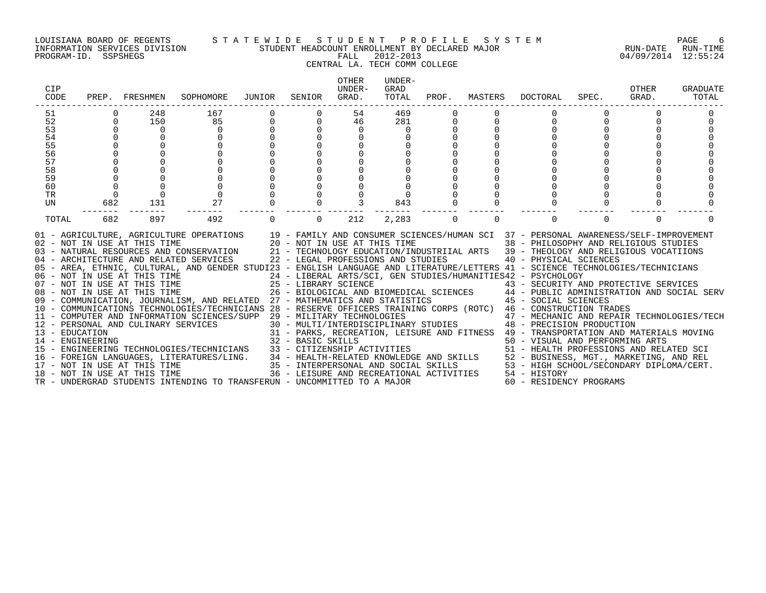LOUISIANA BOARD OF REGENTS — STATEWIDE STUDENT PROFILE SYSTEM
INFORMATION SERVICES DIVISION — STUDENT HEADCOUNT ENROLLMENT BY DECLARED MAJOR — RUN-DATE 04/09/2014 RUN-TIME 12:55:24
PROGRAM-ID. SSPSHEGS — FALL 2012-2013
CENTRAL LA. TECH COMM COLLEGE

| CIP CODE | PREP. | FRESHMEN | SOPHOMORE | JUNIOR | SENIOR | OTHER UNDER-GRAD. | UNDER-GRAD TOTAL | PROF. | MASTERS | DOCTORAL | SPEC. | OTHER GRAD. | GRADUATE TOTAL |
|---|---|---|---|---|---|---|---|---|---|---|---|---|---|
| 51 | 0 | 248 | 167 | 0 | 0 | 54 | 469 | 0 | 0 | 0 | 0 | 0 | 0 |
| 52 | 0 | 150 | 85 | 0 | 0 | 46 | 281 | 0 | 0 | 0 | 0 | 0 | 0 |
| 53 | 0 | 0 | 0 | 0 | 0 | 0 | 0 | 0 | 0 | 0 | 0 | 0 | 0 |
| 54 | 0 | 0 | 0 | 0 | 0 | 0 | 0 | 0 | 0 | 0 | 0 | 0 | 0 |
| 55 | 0 | 0 | 0 | 0 | 0 | 0 | 0 | 0 | 0 | 0 | 0 | 0 | 0 |
| 56 | 0 | 0 | 0 | 0 | 0 | 0 | 0 | 0 | 0 | 0 | 0 | 0 | 0 |
| 57 | 0 | 0 | 0 | 0 | 0 | 0 | 0 | 0 | 0 | 0 | 0 | 0 | 0 |
| 58 | 0 | 0 | 0 | 0 | 0 | 0 | 0 | 0 | 0 | 0 | 0 | 0 | 0 |
| 59 | 0 | 0 | 0 | 0 | 0 | 0 | 0 | 0 | 0 | 0 | 0 | 0 | 0 |
| 60 | 0 | 0 | 0 | 0 | 0 | 0 | 0 | 0 | 0 | 0 | 0 | 0 | 0 |
| TR | 0 | 0 | 0 | 0 | 0 | 0 | 0 | 0 | 0 | 0 | 0 | 0 | 0 |
| UN | 682 | 131 | 27 | 0 | 0 | 3 | 843 | 0 | 0 | 0 | 0 | 0 | 0 |
| TOTAL | 682 | 897 | 492 | 0 | 0 | 212 | 2,283 | 0 | 0 | 0 | 0 | 0 | 0 |

01 - AGRICULTURE, AGRICULTURE OPERATIONS
02 - NOT IN USE AT THIS TIME
03 - NATURAL RESOURCES AND CONSERVATION
04 - ARCHITECTURE AND RELATED SERVICES
05 - AREA, ETHNIC, CULTURAL, AND GENDER STUDI
06 - NOT IN USE AT THIS TIME
07 - NOT IN USE AT THIS TIME
08 - NOT IN USE AT THIS TIME
09 - COMMUNICATION, JOURNALISM, AND RELATED
10 - COMMUNICATIONS TECHNOLOGIES/TECHNICIANS
11 - COMPUTER AND INFORMATION SCIENCES/SUPP
12 - PERSONAL AND CULINARY SERVICES
13 - EDUCATION
14 - ENGINEERING
15 - ENGINEERING TECHNOLOGIES/TECHNICIANS
16 - FOREIGN LANGUAGES, LITERATURES/LING.
17 - NOT IN USE AT THIS TIME
18 - NOT IN USE AT THIS TIME
19 - FAMILY AND CONSUMER SCIENCES/HUMAN SCI
20 - NOT IN USE AT THIS TIME
21 - TECHNOLOGY EDUCATION/INDUSTRIIAL ARTS
22 - LEGAL PROFESSIONS AND STUDIES
23 - ENGLISH LANGUAGE AND LITERATURE/LETTERS
24 - LIBERAL ARTS/SCI, GEN STUDIES/HUMANITIES
25 - LIBRARY SCIENCE
26 - BIOLOGICAL AND BIOMEDICAL SCIENCES
27 - MATHEMATICS AND STATISTICS
28 - RESERVE OFFICERS TRAINING CORPS (ROTC)
29 - MILITARY TECHNOLOGIES
30 - MULTI/INTERDISCIPLINARY STUDIES
31 - PARKS, RECREATION, LEISURE AND FITNESS
32 - BASIC SKILLS
33 - CITIZENSHIP ACTIVITIES
34 - HEALTH-RELATED KNOWLEDGE AND SKILLS
35 - INTERPERSONAL AND SOCIAL SKILLS
36 - LEISURE AND RECREATIONAL ACTIVITIES
37 - PERSONAL AWARENESS/SELF-IMPROVEMENT
38 - PHILOSOPHY AND RELIGIOUS STUDIES
39 - THEOLOGY AND RELIGIOUS VOCATIIONS
40 - PHYSICAL SCIENCES
41 - SCIENCE TECHNOLOGIES/TECHNICIANS
42 - PSYCHOLOGY
43 - SECURITY AND PROTECTIVE SERVICES
44 - PUBLIC ADMINISTRATION AND SOCIAL SERV
45 - SOCIAL SCIENCES
46 - CONSTRUCTION TRADES
47 - MECHANIC AND REPAIR TECHNOLOGIES/TECH
48 - PRECISION PRODUCTION
49 - TRANSPORTATION AND MATERIALS MOVING
50 - VISUAL AND PERFORMING ARTS
51 - HEALTH PROFESSIONS AND RELATED SCI
52 - BUSINESS, MGT., MARKETING, AND REL
53 - HIGH SCHOOL/SECONDARY DIPLOMA/CERT.
54 - HISTORY
60 - RESIDENCY PROGRAMS
TR - UNDERGRAD STUDENTS INTENDING TO TRANSFER
UN - UNCOMMITTED TO A MAJOR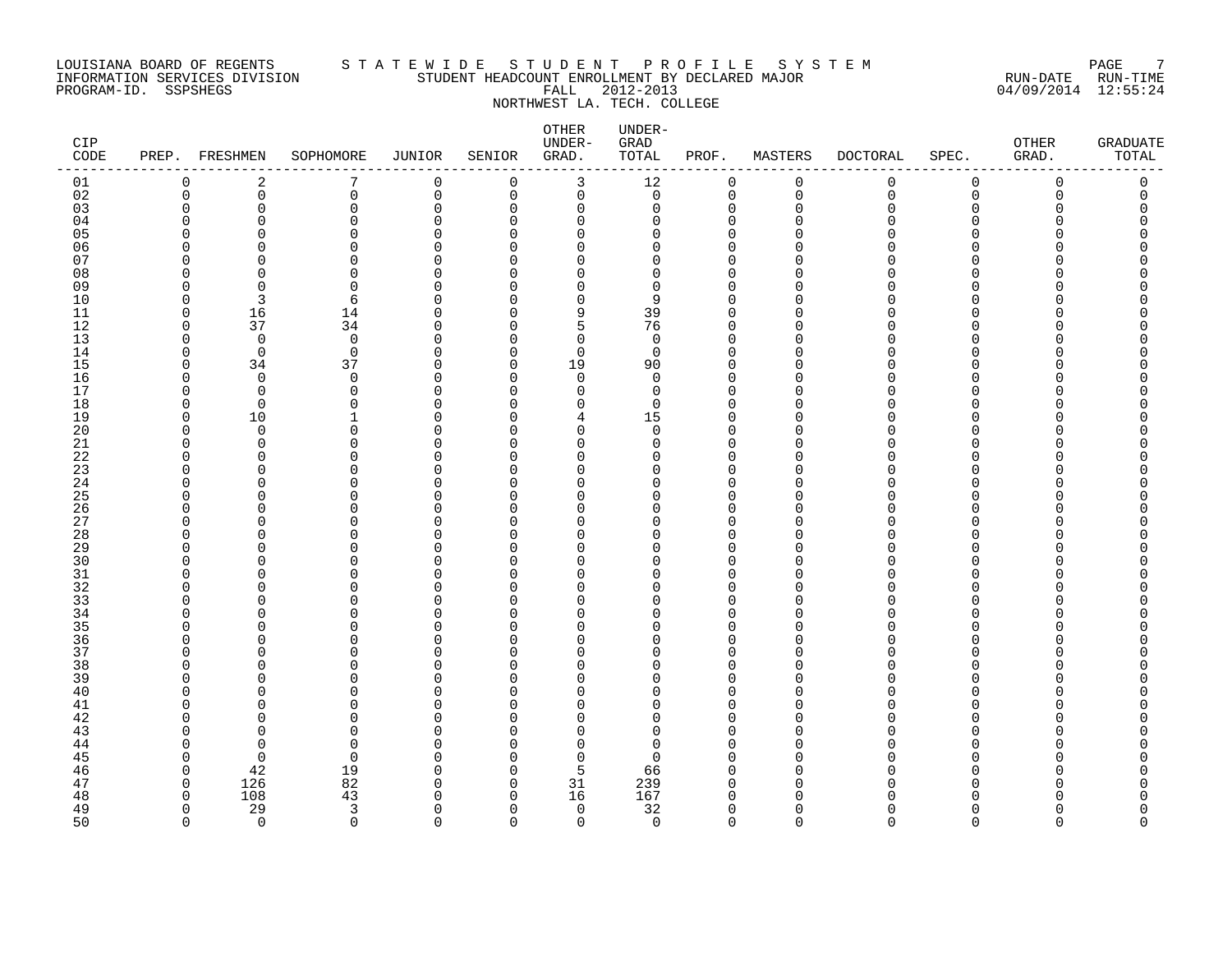LOUISIANA BOARD OF REGENTS — INFORMATION SERVICES DIVISION — PROGRAM-ID. SSPSHEGS

# STATEWIDE STUDENT PROFILE SYSTEM

## STUDENT HEADCOUNT ENROLLMENT BY DECLARED MAJOR
## FALL 2012-2013
## NORTHWEST LA. TECH. COLLEGE

RUN-DATE 04/09/2014 RUN-TIME 12:55:24

| CIP CODE | PREP. | FRESHMEN | SOPHOMORE | JUNIOR | SENIOR | OTHER UNDER-GRAD. | UNDER-GRAD TOTAL | PROF. | MASTERS | DOCTORAL | SPEC. | OTHER GRAD. | GRADUATE TOTAL |
|---|---|---|---|---|---|---|---|---|---|---|---|---|---|
| 01 | 0 | 2 | 7 | 0 | 0 | 3 | 12 | 0 | 0 | 0 | 0 | 0 | 0 |
| 02 | 0 | 0 | 0 | 0 | 0 | 0 | 0 | 0 | 0 | 0 | 0 | 0 | 0 |
| 03 | 0 | 0 | 0 | 0 | 0 | 0 | 0 | 0 | 0 | 0 | 0 | 0 | 0 |
| 04 | 0 | 0 | 0 | 0 | 0 | 0 | 0 | 0 | 0 | 0 | 0 | 0 | 0 |
| 05 | 0 | 0 | 0 | 0 | 0 | 0 | 0 | 0 | 0 | 0 | 0 | 0 | 0 |
| 06 | 0 | 0 | 0 | 0 | 0 | 0 | 0 | 0 | 0 | 0 | 0 | 0 | 0 |
| 07 | 0 | 0 | 0 | 0 | 0 | 0 | 0 | 0 | 0 | 0 | 0 | 0 | 0 |
| 08 | 0 | 0 | 0 | 0 | 0 | 0 | 0 | 0 | 0 | 0 | 0 | 0 | 0 |
| 09 | 0 | 0 | 0 | 0 | 0 | 0 | 0 | 0 | 0 | 0 | 0 | 0 | 0 |
| 10 | 0 | 3 | 6 | 0 | 0 | 0 | 9 | 0 | 0 | 0 | 0 | 0 | 0 |
| 11 | 0 | 16 | 14 | 0 | 0 | 9 | 39 | 0 | 0 | 0 | 0 | 0 | 0 |
| 12 | 0 | 37 | 34 | 0 | 0 | 5 | 76 | 0 | 0 | 0 | 0 | 0 | 0 |
| 13 | 0 | 0 | 0 | 0 | 0 | 0 | 0 | 0 | 0 | 0 | 0 | 0 | 0 |
| 14 | 0 | 0 | 0 | 0 | 0 | 0 | 0 | 0 | 0 | 0 | 0 | 0 | 0 |
| 15 | 0 | 34 | 37 | 0 | 0 | 19 | 90 | 0 | 0 | 0 | 0 | 0 | 0 |
| 16 | 0 | 0 | 0 | 0 | 0 | 0 | 0 | 0 | 0 | 0 | 0 | 0 | 0 |
| 17 | 0 | 0 | 0 | 0 | 0 | 0 | 0 | 0 | 0 | 0 | 0 | 0 | 0 |
| 18 | 0 | 0 | 0 | 0 | 0 | 0 | 0 | 0 | 0 | 0 | 0 | 0 | 0 |
| 19 | 0 | 10 | 1 | 0 | 0 | 4 | 15 | 0 | 0 | 0 | 0 | 0 | 0 |
| 20 | 0 | 0 | 0 | 0 | 0 | 0 | 0 | 0 | 0 | 0 | 0 | 0 | 0 |
| 21 | 0 | 0 | 0 | 0 | 0 | 0 | 0 | 0 | 0 | 0 | 0 | 0 | 0 |
| 22 | 0 | 0 | 0 | 0 | 0 | 0 | 0 | 0 | 0 | 0 | 0 | 0 | 0 |
| 23 | 0 | 0 | 0 | 0 | 0 | 0 | 0 | 0 | 0 | 0 | 0 | 0 | 0 |
| 24 | 0 | 0 | 0 | 0 | 0 | 0 | 0 | 0 | 0 | 0 | 0 | 0 | 0 |
| 25 | 0 | 0 | 0 | 0 | 0 | 0 | 0 | 0 | 0 | 0 | 0 | 0 | 0 |
| 26 | 0 | 0 | 0 | 0 | 0 | 0 | 0 | 0 | 0 | 0 | 0 | 0 | 0 |
| 27 | 0 | 0 | 0 | 0 | 0 | 0 | 0 | 0 | 0 | 0 | 0 | 0 | 0 |
| 28 | 0 | 0 | 0 | 0 | 0 | 0 | 0 | 0 | 0 | 0 | 0 | 0 | 0 |
| 29 | 0 | 0 | 0 | 0 | 0 | 0 | 0 | 0 | 0 | 0 | 0 | 0 | 0 |
| 30 | 0 | 0 | 0 | 0 | 0 | 0 | 0 | 0 | 0 | 0 | 0 | 0 | 0 |
| 31 | 0 | 0 | 0 | 0 | 0 | 0 | 0 | 0 | 0 | 0 | 0 | 0 | 0 |
| 32 | 0 | 0 | 0 | 0 | 0 | 0 | 0 | 0 | 0 | 0 | 0 | 0 | 0 |
| 33 | 0 | 0 | 0 | 0 | 0 | 0 | 0 | 0 | 0 | 0 | 0 | 0 | 0 |
| 34 | 0 | 0 | 0 | 0 | 0 | 0 | 0 | 0 | 0 | 0 | 0 | 0 | 0 |
| 35 | 0 | 0 | 0 | 0 | 0 | 0 | 0 | 0 | 0 | 0 | 0 | 0 | 0 |
| 36 | 0 | 0 | 0 | 0 | 0 | 0 | 0 | 0 | 0 | 0 | 0 | 0 | 0 |
| 37 | 0 | 0 | 0 | 0 | 0 | 0 | 0 | 0 | 0 | 0 | 0 | 0 | 0 |
| 38 | 0 | 0 | 0 | 0 | 0 | 0 | 0 | 0 | 0 | 0 | 0 | 0 | 0 |
| 39 | 0 | 0 | 0 | 0 | 0 | 0 | 0 | 0 | 0 | 0 | 0 | 0 | 0 |
| 40 | 0 | 0 | 0 | 0 | 0 | 0 | 0 | 0 | 0 | 0 | 0 | 0 | 0 |
| 41 | 0 | 0 | 0 | 0 | 0 | 0 | 0 | 0 | 0 | 0 | 0 | 0 | 0 |
| 42 | 0 | 0 | 0 | 0 | 0 | 0 | 0 | 0 | 0 | 0 | 0 | 0 | 0 |
| 43 | 0 | 0 | 0 | 0 | 0 | 0 | 0 | 0 | 0 | 0 | 0 | 0 | 0 |
| 44 | 0 | 0 | 0 | 0 | 0 | 0 | 0 | 0 | 0 | 0 | 0 | 0 | 0 |
| 45 | 0 | 0 | 0 | 0 | 0 | 0 | 0 | 0 | 0 | 0 | 0 | 0 | 0 |
| 46 | 0 | 42 | 19 | 0 | 0 | 5 | 66 | 0 | 0 | 0 | 0 | 0 | 0 |
| 47 | 0 | 126 | 82 | 0 | 0 | 31 | 239 | 0 | 0 | 0 | 0 | 0 | 0 |
| 48 | 0 | 108 | 43 | 0 | 0 | 16 | 167 | 0 | 0 | 0 | 0 | 0 | 0 |
| 49 | 0 | 29 | 3 | 0 | 0 | 0 | 32 | 0 | 0 | 0 | 0 | 0 | 0 |
| 50 | 0 | 0 | 0 | 0 | 0 | 0 | 0 | 0 | 0 | 0 | 0 | 0 | 0 |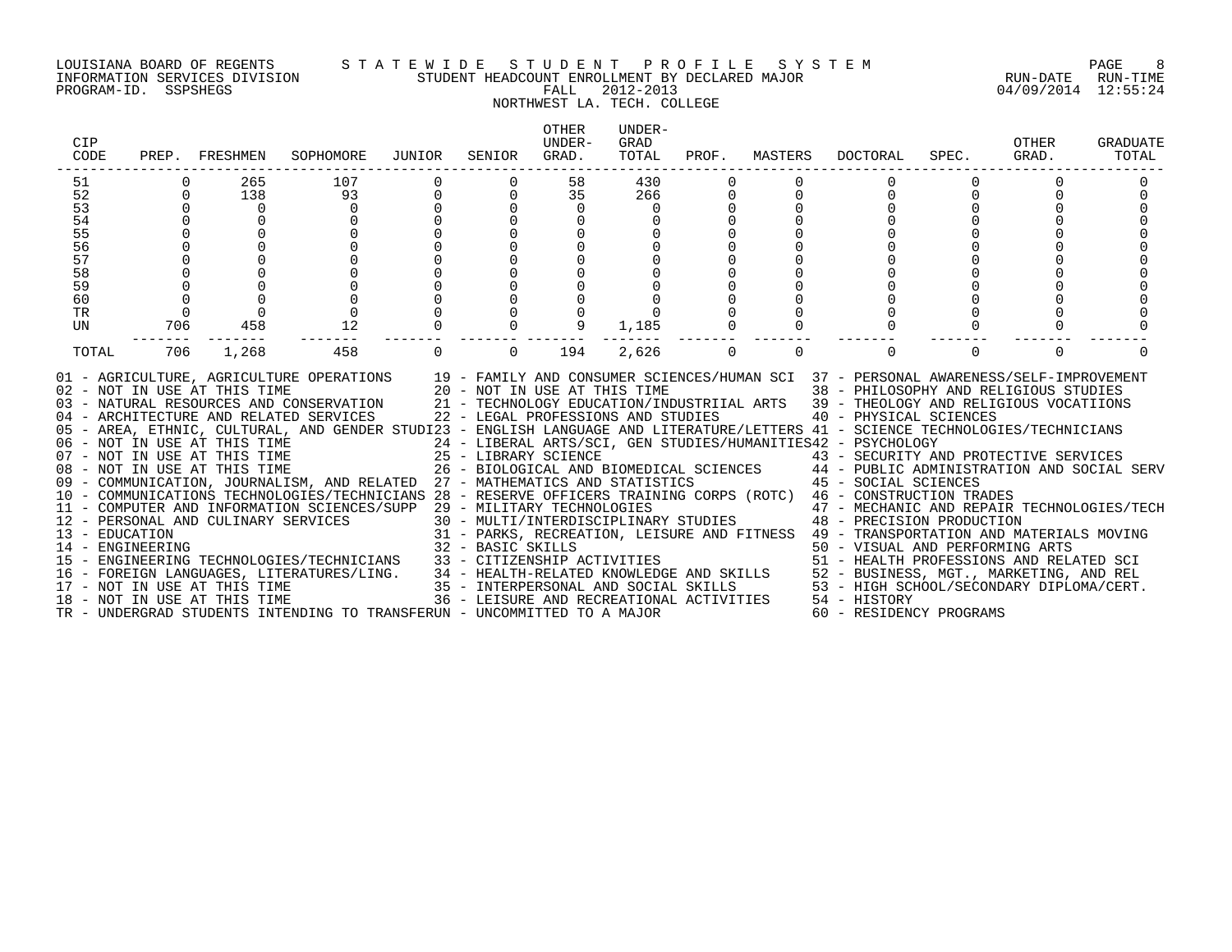LOUISIANA BOARD OF REGENTS — S T A T E W I D E   S T U D E N T   P R O F I L E   S Y S T E M

INFORMATION SERVICES DIVISION — STUDENT HEADCOUNT ENROLLMENT BY DECLARED MAJOR — RUN-DATE 04/09/2014 RUN-TIME 12:55:24

PROGRAM-ID. SSPSHEGS — FALL 2012-2013

NORTHWEST LA. TECH. COLLEGE

| CIP CODE | PREP. | FRESHMEN | SOPHOMORE | JUNIOR | SENIOR | OTHER UNDER-GRAD. | UNDER-GRAD TOTAL | PROF. | MASTERS | DOCTORAL | SPEC. | OTHER GRAD. | GRADUATE TOTAL |
|---|---|---|---|---|---|---|---|---|---|---|---|---|---|
| 51 | 0 | 265 | 107 | 0 | 0 | 58 | 430 | 0 | 0 | 0 | 0 | 0 | 0 |
| 52 | 0 | 138 | 93 | 0 | 0 | 35 | 266 | 0 | 0 | 0 | 0 | 0 | 0 |
| 53 | 0 | 0 | 0 | 0 | 0 | 0 | 0 | 0 | 0 | 0 | 0 | 0 | 0 |
| 54 | 0 | 0 | 0 | 0 | 0 | 0 | 0 | 0 | 0 | 0 | 0 | 0 | 0 |
| 55 | 0 | 0 | 0 | 0 | 0 | 0 | 0 | 0 | 0 | 0 | 0 | 0 | 0 |
| 56 | 0 | 0 | 0 | 0 | 0 | 0 | 0 | 0 | 0 | 0 | 0 | 0 | 0 |
| 57 | 0 | 0 | 0 | 0 | 0 | 0 | 0 | 0 | 0 | 0 | 0 | 0 | 0 |
| 58 | 0 | 0 | 0 | 0 | 0 | 0 | 0 | 0 | 0 | 0 | 0 | 0 | 0 |
| 59 | 0 | 0 | 0 | 0 | 0 | 0 | 0 | 0 | 0 | 0 | 0 | 0 | 0 |
| 60 | 0 | 0 | 0 | 0 | 0 | 0 | 0 | 0 | 0 | 0 | 0 | 0 | 0 |
| TR | 0 | 0 | 0 | 0 | 0 | 0 | 0 | 0 | 0 | 0 | 0 | 0 | 0 |
| UN | 706 | 458 | 12 | 0 | 0 | 9 | 1,185 | 0 | 0 | 0 | 0 | 0 | 0 |
| TOTAL | 706 | 1,268 | 458 | 0 | 0 | 194 | 2,626 | 0 | 0 | 0 | 0 | 0 | 0 |

01 - AGRICULTURE, AGRICULTURE OPERATIONS
02 - NOT IN USE AT THIS TIME
03 - NATURAL RESOURCES AND CONSERVATION
04 - ARCHITECTURE AND RELATED SERVICES
05 - AREA, ETHNIC, CULTURAL, AND GENDER STUDI
06 - NOT IN USE AT THIS TIME
07 - NOT IN USE AT THIS TIME
08 - NOT IN USE AT THIS TIME
09 - COMMUNICATION, JOURNALISM, AND RELATED
10 - COMMUNICATIONS TECHNOLOGIES/TECHNICIANS
11 - COMPUTER AND INFORMATION SCIENCES/SUPP
12 - PERSONAL AND CULINARY SERVICES
13 - EDUCATION
14 - ENGINEERING
15 - ENGINEERING TECHNOLOGIES/TECHNICIANS
16 - FOREIGN LANGUAGES, LITERATURES/LING.
17 - NOT IN USE AT THIS TIME
18 - NOT IN USE AT THIS TIME
19 - FAMILY AND CONSUMER SCIENCES/HUMAN SCI
20 - NOT IN USE AT THIS TIME
21 - TECHNOLOGY EDUCATION/INDUSTRIIAL ARTS
22 - LEGAL PROFESSIONS AND STUDIES
23 - ENGLISH LANGUAGE AND LITERATURE/LETTERS
24 - LIBERAL ARTS/SCI, GEN STUDIES/HUMANITIES
25 - LIBRARY SCIENCE
26 - BIOLOGICAL AND BIOMEDICAL SCIENCES
27 - MATHEMATICS AND STATISTICS
28 - RESERVE OFFICERS TRAINING CORPS (ROTC)
29 - MILITARY TECHNOLOGIES
30 - MULTI/INTERDISCIPLINARY STUDIES
31 - PARKS, RECREATION, LEISURE AND FITNESS
32 - BASIC SKILLS
33 - CITIZENSHIP ACTIVITIES
34 - HEALTH-RELATED KNOWLEDGE AND SKILLS
35 - INTERPERSONAL AND SOCIAL SKILLS
36 - LEISURE AND RECREATIONAL ACTIVITIES
37 - PERSONAL AWARENESS/SELF-IMPROVEMENT
38 - PHILOSOPHY AND RELIGIOUS STUDIES
39 - THEOLOGY AND RELIGIOUS VOCATIIONS
40 - PHYSICAL SCIENCES
41 - SCIENCE TECHNOLOGIES/TECHNICIANS
42 - PSYCHOLOGY
43 - SECURITY AND PROTECTIVE SERVICES
44 - PUBLIC ADMINISTRATION AND SOCIAL SERV
45 - SOCIAL SCIENCES
46 - CONSTRUCTION TRADES
47 - MECHANIC AND REPAIR TECHNOLOGIES/TECH
48 - PRECISION PRODUCTION
49 - TRANSPORTATION AND MATERIALS MOVING
50 - VISUAL AND PERFORMING ARTS
51 - HEALTH PROFESSIONS AND RELATED SCI
52 - BUSINESS, MGT., MARKETING, AND REL
53 - HIGH SCHOOL/SECONDARY DIPLOMA/CERT.
54 - HISTORY
60 - RESIDENCY PROGRAMS
TR - UNDERGRAD STUDENTS INTENDING TO TRANSFER
UN - UNCOMMITTED TO A MAJOR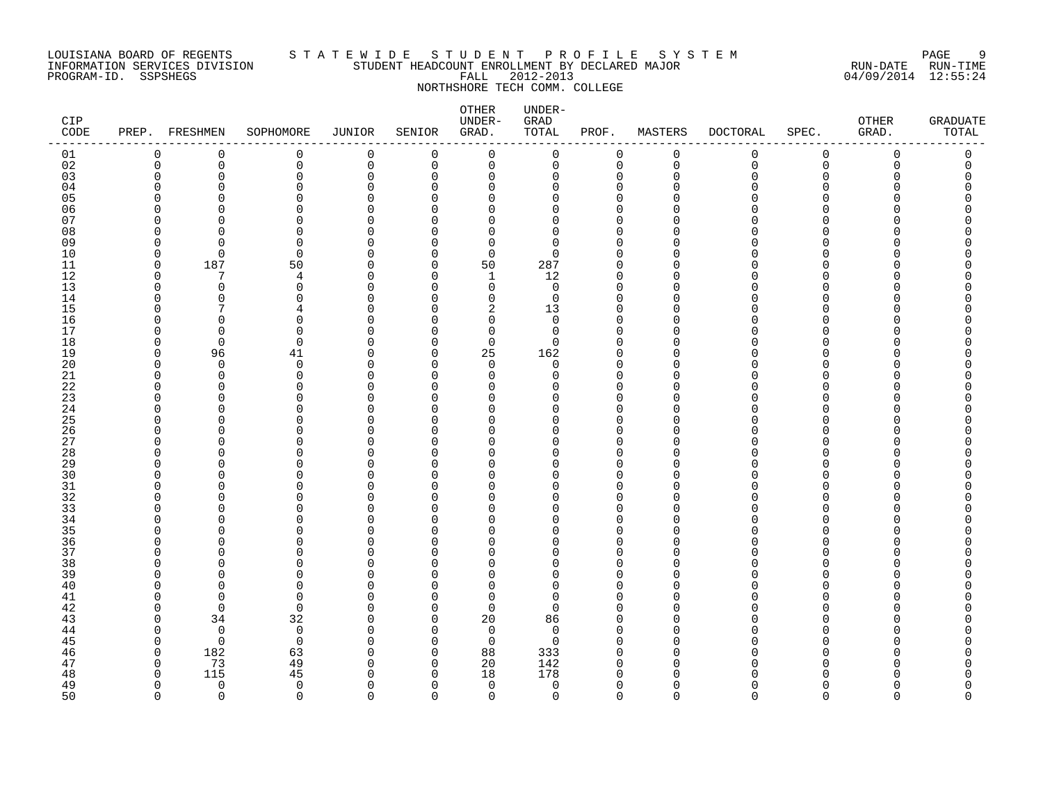LOUISIANA BOARD OF REGENTS — STATEWIDE STUDENT PROFILE SYSTEM
INFORMATION SERVICES DIVISION — STUDENT HEADCOUNT ENROLLMENT BY DECLARED MAJOR — RUN-DATE 04/09/2014 RUN-TIME 12:55:24
PROGRAM-ID. SSPSHEGS — FALL 2012-2013

NORTHSHORE TECH COMM. COLLEGE

| CIP CODE | PREP. | FRESHMEN | SOPHOMORE | JUNIOR | SENIOR | OTHER UNDER-GRAD. | UNDER-GRAD TOTAL | PROF. | MASTERS | DOCTORAL | SPEC. | OTHER GRAD. | GRADUATE TOTAL |
|---|---|---|---|---|---|---|---|---|---|---|---|---|---|
| 01 | 0 | 0 | 0 | 0 | 0 | 0 | 0 | 0 | 0 | 0 | 0 | 0 | 0 |
| 02 | 0 | 0 | 0 | 0 | 0 | 0 | 0 | 0 | 0 | 0 | 0 | 0 | 0 |
| 03 | 0 | 0 | 0 | 0 | 0 | 0 | 0 | 0 | 0 | 0 | 0 | 0 | 0 |
| 04 | 0 | 0 | 0 | 0 | 0 | 0 | 0 | 0 | 0 | 0 | 0 | 0 | 0 |
| 05 | 0 | 0 | 0 | 0 | 0 | 0 | 0 | 0 | 0 | 0 | 0 | 0 | 0 |
| 06 | 0 | 0 | 0 | 0 | 0 | 0 | 0 | 0 | 0 | 0 | 0 | 0 | 0 |
| 07 | 0 | 0 | 0 | 0 | 0 | 0 | 0 | 0 | 0 | 0 | 0 | 0 | 0 |
| 08 | 0 | 0 | 0 | 0 | 0 | 0 | 0 | 0 | 0 | 0 | 0 | 0 | 0 |
| 09 | 0 | 0 | 0 | 0 | 0 | 0 | 0 | 0 | 0 | 0 | 0 | 0 | 0 |
| 10 | 0 | 0 | 0 | 0 | 0 | 0 | 0 | 0 | 0 | 0 | 0 | 0 | 0 |
| 11 | 0 | 187 | 50 | 0 | 0 | 50 | 287 | 0 | 0 | 0 | 0 | 0 | 0 |
| 12 | 0 | 7 | 4 | 0 | 0 | 1 | 12 | 0 | 0 | 0 | 0 | 0 | 0 |
| 13 | 0 | 0 | 0 | 0 | 0 | 0 | 0 | 0 | 0 | 0 | 0 | 0 | 0 |
| 14 | 0 | 0 | 0 | 0 | 0 | 0 | 0 | 0 | 0 | 0 | 0 | 0 | 0 |
| 15 | 0 | 7 | 4 | 0 | 0 | 2 | 13 | 0 | 0 | 0 | 0 | 0 | 0 |
| 16 | 0 | 0 | 0 | 0 | 0 | 0 | 0 | 0 | 0 | 0 | 0 | 0 | 0 |
| 17 | 0 | 0 | 0 | 0 | 0 | 0 | 0 | 0 | 0 | 0 | 0 | 0 | 0 |
| 18 | 0 | 0 | 0 | 0 | 0 | 0 | 0 | 0 | 0 | 0 | 0 | 0 | 0 |
| 19 | 0 | 96 | 41 | 0 | 0 | 25 | 162 | 0 | 0 | 0 | 0 | 0 | 0 |
| 20 | 0 | 0 | 0 | 0 | 0 | 0 | 0 | 0 | 0 | 0 | 0 | 0 | 0 |
| 21 | 0 | 0 | 0 | 0 | 0 | 0 | 0 | 0 | 0 | 0 | 0 | 0 | 0 |
| 22 | 0 | 0 | 0 | 0 | 0 | 0 | 0 | 0 | 0 | 0 | 0 | 0 | 0 |
| 23 | 0 | 0 | 0 | 0 | 0 | 0 | 0 | 0 | 0 | 0 | 0 | 0 | 0 |
| 24 | 0 | 0 | 0 | 0 | 0 | 0 | 0 | 0 | 0 | 0 | 0 | 0 | 0 |
| 25 | 0 | 0 | 0 | 0 | 0 | 0 | 0 | 0 | 0 | 0 | 0 | 0 | 0 |
| 26 | 0 | 0 | 0 | 0 | 0 | 0 | 0 | 0 | 0 | 0 | 0 | 0 | 0 |
| 27 | 0 | 0 | 0 | 0 | 0 | 0 | 0 | 0 | 0 | 0 | 0 | 0 | 0 |
| 28 | 0 | 0 | 0 | 0 | 0 | 0 | 0 | 0 | 0 | 0 | 0 | 0 | 0 |
| 29 | 0 | 0 | 0 | 0 | 0 | 0 | 0 | 0 | 0 | 0 | 0 | 0 | 0 |
| 30 | 0 | 0 | 0 | 0 | 0 | 0 | 0 | 0 | 0 | 0 | 0 | 0 | 0 |
| 31 | 0 | 0 | 0 | 0 | 0 | 0 | 0 | 0 | 0 | 0 | 0 | 0 | 0 |
| 32 | 0 | 0 | 0 | 0 | 0 | 0 | 0 | 0 | 0 | 0 | 0 | 0 | 0 |
| 33 | 0 | 0 | 0 | 0 | 0 | 0 | 0 | 0 | 0 | 0 | 0 | 0 | 0 |
| 34 | 0 | 0 | 0 | 0 | 0 | 0 | 0 | 0 | 0 | 0 | 0 | 0 | 0 |
| 35 | 0 | 0 | 0 | 0 | 0 | 0 | 0 | 0 | 0 | 0 | 0 | 0 | 0 |
| 36 | 0 | 0 | 0 | 0 | 0 | 0 | 0 | 0 | 0 | 0 | 0 | 0 | 0 |
| 37 | 0 | 0 | 0 | 0 | 0 | 0 | 0 | 0 | 0 | 0 | 0 | 0 | 0 |
| 38 | 0 | 0 | 0 | 0 | 0 | 0 | 0 | 0 | 0 | 0 | 0 | 0 | 0 |
| 39 | 0 | 0 | 0 | 0 | 0 | 0 | 0 | 0 | 0 | 0 | 0 | 0 | 0 |
| 40 | 0 | 0 | 0 | 0 | 0 | 0 | 0 | 0 | 0 | 0 | 0 | 0 | 0 |
| 41 | 0 | 0 | 0 | 0 | 0 | 0 | 0 | 0 | 0 | 0 | 0 | 0 | 0 |
| 42 | 0 | 0 | 0 | 0 | 0 | 0 | 0 | 0 | 0 | 0 | 0 | 0 | 0 |
| 43 | 0 | 34 | 32 | 0 | 0 | 20 | 86 | 0 | 0 | 0 | 0 | 0 | 0 |
| 44 | 0 | 0 | 0 | 0 | 0 | 0 | 0 | 0 | 0 | 0 | 0 | 0 | 0 |
| 45 | 0 | 0 | 0 | 0 | 0 | 0 | 0 | 0 | 0 | 0 | 0 | 0 | 0 |
| 46 | 0 | 182 | 63 | 0 | 0 | 88 | 333 | 0 | 0 | 0 | 0 | 0 | 0 |
| 47 | 0 | 73 | 49 | 0 | 0 | 20 | 142 | 0 | 0 | 0 | 0 | 0 | 0 |
| 48 | 0 | 115 | 45 | 0 | 0 | 18 | 178 | 0 | 0 | 0 | 0 | 0 | 0 |
| 49 | 0 | 0 | 0 | 0 | 0 | 0 | 0 | 0 | 0 | 0 | 0 | 0 | 0 |
| 50 | 0 | 0 | 0 | 0 | 0 | 0 | 0 | 0 | 0 | 0 | 0 | 0 | 0 |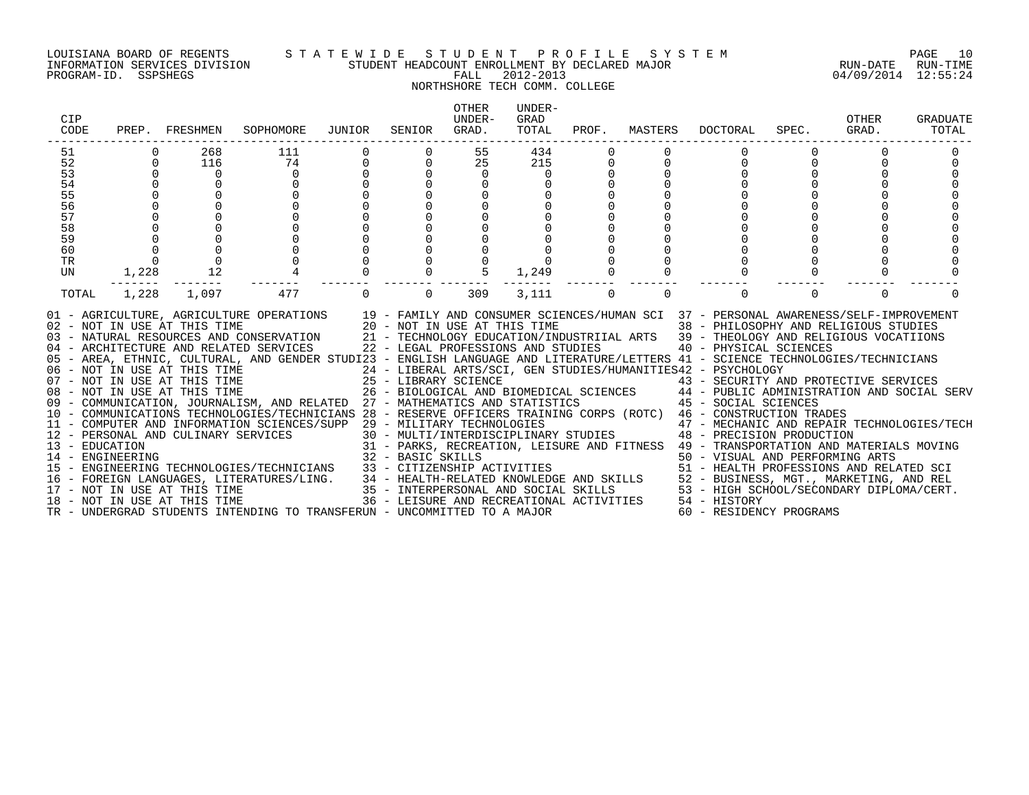LOUISIANA BOARD OF REGENTS — STATEWIDE STUDENT PROFILE SYSTEM
INFORMATION SERVICES DIVISION — STUDENT HEADCOUNT ENROLLMENT BY DECLARED MAJOR
PROGRAM-ID. SSPSHEGS — FALL 2012-2013 — RUN-DATE 04/09/2014 RUN-TIME 12:55:24

NORTHSHORE TECH COMM. COLLEGE

| CIP CODE | PREP. | FRESHMEN | SOPHOMORE | JUNIOR | SENIOR | OTHER UNDER-GRAD. | UNDER-GRAD TOTAL | PROF. | MASTERS | DOCTORAL | SPEC. | OTHER GRAD. | GRADUATE TOTAL |
|---|---|---|---|---|---|---|---|---|---|---|---|---|---|
| 51 | 0 | 268 | 111 | 0 | 0 | 55 | 434 | 0 | 0 | 0 | 0 | 0 | 0 |
| 52 | 0 | 116 | 74 | 0 | 0 | 25 | 215 | 0 | 0 | 0 | 0 | 0 | 0 |
| 53 | 0 | 0 | 0 | 0 | 0 | 0 | 0 | 0 | 0 | 0 | 0 | 0 | 0 |
| 54 | 0 | 0 | 0 | 0 | 0 | 0 | 0 | 0 | 0 | 0 | 0 | 0 | 0 |
| 55 | 0 | 0 | 0 | 0 | 0 | 0 | 0 | 0 | 0 | 0 | 0 | 0 | 0 |
| 56 | 0 | 0 | 0 | 0 | 0 | 0 | 0 | 0 | 0 | 0 | 0 | 0 | 0 |
| 57 | 0 | 0 | 0 | 0 | 0 | 0 | 0 | 0 | 0 | 0 | 0 | 0 | 0 |
| 58 | 0 | 0 | 0 | 0 | 0 | 0 | 0 | 0 | 0 | 0 | 0 | 0 | 0 |
| 59 | 0 | 0 | 0 | 0 | 0 | 0 | 0 | 0 | 0 | 0 | 0 | 0 | 0 |
| 60 | 0 | 0 | 0 | 0 | 0 | 0 | 0 | 0 | 0 | 0 | 0 | 0 | 0 |
| TR | 0 | 0 | 0 | 0 | 0 | 0 | 0 | 0 | 0 | 0 | 0 | 0 | 0 |
| UN | 1,228 | 12 | 4 | 0 | 0 | 5 | 1,249 | 0 | 0 | 0 | 0 | 0 | 0 |
| TOTAL | 1,228 | 1,097 | 477 | 0 | 0 | 309 | 3,111 | 0 | 0 | 0 | 0 | 0 | 0 |

01 - AGRICULTURE, AGRICULTURE OPERATIONS
02 - NOT IN USE AT THIS TIME
03 - NATURAL RESOURCES AND CONSERVATION
04 - ARCHITECTURE AND RELATED SERVICES
05 - AREA, ETHNIC, CULTURAL, AND GENDER STUDI
06 - NOT IN USE AT THIS TIME
07 - NOT IN USE AT THIS TIME
08 - NOT IN USE AT THIS TIME
09 - COMMUNICATION, JOURNALISM, AND RELATED
10 - COMMUNICATIONS TECHNOLOGIES/TECHNICIANS
11 - COMPUTER AND INFORMATION SCIENCES/SUPP
12 - PERSONAL AND CULINARY SERVICES
13 - EDUCATION
14 - ENGINEERING
15 - ENGINEERING TECHNOLOGIES/TECHNICIANS
16 - FOREIGN LANGUAGES, LITERATURES/LING.
17 - NOT IN USE AT THIS TIME
18 - NOT IN USE AT THIS TIME
19 - FAMILY AND CONSUMER SCIENCES/HUMAN SCI
20 - NOT IN USE AT THIS TIME
21 - TECHNOLOGY EDUCATION/INDUSTRIIAL ARTS
22 - LEGAL PROFESSIONS AND STUDIES
23 - ENGLISH LANGUAGE AND LITERATURE/LETTERS
24 - LIBERAL ARTS/SCI, GEN STUDIES/HUMANITIES
25 - LIBRARY SCIENCE
26 - BIOLOGICAL AND BIOMEDICAL SCIENCES
27 - MATHEMATICS AND STATISTICS
28 - RESERVE OFFICERS TRAINING CORPS (ROTC)
29 - MILITARY TECHNOLOGIES
30 - MULTI/INTERDISCIPLINARY STUDIES
31 - PARKS, RECREATION, LEISURE AND FITNESS
32 - BASIC SKILLS
33 - CITIZENSHIP ACTIVITIES
34 - HEALTH-RELATED KNOWLEDGE AND SKILLS
35 - INTERPERSONAL AND SOCIAL SKILLS
36 - LEISURE AND RECREATIONAL ACTIVITIES
37 - PERSONAL AWARENESS/SELF-IMPROVEMENT
38 - PHILOSOPHY AND RELIGIOUS STUDIES
39 - THEOLOGY AND RELIGIOUS VOCATIIONS
40 - PHYSICAL SCIENCES
41 - SCIENCE TECHNOLOGIES/TECHNICIANS
42 - PSYCHOLOGY
43 - SECURITY AND PROTECTIVE SERVICES
44 - PUBLIC ADMINISTRATION AND SOCIAL SERV
45 - SOCIAL SCIENCES
46 - CONSTRUCTION TRADES
47 - MECHANIC AND REPAIR TECHNOLOGIES/TECH
48 - PRECISION PRODUCTION
49 - TRANSPORTATION AND MATERIALS MOVING
50 - VISUAL AND PERFORMING ARTS
51 - HEALTH PROFESSIONS AND RELATED SCI
52 - BUSINESS, MGT., MARKETING, AND REL
53 - HIGH SCHOOL/SECONDARY DIPLOMA/CERT.
54 - HISTORY
60 - RESIDENCY PROGRAMS
TR - UNDERGRAD STUDENTS INTENDING TO TRANSFER
UN - UNCOMMITTED TO A MAJOR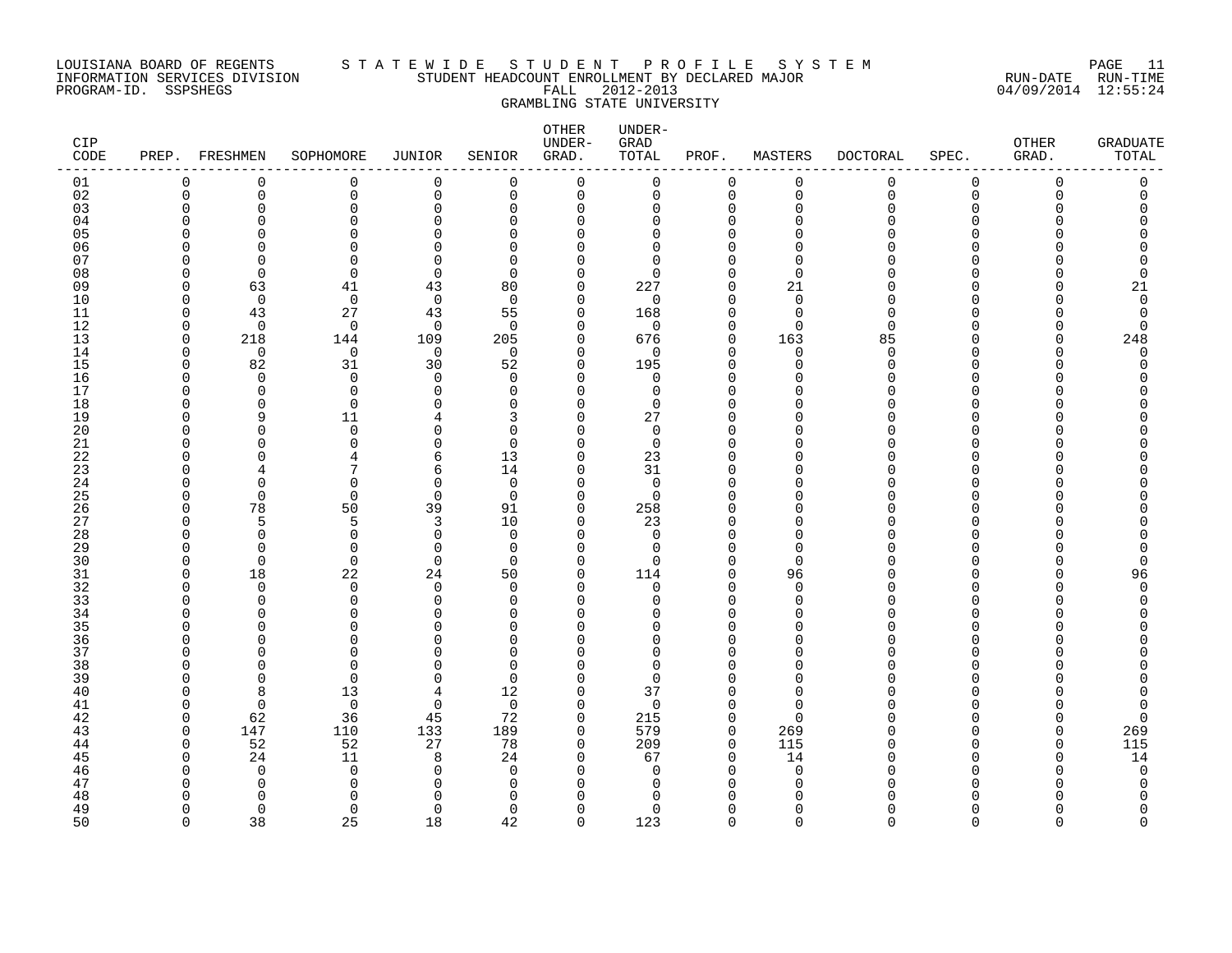LOUISIANA BOARD OF REGENTS — STATEWIDE STUDENT PROFILE SYSTEM

INFORMATION SERVICES DIVISION — STUDENT HEADCOUNT ENROLLMENT BY DECLARED MAJOR

PROGRAM-ID. SSPSHEGS — FALL 2012-2013

RUN-DATE 04/09/2014 RUN-TIME 12:55:24

GRAMBLING STATE UNIVERSITY

| CIP CODE | PREP. | FRESHMEN | SOPHOMORE | JUNIOR | SENIOR | OTHER UNDER-GRAD. | UNDER-GRAD TOTAL | PROF. | MASTERS | DOCTORAL | SPEC. | OTHER GRAD. | GRADUATE TOTAL |
|---|---|---|---|---|---|---|---|---|---|---|---|---|---|
| 01 | 0 | 0 | 0 | 0 | 0 | 0 | 0 | 0 | 0 | 0 | 0 | 0 | 0 |
| 02 | 0 | 0 | 0 | 0 | 0 | 0 | 0 | 0 | 0 | 0 | 0 | 0 | 0 |
| 03 | 0 | 0 | 0 | 0 | 0 | 0 | 0 | 0 | 0 | 0 | 0 | 0 | 0 |
| 04 | 0 | 0 | 0 | 0 | 0 | 0 | 0 | 0 | 0 | 0 | 0 | 0 | 0 |
| 05 | 0 | 0 | 0 | 0 | 0 | 0 | 0 | 0 | 0 | 0 | 0 | 0 | 0 |
| 06 | 0 | 0 | 0 | 0 | 0 | 0 | 0 | 0 | 0 | 0 | 0 | 0 | 0 |
| 07 | 0 | 0 | 0 | 0 | 0 | 0 | 0 | 0 | 0 | 0 | 0 | 0 | 0 |
| 08 | 0 | 0 | 0 | 0 | 0 | 0 | 0 | 0 | 0 | 0 | 0 | 0 | 0 |
| 09 | 0 | 63 | 41 | 43 | 80 | 0 | 227 | 0 | 21 | 0 | 0 | 0 | 21 |
| 10 | 0 | 0 | 0 | 0 | 0 | 0 | 0 | 0 | 0 | 0 | 0 | 0 | 0 |
| 11 | 0 | 43 | 27 | 43 | 55 | 0 | 168 | 0 | 0 | 0 | 0 | 0 | 0 |
| 12 | 0 | 0 | 0 | 0 | 0 | 0 | 0 | 0 | 0 | 0 | 0 | 0 | 0 |
| 13 | 0 | 218 | 144 | 109 | 205 | 0 | 676 | 0 | 163 | 85 | 0 | 0 | 248 |
| 14 | 0 | 0 | 0 | 0 | 0 | 0 | 0 | 0 | 0 | 0 | 0 | 0 | 0 |
| 15 | 0 | 82 | 31 | 30 | 52 | 0 | 195 | 0 | 0 | 0 | 0 | 0 | 0 |
| 16 | 0 | 0 | 0 | 0 | 0 | 0 | 0 | 0 | 0 | 0 | 0 | 0 | 0 |
| 17 | 0 | 0 | 0 | 0 | 0 | 0 | 0 | 0 | 0 | 0 | 0 | 0 | 0 |
| 18 | 0 | 0 | 0 | 0 | 0 | 0 | 0 | 0 | 0 | 0 | 0 | 0 | 0 |
| 19 | 0 | 9 | 11 | 4 | 3 | 0 | 27 | 0 | 0 | 0 | 0 | 0 | 0 |
| 20 | 0 | 0 | 0 | 0 | 0 | 0 | 0 | 0 | 0 | 0 | 0 | 0 | 0 |
| 21 | 0 | 0 | 0 | 0 | 0 | 0 | 0 | 0 | 0 | 0 | 0 | 0 | 0 |
| 22 | 0 | 0 | 4 | 6 | 13 | 0 | 23 | 0 | 0 | 0 | 0 | 0 | 0 |
| 23 | 0 | 4 | 7 | 6 | 14 | 0 | 31 | 0 | 0 | 0 | 0 | 0 | 0 |
| 24 | 0 | 0 | 0 | 0 | 0 | 0 | 0 | 0 | 0 | 0 | 0 | 0 | 0 |
| 25 | 0 | 0 | 0 | 0 | 0 | 0 | 0 | 0 | 0 | 0 | 0 | 0 | 0 |
| 26 | 0 | 78 | 50 | 39 | 91 | 0 | 258 | 0 | 0 | 0 | 0 | 0 | 0 |
| 27 | 0 | 5 | 5 | 3 | 10 | 0 | 23 | 0 | 0 | 0 | 0 | 0 | 0 |
| 28 | 0 | 0 | 0 | 0 | 0 | 0 | 0 | 0 | 0 | 0 | 0 | 0 | 0 |
| 29 | 0 | 0 | 0 | 0 | 0 | 0 | 0 | 0 | 0 | 0 | 0 | 0 | 0 |
| 30 | 0 | 0 | 0 | 0 | 0 | 0 | 0 | 0 | 0 | 0 | 0 | 0 | 0 |
| 31 | 0 | 18 | 22 | 24 | 50 | 0 | 114 | 0 | 96 | 0 | 0 | 0 | 96 |
| 32 | 0 | 0 | 0 | 0 | 0 | 0 | 0 | 0 | 0 | 0 | 0 | 0 | 0 |
| 33 | 0 | 0 | 0 | 0 | 0 | 0 | 0 | 0 | 0 | 0 | 0 | 0 | 0 |
| 34 | 0 | 0 | 0 | 0 | 0 | 0 | 0 | 0 | 0 | 0 | 0 | 0 | 0 |
| 35 | 0 | 0 | 0 | 0 | 0 | 0 | 0 | 0 | 0 | 0 | 0 | 0 | 0 |
| 36 | 0 | 0 | 0 | 0 | 0 | 0 | 0 | 0 | 0 | 0 | 0 | 0 | 0 |
| 37 | 0 | 0 | 0 | 0 | 0 | 0 | 0 | 0 | 0 | 0 | 0 | 0 | 0 |
| 38 | 0 | 0 | 0 | 0 | 0 | 0 | 0 | 0 | 0 | 0 | 0 | 0 | 0 |
| 39 | 0 | 0 | 0 | 0 | 0 | 0 | 0 | 0 | 0 | 0 | 0 | 0 | 0 |
| 40 | 0 | 8 | 13 | 4 | 12 | 0 | 37 | 0 | 0 | 0 | 0 | 0 | 0 |
| 41 | 0 | 0 | 0 | 0 | 0 | 0 | 0 | 0 | 0 | 0 | 0 | 0 | 0 |
| 42 | 0 | 62 | 36 | 45 | 72 | 0 | 215 | 0 | 0 | 0 | 0 | 0 | 0 |
| 43 | 0 | 147 | 110 | 133 | 189 | 0 | 579 | 0 | 269 | 0 | 0 | 0 | 269 |
| 44 | 0 | 52 | 52 | 27 | 78 | 0 | 209 | 0 | 115 | 0 | 0 | 0 | 115 |
| 45 | 0 | 24 | 11 | 8 | 24 | 0 | 67 | 0 | 14 | 0 | 0 | 0 | 14 |
| 46 | 0 | 0 | 0 | 0 | 0 | 0 | 0 | 0 | 0 | 0 | 0 | 0 | 0 |
| 47 | 0 | 0 | 0 | 0 | 0 | 0 | 0 | 0 | 0 | 0 | 0 | 0 | 0 |
| 48 | 0 | 0 | 0 | 0 | 0 | 0 | 0 | 0 | 0 | 0 | 0 | 0 | 0 |
| 49 | 0 | 0 | 0 | 0 | 0 | 0 | 0 | 0 | 0 | 0 | 0 | 0 | 0 |
| 50 | 0 | 38 | 25 | 18 | 42 | 0 | 123 | 0 | 0 | 0 | 0 | 0 | 0 |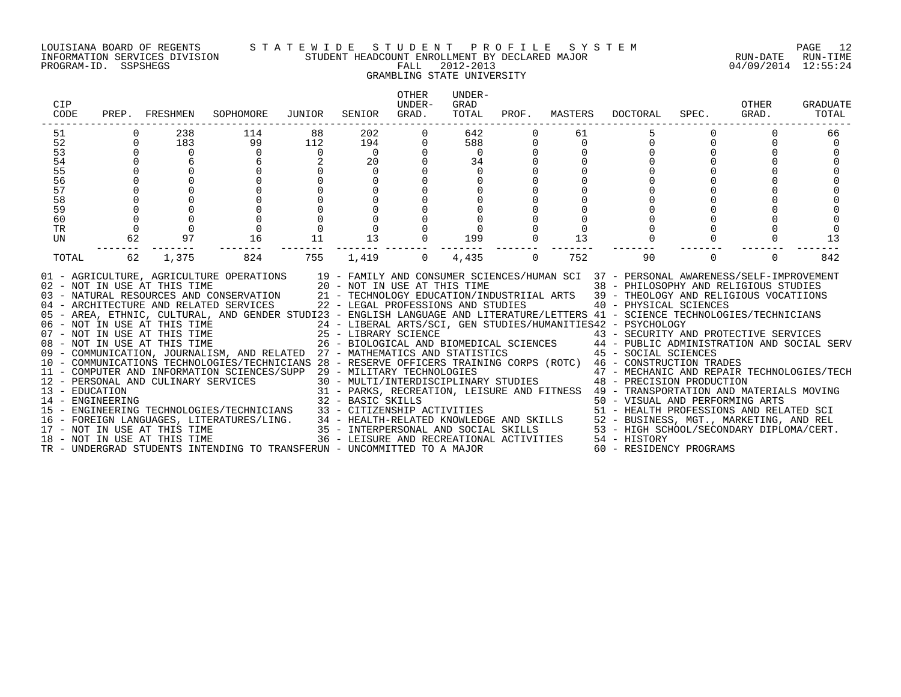LOUISIANA BOARD OF REGENTS — STATEWIDE STUDENT PROFILE SYSTEM
INFORMATION SERVICES DIVISION — STUDENT HEADCOUNT ENROLLMENT BY DECLARED MAJOR — RUN-DATE 04/09/2014 RUN-TIME 12:55:24
PROGRAM-ID. SSPSHEGS — FALL 2012-2013

GRAMBLING STATE UNIVERSITY

| CIP CODE | PREP. | FRESHMEN | SOPHOMORE | JUNIOR | SENIOR | OTHER UNDER-GRAD. | UNDER-GRAD TOTAL | PROF. | MASTERS | DOCTORAL | SPEC. | OTHER GRAD. | GRADUATE TOTAL |
|---|---|---|---|---|---|---|---|---|---|---|---|---|---|
| 51 | 0 | 238 | 114 | 88 | 202 | 0 | 642 | 0 | 61 | 5 | 0 | 0 | 66 |
| 52 | 0 | 183 | 99 | 112 | 194 | 0 | 588 | 0 | 0 | 0 | 0 | 0 | 0 |
| 53 | 0 | 0 | 0 | 0 | 0 | 0 | 0 | 0 | 0 | 0 | 0 | 0 | 0 |
| 54 | 0 | 6 | 6 | 2 | 20 | 0 | 34 | 0 | 0 | 0 | 0 | 0 | 0 |
| 55 | 0 | 0 | 0 | 0 | 0 | 0 | 0 | 0 | 0 | 0 | 0 | 0 | 0 |
| 56 | 0 | 0 | 0 | 0 | 0 | 0 | 0 | 0 | 0 | 0 | 0 | 0 | 0 |
| 57 | 0 | 0 | 0 | 0 | 0 | 0 | 0 | 0 | 0 | 0 | 0 | 0 | 0 |
| 58 | 0 | 0 | 0 | 0 | 0 | 0 | 0 | 0 | 0 | 0 | 0 | 0 | 0 |
| 59 | 0 | 0 | 0 | 0 | 0 | 0 | 0 | 0 | 0 | 0 | 0 | 0 | 0 |
| 60 | 0 | 0 | 0 | 0 | 0 | 0 | 0 | 0 | 0 | 0 | 0 | 0 | 0 |
| TR | 0 | 0 | 0 | 0 | 0 | 0 | 0 | 0 | 0 | 0 | 0 | 0 | 0 |
| UN | 62 | 97 | 16 | 11 | 13 | 0 | 199 | 0 | 13 | 0 | 0 | 0 | 13 |
| TOTAL | 62 | 1,375 | 824 | 755 | 1,419 | 0 | 4,435 | 0 | 752 | 90 | 0 | 0 | 842 |

01 - AGRICULTURE, AGRICULTURE OPERATIONS
02 - NOT IN USE AT THIS TIME
03 - NATURAL RESOURCES AND CONSERVATION
04 - ARCHITECTURE AND RELATED SERVICES
05 - AREA, ETHNIC, CULTURAL, AND GENDER STUDI
06 - NOT IN USE AT THIS TIME
07 - NOT IN USE AT THIS TIME
08 - NOT IN USE AT THIS TIME
09 - COMMUNICATION, JOURNALISM, AND RELATED
10 - COMMUNICATIONS TECHNOLOGIES/TECHNICIANS
11 - COMPUTER AND INFORMATION SCIENCES/SUPP
12 - PERSONAL AND CULINARY SERVICES
13 - EDUCATION
14 - ENGINEERING
15 - ENGINEERING TECHNOLOGIES/TECHNICIANS
16 - FOREIGN LANGUAGES, LITERATURES/LING.
17 - NOT IN USE AT THIS TIME
18 - NOT IN USE AT THIS TIME
19 - FAMILY AND CONSUMER SCIENCES/HUMAN SCI
20 - NOT IN USE AT THIS TIME
21 - TECHNOLOGY EDUCATION/INDUSTRIIAL ARTS
22 - LEGAL PROFESSIONS AND STUDIES
23 - ENGLISH LANGUAGE AND LITERATURE/LETTERS
24 - LIBERAL ARTS/SCI, GEN STUDIES/HUMANITIES
25 - LIBRARY SCIENCE
26 - BIOLOGICAL AND BIOMEDICAL SCIENCES
27 - MATHEMATICS AND STATISTICS
28 - RESERVE OFFICERS TRAINING CORPS (ROTC)
29 - MILITARY TECHNOLOGIES
30 - MULTI/INTERDISCIPLINARY STUDIES
31 - PARKS, RECREATION, LEISURE AND FITNESS
32 - BASIC SKILLS
33 - CITIZENSHIP ACTIVITIES
34 - HEALTH-RELATED KNOWLEDGE AND SKILLS
35 - INTERPERSONAL AND SOCIAL SKILLS
36 - LEISURE AND RECREATIONAL ACTIVITIES
37 - PERSONAL AWARENESS/SELF-IMPROVEMENT
38 - PHILOSOPHY AND RELIGIOUS STUDIES
39 - THEOLOGY AND RELIGIOUS VOCATIIONS
40 - PHYSICAL SCIENCES
41 - SCIENCE TECHNOLOGIES/TECHNICIANS
42 - PSYCHOLOGY
43 - SECURITY AND PROTECTIVE SERVICES
44 - PUBLIC ADMINISTRATION AND SOCIAL SERV
45 - SOCIAL SCIENCES
46 - CONSTRUCTION TRADES
47 - MECHANIC AND REPAIR TECHNOLOGIES/TECH
48 - PRECISION PRODUCTION
49 - TRANSPORTATION AND MATERIALS MOVING
50 - VISUAL AND PERFORMING ARTS
51 - HEALTH PROFESSIONS AND RELATED SCI
52 - BUSINESS, MGT., MARKETING, AND REL
53 - HIGH SCHOOL/SECONDARY DIPLOMA/CERT.
54 - HISTORY
60 - RESIDENCY PROGRAMS
TR - UNDERGRAD STUDENTS INTENDING TO TRANSFER
UN - UNCOMMITTED TO A MAJOR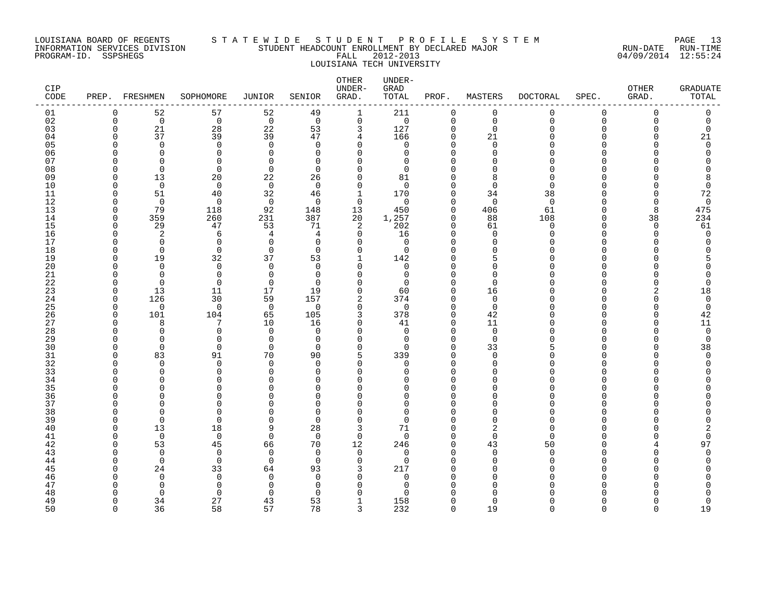LOUISIANA BOARD OF REGENTS
INFORMATION SERVICES DIVISION
PROGRAM-ID. SSPSHEGS

STATEWIDE STUDENT PROFILE SYSTEM
STUDENT HEADCOUNT ENROLLMENT BY DECLARED MAJOR
FALL 2012-2013
LOUISIANA TECH UNIVERSITY

RUN-DATE 04/09/2014 RUN-TIME 12:55:24

| CIP CODE | PREP. | FRESHMEN | SOPHOMORE | JUNIOR | SENIOR | OTHER UNDER-GRAD. | UNDER-GRAD TOTAL | PROF. | MASTERS | DOCTORAL | SPEC. | OTHER GRAD. | GRADUATE TOTAL |
|---|---|---|---|---|---|---|---|---|---|---|---|---|---|
| 01 | 0 | 52 | 57 | 52 | 49 | 1 | 211 | 0 | 0 | 0 | 0 | 0 | 0 |
| 02 | 0 | 0 | 0 | 0 | 0 | 0 | 0 | 0 | 0 | 0 | 0 | 0 | 0 |
| 03 | 0 | 21 | 28 | 22 | 53 | 3 | 127 | 0 | 0 | 0 | 0 | 0 | 0 |
| 04 | 0 | 37 | 39 | 39 | 47 | 4 | 166 | 0 | 21 | 0 | 0 | 0 | 21 |
| 05 | 0 | 0 | 0 | 0 | 0 | 0 | 0 | 0 | 0 | 0 | 0 | 0 | 0 |
| 06 | 0 | 0 | 0 | 0 | 0 | 0 | 0 | 0 | 0 | 0 | 0 | 0 | 0 |
| 07 | 0 | 0 | 0 | 0 | 0 | 0 | 0 | 0 | 0 | 0 | 0 | 0 | 0 |
| 08 | 0 | 0 | 0 | 0 | 0 | 0 | 0 | 0 | 0 | 0 | 0 | 0 | 0 |
| 09 | 0 | 13 | 20 | 22 | 26 | 0 | 81 | 0 | 8 | 0 | 0 | 0 | 8 |
| 10 | 0 | 0 | 0 | 0 | 0 | 0 | 0 | 0 | 0 | 0 | 0 | 0 | 0 |
| 11 | 0 | 51 | 40 | 32 | 46 | 1 | 170 | 0 | 34 | 38 | 0 | 0 | 72 |
| 12 | 0 | 0 | 0 | 0 | 0 | 0 | 0 | 0 | 0 | 0 | 0 | 0 | 0 |
| 13 | 0 | 79 | 118 | 92 | 148 | 13 | 450 | 0 | 406 | 61 | 0 | 8 | 475 |
| 14 | 0 | 359 | 260 | 231 | 387 | 20 | 1,257 | 0 | 88 | 108 | 0 | 38 | 234 |
| 15 | 0 | 29 | 47 | 53 | 71 | 2 | 202 | 0 | 61 | 0 | 0 | 0 | 61 |
| 16 | 0 | 2 | 6 | 4 | 4 | 0 | 16 | 0 | 0 | 0 | 0 | 0 | 0 |
| 17 | 0 | 0 | 0 | 0 | 0 | 0 | 0 | 0 | 0 | 0 | 0 | 0 | 0 |
| 18 | 0 | 0 | 0 | 0 | 0 | 0 | 0 | 0 | 0 | 0 | 0 | 0 | 0 |
| 19 | 0 | 19 | 32 | 37 | 53 | 1 | 142 | 0 | 5 | 0 | 0 | 0 | 5 |
| 20 | 0 | 0 | 0 | 0 | 0 | 0 | 0 | 0 | 0 | 0 | 0 | 0 | 0 |
| 21 | 0 | 0 | 0 | 0 | 0 | 0 | 0 | 0 | 0 | 0 | 0 | 0 | 0 |
| 22 | 0 | 0 | 0 | 0 | 0 | 0 | 0 | 0 | 0 | 0 | 0 | 0 | 0 |
| 23 | 0 | 13 | 11 | 17 | 19 | 0 | 60 | 0 | 16 | 0 | 0 | 2 | 18 |
| 24 | 0 | 126 | 30 | 59 | 157 | 2 | 374 | 0 | 0 | 0 | 0 | 0 | 0 |
| 25 | 0 | 0 | 0 | 0 | 0 | 0 | 0 | 0 | 0 | 0 | 0 | 0 | 0 |
| 26 | 0 | 101 | 104 | 65 | 105 | 3 | 378 | 0 | 42 | 0 | 0 | 0 | 42 |
| 27 | 0 | 8 | 7 | 10 | 16 | 0 | 41 | 0 | 11 | 0 | 0 | 0 | 11 |
| 28 | 0 | 0 | 0 | 0 | 0 | 0 | 0 | 0 | 0 | 0 | 0 | 0 | 0 |
| 29 | 0 | 0 | 0 | 0 | 0 | 0 | 0 | 0 | 0 | 0 | 0 | 0 | 0 |
| 30 | 0 | 0 | 0 | 0 | 0 | 0 | 0 | 0 | 33 | 5 | 0 | 0 | 38 |
| 31 | 0 | 83 | 91 | 70 | 90 | 5 | 339 | 0 | 0 | 0 | 0 | 0 | 0 |
| 32 | 0 | 0 | 0 | 0 | 0 | 0 | 0 | 0 | 0 | 0 | 0 | 0 | 0 |
| 33 | 0 | 0 | 0 | 0 | 0 | 0 | 0 | 0 | 0 | 0 | 0 | 0 | 0 |
| 34 | 0 | 0 | 0 | 0 | 0 | 0 | 0 | 0 | 0 | 0 | 0 | 0 | 0 |
| 35 | 0 | 0 | 0 | 0 | 0 | 0 | 0 | 0 | 0 | 0 | 0 | 0 | 0 |
| 36 | 0 | 0 | 0 | 0 | 0 | 0 | 0 | 0 | 0 | 0 | 0 | 0 | 0 |
| 37 | 0 | 0 | 0 | 0 | 0 | 0 | 0 | 0 | 0 | 0 | 0 | 0 | 0 |
| 38 | 0 | 0 | 0 | 0 | 0 | 0 | 0 | 0 | 0 | 0 | 0 | 0 | 0 |
| 39 | 0 | 0 | 0 | 0 | 0 | 0 | 0 | 0 | 0 | 0 | 0 | 0 | 0 |
| 40 | 0 | 13 | 18 | 9 | 28 | 3 | 71 | 0 | 2 | 0 | 0 | 0 | 2 |
| 41 | 0 | 0 | 0 | 0 | 0 | 0 | 0 | 0 | 0 | 0 | 0 | 0 | 0 |
| 42 | 0 | 53 | 45 | 66 | 70 | 12 | 246 | 0 | 43 | 50 | 0 | 4 | 97 |
| 43 | 0 | 0 | 0 | 0 | 0 | 0 | 0 | 0 | 0 | 0 | 0 | 0 | 0 |
| 44 | 0 | 0 | 0 | 0 | 0 | 0 | 0 | 0 | 0 | 0 | 0 | 0 | 0 |
| 45 | 0 | 24 | 33 | 64 | 93 | 3 | 217 | 0 | 0 | 0 | 0 | 0 | 0 |
| 46 | 0 | 0 | 0 | 0 | 0 | 0 | 0 | 0 | 0 | 0 | 0 | 0 | 0 |
| 47 | 0 | 0 | 0 | 0 | 0 | 0 | 0 | 0 | 0 | 0 | 0 | 0 | 0 |
| 48 | 0 | 0 | 0 | 0 | 0 | 0 | 0 | 0 | 0 | 0 | 0 | 0 | 0 |
| 49 | 0 | 34 | 27 | 43 | 53 | 1 | 158 | 0 | 0 | 0 | 0 | 0 | 0 |
| 50 | 0 | 36 | 58 | 57 | 78 | 3 | 232 | 0 | 19 | 0 | 0 | 0 | 19 |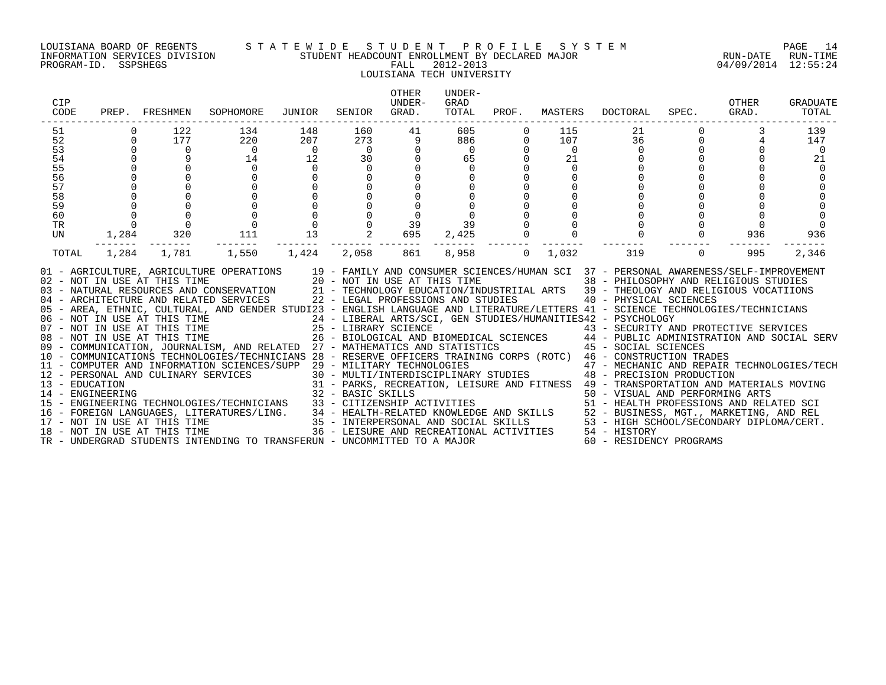LOUISIANA BOARD OF REGENTS
INFORMATION SERVICES DIVISION
PROGRAM-ID. SSPSHEGS

# STATEWIDE STUDENT PROFILE SYSTEM

## STUDENT HEADCOUNT ENROLLMENT BY DECLARED MAJOR

FALL 2012-2013

LOUISIANA TECH UNIVERSITY

RUN-DATE 04/09/2014 RUN-TIME 12:55:24

| CIP CODE | PREP. | FRESHMEN | SOPHOMORE | JUNIOR | SENIOR | OTHER UNDER-GRAD. | UNDER-GRAD TOTAL | PROF. | MASTERS | DOCTORAL | SPEC. | OTHER GRAD. | GRADUATE TOTAL |
|---|---|---|---|---|---|---|---|---|---|---|---|---|---|
| 51 | 0 | 122 | 134 | 148 | 160 | 41 | 605 | 0 | 115 | 21 | 0 | 3 | 139 |
| 52 | 0 | 177 | 220 | 207 | 273 | 9 | 886 | 0 | 107 | 36 | 0 | 4 | 147 |
| 53 | 0 | 0 | 0 | 0 | 0 | 0 | 0 | 0 | 0 | 0 | 0 | 0 | 0 |
| 54 | 0 | 9 | 14 | 12 | 30 | 0 | 65 | 0 | 21 | 0 | 0 | 0 | 21 |
| 55 | 0 | 0 | 0 | 0 | 0 | 0 | 0 | 0 | 0 | 0 | 0 | 0 | 0 |
| 56 | 0 | 0 | 0 | 0 | 0 | 0 | 0 | 0 | 0 | 0 | 0 | 0 | 0 |
| 57 | 0 | 0 | 0 | 0 | 0 | 0 | 0 | 0 | 0 | 0 | 0 | 0 | 0 |
| 58 | 0 | 0 | 0 | 0 | 0 | 0 | 0 | 0 | 0 | 0 | 0 | 0 | 0 |
| 59 | 0 | 0 | 0 | 0 | 0 | 0 | 0 | 0 | 0 | 0 | 0 | 0 | 0 |
| 60 | 0 | 0 | 0 | 0 | 0 | 0 | 0 | 0 | 0 | 0 | 0 | 0 | 0 |
| TR | 0 | 0 | 0 | 0 | 0 | 39 | 39 | 0 | 0 | 0 | 0 | 0 | 0 |
| UN | 1,284 | 320 | 111 | 13 | 2 | 695 | 2,425 | 0 | 0 | 0 | 0 | 936 | 936 |
| TOTAL | 1,284 | 1,781 | 1,550 | 1,424 | 2,058 | 861 | 8,958 | 0 | 1,032 | 319 | 0 | 995 | 2,346 |

01 - AGRICULTURE, AGRICULTURE OPERATIONS
02 - NOT IN USE AT THIS TIME
03 - NATURAL RESOURCES AND CONSERVATION
04 - ARCHITECTURE AND RELATED SERVICES
05 - AREA, ETHNIC, CULTURAL, AND GENDER STUDI
06 - NOT IN USE AT THIS TIME
07 - NOT IN USE AT THIS TIME
08 - NOT IN USE AT THIS TIME
09 - COMMUNICATION, JOURNALISM, AND RELATED
10 - COMMUNICATIONS TECHNOLOGIES/TECHNICIANS
11 - COMPUTER AND INFORMATION SCIENCES/SUPP
12 - PERSONAL AND CULINARY SERVICES
13 - EDUCATION
14 - ENGINEERING
15 - ENGINEERING TECHNOLOGIES/TECHNICIANS
16 - FOREIGN LANGUAGES, LITERATURES/LING.
17 - NOT IN USE AT THIS TIME
18 - NOT IN USE AT THIS TIME
19 - FAMILY AND CONSUMER SCIENCES/HUMAN SCI
20 - NOT IN USE AT THIS TIME
21 - TECHNOLOGY EDUCATION/INDUSTRIIAL ARTS
22 - LEGAL PROFESSIONS AND STUDIES
23 - ENGLISH LANGUAGE AND LITERATURE/LETTERS
24 - LIBERAL ARTS/SCI, GEN STUDIES/HUMANITIES
25 - LIBRARY SCIENCE
26 - BIOLOGICAL AND BIOMEDICAL SCIENCES
27 - MATHEMATICS AND STATISTICS
28 - RESERVE OFFICERS TRAINING CORPS (ROTC)
29 - MILITARY TECHNOLOGIES
30 - MULTI/INTERDISCIPLINARY STUDIES
31 - PARKS, RECREATION, LEISURE AND FITNESS
32 - BASIC SKILLS
33 - CITIZENSHIP ACTIVITIES
34 - HEALTH-RELATED KNOWLEDGE AND SKILLS
35 - INTERPERSONAL AND SOCIAL SKILLS
36 - LEISURE AND RECREATIONAL ACTIVITIES
37 - PERSONAL AWARENESS/SELF-IMPROVEMENT
38 - PHILOSOPHY AND RELIGIOUS STUDIES
39 - THEOLOGY AND RELIGIOUS VOCATIIONS
40 - PHYSICAL SCIENCES
41 - SCIENCE TECHNOLOGIES/TECHNICIANS
42 - PSYCHOLOGY
43 - SECURITY AND PROTECTIVE SERVICES
44 - PUBLIC ADMINISTRATION AND SOCIAL SERV
45 - SOCIAL SCIENCES
46 - CONSTRUCTION TRADES
47 - MECHANIC AND REPAIR TECHNOLOGIES/TECH
48 - PRECISION PRODUCTION
49 - TRANSPORTATION AND MATERIALS MOVING
50 - VISUAL AND PERFORMING ARTS
51 - HEALTH PROFESSIONS AND RELATED SCI
52 - BUSINESS, MGT., MARKETING, AND REL
53 - HIGH SCHOOL/SECONDARY DIPLOMA/CERT.
54 - HISTORY
60 - RESIDENCY PROGRAMS
TR - UNDERGRAD STUDENTS INTENDING TO TRANSFER
UN - UNCOMMITTED TO A MAJOR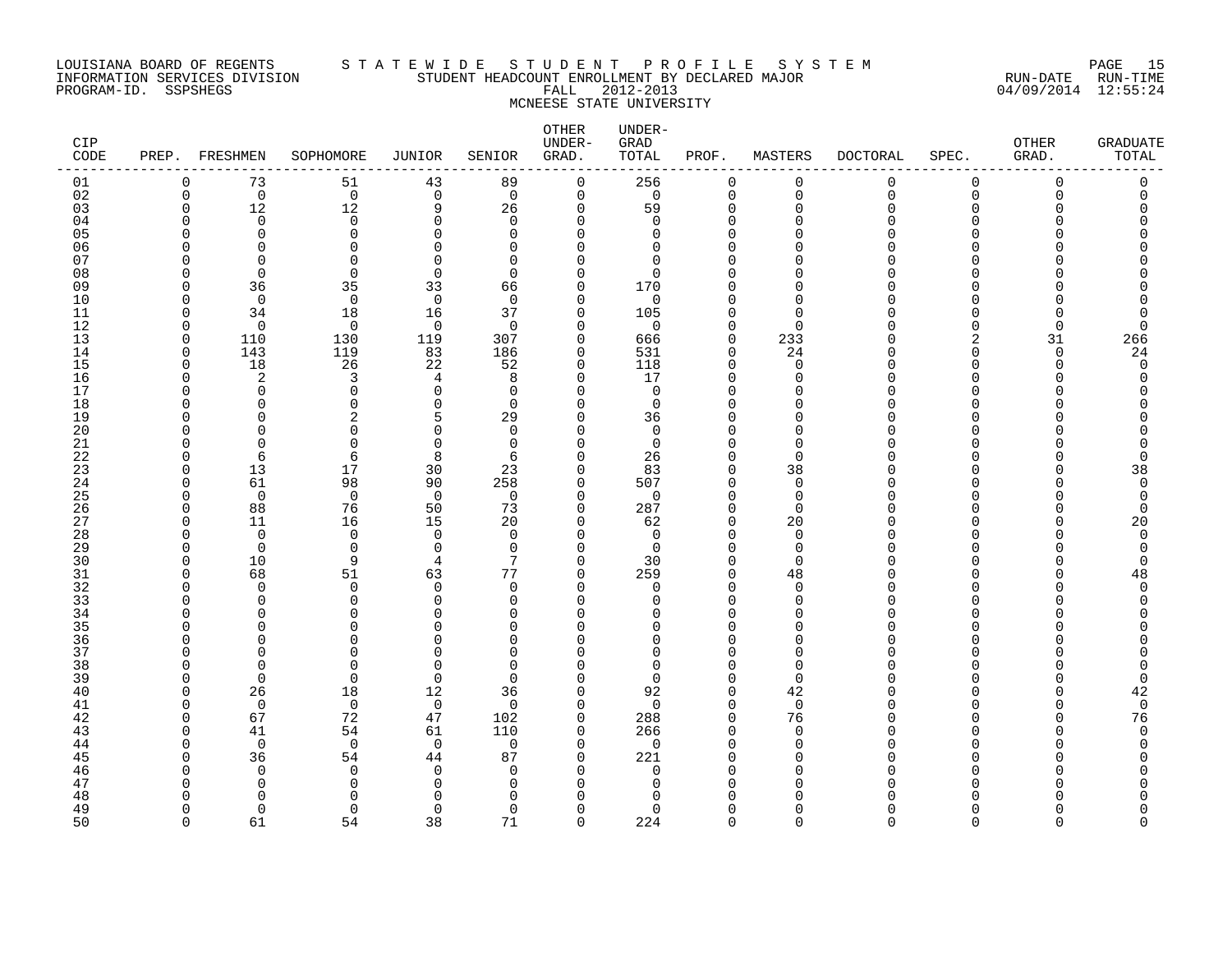LOUISIANA BOARD OF REGENTS
INFORMATION SERVICES DIVISION
PROGRAM-ID. SSPSHEGS

STATEWIDE STUDENT PROFILE SYSTEM
STUDENT HEADCOUNT ENROLLMENT BY DECLARED MAJOR
FALL 2012-2013
MCNEESE STATE UNIVERSITY

RUN-DATE 04/09/2014 RUN-TIME 12:55:24

| CIP CODE | PREP. | FRESHMEN | SOPHOMORE | JUNIOR | SENIOR | OTHER UNDER-GRAD. | UNDER-GRAD TOTAL | PROF. | MASTERS | DOCTORAL | SPEC. | OTHER GRAD. | GRADUATE TOTAL |
|---|---|---|---|---|---|---|---|---|---|---|---|---|---|
| 01 | 0 | 73 | 51 | 43 | 89 | 0 | 256 | 0 | 0 | 0 | 0 | 0 | 0 |
| 02 | 0 | 0 | 0 | 0 | 0 | 0 | 0 | 0 | 0 | 0 | 0 | 0 | 0 |
| 03 | 0 | 12 | 12 | 9 | 26 | 0 | 59 | 0 | 0 | 0 | 0 | 0 | 0 |
| 04 | 0 | 0 | 0 | 0 | 0 | 0 | 0 | 0 | 0 | 0 | 0 | 0 | 0 |
| 05 | 0 | 0 | 0 | 0 | 0 | 0 | 0 | 0 | 0 | 0 | 0 | 0 | 0 |
| 06 | 0 | 0 | 0 | 0 | 0 | 0 | 0 | 0 | 0 | 0 | 0 | 0 | 0 |
| 07 | 0 | 0 | 0 | 0 | 0 | 0 | 0 | 0 | 0 | 0 | 0 | 0 | 0 |
| 08 | 0 | 0 | 0 | 0 | 0 | 0 | 0 | 0 | 0 | 0 | 0 | 0 | 0 |
| 09 | 0 | 36 | 35 | 33 | 66 | 0 | 170 | 0 | 0 | 0 | 0 | 0 | 0 |
| 10 | 0 | 0 | 0 | 0 | 0 | 0 | 0 | 0 | 0 | 0 | 0 | 0 | 0 |
| 11 | 0 | 34 | 18 | 16 | 37 | 0 | 105 | 0 | 0 | 0 | 0 | 0 | 0 |
| 12 | 0 | 0 | 0 | 0 | 0 | 0 | 0 | 0 | 0 | 0 | 0 | 0 | 0 |
| 13 | 0 | 110 | 130 | 119 | 307 | 0 | 666 | 0 | 233 | 0 | 2 | 31 | 266 |
| 14 | 0 | 143 | 119 | 83 | 186 | 0 | 531 | 0 | 24 | 0 | 0 | 0 | 24 |
| 15 | 0 | 18 | 26 | 22 | 52 | 0 | 118 | 0 | 0 | 0 | 0 | 0 | 0 |
| 16 | 0 | 2 | 3 | 4 | 8 | 0 | 17 | 0 | 0 | 0 | 0 | 0 | 0 |
| 17 | 0 | 0 | 0 | 0 | 0 | 0 | 0 | 0 | 0 | 0 | 0 | 0 | 0 |
| 18 | 0 | 0 | 0 | 0 | 0 | 0 | 0 | 0 | 0 | 0 | 0 | 0 | 0 |
| 19 | 0 | 0 | 2 | 5 | 29 | 0 | 36 | 0 | 0 | 0 | 0 | 0 | 0 |
| 20 | 0 | 0 | 0 | 0 | 0 | 0 | 0 | 0 | 0 | 0 | 0 | 0 | 0 |
| 21 | 0 | 0 | 0 | 0 | 0 | 0 | 0 | 0 | 0 | 0 | 0 | 0 | 0 |
| 22 | 0 | 6 | 6 | 8 | 6 | 0 | 26 | 0 | 0 | 0 | 0 | 0 | 0 |
| 23 | 0 | 13 | 17 | 30 | 23 | 0 | 83 | 0 | 38 | 0 | 0 | 0 | 38 |
| 24 | 0 | 61 | 98 | 90 | 258 | 0 | 507 | 0 | 0 | 0 | 0 | 0 | 0 |
| 25 | 0 | 0 | 0 | 0 | 0 | 0 | 0 | 0 | 0 | 0 | 0 | 0 | 0 |
| 26 | 0 | 88 | 76 | 50 | 73 | 0 | 287 | 0 | 0 | 0 | 0 | 0 | 0 |
| 27 | 0 | 11 | 16 | 15 | 20 | 0 | 62 | 0 | 20 | 0 | 0 | 0 | 20 |
| 28 | 0 | 0 | 0 | 0 | 0 | 0 | 0 | 0 | 0 | 0 | 0 | 0 | 0 |
| 29 | 0 | 0 | 0 | 0 | 0 | 0 | 0 | 0 | 0 | 0 | 0 | 0 | 0 |
| 30 | 0 | 10 | 9 | 4 | 7 | 0 | 30 | 0 | 0 | 0 | 0 | 0 | 0 |
| 31 | 0 | 68 | 51 | 63 | 77 | 0 | 259 | 0 | 48 | 0 | 0 | 0 | 48 |
| 32 | 0 | 0 | 0 | 0 | 0 | 0 | 0 | 0 | 0 | 0 | 0 | 0 | 0 |
| 33 | 0 | 0 | 0 | 0 | 0 | 0 | 0 | 0 | 0 | 0 | 0 | 0 | 0 |
| 34 | 0 | 0 | 0 | 0 | 0 | 0 | 0 | 0 | 0 | 0 | 0 | 0 | 0 |
| 35 | 0 | 0 | 0 | 0 | 0 | 0 | 0 | 0 | 0 | 0 | 0 | 0 | 0 |
| 36 | 0 | 0 | 0 | 0 | 0 | 0 | 0 | 0 | 0 | 0 | 0 | 0 | 0 |
| 37 | 0 | 0 | 0 | 0 | 0 | 0 | 0 | 0 | 0 | 0 | 0 | 0 | 0 |
| 38 | 0 | 0 | 0 | 0 | 0 | 0 | 0 | 0 | 0 | 0 | 0 | 0 | 0 |
| 39 | 0 | 0 | 0 | 0 | 0 | 0 | 0 | 0 | 0 | 0 | 0 | 0 | 0 |
| 40 | 0 | 26 | 18 | 12 | 36 | 0 | 92 | 0 | 42 | 0 | 0 | 0 | 42 |
| 41 | 0 | 0 | 0 | 0 | 0 | 0 | 0 | 0 | 0 | 0 | 0 | 0 | 0 |
| 42 | 0 | 67 | 72 | 47 | 102 | 0 | 288 | 0 | 76 | 0 | 0 | 0 | 76 |
| 43 | 0 | 41 | 54 | 61 | 110 | 0 | 266 | 0 | 0 | 0 | 0 | 0 | 0 |
| 44 | 0 | 0 | 0 | 0 | 0 | 0 | 0 | 0 | 0 | 0 | 0 | 0 | 0 |
| 45 | 0 | 36 | 54 | 44 | 87 | 0 | 221 | 0 | 0 | 0 | 0 | 0 | 0 |
| 46 | 0 | 0 | 0 | 0 | 0 | 0 | 0 | 0 | 0 | 0 | 0 | 0 | 0 |
| 47 | 0 | 0 | 0 | 0 | 0 | 0 | 0 | 0 | 0 | 0 | 0 | 0 | 0 |
| 48 | 0 | 0 | 0 | 0 | 0 | 0 | 0 | 0 | 0 | 0 | 0 | 0 | 0 |
| 49 | 0 | 0 | 0 | 0 | 0 | 0 | 0 | 0 | 0 | 0 | 0 | 0 | 0 |
| 50 | 0 | 61 | 54 | 38 | 71 | 0 | 224 | 0 | 0 | 0 | 0 | 0 | 0 |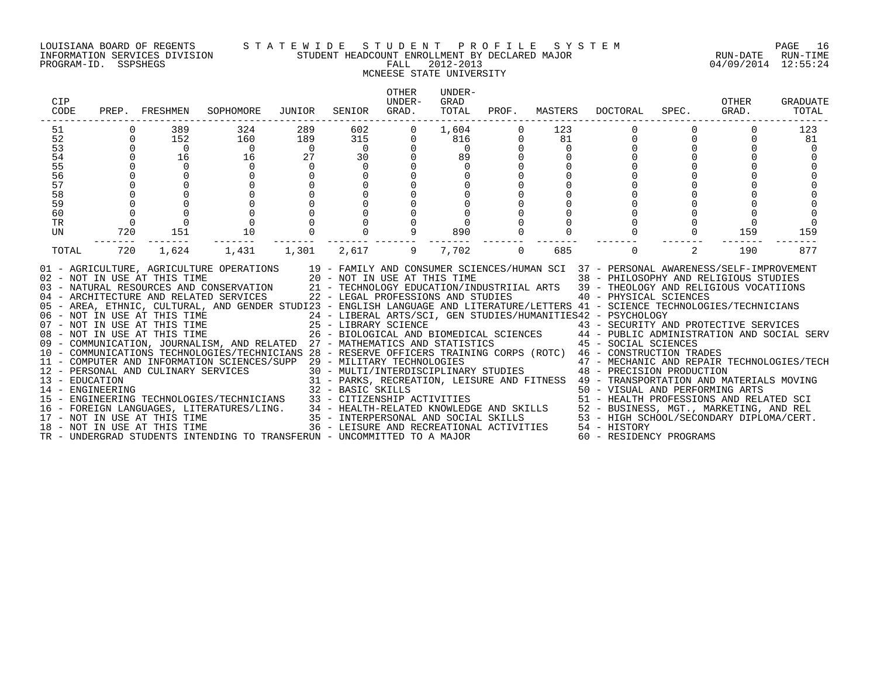LOUISIANA BOARD OF REGENTS
INFORMATION SERVICES DIVISION
PROGRAM-ID. SSPSHEGS

# S T A T E W I D E   S T U D E N T   P R O F I L E   S Y S T E M

STUDENT HEADCOUNT ENROLLMENT BY DECLARED MAJOR
FALL 2012-2013
MCNEESE STATE UNIVERSITY

RUN-DATE 04/09/2014 RUN-TIME 12:55:24

| CIP CODE | PREP. | FRESHMEN | SOPHOMORE | JUNIOR | SENIOR | OTHER UNDER-GRAD. | UNDER-GRAD TOTAL | PROF. | MASTERS | DOCTORAL | SPEC. | OTHER GRAD. | GRADUATE TOTAL |
|---|---|---|---|---|---|---|---|---|---|---|---|---|---|
| 51 | 0 | 389 | 324 | 289 | 602 | 0 | 1,604 | 0 | 123 | 0 | 0 | 0 | 123 |
| 52 | 0 | 152 | 160 | 189 | 315 | 0 | 816 | 0 | 81 | 0 | 0 | 0 | 81 |
| 53 | 0 | 0 | 0 | 0 | 0 | 0 | 0 | 0 | 0 | 0 | 0 | 0 | 0 |
| 54 | 0 | 16 | 16 | 27 | 30 | 0 | 89 | 0 | 0 | 0 | 0 | 0 | 0 |
| 55 | 0 | 0 | 0 | 0 | 0 | 0 | 0 | 0 | 0 | 0 | 0 | 0 | 0 |
| 56 | 0 | 0 | 0 | 0 | 0 | 0 | 0 | 0 | 0 | 0 | 0 | 0 | 0 |
| 57 | 0 | 0 | 0 | 0 | 0 | 0 | 0 | 0 | 0 | 0 | 0 | 0 | 0 |
| 58 | 0 | 0 | 0 | 0 | 0 | 0 | 0 | 0 | 0 | 0 | 0 | 0 | 0 |
| 59 | 0 | 0 | 0 | 0 | 0 | 0 | 0 | 0 | 0 | 0 | 0 | 0 | 0 |
| 60 | 0 | 0 | 0 | 0 | 0 | 0 | 0 | 0 | 0 | 0 | 0 | 0 | 0 |
| TR | 0 | 0 | 0 | 0 | 0 | 0 | 0 | 0 | 0 | 0 | 0 | 0 | 0 |
| UN | 720 | 151 | 10 | 0 | 0 | 9 | 890 | 0 | 0 | 0 | 0 | 159 | 159 |
| TOTAL | 720 | 1,624 | 1,431 | 1,301 | 2,617 | 9 | 7,702 | 0 | 685 | 0 | 2 | 190 | 877 |

01 - AGRICULTURE, AGRICULTURE OPERATIONS
02 - NOT IN USE AT THIS TIME
03 - NATURAL RESOURCES AND CONSERVATION
04 - ARCHITECTURE AND RELATED SERVICES
05 - AREA, ETHNIC, CULTURAL, AND GENDER STUDI
06 - NOT IN USE AT THIS TIME
07 - NOT IN USE AT THIS TIME
08 - NOT IN USE AT THIS TIME
09 - COMMUNICATION, JOURNALISM, AND RELATED
10 - COMMUNICATIONS TECHNOLOGIES/TECHNICIANS
11 - COMPUTER AND INFORMATION SCIENCES/SUPP
12 - PERSONAL AND CULINARY SERVICES
13 - EDUCATION
14 - ENGINEERING
15 - ENGINEERING TECHNOLOGIES/TECHNICIANS
16 - FOREIGN LANGUAGES, LITERATURES/LING.
17 - NOT IN USE AT THIS TIME
18 - NOT IN USE AT THIS TIME
19 - FAMILY AND CONSUMER SCIENCES/HUMAN SCI
20 - NOT IN USE AT THIS TIME
21 - TECHNOLOGY EDUCATION/INDUSTRIIAL ARTS
22 - LEGAL PROFESSIONS AND STUDIES
23 - ENGLISH LANGUAGE AND LITERATURE/LETTERS
24 - LIBERAL ARTS/SCI, GEN STUDIES/HUMANITIES
25 - LIBRARY SCIENCE
26 - BIOLOGICAL AND BIOMEDICAL SCIENCES
27 - MATHEMATICS AND STATISTICS
28 - RESERVE OFFICERS TRAINING CORPS (ROTC)
29 - MILITARY TECHNOLOGIES
30 - MULTI/INTERDISCIPLINARY STUDIES
31 - PARKS, RECREATION, LEISURE AND FITNESS
32 - BASIC SKILLS
33 - CITIZENSHIP ACTIVITIES
34 - HEALTH-RELATED KNOWLEDGE AND SKILLS
35 - INTERPERSONAL AND SOCIAL SKILLS
36 - LEISURE AND RECREATIONAL ACTIVITIES
37 - PERSONAL AWARENESS/SELF-IMPROVEMENT
38 - PHILOSOPHY AND RELIGIOUS STUDIES
39 - THEOLOGY AND RELIGIOUS VOCATIIONS
40 - PHYSICAL SCIENCES
41 - SCIENCE TECHNOLOGIES/TECHNICIANS
42 - PSYCHOLOGY
43 - SECURITY AND PROTECTIVE SERVICES
44 - PUBLIC ADMINISTRATION AND SOCIAL SERV
45 - SOCIAL SCIENCES
46 - CONSTRUCTION TRADES
47 - MECHANIC AND REPAIR TECHNOLOGIES/TECH
48 - PRECISION PRODUCTION
49 - TRANSPORTATION AND MATERIALS MOVING
50 - VISUAL AND PERFORMING ARTS
51 - HEALTH PROFESSIONS AND RELATED SCI
52 - BUSINESS, MGT., MARKETING, AND REL
53 - HIGH SCHOOL/SECONDARY DIPLOMA/CERT.
54 - HISTORY
60 - RESIDENCY PROGRAMS
TR - UNDERGRAD STUDENTS INTENDING TO TRANSFER
UN - UNCOMMITTED TO A MAJOR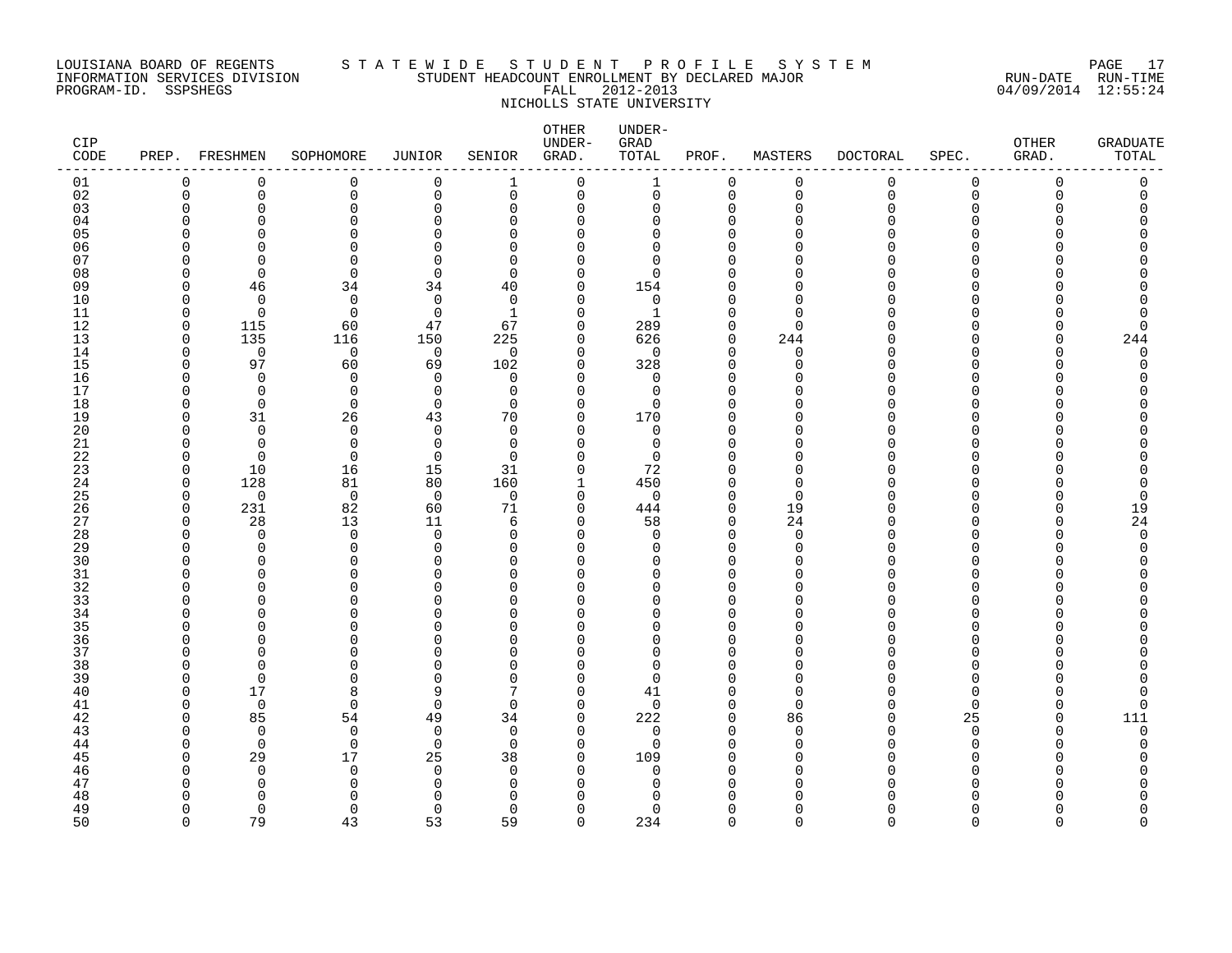LOUISIANA BOARD OF REGENTS — STATEWIDE STUDENT PROFILE SYSTEM
INFORMATION SERVICES DIVISION — STUDENT HEADCOUNT ENROLLMENT BY DECLARED MAJOR
PROGRAM-ID. SSPSHEGS — FALL 2012-2013
RUN-DATE 04/09/2014 RUN-TIME 12:55:24

NICHOLLS STATE UNIVERSITY

| CIP CODE | PREP. | FRESHMEN | SOPHOMORE | JUNIOR | SENIOR | OTHER UNDER-GRAD. | UNDER-GRAD TOTAL | PROF. | MASTERS | DOCTORAL | SPEC. | OTHER GRAD. | GRADUATE TOTAL |
|---|---|---|---|---|---|---|---|---|---|---|---|---|---|
| 01 | 0 | 0 | 0 | 0 | 1 | 0 | 1 | 0 | 0 | 0 | 0 | 0 | 0 |
| 02 | 0 | 0 | 0 | 0 | 0 | 0 | 0 | 0 | 0 | 0 | 0 | 0 | 0 |
| 03 | 0 | 0 | 0 | 0 | 0 | 0 | 0 | 0 | 0 | 0 | 0 | 0 | 0 |
| 04 | 0 | 0 | 0 | 0 | 0 | 0 | 0 | 0 | 0 | 0 | 0 | 0 | 0 |
| 05 | 0 | 0 | 0 | 0 | 0 | 0 | 0 | 0 | 0 | 0 | 0 | 0 | 0 |
| 06 | 0 | 0 | 0 | 0 | 0 | 0 | 0 | 0 | 0 | 0 | 0 | 0 | 0 |
| 07 | 0 | 0 | 0 | 0 | 0 | 0 | 0 | 0 | 0 | 0 | 0 | 0 | 0 |
| 08 | 0 | 0 | 0 | 0 | 0 | 0 | 0 | 0 | 0 | 0 | 0 | 0 | 0 |
| 09 | 0 | 46 | 34 | 34 | 40 | 0 | 154 | 0 | 0 | 0 | 0 | 0 | 0 |
| 10 | 0 | 0 | 0 | 0 | 0 | 0 | 0 | 0 | 0 | 0 | 0 | 0 | 0 |
| 11 | 0 | 0 | 0 | 0 | 1 | 0 | 1 | 0 | 0 | 0 | 0 | 0 | 0 |
| 12 | 0 | 115 | 60 | 47 | 67 | 0 | 289 | 0 | 0 | 0 | 0 | 0 | 0 |
| 13 | 0 | 135 | 116 | 150 | 225 | 0 | 626 | 0 | 244 | 0 | 0 | 0 | 244 |
| 14 | 0 | 0 | 0 | 0 | 0 | 0 | 0 | 0 | 0 | 0 | 0 | 0 | 0 |
| 15 | 0 | 97 | 60 | 69 | 102 | 0 | 328 | 0 | 0 | 0 | 0 | 0 | 0 |
| 16 | 0 | 0 | 0 | 0 | 0 | 0 | 0 | 0 | 0 | 0 | 0 | 0 | 0 |
| 17 | 0 | 0 | 0 | 0 | 0 | 0 | 0 | 0 | 0 | 0 | 0 | 0 | 0 |
| 18 | 0 | 0 | 0 | 0 | 0 | 0 | 0 | 0 | 0 | 0 | 0 | 0 | 0 |
| 19 | 0 | 31 | 26 | 43 | 70 | 0 | 170 | 0 | 0 | 0 | 0 | 0 | 0 |
| 20 | 0 | 0 | 0 | 0 | 0 | 0 | 0 | 0 | 0 | 0 | 0 | 0 | 0 |
| 21 | 0 | 0 | 0 | 0 | 0 | 0 | 0 | 0 | 0 | 0 | 0 | 0 | 0 |
| 22 | 0 | 0 | 0 | 0 | 0 | 0 | 0 | 0 | 0 | 0 | 0 | 0 | 0 |
| 23 | 0 | 10 | 16 | 15 | 31 | 0 | 72 | 0 | 0 | 0 | 0 | 0 | 0 |
| 24 | 0 | 128 | 81 | 80 | 160 | 1 | 450 | 0 | 0 | 0 | 0 | 0 | 0 |
| 25 | 0 | 0 | 0 | 0 | 0 | 0 | 0 | 0 | 0 | 0 | 0 | 0 | 0 |
| 26 | 0 | 231 | 82 | 60 | 71 | 0 | 444 | 0 | 19 | 0 | 0 | 0 | 19 |
| 27 | 0 | 28 | 13 | 11 | 6 | 0 | 58 | 0 | 24 | 0 | 0 | 0 | 24 |
| 28 | 0 | 0 | 0 | 0 | 0 | 0 | 0 | 0 | 0 | 0 | 0 | 0 | 0 |
| 29 | 0 | 0 | 0 | 0 | 0 | 0 | 0 | 0 | 0 | 0 | 0 | 0 | 0 |
| 30 | 0 | 0 | 0 | 0 | 0 | 0 | 0 | 0 | 0 | 0 | 0 | 0 | 0 |
| 31 | 0 | 0 | 0 | 0 | 0 | 0 | 0 | 0 | 0 | 0 | 0 | 0 | 0 |
| 32 | 0 | 0 | 0 | 0 | 0 | 0 | 0 | 0 | 0 | 0 | 0 | 0 | 0 |
| 33 | 0 | 0 | 0 | 0 | 0 | 0 | 0 | 0 | 0 | 0 | 0 | 0 | 0 |
| 34 | 0 | 0 | 0 | 0 | 0 | 0 | 0 | 0 | 0 | 0 | 0 | 0 | 0 |
| 35 | 0 | 0 | 0 | 0 | 0 | 0 | 0 | 0 | 0 | 0 | 0 | 0 | 0 |
| 36 | 0 | 0 | 0 | 0 | 0 | 0 | 0 | 0 | 0 | 0 | 0 | 0 | 0 |
| 37 | 0 | 0 | 0 | 0 | 0 | 0 | 0 | 0 | 0 | 0 | 0 | 0 | 0 |
| 38 | 0 | 0 | 0 | 0 | 0 | 0 | 0 | 0 | 0 | 0 | 0 | 0 | 0 |
| 39 | 0 | 0 | 0 | 0 | 0 | 0 | 0 | 0 | 0 | 0 | 0 | 0 | 0 |
| 40 | 0 | 17 | 8 | 9 | 7 | 0 | 41 | 0 | 0 | 0 | 0 | 0 | 0 |
| 41 | 0 | 0 | 0 | 0 | 0 | 0 | 0 | 0 | 0 | 0 | 0 | 0 | 0 |
| 42 | 0 | 85 | 54 | 49 | 34 | 0 | 222 | 0 | 86 | 0 | 25 | 0 | 111 |
| 43 | 0 | 0 | 0 | 0 | 0 | 0 | 0 | 0 | 0 | 0 | 0 | 0 | 0 |
| 44 | 0 | 0 | 0 | 0 | 0 | 0 | 0 | 0 | 0 | 0 | 0 | 0 | 0 |
| 45 | 0 | 29 | 17 | 25 | 38 | 0 | 109 | 0 | 0 | 0 | 0 | 0 | 0 |
| 46 | 0 | 0 | 0 | 0 | 0 | 0 | 0 | 0 | 0 | 0 | 0 | 0 | 0 |
| 47 | 0 | 0 | 0 | 0 | 0 | 0 | 0 | 0 | 0 | 0 | 0 | 0 | 0 |
| 48 | 0 | 0 | 0 | 0 | 0 | 0 | 0 | 0 | 0 | 0 | 0 | 0 | 0 |
| 49 | 0 | 0 | 0 | 0 | 0 | 0 | 0 | 0 | 0 | 0 | 0 | 0 | 0 |
| 50 | 0 | 79 | 43 | 53 | 59 | 0 | 234 | 0 | 0 | 0 | 0 | 0 | 0 |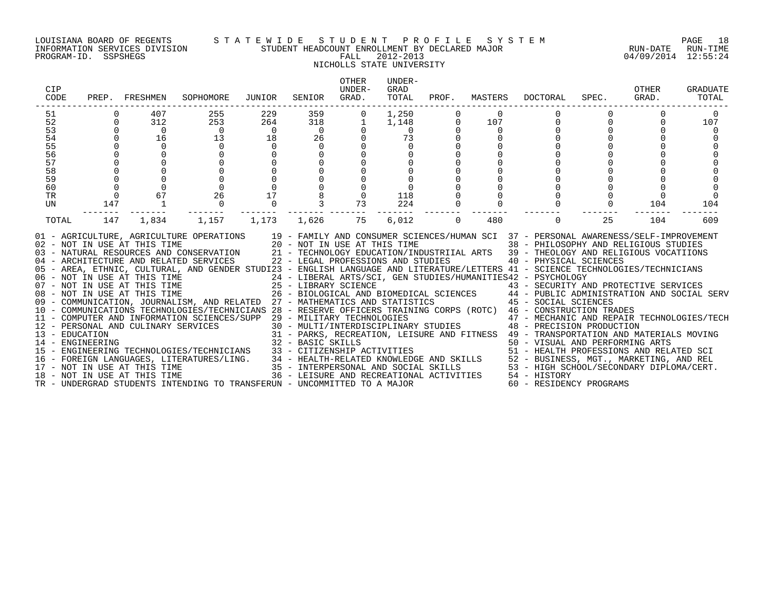LOUISIANA BOARD OF REGENTS
INFORMATION SERVICES DIVISION
PROGRAM-ID. SSPSHEGS

# STATEWIDE STUDENT PROFILE SYSTEM
## STUDENT HEADCOUNT ENROLLMENT BY DECLARED MAJOR
### FALL 2012-2013
### NICHOLLS STATE UNIVERSITY

RUN-DATE 04/09/2014 RUN-TIME 12:55:24

| CIP CODE | PREP. | FRESHMEN | SOPHOMORE | JUNIOR | SENIOR | OTHER UNDER-GRAD. | UNDER-GRAD TOTAL | PROF. | MASTERS | DOCTORAL | SPEC. | OTHER GRAD. | GRADUATE TOTAL |
|---|---|---|---|---|---|---|---|---|---|---|---|---|---|
| 51 | 0 | 407 | 255 | 229 | 359 | 0 | 1,250 | 0 | 0 | 0 | 0 | 0 | 0 |
| 52 | 0 | 312 | 253 | 264 | 318 | 1 | 1,148 | 0 | 107 | 0 | 0 | 0 | 107 |
| 53 | 0 | 0 | 0 | 0 | 0 | 0 | 0 | 0 | 0 | 0 | 0 | 0 | 0 |
| 54 | 0 | 16 | 13 | 18 | 26 | 0 | 73 | 0 | 0 | 0 | 0 | 0 | 0 |
| 55 | 0 | 0 | 0 | 0 | 0 | 0 | 0 | 0 | 0 | 0 | 0 | 0 | 0 |
| 56 | 0 | 0 | 0 | 0 | 0 | 0 | 0 | 0 | 0 | 0 | 0 | 0 | 0 |
| 57 | 0 | 0 | 0 | 0 | 0 | 0 | 0 | 0 | 0 | 0 | 0 | 0 | 0 |
| 58 | 0 | 0 | 0 | 0 | 0 | 0 | 0 | 0 | 0 | 0 | 0 | 0 | 0 |
| 59 | 0 | 0 | 0 | 0 | 0 | 0 | 0 | 0 | 0 | 0 | 0 | 0 | 0 |
| 60 | 0 | 0 | 0 | 0 | 0 | 0 | 0 | 0 | 0 | 0 | 0 | 0 | 0 |
| TR | 0 | 67 | 26 | 17 | 8 | 0 | 118 | 0 | 0 | 0 | 0 | 0 | 0 |
| UN | 147 | 1 | 0 | 0 | 3 | 73 | 224 | 0 | 0 | 0 | 0 | 104 | 104 |
| TOTAL | 147 | 1,834 | 1,157 | 1,173 | 1,626 | 75 | 6,012 | 0 | 480 | 0 | 25 | 104 | 609 |

01 - AGRICULTURE, AGRICULTURE OPERATIONS
02 - NOT IN USE AT THIS TIME
03 - NATURAL RESOURCES AND CONSERVATION
04 - ARCHITECTURE AND RELATED SERVICES
05 - AREA, ETHNIC, CULTURAL, AND GENDER STUDI
06 - NOT IN USE AT THIS TIME
07 - NOT IN USE AT THIS TIME
08 - NOT IN USE AT THIS TIME
09 - COMMUNICATION, JOURNALISM, AND RELATED
10 - COMMUNICATIONS TECHNOLOGIES/TECHNICIANS
11 - COMPUTER AND INFORMATION SCIENCES/SUPP
12 - PERSONAL AND CULINARY SERVICES
13 - EDUCATION
14 - ENGINEERING
15 - ENGINEERING TECHNOLOGIES/TECHNICIANS
16 - FOREIGN LANGUAGES, LITERATURES/LING.
17 - NOT IN USE AT THIS TIME
18 - NOT IN USE AT THIS TIME
19 - FAMILY AND CONSUMER SCIENCES/HUMAN SCI
20 - NOT IN USE AT THIS TIME
21 - TECHNOLOGY EDUCATION/INDUSTRIIAL ARTS
22 - LEGAL PROFESSIONS AND STUDIES
23 - ENGLISH LANGUAGE AND LITERATURE/LETTERS
24 - LIBERAL ARTS/SCI, GEN STUDIES/HUMANITIES
25 - LIBRARY SCIENCE
26 - BIOLOGICAL AND BIOMEDICAL SCIENCES
27 - MATHEMATICS AND STATISTICS
28 - RESERVE OFFICERS TRAINING CORPS (ROTC)
29 - MILITARY TECHNOLOGIES
30 - MULTI/INTERDISCIPLINARY STUDIES
31 - PARKS, RECREATION, LEISURE AND FITNESS
32 - BASIC SKILLS
33 - CITIZENSHIP ACTIVITIES
34 - HEALTH-RELATED KNOWLEDGE AND SKILLS
35 - INTERPERSONAL AND SOCIAL SKILLS
36 - LEISURE AND RECREATIONAL ACTIVITIES
37 - PERSONAL AWARENESS/SELF-IMPROVEMENT
38 - PHILOSOPHY AND RELIGIOUS STUDIES
39 - THEOLOGY AND RELIGIOUS VOCATIIONS
40 - PHYSICAL SCIENCES
41 - SCIENCE TECHNOLOGIES/TECHNICIANS
42 - PSYCHOLOGY
43 - SECURITY AND PROTECTIVE SERVICES
44 - PUBLIC ADMINISTRATION AND SOCIAL SERV
45 - SOCIAL SCIENCES
46 - CONSTRUCTION TRADES
47 - MECHANIC AND REPAIR TECHNOLOGIES/TECH
48 - PRECISION PRODUCTION
49 - TRANSPORTATION AND MATERIALS MOVING
50 - VISUAL AND PERFORMING ARTS
51 - HEALTH PROFESSIONS AND RELATED SCI
52 - BUSINESS, MGT., MARKETING, AND REL
53 - HIGH SCHOOL/SECONDARY DIPLOMA/CERT.
54 - HISTORY
60 - RESIDENCY PROGRAMS
TR - UNDERGRAD STUDENTS INTENDING TO TRANSFER
UN - UNCOMMITTED TO A MAJOR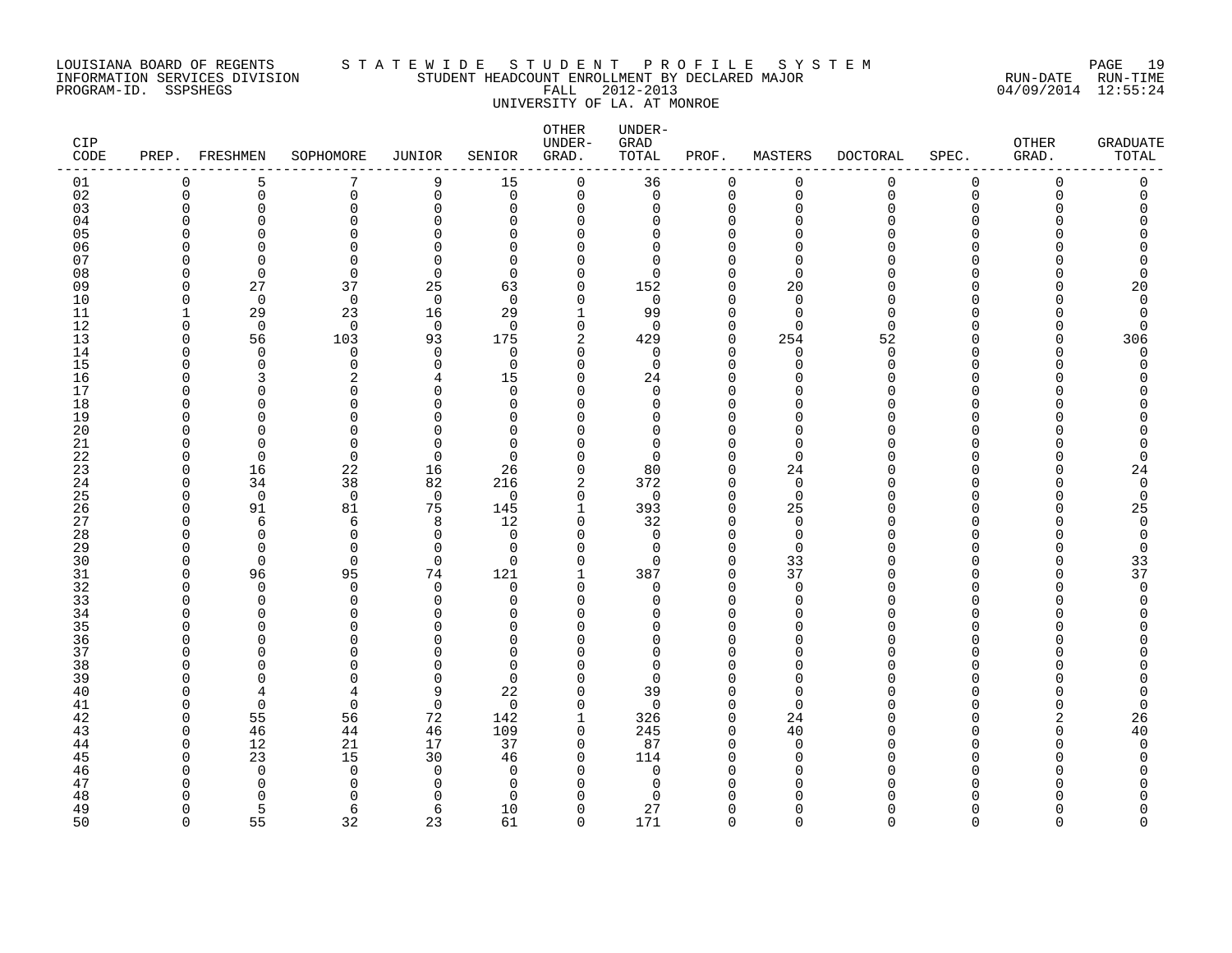LOUISIANA BOARD OF REGENTS
INFORMATION SERVICES DIVISION
PROGRAM-ID. SSPSHEGS

STATEWIDE STUDENT PROFILE SYSTEM
STUDENT HEADCOUNT ENROLLMENT BY DECLARED MAJOR
FALL 2012-2013
UNIVERSITY OF LA. AT MONROE

RUN-DATE RUN-TIME
04/09/2014 12:55:24

| CIP CODE | PREP. | FRESHMEN | SOPHOMORE | JUNIOR | SENIOR | OTHER UNDER-GRAD. | UNDER-GRAD TOTAL | PROF. | MASTERS | DOCTORAL | SPEC. | OTHER GRAD. | GRADUATE TOTAL |
|---|---|---|---|---|---|---|---|---|---|---|---|---|---|
| 01 | 0 | 5 | 7 | 9 | 15 | 0 | 36 | 0 | 0 | 0 | 0 | 0 | 0 |
| 02 | 0 | 0 | 0 | 0 | 0 | 0 | 0 | 0 | 0 | 0 | 0 | 0 | 0 |
| 03 | 0 | 0 | 0 | 0 | 0 | 0 | 0 | 0 | 0 | 0 | 0 | 0 | 0 |
| 04 | 0 | 0 | 0 | 0 | 0 | 0 | 0 | 0 | 0 | 0 | 0 | 0 | 0 |
| 05 | 0 | 0 | 0 | 0 | 0 | 0 | 0 | 0 | 0 | 0 | 0 | 0 | 0 |
| 06 | 0 | 0 | 0 | 0 | 0 | 0 | 0 | 0 | 0 | 0 | 0 | 0 | 0 |
| 07 | 0 | 0 | 0 | 0 | 0 | 0 | 0 | 0 | 0 | 0 | 0 | 0 | 0 |
| 08 | 0 | 0 | 0 | 0 | 0 | 0 | 0 | 0 | 0 | 0 | 0 | 0 | 0 |
| 09 | 0 | 27 | 37 | 25 | 63 | 0 | 152 | 0 | 20 | 0 | 0 | 0 | 20 |
| 10 | 0 | 0 | 0 | 0 | 0 | 0 | 0 | 0 | 0 | 0 | 0 | 0 | 0 |
| 11 | 1 | 29 | 23 | 16 | 29 | 1 | 99 | 0 | 0 | 0 | 0 | 0 | 0 |
| 12 | 0 | 0 | 0 | 0 | 0 | 0 | 0 | 0 | 0 | 0 | 0 | 0 | 0 |
| 13 | 0 | 56 | 103 | 93 | 175 | 2 | 429 | 0 | 254 | 52 | 0 | 0 | 306 |
| 14 | 0 | 0 | 0 | 0 | 0 | 0 | 0 | 0 | 0 | 0 | 0 | 0 | 0 |
| 15 | 0 | 0 | 0 | 0 | 0 | 0 | 0 | 0 | 0 | 0 | 0 | 0 | 0 |
| 16 | 0 | 3 | 2 | 4 | 15 | 0 | 24 | 0 | 0 | 0 | 0 | 0 | 0 |
| 17 | 0 | 0 | 0 | 0 | 0 | 0 | 0 | 0 | 0 | 0 | 0 | 0 | 0 |
| 18 | 0 | 0 | 0 | 0 | 0 | 0 | 0 | 0 | 0 | 0 | 0 | 0 | 0 |
| 19 | 0 | 0 | 0 | 0 | 0 | 0 | 0 | 0 | 0 | 0 | 0 | 0 | 0 |
| 20 | 0 | 0 | 0 | 0 | 0 | 0 | 0 | 0 | 0 | 0 | 0 | 0 | 0 |
| 21 | 0 | 0 | 0 | 0 | 0 | 0 | 0 | 0 | 0 | 0 | 0 | 0 | 0 |
| 22 | 0 | 0 | 0 | 0 | 0 | 0 | 0 | 0 | 0 | 0 | 0 | 0 | 0 |
| 23 | 0 | 16 | 22 | 16 | 26 | 0 | 80 | 0 | 24 | 0 | 0 | 0 | 24 |
| 24 | 0 | 34 | 38 | 82 | 216 | 2 | 372 | 0 | 0 | 0 | 0 | 0 | 0 |
| 25 | 0 | 0 | 0 | 0 | 0 | 0 | 0 | 0 | 0 | 0 | 0 | 0 | 0 |
| 26 | 0 | 91 | 81 | 75 | 145 | 1 | 393 | 0 | 25 | 0 | 0 | 0 | 25 |
| 27 | 0 | 6 | 6 | 8 | 12 | 0 | 32 | 0 | 0 | 0 | 0 | 0 | 0 |
| 28 | 0 | 0 | 0 | 0 | 0 | 0 | 0 | 0 | 0 | 0 | 0 | 0 | 0 |
| 29 | 0 | 0 | 0 | 0 | 0 | 0 | 0 | 0 | 0 | 0 | 0 | 0 | 0 |
| 30 | 0 | 0 | 0 | 0 | 0 | 0 | 0 | 0 | 33 | 0 | 0 | 0 | 33 |
| 31 | 0 | 96 | 95 | 74 | 121 | 1 | 387 | 0 | 37 | 0 | 0 | 0 | 37 |
| 32 | 0 | 0 | 0 | 0 | 0 | 0 | 0 | 0 | 0 | 0 | 0 | 0 | 0 |
| 33 | 0 | 0 | 0 | 0 | 0 | 0 | 0 | 0 | 0 | 0 | 0 | 0 | 0 |
| 34 | 0 | 0 | 0 | 0 | 0 | 0 | 0 | 0 | 0 | 0 | 0 | 0 | 0 |
| 35 | 0 | 0 | 0 | 0 | 0 | 0 | 0 | 0 | 0 | 0 | 0 | 0 | 0 |
| 36 | 0 | 0 | 0 | 0 | 0 | 0 | 0 | 0 | 0 | 0 | 0 | 0 | 0 |
| 37 | 0 | 0 | 0 | 0 | 0 | 0 | 0 | 0 | 0 | 0 | 0 | 0 | 0 |
| 38 | 0 | 0 | 0 | 0 | 0 | 0 | 0 | 0 | 0 | 0 | 0 | 0 | 0 |
| 39 | 0 | 0 | 0 | 0 | 0 | 0 | 0 | 0 | 0 | 0 | 0 | 0 | 0 |
| 40 | 0 | 4 | 4 | 9 | 22 | 0 | 39 | 0 | 0 | 0 | 0 | 0 | 0 |
| 41 | 0 | 0 | 0 | 0 | 0 | 0 | 0 | 0 | 0 | 0 | 0 | 0 | 0 |
| 42 | 0 | 55 | 56 | 72 | 142 | 1 | 326 | 0 | 24 | 0 | 0 | 2 | 26 |
| 43 | 0 | 46 | 44 | 46 | 109 | 0 | 245 | 0 | 40 | 0 | 0 | 0 | 40 |
| 44 | 0 | 12 | 21 | 17 | 37 | 0 | 87 | 0 | 0 | 0 | 0 | 0 | 0 |
| 45 | 0 | 23 | 15 | 30 | 46 | 0 | 114 | 0 | 0 | 0 | 0 | 0 | 0 |
| 46 | 0 | 0 | 0 | 0 | 0 | 0 | 0 | 0 | 0 | 0 | 0 | 0 | 0 |
| 47 | 0 | 0 | 0 | 0 | 0 | 0 | 0 | 0 | 0 | 0 | 0 | 0 | 0 |
| 48 | 0 | 0 | 0 | 0 | 0 | 0 | 0 | 0 | 0 | 0 | 0 | 0 | 0 |
| 49 | 0 | 5 | 6 | 6 | 10 | 0 | 27 | 0 | 0 | 0 | 0 | 0 | 0 |
| 50 | 0 | 55 | 32 | 23 | 61 | 0 | 171 | 0 | 0 | 0 | 0 | 0 | 0 |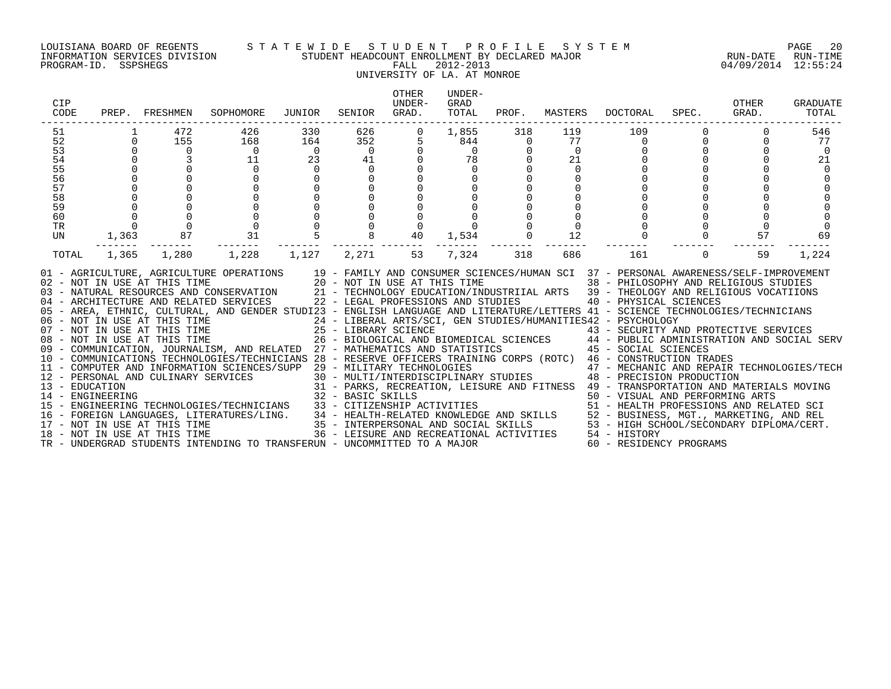LOUISIANA BOARD OF REGENTS — STATEWIDE STUDENT PROFILE SYSTEM
INFORMATION SERVICES DIVISION — STUDENT HEADCOUNT ENROLLMENT BY DECLARED MAJOR — RUN-DATE 04/09/2014 RUN-TIME 12:55:24
PROGRAM-ID. SSPSHEGS — FALL 2012-2013

UNIVERSITY OF LA. AT MONROE

| CIP CODE | PREP. | FRESHMEN | SOPHOMORE | JUNIOR | SENIOR | OTHER UNDER-GRAD. | UNDER-GRAD TOTAL | PROF. | MASTERS | DOCTORAL | SPEC. | OTHER GRAD. | GRADUATE TOTAL |
|---|---|---|---|---|---|---|---|---|---|---|---|---|---|
| 51 | 1 | 472 | 426 | 330 | 626 | 0 | 1,855 | 318 | 119 | 109 | 0 | 0 | 546 |
| 52 | 0 | 155 | 168 | 164 | 352 | 5 | 844 | 0 | 77 | 0 | 0 | 0 | 77 |
| 53 | 0 | 0 | 0 | 0 | 0 | 0 | 0 | 0 | 0 | 0 | 0 | 0 | 0 |
| 54 | 0 | 3 | 11 | 23 | 41 | 0 | 78 | 0 | 21 | 0 | 0 | 0 | 21 |
| 55 | 0 | 0 | 0 | 0 | 0 | 0 | 0 | 0 | 0 | 0 | 0 | 0 | 0 |
| 56 | 0 | 0 | 0 | 0 | 0 | 0 | 0 | 0 | 0 | 0 | 0 | 0 | 0 |
| 57 | 0 | 0 | 0 | 0 | 0 | 0 | 0 | 0 | 0 | 0 | 0 | 0 | 0 |
| 58 | 0 | 0 | 0 | 0 | 0 | 0 | 0 | 0 | 0 | 0 | 0 | 0 | 0 |
| 59 | 0 | 0 | 0 | 0 | 0 | 0 | 0 | 0 | 0 | 0 | 0 | 0 | 0 |
| 60 | 0 | 0 | 0 | 0 | 0 | 0 | 0 | 0 | 0 | 0 | 0 | 0 | 0 |
| TR | 0 | 0 | 0 | 0 | 0 | 0 | 0 | 0 | 0 | 0 | 0 | 0 | 0 |
| UN | 1,363 | 87 | 31 | 5 | 8 | 40 | 1,534 | 0 | 12 | 0 | 0 | 57 | 69 |
| TOTAL | 1,365 | 1,280 | 1,228 | 1,127 | 2,271 | 53 | 7,324 | 318 | 686 | 161 | 0 | 59 | 1,224 |

01 - AGRICULTURE, AGRICULTURE OPERATIONS
02 - NOT IN USE AT THIS TIME
03 - NATURAL RESOURCES AND CONSERVATION
04 - ARCHITECTURE AND RELATED SERVICES
05 - AREA, ETHNIC, CULTURAL, AND GENDER STUDI
06 - NOT IN USE AT THIS TIME
07 - NOT IN USE AT THIS TIME
08 - NOT IN USE AT THIS TIME
09 - COMMUNICATION, JOURNALISM, AND RELATED
10 - COMMUNICATIONS TECHNOLOGIES/TECHNICIANS
11 - COMPUTER AND INFORMATION SCIENCES/SUPP
12 - PERSONAL AND CULINARY SERVICES
13 - EDUCATION
14 - ENGINEERING
15 - ENGINEERING TECHNOLOGIES/TECHNICIANS
16 - FOREIGN LANGUAGES, LITERATURES/LING.
17 - NOT IN USE AT THIS TIME
18 - NOT IN USE AT THIS TIME
19 - FAMILY AND CONSUMER SCIENCES/HUMAN SCI
20 - NOT IN USE AT THIS TIME
21 - TECHNOLOGY EDUCATION/INDUSTRIIAL ARTS
22 - LEGAL PROFESSIONS AND STUDIES
23 - ENGLISH LANGUAGE AND LITERATURE/LETTERS
24 - LIBERAL ARTS/SCI, GEN STUDIES/HUMANITIES
25 - LIBRARY SCIENCE
26 - BIOLOGICAL AND BIOMEDICAL SCIENCES
27 - MATHEMATICS AND STATISTICS
28 - RESERVE OFFICERS TRAINING CORPS (ROTC)
29 - MILITARY TECHNOLOGIES
30 - MULTI/INTERDISCIPLINARY STUDIES
31 - PARKS, RECREATION, LEISURE AND FITNESS
32 - BASIC SKILLS
33 - CITIZENSHIP ACTIVITIES
34 - HEALTH-RELATED KNOWLEDGE AND SKILLS
35 - INTERPERSONAL AND SOCIAL SKILLS
36 - LEISURE AND RECREATIONAL ACTIVITIES
37 - PERSONAL AWARENESS/SELF-IMPROVEMENT
38 - PHILOSOPHY AND RELIGIOUS STUDIES
39 - THEOLOGY AND RELIGIOUS VOCATIIONS
40 - PHYSICAL SCIENCES
41 - SCIENCE TECHNOLOGIES/TECHNICIANS
42 - PSYCHOLOGY
43 - SECURITY AND PROTECTIVE SERVICES
44 - PUBLIC ADMINISTRATION AND SOCIAL SERV
45 - SOCIAL SCIENCES
46 - CONSTRUCTION TRADES
47 - MECHANIC AND REPAIR TECHNOLOGIES/TECH
48 - PRECISION PRODUCTION
49 - TRANSPORTATION AND MATERIALS MOVING
50 - VISUAL AND PERFORMING ARTS
51 - HEALTH PROFESSIONS AND RELATED SCI
52 - BUSINESS, MGT., MARKETING, AND REL
53 - HIGH SCHOOL/SECONDARY DIPLOMA/CERT.
54 - HISTORY
60 - RESIDENCY PROGRAMS
TR - UNDERGRAD STUDENTS INTENDING TO TRANSFER
UN - UNCOMMITTED TO A MAJOR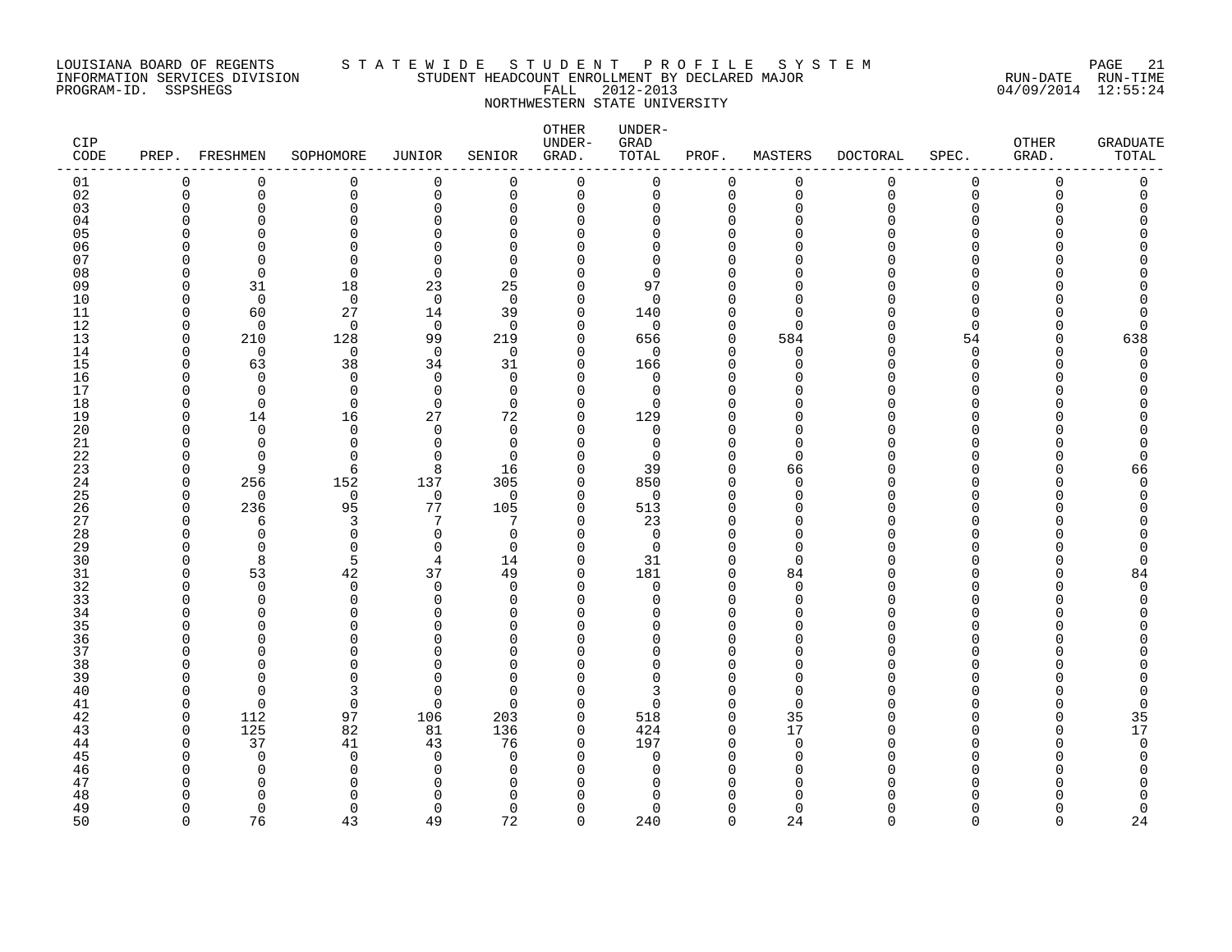LOUISIANA BOARD OF REGENTS — STATEWIDE STUDENT PROFILE SYSTEM
INFORMATION SERVICES DIVISION — STUDENT HEADCOUNT ENROLLMENT BY DECLARED MAJOR — RUN-DATE 04/09/2014 RUN-TIME 12:55:24
PROGRAM-ID. SSPSHEGS — FALL 2012-2013

NORTHWESTERN STATE UNIVERSITY

| CIP CODE | PREP. | FRESHMEN | SOPHOMORE | JUNIOR | SENIOR | OTHER UNDER-GRAD. | UNDER-GRAD TOTAL | PROF. | MASTERS | DOCTORAL | SPEC. | OTHER GRAD. | GRADUATE TOTAL |
|---|---|---|---|---|---|---|---|---|---|---|---|---|---|
| 01 | 0 | 0 | 0 | 0 | 0 | 0 | 0 | 0 | 0 | 0 | 0 | 0 | 0 |
| 02 | 0 | 0 | 0 | 0 | 0 | 0 | 0 | 0 | 0 | 0 | 0 | 0 | 0 |
| 03 | 0 | 0 | 0 | 0 | 0 | 0 | 0 | 0 | 0 | 0 | 0 | 0 | 0 |
| 04 | 0 | 0 | 0 | 0 | 0 | 0 | 0 | 0 | 0 | 0 | 0 | 0 | 0 |
| 05 | 0 | 0 | 0 | 0 | 0 | 0 | 0 | 0 | 0 | 0 | 0 | 0 | 0 |
| 06 | 0 | 0 | 0 | 0 | 0 | 0 | 0 | 0 | 0 | 0 | 0 | 0 | 0 |
| 07 | 0 | 0 | 0 | 0 | 0 | 0 | 0 | 0 | 0 | 0 | 0 | 0 | 0 |
| 08 | 0 | 0 | 0 | 0 | 0 | 0 | 0 | 0 | 0 | 0 | 0 | 0 | 0 |
| 09 | 0 | 31 | 18 | 23 | 25 | 0 | 97 | 0 | 0 | 0 | 0 | 0 | 0 |
| 10 | 0 | 0 | 0 | 0 | 0 | 0 | 0 | 0 | 0 | 0 | 0 | 0 | 0 |
| 11 | 0 | 60 | 27 | 14 | 39 | 0 | 140 | 0 | 0 | 0 | 0 | 0 | 0 |
| 12 | 0 | 0 | 0 | 0 | 0 | 0 | 0 | 0 | 0 | 0 | 0 | 0 | 0 |
| 13 | 0 | 210 | 128 | 99 | 219 | 0 | 656 | 0 | 584 | 0 | 54 | 0 | 638 |
| 14 | 0 | 0 | 0 | 0 | 0 | 0 | 0 | 0 | 0 | 0 | 0 | 0 | 0 |
| 15 | 0 | 63 | 38 | 34 | 31 | 0 | 166 | 0 | 0 | 0 | 0 | 0 | 0 |
| 16 | 0 | 0 | 0 | 0 | 0 | 0 | 0 | 0 | 0 | 0 | 0 | 0 | 0 |
| 17 | 0 | 0 | 0 | 0 | 0 | 0 | 0 | 0 | 0 | 0 | 0 | 0 | 0 |
| 18 | 0 | 0 | 0 | 0 | 0 | 0 | 0 | 0 | 0 | 0 | 0 | 0 | 0 |
| 19 | 0 | 14 | 16 | 27 | 72 | 0 | 129 | 0 | 0 | 0 | 0 | 0 | 0 |
| 20 | 0 | 0 | 0 | 0 | 0 | 0 | 0 | 0 | 0 | 0 | 0 | 0 | 0 |
| 21 | 0 | 0 | 0 | 0 | 0 | 0 | 0 | 0 | 0 | 0 | 0 | 0 | 0 |
| 22 | 0 | 0 | 0 | 0 | 0 | 0 | 0 | 0 | 0 | 0 | 0 | 0 | 0 |
| 23 | 0 | 9 | 6 | 8 | 16 | 0 | 39 | 0 | 66 | 0 | 0 | 0 | 66 |
| 24 | 0 | 256 | 152 | 137 | 305 | 0 | 850 | 0 | 0 | 0 | 0 | 0 | 0 |
| 25 | 0 | 0 | 0 | 0 | 0 | 0 | 0 | 0 | 0 | 0 | 0 | 0 | 0 |
| 26 | 0 | 236 | 95 | 77 | 105 | 0 | 513 | 0 | 0 | 0 | 0 | 0 | 0 |
| 27 | 0 | 6 | 3 | 7 | 7 | 0 | 23 | 0 | 0 | 0 | 0 | 0 | 0 |
| 28 | 0 | 0 | 0 | 0 | 0 | 0 | 0 | 0 | 0 | 0 | 0 | 0 | 0 |
| 29 | 0 | 0 | 0 | 0 | 0 | 0 | 0 | 0 | 0 | 0 | 0 | 0 | 0 |
| 30 | 0 | 8 | 5 | 4 | 14 | 0 | 31 | 0 | 0 | 0 | 0 | 0 | 0 |
| 31 | 0 | 53 | 42 | 37 | 49 | 0 | 181 | 0 | 84 | 0 | 0 | 0 | 84 |
| 32 | 0 | 0 | 0 | 0 | 0 | 0 | 0 | 0 | 0 | 0 | 0 | 0 | 0 |
| 33 | 0 | 0 | 0 | 0 | 0 | 0 | 0 | 0 | 0 | 0 | 0 | 0 | 0 |
| 34 | 0 | 0 | 0 | 0 | 0 | 0 | 0 | 0 | 0 | 0 | 0 | 0 | 0 |
| 35 | 0 | 0 | 0 | 0 | 0 | 0 | 0 | 0 | 0 | 0 | 0 | 0 | 0 |
| 36 | 0 | 0 | 0 | 0 | 0 | 0 | 0 | 0 | 0 | 0 | 0 | 0 | 0 |
| 37 | 0 | 0 | 0 | 0 | 0 | 0 | 0 | 0 | 0 | 0 | 0 | 0 | 0 |
| 38 | 0 | 0 | 0 | 0 | 0 | 0 | 0 | 0 | 0 | 0 | 0 | 0 | 0 |
| 39 | 0 | 0 | 0 | 0 | 0 | 0 | 0 | 0 | 0 | 0 | 0 | 0 | 0 |
| 40 | 0 | 0 | 3 | 0 | 0 | 0 | 3 | 0 | 0 | 0 | 0 | 0 | 0 |
| 41 | 0 | 0 | 0 | 0 | 0 | 0 | 0 | 0 | 0 | 0 | 0 | 0 | 0 |
| 42 | 0 | 112 | 97 | 106 | 203 | 0 | 518 | 0 | 35 | 0 | 0 | 0 | 35 |
| 43 | 0 | 125 | 82 | 81 | 136 | 0 | 424 | 0 | 17 | 0 | 0 | 0 | 17 |
| 44 | 0 | 37 | 41 | 43 | 76 | 0 | 197 | 0 | 0 | 0 | 0 | 0 | 0 |
| 45 | 0 | 0 | 0 | 0 | 0 | 0 | 0 | 0 | 0 | 0 | 0 | 0 | 0 |
| 46 | 0 | 0 | 0 | 0 | 0 | 0 | 0 | 0 | 0 | 0 | 0 | 0 | 0 |
| 47 | 0 | 0 | 0 | 0 | 0 | 0 | 0 | 0 | 0 | 0 | 0 | 0 | 0 |
| 48 | 0 | 0 | 0 | 0 | 0 | 0 | 0 | 0 | 0 | 0 | 0 | 0 | 0 |
| 49 | 0 | 0 | 0 | 0 | 0 | 0 | 0 | 0 | 0 | 0 | 0 | 0 | 0 |
| 50 | 0 | 76 | 43 | 49 | 72 | 0 | 240 | 0 | 24 | 0 | 0 | 0 | 24 |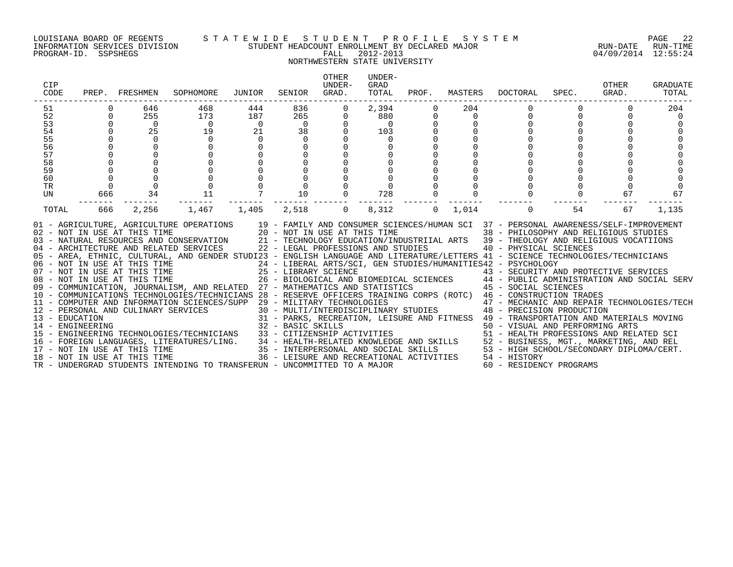LOUISIANA BOARD OF REGENTS
INFORMATION SERVICES DIVISION
PROGRAM-ID. SSPSHEGS

S T A T E W I D E   S T U D E N T   P R O F I L E   S Y S T E M
STUDENT HEADCOUNT ENROLLMENT BY DECLARED MAJOR
FALL 2012-2013
NORTHWESTERN STATE UNIVERSITY

RUN-DATE 04/09/2014 RUN-TIME 12:55:24

| CIP CODE | PREP. | FRESHMEN | SOPHOMORE | JUNIOR | SENIOR | OTHER UNDER-GRAD. | UNDER-GRAD TOTAL | PROF. | MASTERS | DOCTORAL | SPEC. | OTHER GRAD. | GRADUATE TOTAL |
|---|---|---|---|---|---|---|---|---|---|---|---|---|---|
| 51 | 0 | 646 | 468 | 444 | 836 | 0 | 2,394 | 0 | 204 | 0 | 0 | 0 | 204 |
| 52 | 0 | 255 | 173 | 187 | 265 | 0 | 880 | 0 | 0 | 0 | 0 | 0 | 0 |
| 53 | 0 | 0 | 0 | 0 | 0 | 0 | 0 | 0 | 0 | 0 | 0 | 0 | 0 |
| 54 | 0 | 25 | 19 | 21 | 38 | 0 | 103 | 0 | 0 | 0 | 0 | 0 | 0 |
| 55 | 0 | 0 | 0 | 0 | 0 | 0 | 0 | 0 | 0 | 0 | 0 | 0 | 0 |
| 56 | 0 | 0 | 0 | 0 | 0 | 0 | 0 | 0 | 0 | 0 | 0 | 0 | 0 |
| 57 | 0 | 0 | 0 | 0 | 0 | 0 | 0 | 0 | 0 | 0 | 0 | 0 | 0 |
| 58 | 0 | 0 | 0 | 0 | 0 | 0 | 0 | 0 | 0 | 0 | 0 | 0 | 0 |
| 59 | 0 | 0 | 0 | 0 | 0 | 0 | 0 | 0 | 0 | 0 | 0 | 0 | 0 |
| 60 | 0 | 0 | 0 | 0 | 0 | 0 | 0 | 0 | 0 | 0 | 0 | 0 | 0 |
| TR | 0 | 0 | 0 | 0 | 0 | 0 | 0 | 0 | 0 | 0 | 0 | 0 | 0 |
| UN | 666 | 34 | 11 | 7 | 10 | 0 | 728 | 0 | 0 | 0 | 0 | 67 | 67 |
| TOTAL | 666 | 2,256 | 1,467 | 1,405 | 2,518 | 0 | 8,312 | 0 | 1,014 | 0 | 54 | 67 | 1,135 |

01 - AGRICULTURE, AGRICULTURE OPERATIONS
02 - NOT IN USE AT THIS TIME
03 - NATURAL RESOURCES AND CONSERVATION
04 - ARCHITECTURE AND RELATED SERVICES
05 - AREA, ETHNIC, CULTURAL, AND GENDER STUDI
06 - NOT IN USE AT THIS TIME
07 - NOT IN USE AT THIS TIME
08 - NOT IN USE AT THIS TIME
09 - COMMUNICATION, JOURNALISM, AND RELATED
10 - COMMUNICATIONS TECHNOLOGIES/TECHNICIANS
11 - COMPUTER AND INFORMATION SCIENCES/SUPP
12 - PERSONAL AND CULINARY SERVICES
13 - EDUCATION
14 - ENGINEERING
15 - ENGINEERING TECHNOLOGIES/TECHNICIANS
16 - FOREIGN LANGUAGES, LITERATURES/LING.
17 - NOT IN USE AT THIS TIME
18 - NOT IN USE AT THIS TIME
19 - FAMILY AND CONSUMER SCIENCES/HUMAN SCI
20 - NOT IN USE AT THIS TIME
21 - TECHNOLOGY EDUCATION/INDUSTRIIAL ARTS
22 - LEGAL PROFESSIONS AND STUDIES
23 - ENGLISH LANGUAGE AND LITERATURE/LETTERS
24 - LIBERAL ARTS/SCI, GEN STUDIES/HUMANITIES
25 - LIBRARY SCIENCE
26 - BIOLOGICAL AND BIOMEDICAL SCIENCES
27 - MATHEMATICS AND STATISTICS
28 - RESERVE OFFICERS TRAINING CORPS (ROTC)
29 - MILITARY TECHNOLOGIES
30 - MULTI/INTERDISCIPLINARY STUDIES
31 - PARKS, RECREATION, LEISURE AND FITNESS
32 - BASIC SKILLS
33 - CITIZENSHIP ACTIVITIES
34 - HEALTH-RELATED KNOWLEDGE AND SKILLS
35 - INTERPERSONAL AND SOCIAL SKILLS
36 - LEISURE AND RECREATIONAL ACTIVITIES
37 - PERSONAL AWARENESS/SELF-IMPROVEMENT
38 - PHILOSOPHY AND RELIGIOUS STUDIES
39 - THEOLOGY AND RELIGIOUS VOCATIIONS
40 - PHYSICAL SCIENCES
41 - SCIENCE TECHNOLOGIES/TECHNICIANS
42 - PSYCHOLOGY
43 - SECURITY AND PROTECTIVE SERVICES
44 - PUBLIC ADMINISTRATION AND SOCIAL SERV
45 - SOCIAL SCIENCES
46 - CONSTRUCTION TRADES
47 - MECHANIC AND REPAIR TECHNOLOGIES/TECH
48 - PRECISION PRODUCTION
49 - TRANSPORTATION AND MATERIALS MOVING
50 - VISUAL AND PERFORMING ARTS
51 - HEALTH PROFESSIONS AND RELATED SCI
52 - BUSINESS, MGT., MARKETING, AND REL
53 - HIGH SCHOOL/SECONDARY DIPLOMA/CERT.
54 - HISTORY
60 - RESIDENCY PROGRAMS
TR - UNDERGRAD STUDENTS INTENDING TO TRANSFER
UN - UNCOMMITTED TO A MAJOR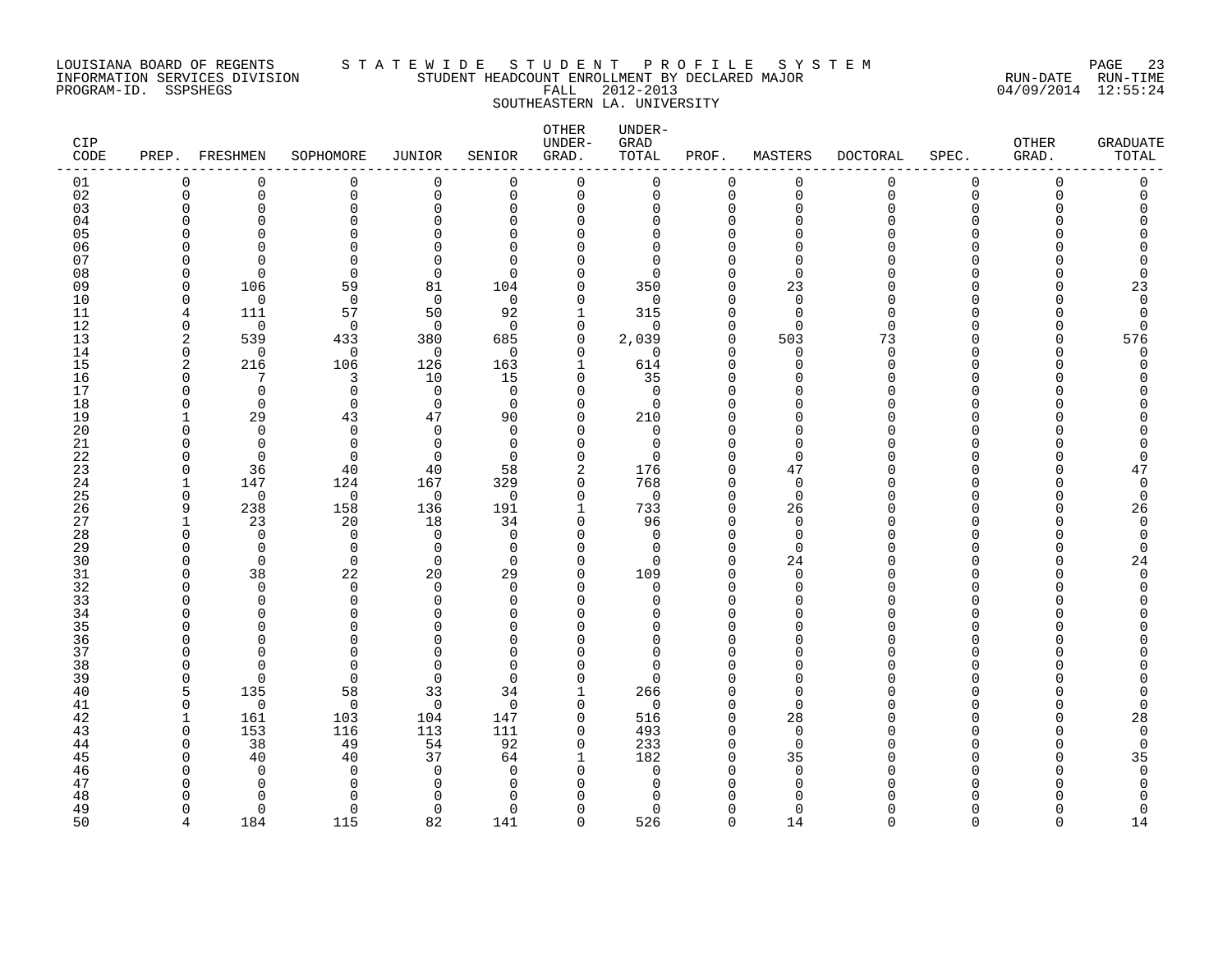LOUISIANA BOARD OF REGENTS — STATEWIDE STUDENT PROFILE SYSTEM
INFORMATION SERVICES DIVISION — STUDENT HEADCOUNT ENROLLMENT BY DECLARED MAJOR — RUN-DATE 04/09/2014 RUN-TIME 12:55:24
PROGRAM-ID. SSPSHEGS — FALL 2012-2013

SOUTHEASTERN LA. UNIVERSITY

| CIP CODE | PREP. | FRESHMEN | SOPHOMORE | JUNIOR | SENIOR | OTHER UNDER-GRAD. | UNDER-GRAD TOTAL | PROF. | MASTERS | DOCTORAL | SPEC. | OTHER GRAD. | GRADUATE TOTAL |
|---|---|---|---|---|---|---|---|---|---|---|---|---|---|
| 01 | 0 | 0 | 0 | 0 | 0 | 0 | 0 | 0 | 0 | 0 | 0 | 0 | 0 |
| 02 | 0 | 0 | 0 | 0 | 0 | 0 | 0 | 0 | 0 | 0 | 0 | 0 | 0 |
| 03 | 0 | 0 | 0 | 0 | 0 | 0 | 0 | 0 | 0 | 0 | 0 | 0 | 0 |
| 04 | 0 | 0 | 0 | 0 | 0 | 0 | 0 | 0 | 0 | 0 | 0 | 0 | 0 |
| 05 | 0 | 0 | 0 | 0 | 0 | 0 | 0 | 0 | 0 | 0 | 0 | 0 | 0 |
| 06 | 0 | 0 | 0 | 0 | 0 | 0 | 0 | 0 | 0 | 0 | 0 | 0 | 0 |
| 07 | 0 | 0 | 0 | 0 | 0 | 0 | 0 | 0 | 0 | 0 | 0 | 0 | 0 |
| 08 | 0 | 0 | 0 | 0 | 0 | 0 | 0 | 0 | 0 | 0 | 0 | 0 | 0 |
| 09 | 0 | 106 | 59 | 81 | 104 | 0 | 350 | 0 | 23 | 0 | 0 | 0 | 23 |
| 10 | 0 | 0 | 0 | 0 | 0 | 0 | 0 | 0 | 0 | 0 | 0 | 0 | 0 |
| 11 | 4 | 111 | 57 | 50 | 92 | 1 | 315 | 0 | 0 | 0 | 0 | 0 | 0 |
| 12 | 0 | 0 | 0 | 0 | 0 | 0 | 0 | 0 | 0 | 0 | 0 | 0 | 0 |
| 13 | 2 | 539 | 433 | 380 | 685 | 0 | 2,039 | 0 | 503 | 73 | 0 | 0 | 576 |
| 14 | 0 | 0 | 0 | 0 | 0 | 0 | 0 | 0 | 0 | 0 | 0 | 0 | 0 |
| 15 | 2 | 216 | 106 | 126 | 163 | 1 | 614 | 0 | 0 | 0 | 0 | 0 | 0 |
| 16 | 0 | 7 | 3 | 10 | 15 | 0 | 35 | 0 | 0 | 0 | 0 | 0 | 0 |
| 17 | 0 | 0 | 0 | 0 | 0 | 0 | 0 | 0 | 0 | 0 | 0 | 0 | 0 |
| 18 | 0 | 0 | 0 | 0 | 0 | 0 | 0 | 0 | 0 | 0 | 0 | 0 | 0 |
| 19 | 1 | 29 | 43 | 47 | 90 | 0 | 210 | 0 | 0 | 0 | 0 | 0 | 0 |
| 20 | 0 | 0 | 0 | 0 | 0 | 0 | 0 | 0 | 0 | 0 | 0 | 0 | 0 |
| 21 | 0 | 0 | 0 | 0 | 0 | 0 | 0 | 0 | 0 | 0 | 0 | 0 | 0 |
| 22 | 0 | 0 | 0 | 0 | 0 | 0 | 0 | 0 | 0 | 0 | 0 | 0 | 0 |
| 23 | 0 | 36 | 40 | 40 | 58 | 2 | 176 | 0 | 47 | 0 | 0 | 0 | 47 |
| 24 | 1 | 147 | 124 | 167 | 329 | 0 | 768 | 0 | 0 | 0 | 0 | 0 | 0 |
| 25 | 0 | 0 | 0 | 0 | 0 | 0 | 0 | 0 | 0 | 0 | 0 | 0 | 0 |
| 26 | 9 | 238 | 158 | 136 | 191 | 1 | 733 | 0 | 26 | 0 | 0 | 0 | 26 |
| 27 | 1 | 23 | 20 | 18 | 34 | 0 | 96 | 0 | 0 | 0 | 0 | 0 | 0 |
| 28 | 0 | 0 | 0 | 0 | 0 | 0 | 0 | 0 | 0 | 0 | 0 | 0 | 0 |
| 29 | 0 | 0 | 0 | 0 | 0 | 0 | 0 | 0 | 0 | 0 | 0 | 0 | 0 |
| 30 | 0 | 0 | 0 | 0 | 0 | 0 | 0 | 0 | 24 | 0 | 0 | 0 | 24 |
| 31 | 0 | 38 | 22 | 20 | 29 | 0 | 109 | 0 | 0 | 0 | 0 | 0 | 0 |
| 32 | 0 | 0 | 0 | 0 | 0 | 0 | 0 | 0 | 0 | 0 | 0 | 0 | 0 |
| 33 | 0 | 0 | 0 | 0 | 0 | 0 | 0 | 0 | 0 | 0 | 0 | 0 | 0 |
| 34 | 0 | 0 | 0 | 0 | 0 | 0 | 0 | 0 | 0 | 0 | 0 | 0 | 0 |
| 35 | 0 | 0 | 0 | 0 | 0 | 0 | 0 | 0 | 0 | 0 | 0 | 0 | 0 |
| 36 | 0 | 0 | 0 | 0 | 0 | 0 | 0 | 0 | 0 | 0 | 0 | 0 | 0 |
| 37 | 0 | 0 | 0 | 0 | 0 | 0 | 0 | 0 | 0 | 0 | 0 | 0 | 0 |
| 38 | 0 | 0 | 0 | 0 | 0 | 0 | 0 | 0 | 0 | 0 | 0 | 0 | 0 |
| 39 | 0 | 0 | 0 | 0 | 0 | 0 | 0 | 0 | 0 | 0 | 0 | 0 | 0 |
| 40 | 5 | 135 | 58 | 33 | 34 | 1 | 266 | 0 | 0 | 0 | 0 | 0 | 0 |
| 41 | 0 | 0 | 0 | 0 | 0 | 0 | 0 | 0 | 0 | 0 | 0 | 0 | 0 |
| 42 | 1 | 161 | 103 | 104 | 147 | 0 | 516 | 0 | 28 | 0 | 0 | 0 | 28 |
| 43 | 0 | 153 | 116 | 113 | 111 | 0 | 493 | 0 | 0 | 0 | 0 | 0 | 0 |
| 44 | 0 | 38 | 49 | 54 | 92 | 0 | 233 | 0 | 0 | 0 | 0 | 0 | 0 |
| 45 | 0 | 40 | 40 | 37 | 64 | 1 | 182 | 0 | 35 | 0 | 0 | 0 | 35 |
| 46 | 0 | 0 | 0 | 0 | 0 | 0 | 0 | 0 | 0 | 0 | 0 | 0 | 0 |
| 47 | 0 | 0 | 0 | 0 | 0 | 0 | 0 | 0 | 0 | 0 | 0 | 0 | 0 |
| 48 | 0 | 0 | 0 | 0 | 0 | 0 | 0 | 0 | 0 | 0 | 0 | 0 | 0 |
| 49 | 0 | 0 | 0 | 0 | 0 | 0 | 0 | 0 | 0 | 0 | 0 | 0 | 0 |
| 50 | 4 | 184 | 115 | 82 | 141 | 0 | 526 | 0 | 14 | 0 | 0 | 0 | 14 |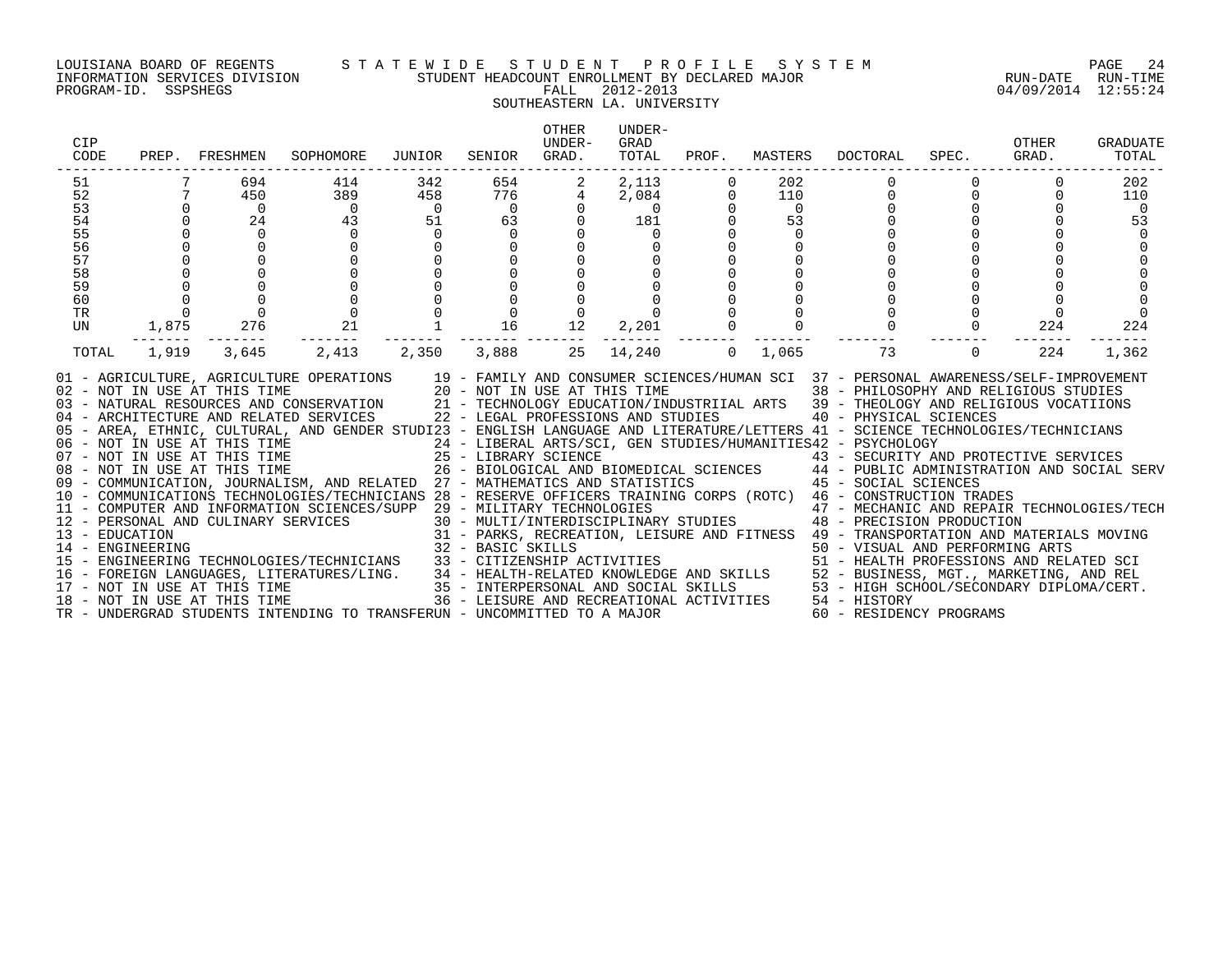LOUISIANA BOARD OF REGENTS — STATEWIDE STUDENT PROFILE SYSTEM
INFORMATION SERVICES DIVISION — STUDENT HEADCOUNT ENROLLMENT BY DECLARED MAJOR — RUN-DATE 04/09/2014 RUN-TIME 12:55:24
PROGRAM-ID. SSPSHEGS — FALL 2012-2013

SOUTHEASTERN LA. UNIVERSITY

| CIP CODE | PREP. | FRESHMEN | SOPHOMORE | JUNIOR | SENIOR | OTHER UNDER-GRAD. | UNDER-GRAD TOTAL | PROF. | MASTERS | DOCTORAL | SPEC. | OTHER GRAD. | GRADUATE TOTAL |
|---|---|---|---|---|---|---|---|---|---|---|---|---|---|
| 51 | 7 | 694 | 414 | 342 | 654 | 2 | 2,113 | 0 | 202 | 0 | 0 | 0 | 202 |
| 52 | 7 | 450 | 389 | 458 | 776 | 4 | 2,084 | 0 | 110 | 0 | 0 | 0 | 110 |
| 53 | 0 | 0 | 0 | 0 | 0 | 0 | 0 | 0 | 0 | 0 | 0 | 0 | 0 |
| 54 | 0 | 24 | 43 | 51 | 63 | 0 | 181 | 0 | 53 | 0 | 0 | 0 | 53 |
| 55 | 0 | 0 | 0 | 0 | 0 | 0 | 0 | 0 | 0 | 0 | 0 | 0 | 0 |
| 56 | 0 | 0 | 0 | 0 | 0 | 0 | 0 | 0 | 0 | 0 | 0 | 0 | 0 |
| 57 | 0 | 0 | 0 | 0 | 0 | 0 | 0 | 0 | 0 | 0 | 0 | 0 | 0 |
| 58 | 0 | 0 | 0 | 0 | 0 | 0 | 0 | 0 | 0 | 0 | 0 | 0 | 0 |
| 59 | 0 | 0 | 0 | 0 | 0 | 0 | 0 | 0 | 0 | 0 | 0 | 0 | 0 |
| 60 | 0 | 0 | 0 | 0 | 0 | 0 | 0 | 0 | 0 | 0 | 0 | 0 | 0 |
| TR | 0 | 0 | 0 | 0 | 0 | 0 | 0 | 0 | 0 | 0 | 0 | 0 | 0 |
| UN | 1,875 | 276 | 21 | 1 | 16 | 12 | 2,201 | 0 | 0 | 0 | 0 | 224 | 224 |
| TOTAL | 1,919 | 3,645 | 2,413 | 2,350 | 3,888 | 25 | 14,240 | 0 | 1,065 | 73 | 0 | 224 | 1,362 |

01 - AGRICULTURE, AGRICULTURE OPERATIONS
02 - NOT IN USE AT THIS TIME
03 - NATURAL RESOURCES AND CONSERVATION
04 - ARCHITECTURE AND RELATED SERVICES
05 - AREA, ETHNIC, CULTURAL, AND GENDER STUDI
06 - NOT IN USE AT THIS TIME
07 - NOT IN USE AT THIS TIME
08 - NOT IN USE AT THIS TIME
09 - COMMUNICATION, JOURNALISM, AND RELATED
10 - COMMUNICATIONS TECHNOLOGIES/TECHNICIANS
11 - COMPUTER AND INFORMATION SCIENCES/SUPP
12 - PERSONAL AND CULINARY SERVICES
13 - EDUCATION
14 - ENGINEERING
15 - ENGINEERING TECHNOLOGIES/TECHNICIANS
16 - FOREIGN LANGUAGES, LITERATURES/LING.
17 - NOT IN USE AT THIS TIME
18 - NOT IN USE AT THIS TIME
19 - FAMILY AND CONSUMER SCIENCES/HUMAN SCI
20 - NOT IN USE AT THIS TIME
21 - TECHNOLOGY EDUCATION/INDUSTRIIAL ARTS
22 - LEGAL PROFESSIONS AND STUDIES
23 - ENGLISH LANGUAGE AND LITERATURE/LETTERS
24 - LIBERAL ARTS/SCI, GEN STUDIES/HUMANITIES
25 - LIBRARY SCIENCE
26 - BIOLOGICAL AND BIOMEDICAL SCIENCES
27 - MATHEMATICS AND STATISTICS
28 - RESERVE OFFICERS TRAINING CORPS (ROTC)
29 - MILITARY TECHNOLOGIES
30 - MULTI/INTERDISCIPLINARY STUDIES
31 - PARKS, RECREATION, LEISURE AND FITNESS
32 - BASIC SKILLS
33 - CITIZENSHIP ACTIVITIES
34 - HEALTH-RELATED KNOWLEDGE AND SKILLS
35 - INTERPERSONAL AND SOCIAL SKILLS
36 - LEISURE AND RECREATIONAL ACTIVITIES
37 - PERSONAL AWARENESS/SELF-IMPROVEMENT
38 - PHILOSOPHY AND RELIGIOUS STUDIES
39 - THEOLOGY AND RELIGIOUS VOCATIIONS
40 - PHYSICAL SCIENCES
41 - SCIENCE TECHNOLOGIES/TECHNICIANS
42 - PSYCHOLOGY
43 - SECURITY AND PROTECTIVE SERVICES
44 - PUBLIC ADMINISTRATION AND SOCIAL SERV
45 - SOCIAL SCIENCES
46 - CONSTRUCTION TRADES
47 - MECHANIC AND REPAIR TECHNOLOGIES/TECH
48 - PRECISION PRODUCTION
49 - TRANSPORTATION AND MATERIALS MOVING
50 - VISUAL AND PERFORMING ARTS
51 - HEALTH PROFESSIONS AND RELATED SCI
52 - BUSINESS, MGT., MARKETING, AND REL
53 - HIGH SCHOOL/SECONDARY DIPLOMA/CERT.
54 - HISTORY
60 - RESIDENCY PROGRAMS
TR - UNDERGRAD STUDENTS INTENDING TO TRANSFER
UN - UNCOMMITTED TO A MAJOR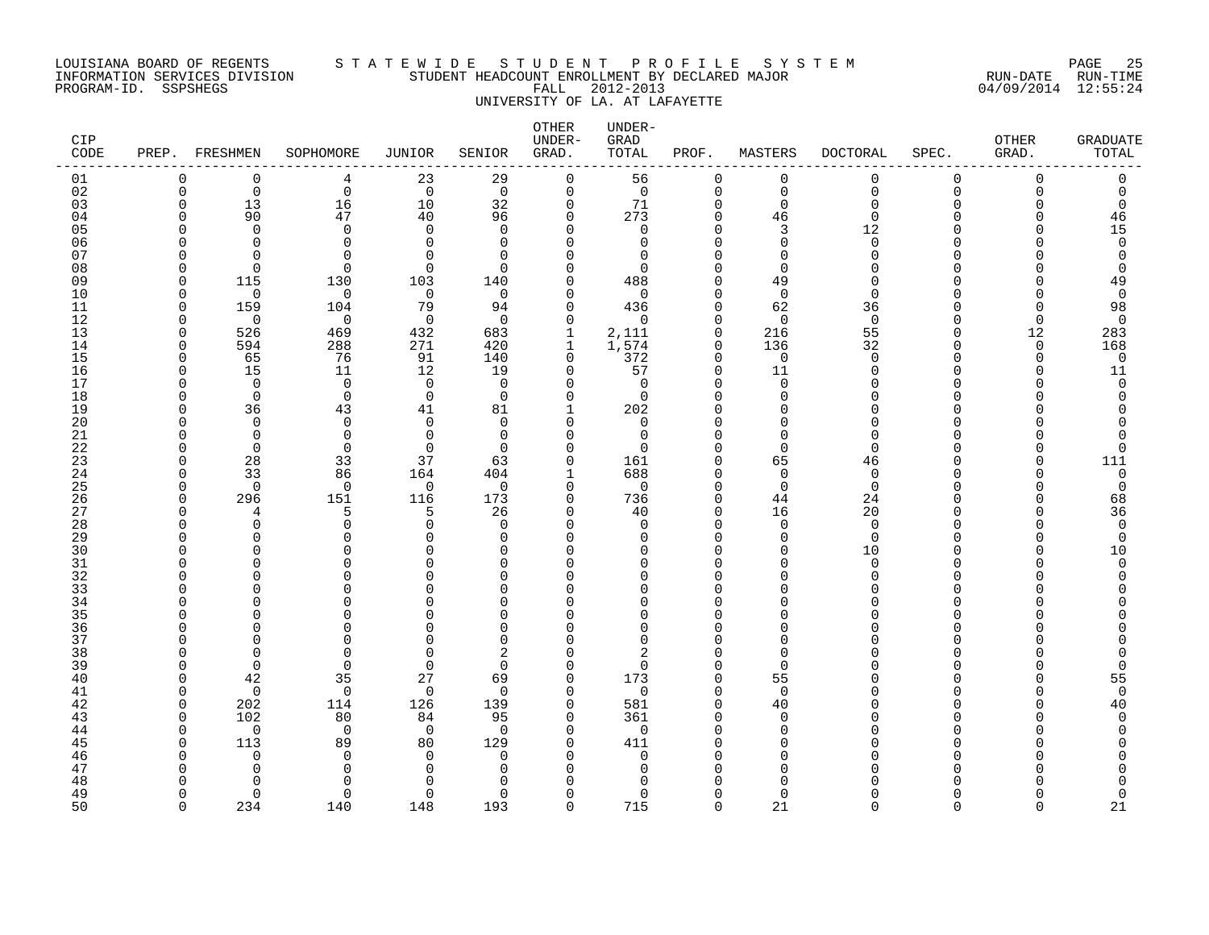LOUISIANA BOARD OF REGENTS
INFORMATION SERVICES DIVISION
PROGRAM-ID. SSPSHEGS

STATEWIDE STUDENT PROFILE SYSTEM
STUDENT HEADCOUNT ENROLLMENT BY DECLARED MAJOR
FALL 2012-2013
UNIVERSITY OF LA. AT LAFAYETTE

RUN-DATE 04/09/2014 RUN-TIME 12:55:24

| CIP CODE | PREP. | FRESHMEN | SOPHOMORE | JUNIOR | SENIOR | OTHER UNDER-GRAD. | UNDER-GRAD TOTAL | PROF. | MASTERS | DOCTORAL | SPEC. | OTHER GRAD. | GRADUATE TOTAL |
|---|---|---|---|---|---|---|---|---|---|---|---|---|---|
| 01 | 0 | 0 | 4 | 23 | 29 | 0 | 56 | 0 | 0 | 0 | 0 | 0 | 0 |
| 02 | 0 | 0 | 0 | 0 | 0 | 0 | 0 | 0 | 0 | 0 | 0 | 0 | 0 |
| 03 | 0 | 13 | 16 | 10 | 32 | 0 | 71 | 0 | 0 | 0 | 0 | 0 | 0 |
| 04 | 0 | 90 | 47 | 40 | 96 | 0 | 273 | 0 | 46 | 0 | 0 | 0 | 46 |
| 05 | 0 | 0 | 0 | 0 | 0 | 0 | 0 | 0 | 3 | 12 | 0 | 0 | 15 |
| 06 | 0 | 0 | 0 | 0 | 0 | 0 | 0 | 0 | 0 | 0 | 0 | 0 | 0 |
| 07 | 0 | 0 | 0 | 0 | 0 | 0 | 0 | 0 | 0 | 0 | 0 | 0 | 0 |
| 08 | 0 | 0 | 0 | 0 | 0 | 0 | 0 | 0 | 0 | 0 | 0 | 0 | 0 |
| 09 | 0 | 115 | 130 | 103 | 140 | 0 | 488 | 0 | 49 | 0 | 0 | 0 | 49 |
| 10 | 0 | 0 | 0 | 0 | 0 | 0 | 0 | 0 | 0 | 0 | 0 | 0 | 0 |
| 11 | 0 | 159 | 104 | 79 | 94 | 0 | 436 | 0 | 62 | 36 | 0 | 0 | 98 |
| 12 | 0 | 0 | 0 | 0 | 0 | 0 | 0 | 0 | 0 | 0 | 0 | 0 | 0 |
| 13 | 0 | 526 | 469 | 432 | 683 | 1 | 2,111 | 0 | 216 | 55 | 0 | 12 | 283 |
| 14 | 0 | 594 | 288 | 271 | 420 | 1 | 1,574 | 0 | 136 | 32 | 0 | 0 | 168 |
| 15 | 0 | 65 | 76 | 91 | 140 | 0 | 372 | 0 | 0 | 0 | 0 | 0 | 0 |
| 16 | 0 | 15 | 11 | 12 | 19 | 0 | 57 | 0 | 11 | 0 | 0 | 0 | 11 |
| 17 | 0 | 0 | 0 | 0 | 0 | 0 | 0 | 0 | 0 | 0 | 0 | 0 | 0 |
| 18 | 0 | 0 | 0 | 0 | 0 | 0 | 0 | 0 | 0 | 0 | 0 | 0 | 0 |
| 19 | 0 | 36 | 43 | 41 | 81 | 1 | 202 | 0 | 0 | 0 | 0 | 0 | 0 |
| 20 | 0 | 0 | 0 | 0 | 0 | 0 | 0 | 0 | 0 | 0 | 0 | 0 | 0 |
| 21 | 0 | 0 | 0 | 0 | 0 | 0 | 0 | 0 | 0 | 0 | 0 | 0 | 0 |
| 22 | 0 | 0 | 0 | 0 | 0 | 0 | 0 | 0 | 0 | 0 | 0 | 0 | 0 |
| 23 | 0 | 28 | 33 | 37 | 63 | 0 | 161 | 0 | 65 | 46 | 0 | 0 | 111 |
| 24 | 0 | 33 | 86 | 164 | 404 | 1 | 688 | 0 | 0 | 0 | 0 | 0 | 0 |
| 25 | 0 | 0 | 0 | 0 | 0 | 0 | 0 | 0 | 0 | 0 | 0 | 0 | 0 |
| 26 | 0 | 296 | 151 | 116 | 173 | 0 | 736 | 0 | 44 | 24 | 0 | 0 | 68 |
| 27 | 0 | 4 | 5 | 5 | 26 | 0 | 40 | 0 | 16 | 20 | 0 | 0 | 36 |
| 28 | 0 | 0 | 0 | 0 | 0 | 0 | 0 | 0 | 0 | 0 | 0 | 0 | 0 |
| 29 | 0 | 0 | 0 | 0 | 0 | 0 | 0 | 0 | 0 | 0 | 0 | 0 | 0 |
| 30 | 0 | 0 | 0 | 0 | 0 | 0 | 0 | 0 | 0 | 10 | 0 | 0 | 10 |
| 31 | 0 | 0 | 0 | 0 | 0 | 0 | 0 | 0 | 0 | 0 | 0 | 0 | 0 |
| 32 | 0 | 0 | 0 | 0 | 0 | 0 | 0 | 0 | 0 | 0 | 0 | 0 | 0 |
| 33 | 0 | 0 | 0 | 0 | 0 | 0 | 0 | 0 | 0 | 0 | 0 | 0 | 0 |
| 34 | 0 | 0 | 0 | 0 | 0 | 0 | 0 | 0 | 0 | 0 | 0 | 0 | 0 |
| 35 | 0 | 0 | 0 | 0 | 0 | 0 | 0 | 0 | 0 | 0 | 0 | 0 | 0 |
| 36 | 0 | 0 | 0 | 0 | 0 | 0 | 0 | 0 | 0 | 0 | 0 | 0 | 0 |
| 37 | 0 | 0 | 0 | 0 | 0 | 0 | 0 | 0 | 0 | 0 | 0 | 0 | 0 |
| 38 | 0 | 0 | 0 | 0 | 2 | 0 | 2 | 0 | 0 | 0 | 0 | 0 | 0 |
| 39 | 0 | 0 | 0 | 0 | 0 | 0 | 0 | 0 | 0 | 0 | 0 | 0 | 0 |
| 40 | 0 | 42 | 35 | 27 | 69 | 0 | 173 | 0 | 55 | 0 | 0 | 0 | 55 |
| 41 | 0 | 0 | 0 | 0 | 0 | 0 | 0 | 0 | 0 | 0 | 0 | 0 | 0 |
| 42 | 0 | 202 | 114 | 126 | 139 | 0 | 581 | 0 | 40 | 0 | 0 | 0 | 40 |
| 43 | 0 | 102 | 80 | 84 | 95 | 0 | 361 | 0 | 0 | 0 | 0 | 0 | 0 |
| 44 | 0 | 0 | 0 | 0 | 0 | 0 | 0 | 0 | 0 | 0 | 0 | 0 | 0 |
| 45 | 0 | 113 | 89 | 80 | 129 | 0 | 411 | 0 | 0 | 0 | 0 | 0 | 0 |
| 46 | 0 | 0 | 0 | 0 | 0 | 0 | 0 | 0 | 0 | 0 | 0 | 0 | 0 |
| 47 | 0 | 0 | 0 | 0 | 0 | 0 | 0 | 0 | 0 | 0 | 0 | 0 | 0 |
| 48 | 0 | 0 | 0 | 0 | 0 | 0 | 0 | 0 | 0 | 0 | 0 | 0 | 0 |
| 49 | 0 | 0 | 0 | 0 | 0 | 0 | 0 | 0 | 0 | 0 | 0 | 0 | 0 |
| 50 | 0 | 234 | 140 | 148 | 193 | 0 | 715 | 0 | 21 | 0 | 0 | 0 | 21 |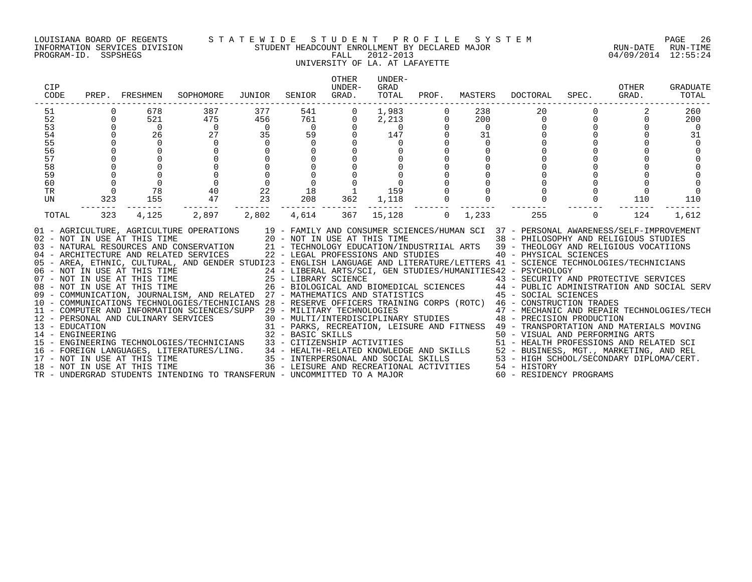LOUISIANA BOARD OF REGENTS — STATEWIDE STUDENT PROFILE SYSTEM
INFORMATION SERVICES DIVISION — STUDENT HEADCOUNT ENROLLMENT BY DECLARED MAJOR — RUN-DATE 04/09/2014 RUN-TIME 12:55:24
PROGRAM-ID. SSPSHEGS — FALL 2012-2013

UNIVERSITY OF LA. AT LAFAYETTE

| CIP CODE | PREP. | FRESHMEN | SOPHOMORE | JUNIOR | SENIOR | OTHER UNDER-GRAD. | UNDER-GRAD TOTAL | PROF. | MASTERS | DOCTORAL | SPEC. | OTHER GRAD. | GRADUATE TOTAL |
|---|---|---|---|---|---|---|---|---|---|---|---|---|---|
| 51 | 0 | 678 | 387 | 377 | 541 | 0 | 1,983 | 0 | 238 | 20 | 0 | 2 | 260 |
| 52 | 0 | 521 | 475 | 456 | 761 | 0 | 2,213 | 0 | 200 | 0 | 0 | 0 | 200 |
| 53 | 0 | 0 | 0 | 0 | 0 | 0 | 0 | 0 | 0 | 0 | 0 | 0 | 0 |
| 54 | 0 | 26 | 27 | 35 | 59 | 0 | 147 | 0 | 31 | 0 | 0 | 0 | 31 |
| 55 | 0 | 0 | 0 | 0 | 0 | 0 | 0 | 0 | 0 | 0 | 0 | 0 | 0 |
| 56 | 0 | 0 | 0 | 0 | 0 | 0 | 0 | 0 | 0 | 0 | 0 | 0 | 0 |
| 57 | 0 | 0 | 0 | 0 | 0 | 0 | 0 | 0 | 0 | 0 | 0 | 0 | 0 |
| 58 | 0 | 0 | 0 | 0 | 0 | 0 | 0 | 0 | 0 | 0 | 0 | 0 | 0 |
| 59 | 0 | 0 | 0 | 0 | 0 | 0 | 0 | 0 | 0 | 0 | 0 | 0 | 0 |
| 60 | 0 | 0 | 0 | 0 | 0 | 0 | 0 | 0 | 0 | 0 | 0 | 0 | 0 |
| TR | 0 | 78 | 40 | 22 | 18 | 1 | 159 | 0 | 0 | 0 | 0 | 0 | 0 |
| UN | 323 | 155 | 47 | 23 | 208 | 362 | 1,118 | 0 | 0 | 0 | 0 | 110 | 110 |
| TOTAL | 323 | 4,125 | 2,897 | 2,802 | 4,614 | 367 | 15,128 | 0 | 1,233 | 255 | 0 | 124 | 1,612 |

01 - AGRICULTURE, AGRICULTURE OPERATIONS
02 - NOT IN USE AT THIS TIME
03 - NATURAL RESOURCES AND CONSERVATION
04 - ARCHITECTURE AND RELATED SERVICES
05 - AREA, ETHNIC, CULTURAL, AND GENDER STUDI
06 - NOT IN USE AT THIS TIME
07 - NOT IN USE AT THIS TIME
08 - NOT IN USE AT THIS TIME
09 - COMMUNICATION, JOURNALISM, AND RELATED
10 - COMMUNICATIONS TECHNOLOGIES/TECHNICIANS
11 - COMPUTER AND INFORMATION SCIENCES/SUPP
12 - PERSONAL AND CULINARY SERVICES
13 - EDUCATION
14 - ENGINEERING
15 - ENGINEERING TECHNOLOGIES/TECHNICIANS
16 - FOREIGN LANGUAGES, LITERATURES/LING.
17 - NOT IN USE AT THIS TIME
18 - NOT IN USE AT THIS TIME
19 - FAMILY AND CONSUMER SCIENCES/HUMAN SCI
20 - NOT IN USE AT THIS TIME
21 - TECHNOLOGY EDUCATION/INDUSTRIIAL ARTS
22 - LEGAL PROFESSIONS AND STUDIES
23 - ENGLISH LANGUAGE AND LITERATURE/LETTERS
24 - LIBERAL ARTS/SCI, GEN STUDIES/HUMANITIES
25 - LIBRARY SCIENCE
26 - BIOLOGICAL AND BIOMEDICAL SCIENCES
27 - MATHEMATICS AND STATISTICS
28 - RESERVE OFFICERS TRAINING CORPS (ROTC)
29 - MILITARY TECHNOLOGIES
30 - MULTI/INTERDISCIPLINARY STUDIES
31 - PARKS, RECREATION, LEISURE AND FITNESS
32 - BASIC SKILLS
33 - CITIZENSHIP ACTIVITIES
34 - HEALTH-RELATED KNOWLEDGE AND SKILLS
35 - INTERPERSONAL AND SOCIAL SKILLS
36 - LEISURE AND RECREATIONAL ACTIVITIES
37 - PERSONAL AWARENESS/SELF-IMPROVEMENT
38 - PHILOSOPHY AND RELIGIOUS STUDIES
39 - THEOLOGY AND RELIGIOUS VOCATIIONS
40 - PHYSICAL SCIENCES
41 - SCIENCE TECHNOLOGIES/TECHNICIANS
42 - PSYCHOLOGY
43 - SECURITY AND PROTECTIVE SERVICES
44 - PUBLIC ADMINISTRATION AND SOCIAL SERV
45 - SOCIAL SCIENCES
46 - CONSTRUCTION TRADES
47 - MECHANIC AND REPAIR TECHNOLOGIES/TECH
48 - PRECISION PRODUCTION
49 - TRANSPORTATION AND MATERIALS MOVING
50 - VISUAL AND PERFORMING ARTS
51 - HEALTH PROFESSIONS AND RELATED SCI
52 - BUSINESS, MGT., MARKETING, AND REL
53 - HIGH SCHOOL/SECONDARY DIPLOMA/CERT.
54 - HISTORY
60 - RESIDENCY PROGRAMS
TR - UNDERGRAD STUDENTS INTENDING TO TRANSFER
UN - UNCOMMITTED TO A MAJOR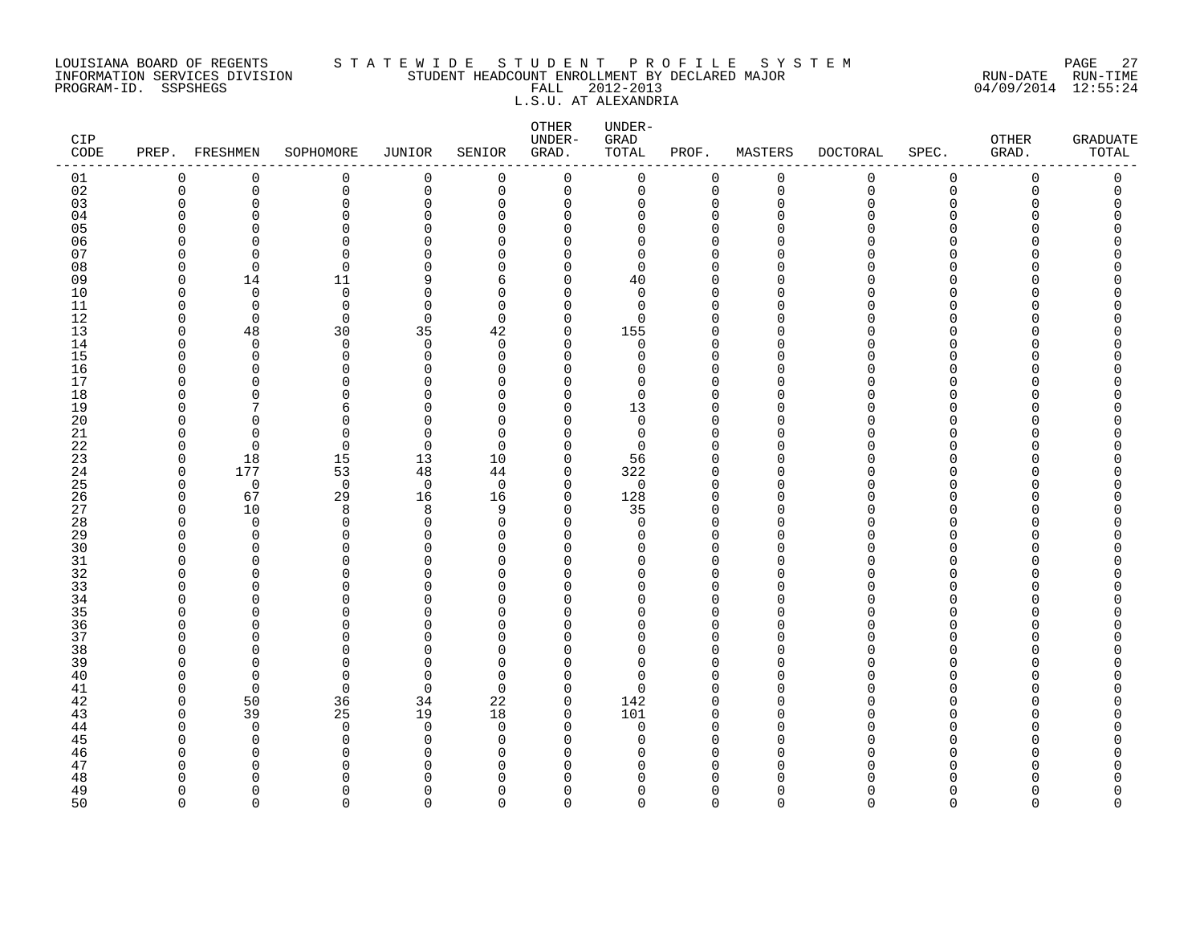LOUISIANA BOARD OF REGENTS
INFORMATION SERVICES DIVISION
PROGRAM-ID. SSPSHEGS

# S T A T E W I D E   S T U D E N T   P R O F I L E   S Y S T E M

STUDENT HEADCOUNT ENROLLMENT BY DECLARED MAJOR
FALL 2012-2013
L.S.U. AT ALEXANDRIA

RUN-DATE 04/09/2014 RUN-TIME 12:55:24

| CIP CODE | PREP. | FRESHMEN | SOPHOMORE | JUNIOR | SENIOR | OTHER UNDER-GRAD. | UNDER-GRAD TOTAL | PROF. | MASTERS | DOCTORAL | SPEC. | OTHER GRAD. | GRADUATE TOTAL |
|---|---|---|---|---|---|---|---|---|---|---|---|---|---|
| 01 | 0 | 0 | 0 | 0 | 0 | 0 | 0 | 0 | 0 | 0 | 0 | 0 | 0 |
| 02 | 0 | 0 | 0 | 0 | 0 | 0 | 0 | 0 | 0 | 0 | 0 | 0 | 0 |
| 03 | 0 | 0 | 0 | 0 | 0 | 0 | 0 | 0 | 0 | 0 | 0 | 0 | 0 |
| 04 | 0 | 0 | 0 | 0 | 0 | 0 | 0 | 0 | 0 | 0 | 0 | 0 | 0 |
| 05 | 0 | 0 | 0 | 0 | 0 | 0 | 0 | 0 | 0 | 0 | 0 | 0 | 0 |
| 06 | 0 | 0 | 0 | 0 | 0 | 0 | 0 | 0 | 0 | 0 | 0 | 0 | 0 |
| 07 | 0 | 0 | 0 | 0 | 0 | 0 | 0 | 0 | 0 | 0 | 0 | 0 | 0 |
| 08 | 0 | 0 | 0 | 0 | 0 | 0 | 0 | 0 | 0 | 0 | 0 | 0 | 0 |
| 09 | 0 | 14 | 11 | 9 | 6 | 0 | 40 | 0 | 0 | 0 | 0 | 0 | 0 |
| 10 | 0 | 0 | 0 | 0 | 0 | 0 | 0 | 0 | 0 | 0 | 0 | 0 | 0 |
| 11 | 0 | 0 | 0 | 0 | 0 | 0 | 0 | 0 | 0 | 0 | 0 | 0 | 0 |
| 12 | 0 | 0 | 0 | 0 | 0 | 0 | 0 | 0 | 0 | 0 | 0 | 0 | 0 |
| 13 | 0 | 48 | 30 | 35 | 42 | 0 | 155 | 0 | 0 | 0 | 0 | 0 | 0 |
| 14 | 0 | 0 | 0 | 0 | 0 | 0 | 0 | 0 | 0 | 0 | 0 | 0 | 0 |
| 15 | 0 | 0 | 0 | 0 | 0 | 0 | 0 | 0 | 0 | 0 | 0 | 0 | 0 |
| 16 | 0 | 0 | 0 | 0 | 0 | 0 | 0 | 0 | 0 | 0 | 0 | 0 | 0 |
| 17 | 0 | 0 | 0 | 0 | 0 | 0 | 0 | 0 | 0 | 0 | 0 | 0 | 0 |
| 18 | 0 | 0 | 0 | 0 | 0 | 0 | 0 | 0 | 0 | 0 | 0 | 0 | 0 |
| 19 | 0 | 7 | 6 | 0 | 0 | 0 | 13 | 0 | 0 | 0 | 0 | 0 | 0 |
| 20 | 0 | 0 | 0 | 0 | 0 | 0 | 0 | 0 | 0 | 0 | 0 | 0 | 0 |
| 21 | 0 | 0 | 0 | 0 | 0 | 0 | 0 | 0 | 0 | 0 | 0 | 0 | 0 |
| 22 | 0 | 0 | 0 | 0 | 0 | 0 | 0 | 0 | 0 | 0 | 0 | 0 | 0 |
| 23 | 0 | 18 | 15 | 13 | 10 | 0 | 56 | 0 | 0 | 0 | 0 | 0 | 0 |
| 24 | 0 | 177 | 53 | 48 | 44 | 0 | 322 | 0 | 0 | 0 | 0 | 0 | 0 |
| 25 | 0 | 0 | 0 | 0 | 0 | 0 | 0 | 0 | 0 | 0 | 0 | 0 | 0 |
| 26 | 0 | 67 | 29 | 16 | 16 | 0 | 128 | 0 | 0 | 0 | 0 | 0 | 0 |
| 27 | 0 | 10 | 8 | 8 | 9 | 0 | 35 | 0 | 0 | 0 | 0 | 0 | 0 |
| 28 | 0 | 0 | 0 | 0 | 0 | 0 | 0 | 0 | 0 | 0 | 0 | 0 | 0 |
| 29 | 0 | 0 | 0 | 0 | 0 | 0 | 0 | 0 | 0 | 0 | 0 | 0 | 0 |
| 30 | 0 | 0 | 0 | 0 | 0 | 0 | 0 | 0 | 0 | 0 | 0 | 0 | 0 |
| 31 | 0 | 0 | 0 | 0 | 0 | 0 | 0 | 0 | 0 | 0 | 0 | 0 | 0 |
| 32 | 0 | 0 | 0 | 0 | 0 | 0 | 0 | 0 | 0 | 0 | 0 | 0 | 0 |
| 33 | 0 | 0 | 0 | 0 | 0 | 0 | 0 | 0 | 0 | 0 | 0 | 0 | 0 |
| 34 | 0 | 0 | 0 | 0 | 0 | 0 | 0 | 0 | 0 | 0 | 0 | 0 | 0 |
| 35 | 0 | 0 | 0 | 0 | 0 | 0 | 0 | 0 | 0 | 0 | 0 | 0 | 0 |
| 36 | 0 | 0 | 0 | 0 | 0 | 0 | 0 | 0 | 0 | 0 | 0 | 0 | 0 |
| 37 | 0 | 0 | 0 | 0 | 0 | 0 | 0 | 0 | 0 | 0 | 0 | 0 | 0 |
| 38 | 0 | 0 | 0 | 0 | 0 | 0 | 0 | 0 | 0 | 0 | 0 | 0 | 0 |
| 39 | 0 | 0 | 0 | 0 | 0 | 0 | 0 | 0 | 0 | 0 | 0 | 0 | 0 |
| 40 | 0 | 0 | 0 | 0 | 0 | 0 | 0 | 0 | 0 | 0 | 0 | 0 | 0 |
| 41 | 0 | 0 | 0 | 0 | 0 | 0 | 0 | 0 | 0 | 0 | 0 | 0 | 0 |
| 42 | 0 | 50 | 36 | 34 | 22 | 0 | 142 | 0 | 0 | 0 | 0 | 0 | 0 |
| 43 | 0 | 39 | 25 | 19 | 18 | 0 | 101 | 0 | 0 | 0 | 0 | 0 | 0 |
| 44 | 0 | 0 | 0 | 0 | 0 | 0 | 0 | 0 | 0 | 0 | 0 | 0 | 0 |
| 45 | 0 | 0 | 0 | 0 | 0 | 0 | 0 | 0 | 0 | 0 | 0 | 0 | 0 |
| 46 | 0 | 0 | 0 | 0 | 0 | 0 | 0 | 0 | 0 | 0 | 0 | 0 | 0 |
| 47 | 0 | 0 | 0 | 0 | 0 | 0 | 0 | 0 | 0 | 0 | 0 | 0 | 0 |
| 48 | 0 | 0 | 0 | 0 | 0 | 0 | 0 | 0 | 0 | 0 | 0 | 0 | 0 |
| 49 | 0 | 0 | 0 | 0 | 0 | 0 | 0 | 0 | 0 | 0 | 0 | 0 | 0 |
| 50 | 0 | 0 | 0 | 0 | 0 | 0 | 0 | 0 | 0 | 0 | 0 | 0 | 0 |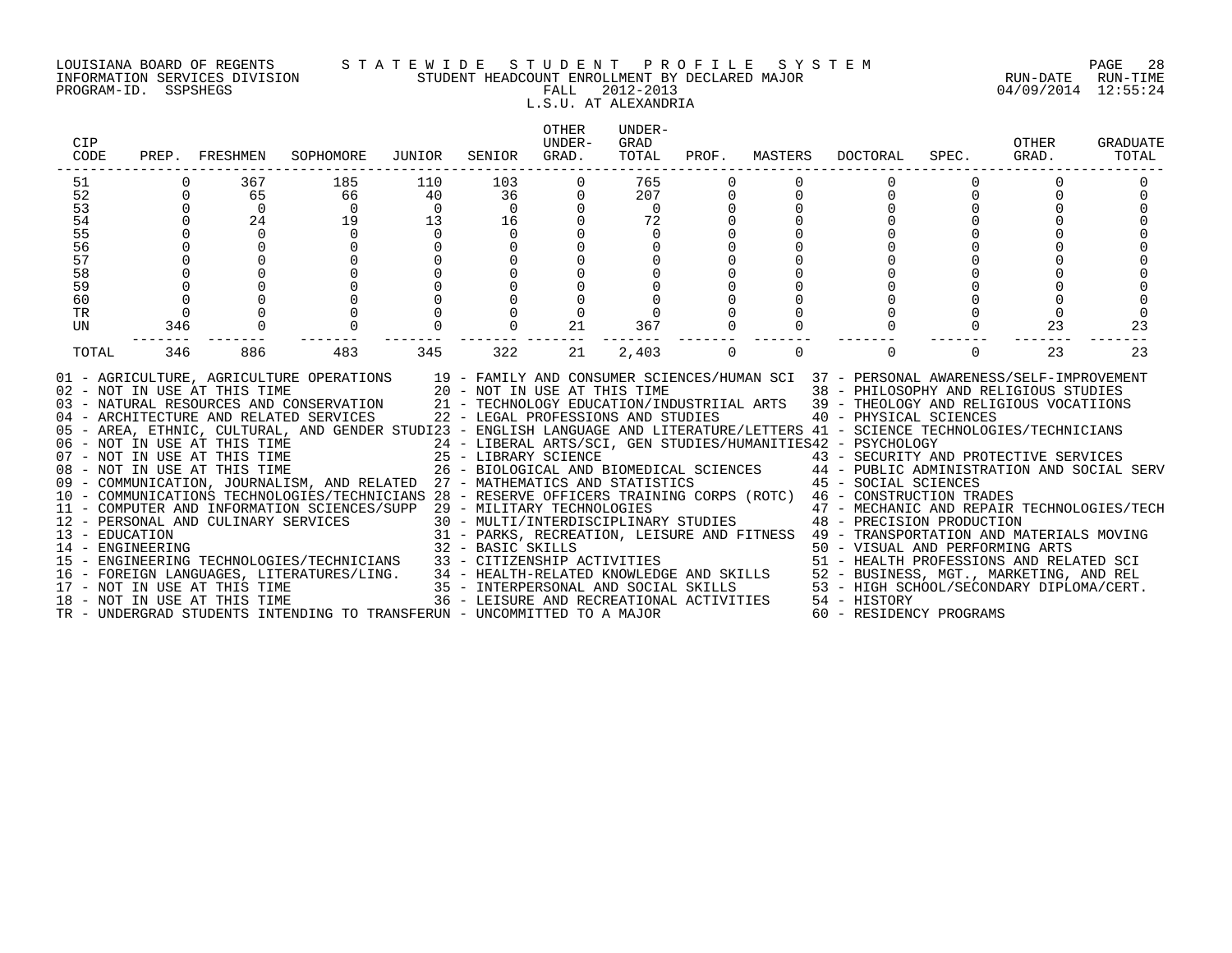LOUISIANA BOARD OF REGENTS — STATEWIDE STUDENT PROFILE SYSTEM
INFORMATION SERVICES DIVISION — STUDENT HEADCOUNT ENROLLMENT BY DECLARED MAJOR — RUN-DATE 04/09/2014 RUN-TIME 12:55:24
PROGRAM-ID. SSPSHEGS — FALL 2012-2013

L.S.U. AT ALEXANDRIA

| CIP CODE | PREP. | FRESHMEN | SOPHOMORE | JUNIOR | SENIOR | OTHER UNDER-GRAD. | UNDER-GRAD TOTAL | PROF. | MASTERS | DOCTORAL | SPEC. | OTHER GRAD. | GRADUATE TOTAL |
|---|---|---|---|---|---|---|---|---|---|---|---|---|---|
| 51 | 0 | 367 | 185 | 110 | 103 | 0 | 765 | 0 | 0 | 0 | 0 | 0 | 0 |
| 52 | 0 | 65 | 66 | 40 | 36 | 0 | 207 | 0 | 0 | 0 | 0 | 0 | 0 |
| 53 | 0 | 0 | 0 | 0 | 0 | 0 | 0 | 0 | 0 | 0 | 0 | 0 | 0 |
| 54 | 0 | 24 | 19 | 13 | 16 | 0 | 72 | 0 | 0 | 0 | 0 | 0 | 0 |
| 55 | 0 | 0 | 0 | 0 | 0 | 0 | 0 | 0 | 0 | 0 | 0 | 0 | 0 |
| 56 | 0 | 0 | 0 | 0 | 0 | 0 | 0 | 0 | 0 | 0 | 0 | 0 | 0 |
| 57 | 0 | 0 | 0 | 0 | 0 | 0 | 0 | 0 | 0 | 0 | 0 | 0 | 0 |
| 58 | 0 | 0 | 0 | 0 | 0 | 0 | 0 | 0 | 0 | 0 | 0 | 0 | 0 |
| 59 | 0 | 0 | 0 | 0 | 0 | 0 | 0 | 0 | 0 | 0 | 0 | 0 | 0 |
| 60 | 0 | 0 | 0 | 0 | 0 | 0 | 0 | 0 | 0 | 0 | 0 | 0 | 0 |
| TR | 0 | 0 | 0 | 0 | 0 | 0 | 0 | 0 | 0 | 0 | 0 | 0 | 0 |
| UN | 346 | 0 | 0 | 0 | 0 | 21 | 367 | 0 | 0 | 0 | 0 | 23 | 23 |
| TOTAL | 346 | 886 | 483 | 345 | 322 | 21 | 2,403 | 0 | 0 | 0 | 0 | 23 | 23 |

01 - AGRICULTURE, AGRICULTURE OPERATIONS
02 - NOT IN USE AT THIS TIME
03 - NATURAL RESOURCES AND CONSERVATION
04 - ARCHITECTURE AND RELATED SERVICES
05 - AREA, ETHNIC, CULTURAL, AND GENDER STUDI
06 - NOT IN USE AT THIS TIME
07 - NOT IN USE AT THIS TIME
08 - NOT IN USE AT THIS TIME
09 - COMMUNICATION, JOURNALISM, AND RELATED
10 - COMMUNICATIONS TECHNOLOGIES/TECHNICIANS
11 - COMPUTER AND INFORMATION SCIENCES/SUPP
12 - PERSONAL AND CULINARY SERVICES
13 - EDUCATION
14 - ENGINEERING
15 - ENGINEERING TECHNOLOGIES/TECHNICIANS
16 - FOREIGN LANGUAGES, LITERATURES/LING.
17 - NOT IN USE AT THIS TIME
18 - NOT IN USE AT THIS TIME
19 - FAMILY AND CONSUMER SCIENCES/HUMAN SCI
20 - NOT IN USE AT THIS TIME
21 - TECHNOLOGY EDUCATION/INDUSTRIIAL ARTS
22 - LEGAL PROFESSIONS AND STUDIES
23 - ENGLISH LANGUAGE AND LITERATURE/LETTERS
24 - LIBERAL ARTS/SCI, GEN STUDIES/HUMANITIES
25 - LIBRARY SCIENCE
26 - BIOLOGICAL AND BIOMEDICAL SCIENCES
27 - MATHEMATICS AND STATISTICS
28 - RESERVE OFFICERS TRAINING CORPS (ROTC)
29 - MILITARY TECHNOLOGIES
30 - MULTI/INTERDISCIPLINARY STUDIES
31 - PARKS, RECREATION, LEISURE AND FITNESS
32 - BASIC SKILLS
33 - CITIZENSHIP ACTIVITIES
34 - HEALTH-RELATED KNOWLEDGE AND SKILLS
35 - INTERPERSONAL AND SOCIAL SKILLS
36 - LEISURE AND RECREATIONAL ACTIVITIES
37 - PERSONAL AWARENESS/SELF-IMPROVEMENT
38 - PHILOSOPHY AND RELIGIOUS STUDIES
39 - THEOLOGY AND RELIGIOUS VOCATIIONS
40 - PHYSICAL SCIENCES
41 - SCIENCE TECHNOLOGIES/TECHNICIANS
42 - PSYCHOLOGY
43 - SECURITY AND PROTECTIVE SERVICES
44 - PUBLIC ADMINISTRATION AND SOCIAL SERV
45 - SOCIAL SCIENCES
46 - CONSTRUCTION TRADES
47 - MECHANIC AND REPAIR TECHNOLOGIES/TECH
48 - PRECISION PRODUCTION
49 - TRANSPORTATION AND MATERIALS MOVING
50 - VISUAL AND PERFORMING ARTS
51 - HEALTH PROFESSIONS AND RELATED SCI
52 - BUSINESS, MGT., MARKETING, AND REL
53 - HIGH SCHOOL/SECONDARY DIPLOMA/CERT.
54 - HISTORY
60 - RESIDENCY PROGRAMS
TR - UNDERGRAD STUDENTS INTENDING TO TRANSFER
UN - UNCOMMITTED TO A MAJOR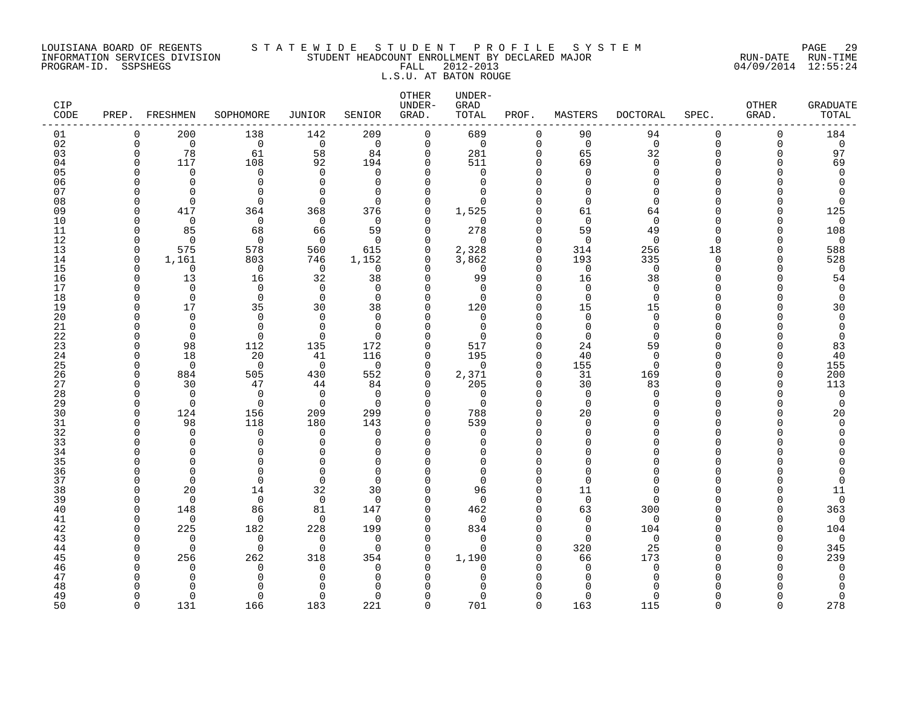LOUISIANA BOARD OF REGENTS
INFORMATION SERVICES DIVISION
PROGRAM-ID. SSPSHEGS

STATEWIDE STUDENT PROFILE SYSTEM
STUDENT HEADCOUNT ENROLLMENT BY DECLARED MAJOR
FALL 2012-2013
L.S.U. AT BATON ROUGE

RUN-DATE 04/09/2014 RUN-TIME 12:55:24

| CIP CODE | PREP. | FRESHMEN | SOPHOMORE | JUNIOR | SENIOR | OTHER UNDER-GRAD. | UNDER-GRAD TOTAL | PROF. | MASTERS | DOCTORAL | SPEC. | OTHER GRAD. | GRADUATE TOTAL |
|---|---|---|---|---|---|---|---|---|---|---|---|---|---|
| 01 | 0 | 200 | 138 | 142 | 209 | 0 | 689 | 0 | 90 | 94 | 0 | 0 | 184 |
| 02 | 0 | 0 | 0 | 0 | 0 | 0 | 0 | 0 | 0 | 0 | 0 | 0 | 0 |
| 03 | 0 | 78 | 61 | 58 | 84 | 0 | 281 | 0 | 65 | 32 | 0 | 0 | 97 |
| 04 | 0 | 117 | 108 | 92 | 194 | 0 | 511 | 0 | 69 | 0 | 0 | 0 | 69 |
| 05 | 0 | 0 | 0 | 0 | 0 | 0 | 0 | 0 | 0 | 0 | 0 | 0 | 0 |
| 06 | 0 | 0 | 0 | 0 | 0 | 0 | 0 | 0 | 0 | 0 | 0 | 0 | 0 |
| 07 | 0 | 0 | 0 | 0 | 0 | 0 | 0 | 0 | 0 | 0 | 0 | 0 | 0 |
| 08 | 0 | 0 | 0 | 0 | 0 | 0 | 0 | 0 | 0 | 0 | 0 | 0 | 0 |
| 09 | 0 | 417 | 364 | 368 | 376 | 0 | 1,525 | 0 | 61 | 64 | 0 | 0 | 125 |
| 10 | 0 | 0 | 0 | 0 | 0 | 0 | 0 | 0 | 0 | 0 | 0 | 0 | 0 |
| 11 | 0 | 85 | 68 | 66 | 59 | 0 | 278 | 0 | 59 | 49 | 0 | 0 | 108 |
| 12 | 0 | 0 | 0 | 0 | 0 | 0 | 0 | 0 | 0 | 0 | 0 | 0 | 0 |
| 13 | 0 | 575 | 578 | 560 | 615 | 0 | 2,328 | 0 | 314 | 256 | 18 | 0 | 588 |
| 14 | 0 | 1,161 | 803 | 746 | 1,152 | 0 | 3,862 | 0 | 193 | 335 | 0 | 0 | 528 |
| 15 | 0 | 0 | 0 | 0 | 0 | 0 | 0 | 0 | 0 | 0 | 0 | 0 | 0 |
| 16 | 0 | 13 | 16 | 32 | 38 | 0 | 99 | 0 | 16 | 38 | 0 | 0 | 54 |
| 17 | 0 | 0 | 0 | 0 | 0 | 0 | 0 | 0 | 0 | 0 | 0 | 0 | 0 |
| 18 | 0 | 0 | 0 | 0 | 0 | 0 | 0 | 0 | 0 | 0 | 0 | 0 | 0 |
| 19 | 0 | 17 | 35 | 30 | 38 | 0 | 120 | 0 | 15 | 15 | 0 | 0 | 30 |
| 20 | 0 | 0 | 0 | 0 | 0 | 0 | 0 | 0 | 0 | 0 | 0 | 0 | 0 |
| 21 | 0 | 0 | 0 | 0 | 0 | 0 | 0 | 0 | 0 | 0 | 0 | 0 | 0 |
| 22 | 0 | 0 | 0 | 0 | 0 | 0 | 0 | 0 | 0 | 0 | 0 | 0 | 0 |
| 23 | 0 | 98 | 112 | 135 | 172 | 0 | 517 | 0 | 24 | 59 | 0 | 0 | 83 |
| 24 | 0 | 18 | 20 | 41 | 116 | 0 | 195 | 0 | 40 | 0 | 0 | 0 | 40 |
| 25 | 0 | 0 | 0 | 0 | 0 | 0 | 0 | 0 | 155 | 0 | 0 | 0 | 155 |
| 26 | 0 | 884 | 505 | 430 | 552 | 0 | 2,371 | 0 | 31 | 169 | 0 | 0 | 200 |
| 27 | 0 | 30 | 47 | 44 | 84 | 0 | 205 | 0 | 30 | 83 | 0 | 0 | 113 |
| 28 | 0 | 0 | 0 | 0 | 0 | 0 | 0 | 0 | 0 | 0 | 0 | 0 | 0 |
| 29 | 0 | 0 | 0 | 0 | 0 | 0 | 0 | 0 | 0 | 0 | 0 | 0 | 0 |
| 30 | 0 | 124 | 156 | 209 | 299 | 0 | 788 | 0 | 20 | 0 | 0 | 0 | 20 |
| 31 | 0 | 98 | 118 | 180 | 143 | 0 | 539 | 0 | 0 | 0 | 0 | 0 | 0 |
| 32 | 0 | 0 | 0 | 0 | 0 | 0 | 0 | 0 | 0 | 0 | 0 | 0 | 0 |
| 33 | 0 | 0 | 0 | 0 | 0 | 0 | 0 | 0 | 0 | 0 | 0 | 0 | 0 |
| 34 | 0 | 0 | 0 | 0 | 0 | 0 | 0 | 0 | 0 | 0 | 0 | 0 | 0 |
| 35 | 0 | 0 | 0 | 0 | 0 | 0 | 0 | 0 | 0 | 0 | 0 | 0 | 0 |
| 36 | 0 | 0 | 0 | 0 | 0 | 0 | 0 | 0 | 0 | 0 | 0 | 0 | 0 |
| 37 | 0 | 0 | 0 | 0 | 0 | 0 | 0 | 0 | 0 | 0 | 0 | 0 | 0 |
| 38 | 0 | 20 | 14 | 32 | 30 | 0 | 96 | 0 | 11 | 0 | 0 | 0 | 11 |
| 39 | 0 | 0 | 0 | 0 | 0 | 0 | 0 | 0 | 0 | 0 | 0 | 0 | 0 |
| 40 | 0 | 148 | 86 | 81 | 147 | 0 | 462 | 0 | 63 | 300 | 0 | 0 | 363 |
| 41 | 0 | 0 | 0 | 0 | 0 | 0 | 0 | 0 | 0 | 0 | 0 | 0 | 0 |
| 42 | 0 | 225 | 182 | 228 | 199 | 0 | 834 | 0 | 0 | 104 | 0 | 0 | 104 |
| 43 | 0 | 0 | 0 | 0 | 0 | 0 | 0 | 0 | 0 | 0 | 0 | 0 | 0 |
| 44 | 0 | 0 | 0 | 0 | 0 | 0 | 0 | 0 | 320 | 25 | 0 | 0 | 345 |
| 45 | 0 | 256 | 262 | 318 | 354 | 0 | 1,190 | 0 | 66 | 173 | 0 | 0 | 239 |
| 46 | 0 | 0 | 0 | 0 | 0 | 0 | 0 | 0 | 0 | 0 | 0 | 0 | 0 |
| 47 | 0 | 0 | 0 | 0 | 0 | 0 | 0 | 0 | 0 | 0 | 0 | 0 | 0 |
| 48 | 0 | 0 | 0 | 0 | 0 | 0 | 0 | 0 | 0 | 0 | 0 | 0 | 0 |
| 49 | 0 | 0 | 0 | 0 | 0 | 0 | 0 | 0 | 0 | 0 | 0 | 0 | 0 |
| 50 | 0 | 131 | 166 | 183 | 221 | 0 | 701 | 0 | 163 | 115 | 0 | 0 | 278 |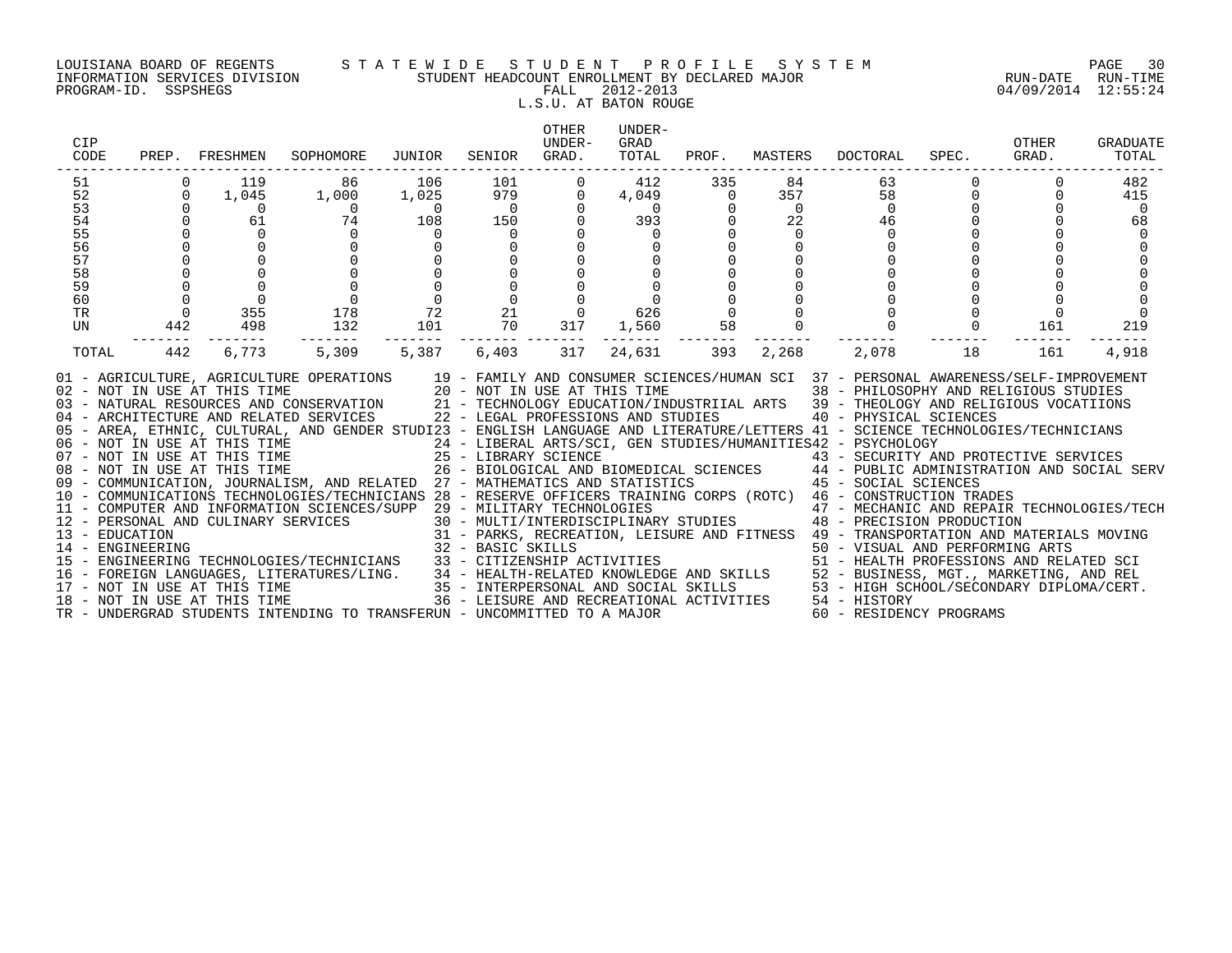LOUISIANA BOARD OF REGENTS S T A T E W I D E S T U D E N T P R O F I L E S Y S T E M

INFORMATION SERVICES DIVISION STUDENT HEADCOUNT ENROLLMENT BY DECLARED MAJOR RUN-DATE RUN-TIME

PROGRAM-ID. SSPSHEGS FALL 2012-2013 04/09/2014 12:55:24

L.S.U. AT BATON ROUGE

| CIP CODE | PREP. | FRESHMEN | SOPHOMORE | JUNIOR | SENIOR | OTHER UNDER-GRAD. | UNDER-GRAD TOTAL | PROF. | MASTERS | DOCTORAL | SPEC. | OTHER GRAD. | GRADUATE TOTAL |
|---|---|---|---|---|---|---|---|---|---|---|---|---|---|
| 51 | 0 | 119 | 86 | 106 | 101 | 0 | 412 | 335 | 84 | 63 | 0 | 0 | 482 |
| 52 | 0 | 1,045 | 1,000 | 1,025 | 979 | 0 | 4,049 | 0 | 357 | 58 | 0 | 0 | 415 |
| 53 | 0 | 0 | 0 | 0 | 0 | 0 | 0 | 0 | 0 | 0 | 0 | 0 | 0 |
| 54 | 0 | 61 | 74 | 108 | 150 | 0 | 393 | 0 | 22 | 46 | 0 | 0 | 68 |
| 55 | 0 | 0 | 0 | 0 | 0 | 0 | 0 | 0 | 0 | 0 | 0 | 0 | 0 |
| 56 | 0 | 0 | 0 | 0 | 0 | 0 | 0 | 0 | 0 | 0 | 0 | 0 | 0 |
| 57 | 0 | 0 | 0 | 0 | 0 | 0 | 0 | 0 | 0 | 0 | 0 | 0 | 0 |
| 58 | 0 | 0 | 0 | 0 | 0 | 0 | 0 | 0 | 0 | 0 | 0 | 0 | 0 |
| 59 | 0 | 0 | 0 | 0 | 0 | 0 | 0 | 0 | 0 | 0 | 0 | 0 | 0 |
| 60 | 0 | 0 | 0 | 0 | 0 | 0 | 0 | 0 | 0 | 0 | 0 | 0 | 0 |
| TR | 0 | 355 | 178 | 72 | 21 | 0 | 626 | 0 | 0 | 0 | 0 | 0 | 0 |
| UN | 442 | 498 | 132 | 101 | 70 | 317 | 1,560 | 58 | 0 | 0 | 0 | 161 | 219 |
| TOTAL | 442 | 6,773 | 5,309 | 5,387 | 6,403 | 317 | 24,631 | 393 | 2,268 | 2,078 | 18 | 161 | 4,918 |

01 - AGRICULTURE, AGRICULTURE OPERATIONS
02 - NOT IN USE AT THIS TIME
03 - NATURAL RESOURCES AND CONSERVATION
04 - ARCHITECTURE AND RELATED SERVICES
05 - AREA, ETHNIC, CULTURAL, AND GENDER STUDI
06 - NOT IN USE AT THIS TIME
07 - NOT IN USE AT THIS TIME
08 - NOT IN USE AT THIS TIME
09 - COMMUNICATION, JOURNALISM, AND RELATED
10 - COMMUNICATIONS TECHNOLOGIES/TECHNICIANS
11 - COMPUTER AND INFORMATION SCIENCES/SUPP
12 - PERSONAL AND CULINARY SERVICES
13 - EDUCATION
14 - ENGINEERING
15 - ENGINEERING TECHNOLOGIES/TECHNICIANS
16 - FOREIGN LANGUAGES, LITERATURES/LING.
17 - NOT IN USE AT THIS TIME
18 - NOT IN USE AT THIS TIME
19 - FAMILY AND CONSUMER SCIENCES/HUMAN SCI
20 - NOT IN USE AT THIS TIME
21 - TECHNOLOGY EDUCATION/INDUSTRIIAL ARTS
22 - LEGAL PROFESSIONS AND STUDIES
23 - ENGLISH LANGUAGE AND LITERATURE/LETTERS
24 - LIBERAL ARTS/SCI, GEN STUDIES/HUMANITIES
25 - LIBRARY SCIENCE
26 - BIOLOGICAL AND BIOMEDICAL SCIENCES
27 - MATHEMATICS AND STATISTICS
28 - RESERVE OFFICERS TRAINING CORPS (ROTC)
29 - MILITARY TECHNOLOGIES
30 - MULTI/INTERDISCIPLINARY STUDIES
31 - PARKS, RECREATION, LEISURE AND FITNESS
32 - BASIC SKILLS
33 - CITIZENSHIP ACTIVITIES
34 - HEALTH-RELATED KNOWLEDGE AND SKILLS
35 - INTERPERSONAL AND SOCIAL SKILLS
36 - LEISURE AND RECREATIONAL ACTIVITIES
37 - PERSONAL AWARENESS/SELF-IMPROVEMENT
38 - PHILOSOPHY AND RELIGIOUS STUDIES
39 - THEOLOGY AND RELIGIOUS VOCATIIONS
40 - PHYSICAL SCIENCES
41 - SCIENCE TECHNOLOGIES/TECHNICIANS
42 - PSYCHOLOGY
43 - SECURITY AND PROTECTIVE SERVICES
44 - PUBLIC ADMINISTRATION AND SOCIAL SERV
45 - SOCIAL SCIENCES
46 - CONSTRUCTION TRADES
47 - MECHANIC AND REPAIR TECHNOLOGIES/TECH
48 - PRECISION PRODUCTION
49 - TRANSPORTATION AND MATERIALS MOVING
50 - VISUAL AND PERFORMING ARTS
51 - HEALTH PROFESSIONS AND RELATED SCI
52 - BUSINESS, MGT., MARKETING, AND REL
53 - HIGH SCHOOL/SECONDARY DIPLOMA/CERT.
54 - HISTORY
60 - RESIDENCY PROGRAMS
TR - UNDERGRAD STUDENTS INTENDING TO TRANSFER
UN - UNCOMMITTED TO A MAJOR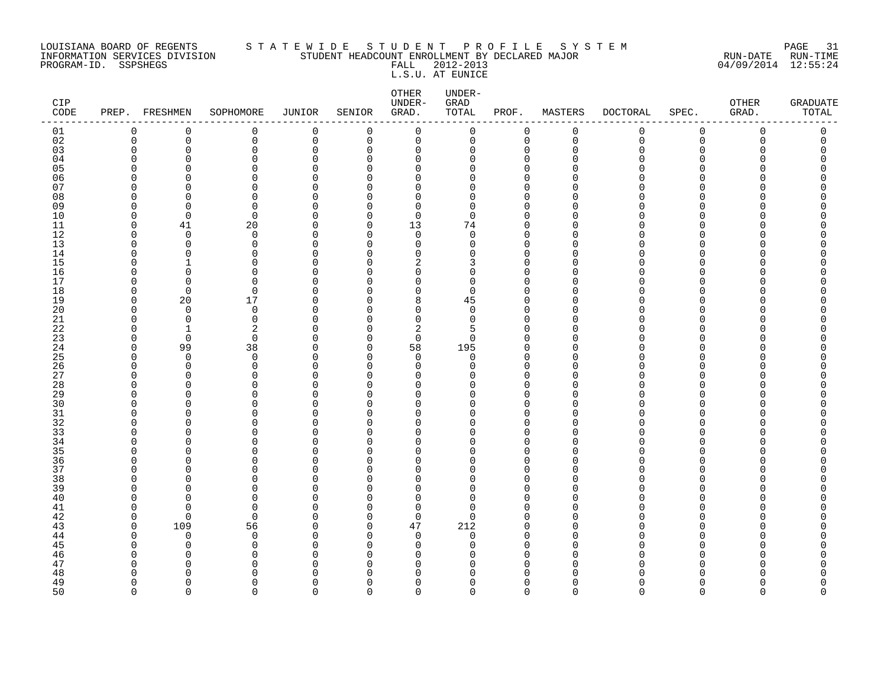LOUISIANA BOARD OF REGENTS
INFORMATION SERVICES DIVISION
PROGRAM-ID. SSPSHEGS

STATEWIDE STUDENT PROFILE SYSTEM
STUDENT HEADCOUNT ENROLLMENT BY DECLARED MAJOR
FALL 2012-2013
L.S.U. AT EUNICE

RUN-DATE 04/09/2014 RUN-TIME 12:55:24

| CIP CODE | PREP. | FRESHMEN | SOPHOMORE | JUNIOR | SENIOR | OTHER UNDER-GRAD. | UNDER-GRAD TOTAL | PROF. | MASTERS | DOCTORAL | SPEC. | OTHER GRAD. | GRADUATE TOTAL |
|---|---|---|---|---|---|---|---|---|---|---|---|---|---|
| 01 | 0 | 0 | 0 | 0 | 0 | 0 | 0 | 0 | 0 | 0 | 0 | 0 | 0 |
| 02 | 0 | 0 | 0 | 0 | 0 | 0 | 0 | 0 | 0 | 0 | 0 | 0 | 0 |
| 03 | 0 | 0 | 0 | 0 | 0 | 0 | 0 | 0 | 0 | 0 | 0 | 0 | 0 |
| 04 | 0 | 0 | 0 | 0 | 0 | 0 | 0 | 0 | 0 | 0 | 0 | 0 | 0 |
| 05 | 0 | 0 | 0 | 0 | 0 | 0 | 0 | 0 | 0 | 0 | 0 | 0 | 0 |
| 06 | 0 | 0 | 0 | 0 | 0 | 0 | 0 | 0 | 0 | 0 | 0 | 0 | 0 |
| 07 | 0 | 0 | 0 | 0 | 0 | 0 | 0 | 0 | 0 | 0 | 0 | 0 | 0 |
| 08 | 0 | 0 | 0 | 0 | 0 | 0 | 0 | 0 | 0 | 0 | 0 | 0 | 0 |
| 09 | 0 | 0 | 0 | 0 | 0 | 0 | 0 | 0 | 0 | 0 | 0 | 0 | 0 |
| 10 | 0 | 0 | 0 | 0 | 0 | 0 | 0 | 0 | 0 | 0 | 0 | 0 | 0 |
| 11 | 0 | 41 | 20 | 0 | 0 | 13 | 74 | 0 | 0 | 0 | 0 | 0 | 0 |
| 12 | 0 | 0 | 0 | 0 | 0 | 0 | 0 | 0 | 0 | 0 | 0 | 0 | 0 |
| 13 | 0 | 0 | 0 | 0 | 0 | 0 | 0 | 0 | 0 | 0 | 0 | 0 | 0 |
| 14 | 0 | 0 | 0 | 0 | 0 | 0 | 0 | 0 | 0 | 0 | 0 | 0 | 0 |
| 15 | 0 | 1 | 0 | 0 | 0 | 2 | 3 | 0 | 0 | 0 | 0 | 0 | 0 |
| 16 | 0 | 0 | 0 | 0 | 0 | 0 | 0 | 0 | 0 | 0 | 0 | 0 | 0 |
| 17 | 0 | 0 | 0 | 0 | 0 | 0 | 0 | 0 | 0 | 0 | 0 | 0 | 0 |
| 18 | 0 | 0 | 0 | 0 | 0 | 0 | 0 | 0 | 0 | 0 | 0 | 0 | 0 |
| 19 | 0 | 20 | 17 | 0 | 0 | 8 | 45 | 0 | 0 | 0 | 0 | 0 | 0 |
| 20 | 0 | 0 | 0 | 0 | 0 | 0 | 0 | 0 | 0 | 0 | 0 | 0 | 0 |
| 21 | 0 | 0 | 0 | 0 | 0 | 0 | 0 | 0 | 0 | 0 | 0 | 0 | 0 |
| 22 | 0 | 1 | 2 | 0 | 0 | 2 | 5 | 0 | 0 | 0 | 0 | 0 | 0 |
| 23 | 0 | 0 | 0 | 0 | 0 | 0 | 0 | 0 | 0 | 0 | 0 | 0 | 0 |
| 24 | 0 | 99 | 38 | 0 | 0 | 58 | 195 | 0 | 0 | 0 | 0 | 0 | 0 |
| 25 | 0 | 0 | 0 | 0 | 0 | 0 | 0 | 0 | 0 | 0 | 0 | 0 | 0 |
| 26 | 0 | 0 | 0 | 0 | 0 | 0 | 0 | 0 | 0 | 0 | 0 | 0 | 0 |
| 27 | 0 | 0 | 0 | 0 | 0 | 0 | 0 | 0 | 0 | 0 | 0 | 0 | 0 |
| 28 | 0 | 0 | 0 | 0 | 0 | 0 | 0 | 0 | 0 | 0 | 0 | 0 | 0 |
| 29 | 0 | 0 | 0 | 0 | 0 | 0 | 0 | 0 | 0 | 0 | 0 | 0 | 0 |
| 30 | 0 | 0 | 0 | 0 | 0 | 0 | 0 | 0 | 0 | 0 | 0 | 0 | 0 |
| 31 | 0 | 0 | 0 | 0 | 0 | 0 | 0 | 0 | 0 | 0 | 0 | 0 | 0 |
| 32 | 0 | 0 | 0 | 0 | 0 | 0 | 0 | 0 | 0 | 0 | 0 | 0 | 0 |
| 33 | 0 | 0 | 0 | 0 | 0 | 0 | 0 | 0 | 0 | 0 | 0 | 0 | 0 |
| 34 | 0 | 0 | 0 | 0 | 0 | 0 | 0 | 0 | 0 | 0 | 0 | 0 | 0 |
| 35 | 0 | 0 | 0 | 0 | 0 | 0 | 0 | 0 | 0 | 0 | 0 | 0 | 0 |
| 36 | 0 | 0 | 0 | 0 | 0 | 0 | 0 | 0 | 0 | 0 | 0 | 0 | 0 |
| 37 | 0 | 0 | 0 | 0 | 0 | 0 | 0 | 0 | 0 | 0 | 0 | 0 | 0 |
| 38 | 0 | 0 | 0 | 0 | 0 | 0 | 0 | 0 | 0 | 0 | 0 | 0 | 0 |
| 39 | 0 | 0 | 0 | 0 | 0 | 0 | 0 | 0 | 0 | 0 | 0 | 0 | 0 |
| 40 | 0 | 0 | 0 | 0 | 0 | 0 | 0 | 0 | 0 | 0 | 0 | 0 | 0 |
| 41 | 0 | 0 | 0 | 0 | 0 | 0 | 0 | 0 | 0 | 0 | 0 | 0 | 0 |
| 42 | 0 | 0 | 0 | 0 | 0 | 0 | 0 | 0 | 0 | 0 | 0 | 0 | 0 |
| 43 | 0 | 109 | 56 | 0 | 0 | 47 | 212 | 0 | 0 | 0 | 0 | 0 | 0 |
| 44 | 0 | 0 | 0 | 0 | 0 | 0 | 0 | 0 | 0 | 0 | 0 | 0 | 0 |
| 45 | 0 | 0 | 0 | 0 | 0 | 0 | 0 | 0 | 0 | 0 | 0 | 0 | 0 |
| 46 | 0 | 0 | 0 | 0 | 0 | 0 | 0 | 0 | 0 | 0 | 0 | 0 | 0 |
| 47 | 0 | 0 | 0 | 0 | 0 | 0 | 0 | 0 | 0 | 0 | 0 | 0 | 0 |
| 48 | 0 | 0 | 0 | 0 | 0 | 0 | 0 | 0 | 0 | 0 | 0 | 0 | 0 |
| 49 | 0 | 0 | 0 | 0 | 0 | 0 | 0 | 0 | 0 | 0 | 0 | 0 | 0 |
| 50 | 0 | 0 | 0 | 0 | 0 | 0 | 0 | 0 | 0 | 0 | 0 | 0 | 0 |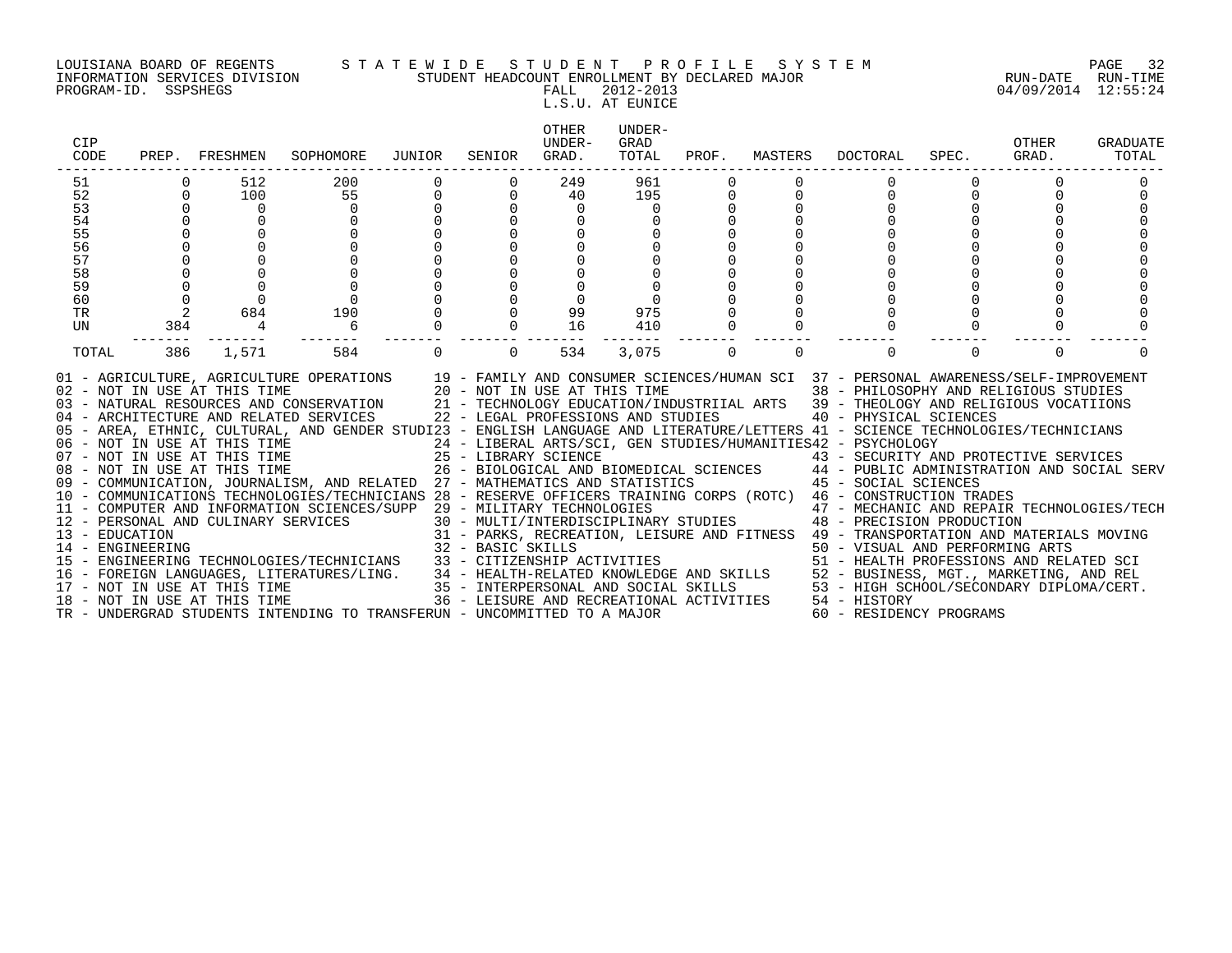LOUISIANA BOARD OF REGENTS — STATEWIDE STUDENT PROFILE SYSTEM
INFORMATION SERVICES DIVISION — STUDENT HEADCOUNT ENROLLMENT BY DECLARED MAJOR
PROGRAM-ID. SSPSHEGS — FALL 2012-2013 — RUN-DATE 04/09/2014 RUN-TIME 12:55:24

L.S.U. AT EUNICE

| CIP CODE | PREP. | FRESHMEN | SOPHOMORE | JUNIOR | SENIOR | OTHER UNDER-GRAD. | UNDER-GRAD TOTAL | PROF. | MASTERS | DOCTORAL | SPEC. | OTHER GRAD. | GRADUATE TOTAL |
|---|---|---|---|---|---|---|---|---|---|---|---|---|---|
| 51 | 0 | 512 | 200 | 0 | 0 | 249 | 961 | 0 | 0 | 0 | 0 | 0 | 0 |
| 52 | 0 | 100 | 55 | 0 | 0 | 40 | 195 | 0 | 0 | 0 | 0 | 0 | 0 |
| 53 | 0 | 0 | 0 | 0 | 0 | 0 | 0 | 0 | 0 | 0 | 0 | 0 | 0 |
| 54 | 0 | 0 | 0 | 0 | 0 | 0 | 0 | 0 | 0 | 0 | 0 | 0 | 0 |
| 55 | 0 | 0 | 0 | 0 | 0 | 0 | 0 | 0 | 0 | 0 | 0 | 0 | 0 |
| 56 | 0 | 0 | 0 | 0 | 0 | 0 | 0 | 0 | 0 | 0 | 0 | 0 | 0 |
| 57 | 0 | 0 | 0 | 0 | 0 | 0 | 0 | 0 | 0 | 0 | 0 | 0 | 0 |
| 58 | 0 | 0 | 0 | 0 | 0 | 0 | 0 | 0 | 0 | 0 | 0 | 0 | 0 |
| 59 | 0 | 0 | 0 | 0 | 0 | 0 | 0 | 0 | 0 | 0 | 0 | 0 | 0 |
| 60 | 0 | 0 | 0 | 0 | 0 | 0 | 0 | 0 | 0 | 0 | 0 | 0 | 0 |
| TR | 2 | 684 | 190 | 0 | 0 | 99 | 975 | 0 | 0 | 0 | 0 | 0 | 0 |
| UN | 384 | 4 | 6 | 0 | 0 | 16 | 410 | 0 | 0 | 0 | 0 | 0 | 0 |
| TOTAL | 386 | 1,571 | 584 | 0 | 0 | 534 | 3,075 | 0 | 0 | 0 | 0 | 0 | 0 |

01 - AGRICULTURE, AGRICULTURE OPERATIONS
02 - NOT IN USE AT THIS TIME
03 - NATURAL RESOURCES AND CONSERVATION
04 - ARCHITECTURE AND RELATED SERVICES
05 - AREA, ETHNIC, CULTURAL, AND GENDER STUDI
06 - NOT IN USE AT THIS TIME
07 - NOT IN USE AT THIS TIME
08 - NOT IN USE AT THIS TIME
09 - COMMUNICATION, JOURNALISM, AND RELATED
10 - COMMUNICATIONS TECHNOLOGIES/TECHNICIANS
11 - COMPUTER AND INFORMATION SCIENCES/SUPP
12 - PERSONAL AND CULINARY SERVICES
13 - EDUCATION
14 - ENGINEERING
15 - ENGINEERING TECHNOLOGIES/TECHNICIANS
16 - FOREIGN LANGUAGES, LITERATURES/LING.
17 - NOT IN USE AT THIS TIME
18 - NOT IN USE AT THIS TIME
19 - FAMILY AND CONSUMER SCIENCES/HUMAN SCI
20 - NOT IN USE AT THIS TIME
21 - TECHNOLOGY EDUCATION/INDUSTRIIAL ARTS
22 - LEGAL PROFESSIONS AND STUDIES
23 - ENGLISH LANGUAGE AND LITERATURE/LETTERS
24 - LIBERAL ARTS/SCI, GEN STUDIES/HUMANITIES
25 - LIBRARY SCIENCE
26 - BIOLOGICAL AND BIOMEDICAL SCIENCES
27 - MATHEMATICS AND STATISTICS
28 - RESERVE OFFICERS TRAINING CORPS (ROTC)
29 - MILITARY TECHNOLOGIES
30 - MULTI/INTERDISCIPLINARY STUDIES
31 - PARKS, RECREATION, LEISURE AND FITNESS
32 - BASIC SKILLS
33 - CITIZENSHIP ACTIVITIES
34 - HEALTH-RELATED KNOWLEDGE AND SKILLS
35 - INTERPERSONAL AND SOCIAL SKILLS
36 - LEISURE AND RECREATIONAL ACTIVITIES
37 - PERSONAL AWARENESS/SELF-IMPROVEMENT
38 - PHILOSOPHY AND RELIGIOUS STUDIES
39 - THEOLOGY AND RELIGIOUS VOCATIIONS
40 - PHYSICAL SCIENCES
41 - SCIENCE TECHNOLOGIES/TECHNICIANS
42 - PSYCHOLOGY
43 - SECURITY AND PROTECTIVE SERVICES
44 - PUBLIC ADMINISTRATION AND SOCIAL SERV
45 - SOCIAL SCIENCES
46 - CONSTRUCTION TRADES
47 - MECHANIC AND REPAIR TECHNOLOGIES/TECH
48 - PRECISION PRODUCTION
49 - TRANSPORTATION AND MATERIALS MOVING
50 - VISUAL AND PERFORMING ARTS
51 - HEALTH PROFESSIONS AND RELATED SCI
52 - BUSINESS, MGT., MARKETING, AND REL
53 - HIGH SCHOOL/SECONDARY DIPLOMA/CERT.
54 - HISTORY
60 - RESIDENCY PROGRAMS
TR - UNDERGRAD STUDENTS INTENDING TO TRANSFER
UN - UNCOMMITTED TO A MAJOR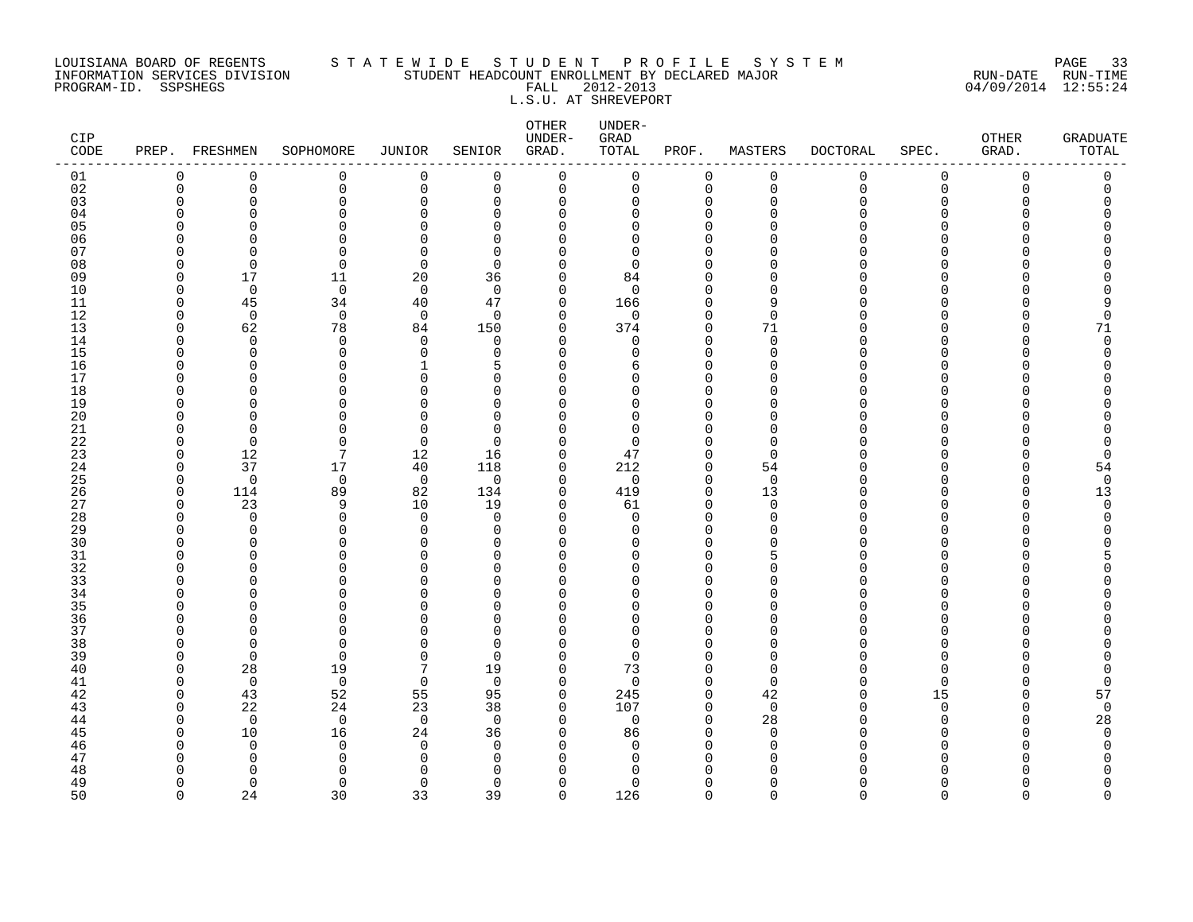LOUISIANA BOARD OF REGENTS — STATEWIDE STUDENT PROFILE SYSTEM
INFORMATION SERVICES DIVISION — STUDENT HEADCOUNT ENROLLMENT BY DECLARED MAJOR — RUN-DATE 04/09/2014 RUN-TIME 12:55:24
PROGRAM-ID. SSPSHEGS — FALL 2012-2013

L.S.U. AT SHREVEPORT

| CIP CODE | PREP. | FRESHMEN | SOPHOMORE | JUNIOR | SENIOR | OTHER UNDER-GRAD. | UNDER-GRAD TOTAL | PROF. | MASTERS | DOCTORAL | SPEC. | OTHER GRAD. | GRADUATE TOTAL |
|---|---|---|---|---|---|---|---|---|---|---|---|---|---|
| 01 | 0 | 0 | 0 | 0 | 0 | 0 | 0 | 0 | 0 | 0 | 0 | 0 | 0 |
| 02 | 0 | 0 | 0 | 0 | 0 | 0 | 0 | 0 | 0 | 0 | 0 | 0 | 0 |
| 03 | 0 | 0 | 0 | 0 | 0 | 0 | 0 | 0 | 0 | 0 | 0 | 0 | 0 |
| 04 | 0 | 0 | 0 | 0 | 0 | 0 | 0 | 0 | 0 | 0 | 0 | 0 | 0 |
| 05 | 0 | 0 | 0 | 0 | 0 | 0 | 0 | 0 | 0 | 0 | 0 | 0 | 0 |
| 06 | 0 | 0 | 0 | 0 | 0 | 0 | 0 | 0 | 0 | 0 | 0 | 0 | 0 |
| 07 | 0 | 0 | 0 | 0 | 0 | 0 | 0 | 0 | 0 | 0 | 0 | 0 | 0 |
| 08 | 0 | 0 | 0 | 0 | 0 | 0 | 0 | 0 | 0 | 0 | 0 | 0 | 0 |
| 09 | 0 | 17 | 11 | 20 | 36 | 0 | 84 | 0 | 0 | 0 | 0 | 0 | 0 |
| 10 | 0 | 0 | 0 | 0 | 0 | 0 | 0 | 0 | 0 | 0 | 0 | 0 | 0 |
| 11 | 0 | 45 | 34 | 40 | 47 | 0 | 166 | 0 | 9 | 0 | 0 | 0 | 9 |
| 12 | 0 | 0 | 0 | 0 | 0 | 0 | 0 | 0 | 0 | 0 | 0 | 0 | 0 |
| 13 | 0 | 62 | 78 | 84 | 150 | 0 | 374 | 0 | 71 | 0 | 0 | 0 | 71 |
| 14 | 0 | 0 | 0 | 0 | 0 | 0 | 0 | 0 | 0 | 0 | 0 | 0 | 0 |
| 15 | 0 | 0 | 0 | 0 | 0 | 0 | 0 | 0 | 0 | 0 | 0 | 0 | 0 |
| 16 | 0 | 0 | 0 | 1 | 5 | 0 | 6 | 0 | 0 | 0 | 0 | 0 | 0 |
| 17 | 0 | 0 | 0 | 0 | 0 | 0 | 0 | 0 | 0 | 0 | 0 | 0 | 0 |
| 18 | 0 | 0 | 0 | 0 | 0 | 0 | 0 | 0 | 0 | 0 | 0 | 0 | 0 |
| 19 | 0 | 0 | 0 | 0 | 0 | 0 | 0 | 0 | 0 | 0 | 0 | 0 | 0 |
| 20 | 0 | 0 | 0 | 0 | 0 | 0 | 0 | 0 | 0 | 0 | 0 | 0 | 0 |
| 21 | 0 | 0 | 0 | 0 | 0 | 0 | 0 | 0 | 0 | 0 | 0 | 0 | 0 |
| 22 | 0 | 0 | 0 | 0 | 0 | 0 | 0 | 0 | 0 | 0 | 0 | 0 | 0 |
| 23 | 0 | 12 | 7 | 12 | 16 | 0 | 47 | 0 | 0 | 0 | 0 | 0 | 0 |
| 24 | 0 | 37 | 17 | 40 | 118 | 0 | 212 | 0 | 54 | 0 | 0 | 0 | 54 |
| 25 | 0 | 0 | 0 | 0 | 0 | 0 | 0 | 0 | 0 | 0 | 0 | 0 | 0 |
| 26 | 0 | 114 | 89 | 82 | 134 | 0 | 419 | 0 | 13 | 0 | 0 | 0 | 13 |
| 27 | 0 | 23 | 9 | 10 | 19 | 0 | 61 | 0 | 0 | 0 | 0 | 0 | 0 |
| 28 | 0 | 0 | 0 | 0 | 0 | 0 | 0 | 0 | 0 | 0 | 0 | 0 | 0 |
| 29 | 0 | 0 | 0 | 0 | 0 | 0 | 0 | 0 | 0 | 0 | 0 | 0 | 0 |
| 30 | 0 | 0 | 0 | 0 | 0 | 0 | 0 | 0 | 0 | 0 | 0 | 0 | 0 |
| 31 | 0 | 0 | 0 | 0 | 0 | 0 | 0 | 0 | 5 | 0 | 0 | 0 | 5 |
| 32 | 0 | 0 | 0 | 0 | 0 | 0 | 0 | 0 | 0 | 0 | 0 | 0 | 0 |
| 33 | 0 | 0 | 0 | 0 | 0 | 0 | 0 | 0 | 0 | 0 | 0 | 0 | 0 |
| 34 | 0 | 0 | 0 | 0 | 0 | 0 | 0 | 0 | 0 | 0 | 0 | 0 | 0 |
| 35 | 0 | 0 | 0 | 0 | 0 | 0 | 0 | 0 | 0 | 0 | 0 | 0 | 0 |
| 36 | 0 | 0 | 0 | 0 | 0 | 0 | 0 | 0 | 0 | 0 | 0 | 0 | 0 |
| 37 | 0 | 0 | 0 | 0 | 0 | 0 | 0 | 0 | 0 | 0 | 0 | 0 | 0 |
| 38 | 0 | 0 | 0 | 0 | 0 | 0 | 0 | 0 | 0 | 0 | 0 | 0 | 0 |
| 39 | 0 | 0 | 0 | 0 | 0 | 0 | 0 | 0 | 0 | 0 | 0 | 0 | 0 |
| 40 | 0 | 28 | 19 | 7 | 19 | 0 | 73 | 0 | 0 | 0 | 0 | 0 | 0 |
| 41 | 0 | 0 | 0 | 0 | 0 | 0 | 0 | 0 | 0 | 0 | 0 | 0 | 0 |
| 42 | 0 | 43 | 52 | 55 | 95 | 0 | 245 | 0 | 42 | 0 | 15 | 0 | 57 |
| 43 | 0 | 22 | 24 | 23 | 38 | 0 | 107 | 0 | 0 | 0 | 0 | 0 | 0 |
| 44 | 0 | 0 | 0 | 0 | 0 | 0 | 0 | 0 | 28 | 0 | 0 | 0 | 28 |
| 45 | 0 | 10 | 16 | 24 | 36 | 0 | 86 | 0 | 0 | 0 | 0 | 0 | 0 |
| 46 | 0 | 0 | 0 | 0 | 0 | 0 | 0 | 0 | 0 | 0 | 0 | 0 | 0 |
| 47 | 0 | 0 | 0 | 0 | 0 | 0 | 0 | 0 | 0 | 0 | 0 | 0 | 0 |
| 48 | 0 | 0 | 0 | 0 | 0 | 0 | 0 | 0 | 0 | 0 | 0 | 0 | 0 |
| 49 | 0 | 0 | 0 | 0 | 0 | 0 | 0 | 0 | 0 | 0 | 0 | 0 | 0 |
| 50 | 0 | 24 | 30 | 33 | 39 | 0 | 126 | 0 | 0 | 0 | 0 | 0 | 0 |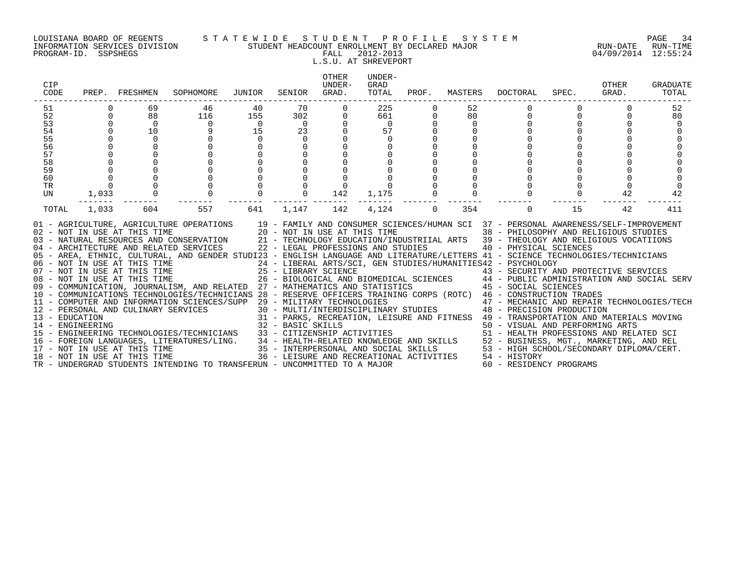LOUISIANA BOARD OF REGENTS — STATEWIDE STUDENT PROFILE SYSTEM
INFORMATION SERVICES DIVISION — STUDENT HEADCOUNT ENROLLMENT BY DECLARED MAJOR — RUN-DATE 04/09/2014 RUN-TIME 12:55:24
PROGRAM-ID. SSPSHEGS — FALL 2012-2013

L.S.U. AT SHREVEPORT

| CIP CODE | PREP. | FRESHMEN | SOPHOMORE | JUNIOR | SENIOR | OTHER UNDER-GRAD. | UNDER-GRAD TOTAL | PROF. | MASTERS | DOCTORAL | SPEC. | OTHER GRAD. | GRADUATE TOTAL |
|---|---|---|---|---|---|---|---|---|---|---|---|---|---|
| 51 | 0 | 69 | 46 | 40 | 70 | 0 | 225 | 0 | 52 | 0 | 0 | 0 | 52 |
| 52 | 0 | 88 | 116 | 155 | 302 | 0 | 661 | 0 | 80 | 0 | 0 | 0 | 80 |
| 53 | 0 | 0 | 0 | 0 | 0 | 0 | 0 | 0 | 0 | 0 | 0 | 0 | 0 |
| 54 | 0 | 10 | 9 | 15 | 23 | 0 | 57 | 0 | 0 | 0 | 0 | 0 | 0 |
| 55 | 0 | 0 | 0 | 0 | 0 | 0 | 0 | 0 | 0 | 0 | 0 | 0 | 0 |
| 56 | 0 | 0 | 0 | 0 | 0 | 0 | 0 | 0 | 0 | 0 | 0 | 0 | 0 |
| 57 | 0 | 0 | 0 | 0 | 0 | 0 | 0 | 0 | 0 | 0 | 0 | 0 | 0 |
| 58 | 0 | 0 | 0 | 0 | 0 | 0 | 0 | 0 | 0 | 0 | 0 | 0 | 0 |
| 59 | 0 | 0 | 0 | 0 | 0 | 0 | 0 | 0 | 0 | 0 | 0 | 0 | 0 |
| 60 | 0 | 0 | 0 | 0 | 0 | 0 | 0 | 0 | 0 | 0 | 0 | 0 | 0 |
| TR | 0 | 0 | 0 | 0 | 0 | 0 | 0 | 0 | 0 | 0 | 0 | 0 | 0 |
| UN | 1,033 | 0 | 0 | 0 | 0 | 142 | 1,175 | 0 | 0 | 0 | 0 | 42 | 42 |
| TOTAL | 1,033 | 604 | 557 | 641 | 1,147 | 142 | 4,124 | 0 | 354 | 0 | 15 | 42 | 411 |

01 - AGRICULTURE, AGRICULTURE OPERATIONS
02 - NOT IN USE AT THIS TIME
03 - NATURAL RESOURCES AND CONSERVATION
04 - ARCHITECTURE AND RELATED SERVICES
05 - AREA, ETHNIC, CULTURAL, AND GENDER STUDI
06 - NOT IN USE AT THIS TIME
07 - NOT IN USE AT THIS TIME
08 - NOT IN USE AT THIS TIME
09 - COMMUNICATION, JOURNALISM, AND RELATED
10 - COMMUNICATIONS TECHNOLOGIES/TECHNICIANS
11 - COMPUTER AND INFORMATION SCIENCES/SUPP
12 - PERSONAL AND CULINARY SERVICES
13 - EDUCATION
14 - ENGINEERING
15 - ENGINEERING TECHNOLOGIES/TECHNICIANS
16 - FOREIGN LANGUAGES, LITERATURES/LING.
17 - NOT IN USE AT THIS TIME
18 - NOT IN USE AT THIS TIME
19 - FAMILY AND CONSUMER SCIENCES/HUMAN SCI
20 - NOT IN USE AT THIS TIME
21 - TECHNOLOGY EDUCATION/INDUSTRIIAL ARTS
22 - LEGAL PROFESSIONS AND STUDIES
23 - ENGLISH LANGUAGE AND LITERATURE/LETTERS
24 - LIBERAL ARTS/SCI, GEN STUDIES/HUMANITIES
25 - LIBRARY SCIENCE
26 - BIOLOGICAL AND BIOMEDICAL SCIENCES
27 - MATHEMATICS AND STATISTICS
28 - RESERVE OFFICERS TRAINING CORPS (ROTC)
29 - MILITARY TECHNOLOGIES
30 - MULTI/INTERDISCIPLINARY STUDIES
31 - PARKS, RECREATION, LEISURE AND FITNESS
32 - BASIC SKILLS
33 - CITIZENSHIP ACTIVITIES
34 - HEALTH-RELATED KNOWLEDGE AND SKILLS
35 - INTERPERSONAL AND SOCIAL SKILLS
36 - LEISURE AND RECREATIONAL ACTIVITIES
37 - PERSONAL AWARENESS/SELF-IMPROVEMENT
38 - PHILOSOPHY AND RELIGIOUS STUDIES
39 - THEOLOGY AND RELIGIOUS VOCATIIONS
40 - PHYSICAL SCIENCES
41 - SCIENCE TECHNOLOGIES/TECHNICIANS
42 - PSYCHOLOGY
43 - SECURITY AND PROTECTIVE SERVICES
44 - PUBLIC ADMINISTRATION AND SOCIAL SERV
45 - SOCIAL SCIENCES
46 - CONSTRUCTION TRADES
47 - MECHANIC AND REPAIR TECHNOLOGIES/TECH
48 - PRECISION PRODUCTION
49 - TRANSPORTATION AND MATERIALS MOVING
50 - VISUAL AND PERFORMING ARTS
51 - HEALTH PROFESSIONS AND RELATED SCI
52 - BUSINESS, MGT., MARKETING, AND REL
53 - HIGH SCHOOL/SECONDARY DIPLOMA/CERT.
54 - HISTORY
60 - RESIDENCY PROGRAMS
TR - UNDERGRAD STUDENTS INTENDING TO TRANSFER
UN - UNCOMMITTED TO A MAJOR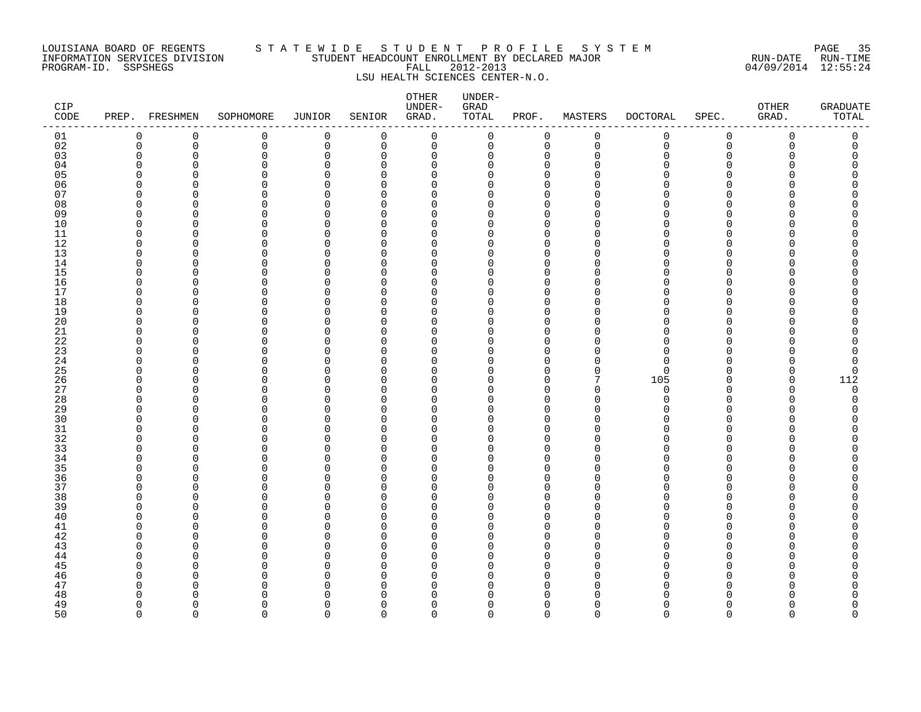LOUISIANA BOARD OF REGENTS
INFORMATION SERVICES DIVISION
PROGRAM-ID. SSPSHEGS

S T A T E W I D E   S T U D E N T   P R O F I L E   S Y S T E M
STUDENT HEADCOUNT ENROLLMENT BY DECLARED MAJOR
FALL 2012-2013
LSU HEALTH SCIENCES CENTER-N.O.

RUN-DATE RUN-TIME
04/09/2014 12:55:24

| CIP CODE | PREP. | FRESHMEN | SOPHOMORE | JUNIOR | SENIOR | OTHER UNDER-GRAD. | UNDER-GRAD TOTAL | PROF. | MASTERS | DOCTORAL | SPEC. | OTHER GRAD. | GRADUATE TOTAL |
|---|---|---|---|---|---|---|---|---|---|---|---|---|---|
| 01 | 0 | 0 | 0 | 0 | 0 | 0 | 0 | 0 | 0 | 0 | 0 | 0 | 0 |
| 02 | 0 | 0 | 0 | 0 | 0 | 0 | 0 | 0 | 0 | 0 | 0 | 0 | 0 |
| 03 | 0 | 0 | 0 | 0 | 0 | 0 | 0 | 0 | 0 | 0 | 0 | 0 | 0 |
| 04 | 0 | 0 | 0 | 0 | 0 | 0 | 0 | 0 | 0 | 0 | 0 | 0 | 0 |
| 05 | 0 | 0 | 0 | 0 | 0 | 0 | 0 | 0 | 0 | 0 | 0 | 0 | 0 |
| 06 | 0 | 0 | 0 | 0 | 0 | 0 | 0 | 0 | 0 | 0 | 0 | 0 | 0 |
| 07 | 0 | 0 | 0 | 0 | 0 | 0 | 0 | 0 | 0 | 0 | 0 | 0 | 0 |
| 08 | 0 | 0 | 0 | 0 | 0 | 0 | 0 | 0 | 0 | 0 | 0 | 0 | 0 |
| 09 | 0 | 0 | 0 | 0 | 0 | 0 | 0 | 0 | 0 | 0 | 0 | 0 | 0 |
| 10 | 0 | 0 | 0 | 0 | 0 | 0 | 0 | 0 | 0 | 0 | 0 | 0 | 0 |
| 11 | 0 | 0 | 0 | 0 | 0 | 0 | 0 | 0 | 0 | 0 | 0 | 0 | 0 |
| 12 | 0 | 0 | 0 | 0 | 0 | 0 | 0 | 0 | 0 | 0 | 0 | 0 | 0 |
| 13 | 0 | 0 | 0 | 0 | 0 | 0 | 0 | 0 | 0 | 0 | 0 | 0 | 0 |
| 14 | 0 | 0 | 0 | 0 | 0 | 0 | 0 | 0 | 0 | 0 | 0 | 0 | 0 |
| 15 | 0 | 0 | 0 | 0 | 0 | 0 | 0 | 0 | 0 | 0 | 0 | 0 | 0 |
| 16 | 0 | 0 | 0 | 0 | 0 | 0 | 0 | 0 | 0 | 0 | 0 | 0 | 0 |
| 17 | 0 | 0 | 0 | 0 | 0 | 0 | 0 | 0 | 0 | 0 | 0 | 0 | 0 |
| 18 | 0 | 0 | 0 | 0 | 0 | 0 | 0 | 0 | 0 | 0 | 0 | 0 | 0 |
| 19 | 0 | 0 | 0 | 0 | 0 | 0 | 0 | 0 | 0 | 0 | 0 | 0 | 0 |
| 20 | 0 | 0 | 0 | 0 | 0 | 0 | 0 | 0 | 0 | 0 | 0 | 0 | 0 |
| 21 | 0 | 0 | 0 | 0 | 0 | 0 | 0 | 0 | 0 | 0 | 0 | 0 | 0 |
| 22 | 0 | 0 | 0 | 0 | 0 | 0 | 0 | 0 | 0 | 0 | 0 | 0 | 0 |
| 23 | 0 | 0 | 0 | 0 | 0 | 0 | 0 | 0 | 0 | 0 | 0 | 0 | 0 |
| 24 | 0 | 0 | 0 | 0 | 0 | 0 | 0 | 0 | 0 | 0 | 0 | 0 | 0 |
| 25 | 0 | 0 | 0 | 0 | 0 | 0 | 0 | 0 | 0 | 0 | 0 | 0 | 0 |
| 26 | 0 | 0 | 0 | 0 | 0 | 0 | 0 | 0 | 7 | 105 | 0 | 0 | 112 |
| 27 | 0 | 0 | 0 | 0 | 0 | 0 | 0 | 0 | 0 | 0 | 0 | 0 | 0 |
| 28 | 0 | 0 | 0 | 0 | 0 | 0 | 0 | 0 | 0 | 0 | 0 | 0 | 0 |
| 29 | 0 | 0 | 0 | 0 | 0 | 0 | 0 | 0 | 0 | 0 | 0 | 0 | 0 |
| 30 | 0 | 0 | 0 | 0 | 0 | 0 | 0 | 0 | 0 | 0 | 0 | 0 | 0 |
| 31 | 0 | 0 | 0 | 0 | 0 | 0 | 0 | 0 | 0 | 0 | 0 | 0 | 0 |
| 32 | 0 | 0 | 0 | 0 | 0 | 0 | 0 | 0 | 0 | 0 | 0 | 0 | 0 |
| 33 | 0 | 0 | 0 | 0 | 0 | 0 | 0 | 0 | 0 | 0 | 0 | 0 | 0 |
| 34 | 0 | 0 | 0 | 0 | 0 | 0 | 0 | 0 | 0 | 0 | 0 | 0 | 0 |
| 35 | 0 | 0 | 0 | 0 | 0 | 0 | 0 | 0 | 0 | 0 | 0 | 0 | 0 |
| 36 | 0 | 0 | 0 | 0 | 0 | 0 | 0 | 0 | 0 | 0 | 0 | 0 | 0 |
| 37 | 0 | 0 | 0 | 0 | 0 | 0 | 0 | 0 | 0 | 0 | 0 | 0 | 0 |
| 38 | 0 | 0 | 0 | 0 | 0 | 0 | 0 | 0 | 0 | 0 | 0 | 0 | 0 |
| 39 | 0 | 0 | 0 | 0 | 0 | 0 | 0 | 0 | 0 | 0 | 0 | 0 | 0 |
| 40 | 0 | 0 | 0 | 0 | 0 | 0 | 0 | 0 | 0 | 0 | 0 | 0 | 0 |
| 41 | 0 | 0 | 0 | 0 | 0 | 0 | 0 | 0 | 0 | 0 | 0 | 0 | 0 |
| 42 | 0 | 0 | 0 | 0 | 0 | 0 | 0 | 0 | 0 | 0 | 0 | 0 | 0 |
| 43 | 0 | 0 | 0 | 0 | 0 | 0 | 0 | 0 | 0 | 0 | 0 | 0 | 0 |
| 44 | 0 | 0 | 0 | 0 | 0 | 0 | 0 | 0 | 0 | 0 | 0 | 0 | 0 |
| 45 | 0 | 0 | 0 | 0 | 0 | 0 | 0 | 0 | 0 | 0 | 0 | 0 | 0 |
| 46 | 0 | 0 | 0 | 0 | 0 | 0 | 0 | 0 | 0 | 0 | 0 | 0 | 0 |
| 47 | 0 | 0 | 0 | 0 | 0 | 0 | 0 | 0 | 0 | 0 | 0 | 0 | 0 |
| 48 | 0 | 0 | 0 | 0 | 0 | 0 | 0 | 0 | 0 | 0 | 0 | 0 | 0 |
| 49 | 0 | 0 | 0 | 0 | 0 | 0 | 0 | 0 | 0 | 0 | 0 | 0 | 0 |
| 50 | 0 | 0 | 0 | 0 | 0 | 0 | 0 | 0 | 0 | 0 | 0 | 0 | 0 |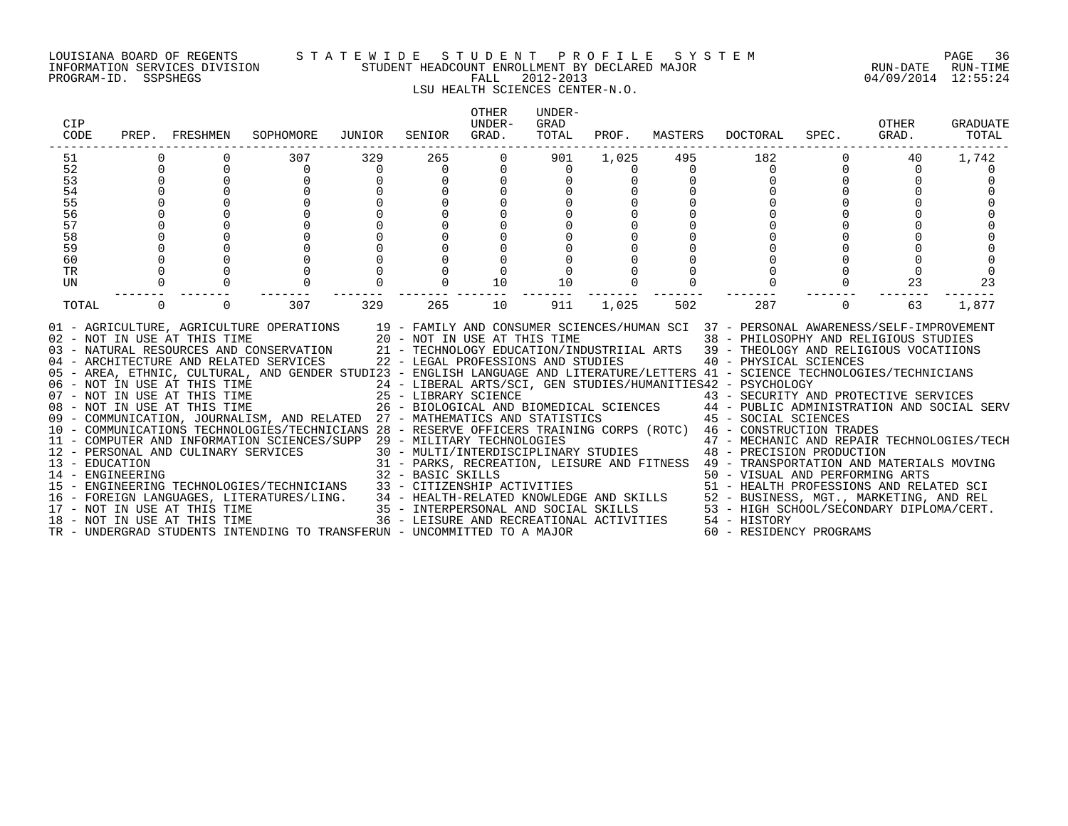LOUISIANA BOARD OF REGENTS — S T A T E W I D E   S T U D E N T   P R O F I L E   S Y S T E M

INFORMATION SERVICES DIVISION — STUDENT HEADCOUNT ENROLLMENT BY DECLARED MAJOR — RUN-DATE 04/09/2014 RUN-TIME 12:55:24

PROGRAM-ID. SSPSHEGS — FALL 2012-2013

LSU HEALTH SCIENCES CENTER-N.O.

| CIP CODE | PREP. | FRESHMEN | SOPHOMORE | JUNIOR | SENIOR | OTHER UNDER-GRAD. | UNDER-GRAD TOTAL | PROF. | MASTERS | DOCTORAL | SPEC. | OTHER GRAD. | GRADUATE TOTAL |
|---|---|---|---|---|---|---|---|---|---|---|---|---|---|
| 51 | 0 | 0 | 307 | 329 | 265 | 0 | 901 | 1,025 | 495 | 182 | 0 | 40 | 1,742 |
| 52 | 0 | 0 | 0 | 0 | 0 | 0 | 0 | 0 | 0 | 0 | 0 | 0 | 0 |
| 53 | 0 | 0 | 0 | 0 | 0 | 0 | 0 | 0 | 0 | 0 | 0 | 0 | 0 |
| 54 | 0 | 0 | 0 | 0 | 0 | 0 | 0 | 0 | 0 | 0 | 0 | 0 | 0 |
| 55 | 0 | 0 | 0 | 0 | 0 | 0 | 0 | 0 | 0 | 0 | 0 | 0 | 0 |
| 56 | 0 | 0 | 0 | 0 | 0 | 0 | 0 | 0 | 0 | 0 | 0 | 0 | 0 |
| 57 | 0 | 0 | 0 | 0 | 0 | 0 | 0 | 0 | 0 | 0 | 0 | 0 | 0 |
| 58 | 0 | 0 | 0 | 0 | 0 | 0 | 0 | 0 | 0 | 0 | 0 | 0 | 0 |
| 59 | 0 | 0 | 0 | 0 | 0 | 0 | 0 | 0 | 0 | 0 | 0 | 0 | 0 |
| 60 | 0 | 0 | 0 | 0 | 0 | 0 | 0 | 0 | 0 | 0 | 0 | 0 | 0 |
| TR | 0 | 0 | 0 | 0 | 0 | 0 | 0 | 0 | 0 | 0 | 0 | 0 | 0 |
| UN | 0 | 0 | 0 | 0 | 0 | 10 | 10 | 0 | 0 | 0 | 0 | 23 | 23 |
| TOTAL | 0 | 0 | 307 | 329 | 265 | 10 | 911 | 1,025 | 502 | 287 | 0 | 63 | 1,877 |

01 - AGRICULTURE, AGRICULTURE OPERATIONS
02 - NOT IN USE AT THIS TIME
03 - NATURAL RESOURCES AND CONSERVATION
04 - ARCHITECTURE AND RELATED SERVICES
05 - AREA, ETHNIC, CULTURAL, AND GENDER STUDI
06 - NOT IN USE AT THIS TIME
07 - NOT IN USE AT THIS TIME
08 - NOT IN USE AT THIS TIME
09 - COMMUNICATION, JOURNALISM, AND RELATED
10 - COMMUNICATIONS TECHNOLOGIES/TECHNICIANS
11 - COMPUTER AND INFORMATION SCIENCES/SUPP
12 - PERSONAL AND CULINARY SERVICES
13 - EDUCATION
14 - ENGINEERING
15 - ENGINEERING TECHNOLOGIES/TECHNICIANS
16 - FOREIGN LANGUAGES, LITERATURES/LING.
17 - NOT IN USE AT THIS TIME
18 - NOT IN USE AT THIS TIME
19 - FAMILY AND CONSUMER SCIENCES/HUMAN SCI
20 - NOT IN USE AT THIS TIME
21 - TECHNOLOGY EDUCATION/INDUSTRIIAL ARTS
22 - LEGAL PROFESSIONS AND STUDIES
23 - ENGLISH LANGUAGE AND LITERATURE/LETTERS
24 - LIBERAL ARTS/SCI, GEN STUDIES/HUMANITIES
25 - LIBRARY SCIENCE
26 - BIOLOGICAL AND BIOMEDICAL SCIENCES
27 - MATHEMATICS AND STATISTICS
28 - RESERVE OFFICERS TRAINING CORPS (ROTC)
29 - MILITARY TECHNOLOGIES
30 - MULTI/INTERDISCIPLINARY STUDIES
31 - PARKS, RECREATION, LEISURE AND FITNESS
32 - BASIC SKILLS
33 - CITIZENSHIP ACTIVITIES
34 - HEALTH-RELATED KNOWLEDGE AND SKILLS
35 - INTERPERSONAL AND SOCIAL SKILLS
36 - LEISURE AND RECREATIONAL ACTIVITIES
37 - PERSONAL AWARENESS/SELF-IMPROVEMENT
38 - PHILOSOPHY AND RELIGIOUS STUDIES
39 - THEOLOGY AND RELIGIOUS VOCATIIONS
40 - PHYSICAL SCIENCES
41 - SCIENCE TECHNOLOGIES/TECHNICIANS
42 - PSYCHOLOGY
43 - SECURITY AND PROTECTIVE SERVICES
44 - PUBLIC ADMINISTRATION AND SOCIAL SERV
45 - SOCIAL SCIENCES
46 - CONSTRUCTION TRADES
47 - MECHANIC AND REPAIR TECHNOLOGIES/TECH
48 - PRECISION PRODUCTION
49 - TRANSPORTATION AND MATERIALS MOVING
50 - VISUAL AND PERFORMING ARTS
51 - HEALTH PROFESSIONS AND RELATED SCI
52 - BUSINESS, MGT., MARKETING, AND REL
53 - HIGH SCHOOL/SECONDARY DIPLOMA/CERT.
54 - HISTORY
60 - RESIDENCY PROGRAMS
TR - UNDERGRAD STUDENTS INTENDING TO TRANSFER
UN - UNCOMMITTED TO A MAJOR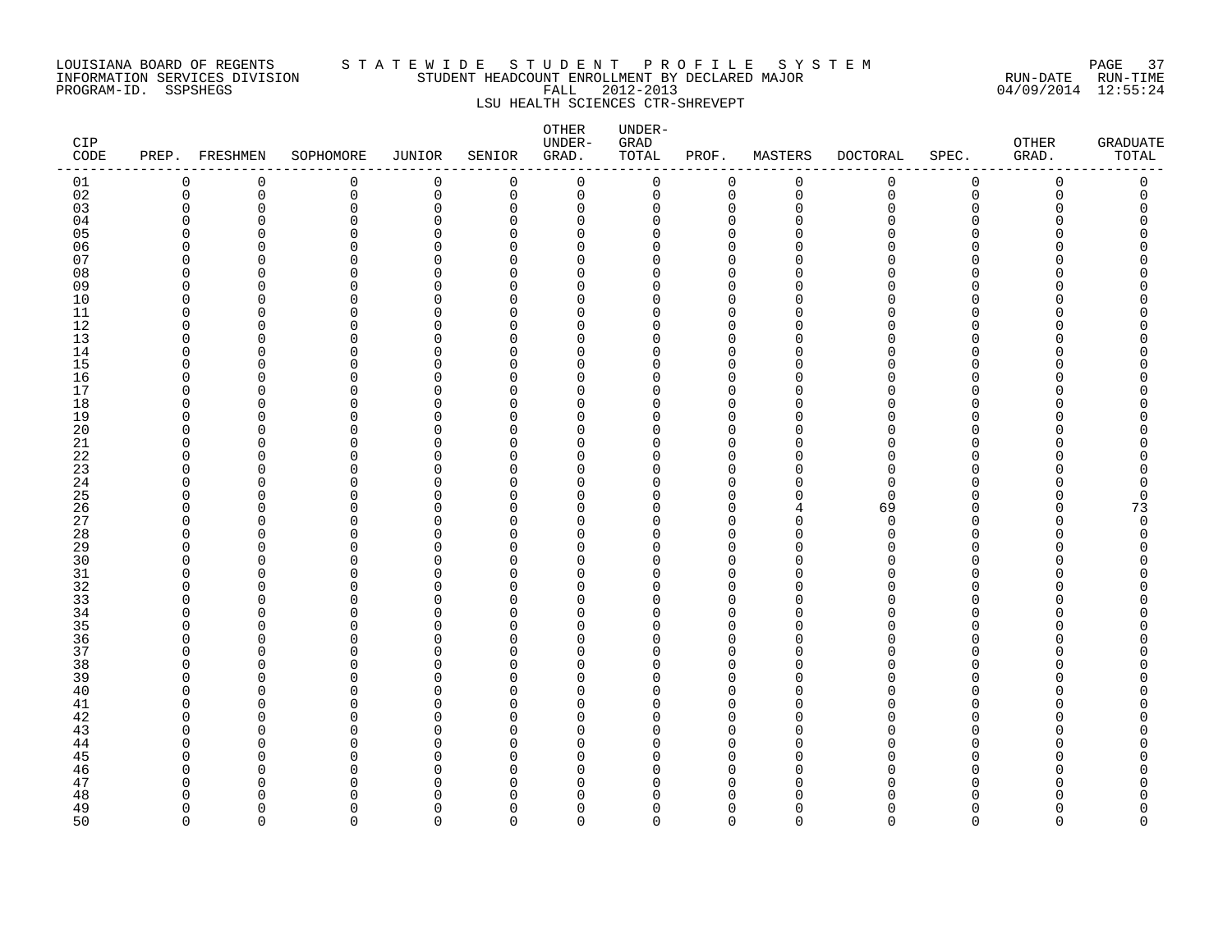LOUISIANA BOARD OF REGENTS — STATEWIDE STUDENT PROFILE SYSTEM
INFORMATION SERVICES DIVISION — STUDENT HEADCOUNT ENROLLMENT BY DECLARED MAJOR — RUN-DATE 04/09/2014 RUN-TIME 12:55:24
PROGRAM-ID. SSPSHEGS — FALL 2012-2013

LSU HEALTH SCIENCES CTR-SHREVEPT

| CIP CODE | PREP. | FRESHMEN | SOPHOMORE | JUNIOR | SENIOR | OTHER UNDER-GRAD. | UNDER-GRAD TOTAL | PROF. | MASTERS | DOCTORAL | SPEC. | OTHER GRAD. | GRADUATE TOTAL |
|---|---|---|---|---|---|---|---|---|---|---|---|---|---|
| 01 | 0 | 0 | 0 | 0 | 0 | 0 | 0 | 0 | 0 | 0 | 0 | 0 | 0 |
| 02 | 0 | 0 | 0 | 0 | 0 | 0 | 0 | 0 | 0 | 0 | 0 | 0 | 0 |
| 03 | 0 | 0 | 0 | 0 | 0 | 0 | 0 | 0 | 0 | 0 | 0 | 0 | 0 |
| 04 | 0 | 0 | 0 | 0 | 0 | 0 | 0 | 0 | 0 | 0 | 0 | 0 | 0 |
| 05 | 0 | 0 | 0 | 0 | 0 | 0 | 0 | 0 | 0 | 0 | 0 | 0 | 0 |
| 06 | 0 | 0 | 0 | 0 | 0 | 0 | 0 | 0 | 0 | 0 | 0 | 0 | 0 |
| 07 | 0 | 0 | 0 | 0 | 0 | 0 | 0 | 0 | 0 | 0 | 0 | 0 | 0 |
| 08 | 0 | 0 | 0 | 0 | 0 | 0 | 0 | 0 | 0 | 0 | 0 | 0 | 0 |
| 09 | 0 | 0 | 0 | 0 | 0 | 0 | 0 | 0 | 0 | 0 | 0 | 0 | 0 |
| 10 | 0 | 0 | 0 | 0 | 0 | 0 | 0 | 0 | 0 | 0 | 0 | 0 | 0 |
| 11 | 0 | 0 | 0 | 0 | 0 | 0 | 0 | 0 | 0 | 0 | 0 | 0 | 0 |
| 12 | 0 | 0 | 0 | 0 | 0 | 0 | 0 | 0 | 0 | 0 | 0 | 0 | 0 |
| 13 | 0 | 0 | 0 | 0 | 0 | 0 | 0 | 0 | 0 | 0 | 0 | 0 | 0 |
| 14 | 0 | 0 | 0 | 0 | 0 | 0 | 0 | 0 | 0 | 0 | 0 | 0 | 0 |
| 15 | 0 | 0 | 0 | 0 | 0 | 0 | 0 | 0 | 0 | 0 | 0 | 0 | 0 |
| 16 | 0 | 0 | 0 | 0 | 0 | 0 | 0 | 0 | 0 | 0 | 0 | 0 | 0 |
| 17 | 0 | 0 | 0 | 0 | 0 | 0 | 0 | 0 | 0 | 0 | 0 | 0 | 0 |
| 18 | 0 | 0 | 0 | 0 | 0 | 0 | 0 | 0 | 0 | 0 | 0 | 0 | 0 |
| 19 | 0 | 0 | 0 | 0 | 0 | 0 | 0 | 0 | 0 | 0 | 0 | 0 | 0 |
| 20 | 0 | 0 | 0 | 0 | 0 | 0 | 0 | 0 | 0 | 0 | 0 | 0 | 0 |
| 21 | 0 | 0 | 0 | 0 | 0 | 0 | 0 | 0 | 0 | 0 | 0 | 0 | 0 |
| 22 | 0 | 0 | 0 | 0 | 0 | 0 | 0 | 0 | 0 | 0 | 0 | 0 | 0 |
| 23 | 0 | 0 | 0 | 0 | 0 | 0 | 0 | 0 | 0 | 0 | 0 | 0 | 0 |
| 24 | 0 | 0 | 0 | 0 | 0 | 0 | 0 | 0 | 0 | 0 | 0 | 0 | 0 |
| 25 | 0 | 0 | 0 | 0 | 0 | 0 | 0 | 0 | 0 | 0 | 0 | 0 | 0 |
| 26 | 0 | 0 | 0 | 0 | 0 | 0 | 0 | 0 | 4 | 69 | 0 | 0 | 73 |
| 27 | 0 | 0 | 0 | 0 | 0 | 0 | 0 | 0 | 0 | 0 | 0 | 0 | 0 |
| 28 | 0 | 0 | 0 | 0 | 0 | 0 | 0 | 0 | 0 | 0 | 0 | 0 | 0 |
| 29 | 0 | 0 | 0 | 0 | 0 | 0 | 0 | 0 | 0 | 0 | 0 | 0 | 0 |
| 30 | 0 | 0 | 0 | 0 | 0 | 0 | 0 | 0 | 0 | 0 | 0 | 0 | 0 |
| 31 | 0 | 0 | 0 | 0 | 0 | 0 | 0 | 0 | 0 | 0 | 0 | 0 | 0 |
| 32 | 0 | 0 | 0 | 0 | 0 | 0 | 0 | 0 | 0 | 0 | 0 | 0 | 0 |
| 33 | 0 | 0 | 0 | 0 | 0 | 0 | 0 | 0 | 0 | 0 | 0 | 0 | 0 |
| 34 | 0 | 0 | 0 | 0 | 0 | 0 | 0 | 0 | 0 | 0 | 0 | 0 | 0 |
| 35 | 0 | 0 | 0 | 0 | 0 | 0 | 0 | 0 | 0 | 0 | 0 | 0 | 0 |
| 36 | 0 | 0 | 0 | 0 | 0 | 0 | 0 | 0 | 0 | 0 | 0 | 0 | 0 |
| 37 | 0 | 0 | 0 | 0 | 0 | 0 | 0 | 0 | 0 | 0 | 0 | 0 | 0 |
| 38 | 0 | 0 | 0 | 0 | 0 | 0 | 0 | 0 | 0 | 0 | 0 | 0 | 0 |
| 39 | 0 | 0 | 0 | 0 | 0 | 0 | 0 | 0 | 0 | 0 | 0 | 0 | 0 |
| 40 | 0 | 0 | 0 | 0 | 0 | 0 | 0 | 0 | 0 | 0 | 0 | 0 | 0 |
| 41 | 0 | 0 | 0 | 0 | 0 | 0 | 0 | 0 | 0 | 0 | 0 | 0 | 0 |
| 42 | 0 | 0 | 0 | 0 | 0 | 0 | 0 | 0 | 0 | 0 | 0 | 0 | 0 |
| 43 | 0 | 0 | 0 | 0 | 0 | 0 | 0 | 0 | 0 | 0 | 0 | 0 | 0 |
| 44 | 0 | 0 | 0 | 0 | 0 | 0 | 0 | 0 | 0 | 0 | 0 | 0 | 0 |
| 45 | 0 | 0 | 0 | 0 | 0 | 0 | 0 | 0 | 0 | 0 | 0 | 0 | 0 |
| 46 | 0 | 0 | 0 | 0 | 0 | 0 | 0 | 0 | 0 | 0 | 0 | 0 | 0 |
| 47 | 0 | 0 | 0 | 0 | 0 | 0 | 0 | 0 | 0 | 0 | 0 | 0 | 0 |
| 48 | 0 | 0 | 0 | 0 | 0 | 0 | 0 | 0 | 0 | 0 | 0 | 0 | 0 |
| 49 | 0 | 0 | 0 | 0 | 0 | 0 | 0 | 0 | 0 | 0 | 0 | 0 | 0 |
| 50 | 0 | 0 | 0 | 0 | 0 | 0 | 0 | 0 | 0 | 0 | 0 | 0 | 0 |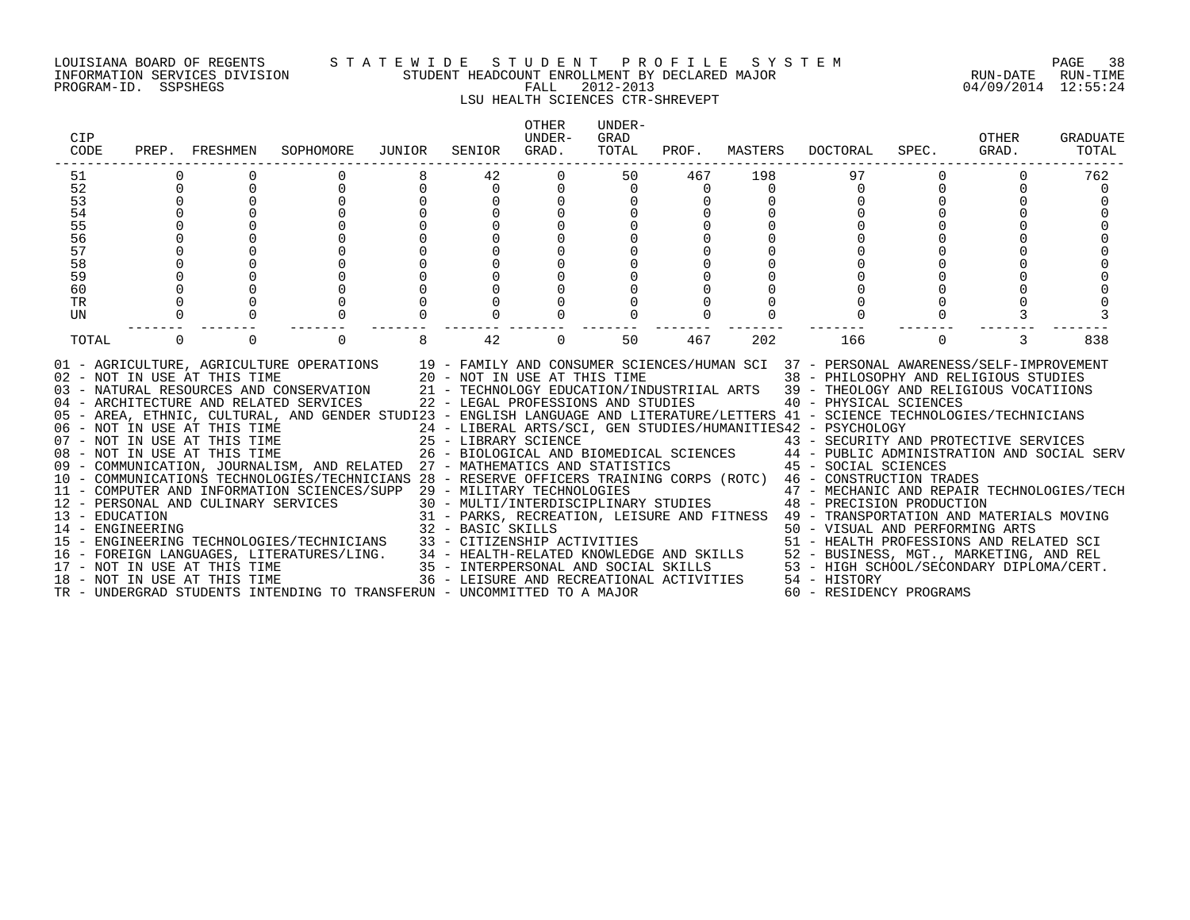LOUISIANA BOARD OF REGENTS — STATEWIDE STUDENT PROFILE SYSTEM
INFORMATION SERVICES DIVISION — STUDENT HEADCOUNT ENROLLMENT BY DECLARED MAJOR — RUN-DATE 04/09/2014 RUN-TIME 12:55:24
PROGRAM-ID. SSPSHEGS — FALL 2012-2013

## LSU HEALTH SCIENCES CTR-SHREVEPT

| CIP CODE | PREP. | FRESHMEN | SOPHOMORE | JUNIOR | SENIOR | OTHER UNDER-GRAD. | UNDER-GRAD TOTAL | PROF. | MASTERS | DOCTORAL | SPEC. | OTHER GRAD. | GRADUATE TOTAL |
|---|---|---|---|---|---|---|---|---|---|---|---|---|---|
| 51 | 0 | 0 | 0 | 8 | 42 | 0 | 50 | 467 | 198 | 97 | 0 | 0 | 762 |
| 52 | 0 | 0 | 0 | 0 | 0 | 0 | 0 | 0 | 0 | 0 | 0 | 0 | 0 |
| 53 | 0 | 0 | 0 | 0 | 0 | 0 | 0 | 0 | 0 | 0 | 0 | 0 | 0 |
| 54 | 0 | 0 | 0 | 0 | 0 | 0 | 0 | 0 | 0 | 0 | 0 | 0 | 0 |
| 55 | 0 | 0 | 0 | 0 | 0 | 0 | 0 | 0 | 0 | 0 | 0 | 0 | 0 |
| 56 | 0 | 0 | 0 | 0 | 0 | 0 | 0 | 0 | 0 | 0 | 0 | 0 | 0 |
| 57 | 0 | 0 | 0 | 0 | 0 | 0 | 0 | 0 | 0 | 0 | 0 | 0 | 0 |
| 58 | 0 | 0 | 0 | 0 | 0 | 0 | 0 | 0 | 0 | 0 | 0 | 0 | 0 |
| 59 | 0 | 0 | 0 | 0 | 0 | 0 | 0 | 0 | 0 | 0 | 0 | 0 | 0 |
| 60 | 0 | 0 | 0 | 0 | 0 | 0 | 0 | 0 | 0 | 0 | 0 | 0 | 0 |
| TR | 0 | 0 | 0 | 0 | 0 | 0 | 0 | 0 | 0 | 0 | 0 | 0 | 0 |
| UN | 0 | 0 | 0 | 0 | 0 | 0 | 0 | 0 | 0 | 0 | 0 | 3 | 3 |
| TOTAL | 0 | 0 | 0 | 8 | 42 | 0 | 50 | 467 | 202 | 166 | 0 | 3 | 838 |

01 - AGRICULTURE, AGRICULTURE OPERATIONS
02 - NOT IN USE AT THIS TIME
03 - NATURAL RESOURCES AND CONSERVATION
04 - ARCHITECTURE AND RELATED SERVICES
05 - AREA, ETHNIC, CULTURAL, AND GENDER STUDI
06 - NOT IN USE AT THIS TIME
07 - NOT IN USE AT THIS TIME
08 - NOT IN USE AT THIS TIME
09 - COMMUNICATION, JOURNALISM, AND RELATED
10 - COMMUNICATIONS TECHNOLOGIES/TECHNICIANS
11 - COMPUTER AND INFORMATION SCIENCES/SUPP
12 - PERSONAL AND CULINARY SERVICES
13 - EDUCATION
14 - ENGINEERING
15 - ENGINEERING TECHNOLOGIES/TECHNICIANS
16 - FOREIGN LANGUAGES, LITERATURES/LING.
17 - NOT IN USE AT THIS TIME
18 - NOT IN USE AT THIS TIME
19 - FAMILY AND CONSUMER SCIENCES/HUMAN SCI
20 - NOT IN USE AT THIS TIME
21 - TECHNOLOGY EDUCATION/INDUSTRIIAL ARTS
22 - LEGAL PROFESSIONS AND STUDIES
23 - ENGLISH LANGUAGE AND LITERATURE/LETTERS
24 - LIBERAL ARTS/SCI, GEN STUDIES/HUMANITIES
25 - LIBRARY SCIENCE
26 - BIOLOGICAL AND BIOMEDICAL SCIENCES
27 - MATHEMATICS AND STATISTICS
28 - RESERVE OFFICERS TRAINING CORPS (ROTC)
29 - MILITARY TECHNOLOGIES
30 - MULTI/INTERDISCIPLINARY STUDIES
31 - PARKS, RECREATION, LEISURE AND FITNESS
32 - BASIC SKILLS
33 - CITIZENSHIP ACTIVITIES
34 - HEALTH-RELATED KNOWLEDGE AND SKILLS
35 - INTERPERSONAL AND SOCIAL SKILLS
36 - LEISURE AND RECREATIONAL ACTIVITIES
37 - PERSONAL AWARENESS/SELF-IMPROVEMENT
38 - PHILOSOPHY AND RELIGIOUS STUDIES
39 - THEOLOGY AND RELIGIOUS VOCATIIONS
40 - PHYSICAL SCIENCES
41 - SCIENCE TECHNOLOGIES/TECHNICIANS
42 - PSYCHOLOGY
43 - SECURITY AND PROTECTIVE SERVICES
44 - PUBLIC ADMINISTRATION AND SOCIAL SERV
45 - SOCIAL SCIENCES
46 - CONSTRUCTION TRADES
47 - MECHANIC AND REPAIR TECHNOLOGIES/TECH
48 - PRECISION PRODUCTION
49 - TRANSPORTATION AND MATERIALS MOVING
50 - VISUAL AND PERFORMING ARTS
51 - HEALTH PROFESSIONS AND RELATED SCI
52 - BUSINESS, MGT., MARKETING, AND REL
53 - HIGH SCHOOL/SECONDARY DIPLOMA/CERT.
54 - HISTORY
60 - RESIDENCY PROGRAMS
TR - UNDERGRAD STUDENTS INTENDING TO TRANSFER
UN - UNCOMMITTED TO A MAJOR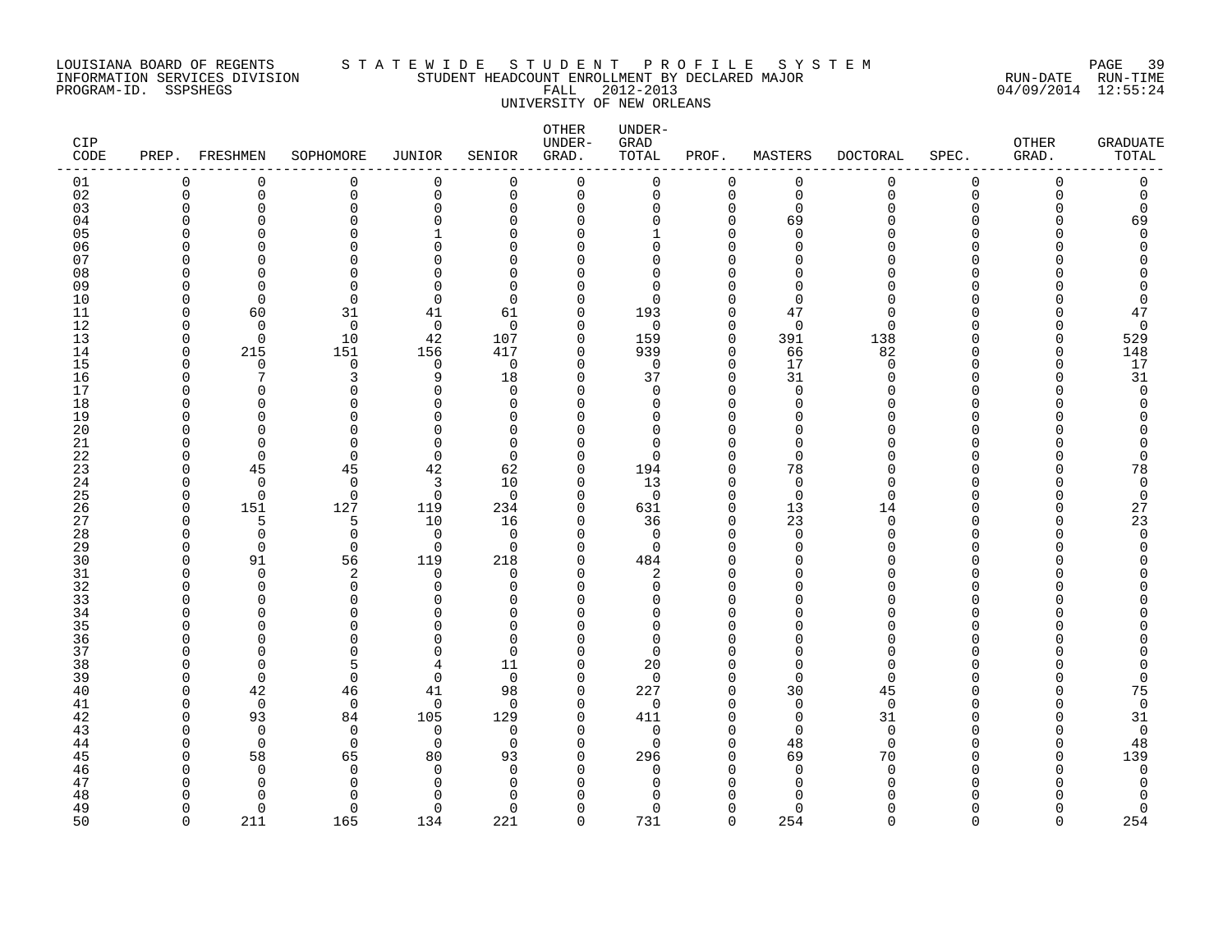LOUISIANA BOARD OF REGENTS
INFORMATION SERVICES DIVISION
PROGRAM-ID. SSPSHEGS

STATEWIDE STUDENT PROFILE SYSTEM
STUDENT HEADCOUNT ENROLLMENT BY DECLARED MAJOR
FALL 2012-2013
UNIVERSITY OF NEW ORLEANS

RUN-DATE 04/09/2014 RUN-TIME 12:55:24

| CIP CODE | PREP. | FRESHMEN | SOPHOMORE | JUNIOR | SENIOR | OTHER UNDER-GRAD. | UNDER-GRAD TOTAL | PROF. | MASTERS | DOCTORAL | SPEC. | OTHER GRAD. | GRADUATE TOTAL |
|---|---|---|---|---|---|---|---|---|---|---|---|---|---|
| 01 | 0 | 0 | 0 | 0 | 0 | 0 | 0 | 0 | 0 | 0 | 0 | 0 | 0 |
| 02 | 0 | 0 | 0 | 0 | 0 | 0 | 0 | 0 | 0 | 0 | 0 | 0 | 0 |
| 03 | 0 | 0 | 0 | 0 | 0 | 0 | 0 | 0 | 0 | 0 | 0 | 0 | 0 |
| 04 | 0 | 0 | 0 | 0 | 0 | 0 | 0 | 0 | 69 | 0 | 0 | 0 | 69 |
| 05 | 0 | 0 | 0 | 1 | 0 | 0 | 1 | 0 | 0 | 0 | 0 | 0 | 0 |
| 06 | 0 | 0 | 0 | 0 | 0 | 0 | 0 | 0 | 0 | 0 | 0 | 0 | 0 |
| 07 | 0 | 0 | 0 | 0 | 0 | 0 | 0 | 0 | 0 | 0 | 0 | 0 | 0 |
| 08 | 0 | 0 | 0 | 0 | 0 | 0 | 0 | 0 | 0 | 0 | 0 | 0 | 0 |
| 09 | 0 | 0 | 0 | 0 | 0 | 0 | 0 | 0 | 0 | 0 | 0 | 0 | 0 |
| 10 | 0 | 0 | 0 | 0 | 0 | 0 | 0 | 0 | 0 | 0 | 0 | 0 | 0 |
| 11 | 0 | 60 | 31 | 41 | 61 | 0 | 193 | 0 | 47 | 0 | 0 | 0 | 47 |
| 12 | 0 | 0 | 0 | 0 | 0 | 0 | 0 | 0 | 0 | 0 | 0 | 0 | 0 |
| 13 | 0 | 0 | 10 | 42 | 107 | 0 | 159 | 0 | 391 | 138 | 0 | 0 | 529 |
| 14 | 0 | 215 | 151 | 156 | 417 | 0 | 939 | 0 | 66 | 82 | 0 | 0 | 148 |
| 15 | 0 | 0 | 0 | 0 | 0 | 0 | 0 | 0 | 17 | 0 | 0 | 0 | 17 |
| 16 | 0 | 7 | 3 | 9 | 18 | 0 | 37 | 0 | 31 | 0 | 0 | 0 | 31 |
| 17 | 0 | 0 | 0 | 0 | 0 | 0 | 0 | 0 | 0 | 0 | 0 | 0 | 0 |
| 18 | 0 | 0 | 0 | 0 | 0 | 0 | 0 | 0 | 0 | 0 | 0 | 0 | 0 |
| 19 | 0 | 0 | 0 | 0 | 0 | 0 | 0 | 0 | 0 | 0 | 0 | 0 | 0 |
| 20 | 0 | 0 | 0 | 0 | 0 | 0 | 0 | 0 | 0 | 0 | 0 | 0 | 0 |
| 21 | 0 | 0 | 0 | 0 | 0 | 0 | 0 | 0 | 0 | 0 | 0 | 0 | 0 |
| 22 | 0 | 0 | 0 | 0 | 0 | 0 | 0 | 0 | 0 | 0 | 0 | 0 | 0 |
| 23 | 0 | 45 | 45 | 42 | 62 | 0 | 194 | 0 | 78 | 0 | 0 | 0 | 78 |
| 24 | 0 | 0 | 0 | 3 | 10 | 0 | 13 | 0 | 0 | 0 | 0 | 0 | 0 |
| 25 | 0 | 0 | 0 | 0 | 0 | 0 | 0 | 0 | 0 | 0 | 0 | 0 | 0 |
| 26 | 0 | 151 | 127 | 119 | 234 | 0 | 631 | 0 | 13 | 14 | 0 | 0 | 27 |
| 27 | 0 | 5 | 5 | 10 | 16 | 0 | 36 | 0 | 23 | 0 | 0 | 0 | 23 |
| 28 | 0 | 0 | 0 | 0 | 0 | 0 | 0 | 0 | 0 | 0 | 0 | 0 | 0 |
| 29 | 0 | 0 | 0 | 0 | 0 | 0 | 0 | 0 | 0 | 0 | 0 | 0 | 0 |
| 30 | 0 | 91 | 56 | 119 | 218 | 0 | 484 | 0 | 0 | 0 | 0 | 0 | 0 |
| 31 | 0 | 0 | 2 | 0 | 0 | 0 | 2 | 0 | 0 | 0 | 0 | 0 | 0 |
| 32 | 0 | 0 | 0 | 0 | 0 | 0 | 0 | 0 | 0 | 0 | 0 | 0 | 0 |
| 33 | 0 | 0 | 0 | 0 | 0 | 0 | 0 | 0 | 0 | 0 | 0 | 0 | 0 |
| 34 | 0 | 0 | 0 | 0 | 0 | 0 | 0 | 0 | 0 | 0 | 0 | 0 | 0 |
| 35 | 0 | 0 | 0 | 0 | 0 | 0 | 0 | 0 | 0 | 0 | 0 | 0 | 0 |
| 36 | 0 | 0 | 0 | 0 | 0 | 0 | 0 | 0 | 0 | 0 | 0 | 0 | 0 |
| 37 | 0 | 0 | 0 | 0 | 0 | 0 | 0 | 0 | 0 | 0 | 0 | 0 | 0 |
| 38 | 0 | 0 | 5 | 4 | 11 | 0 | 20 | 0 | 0 | 0 | 0 | 0 | 0 |
| 39 | 0 | 0 | 0 | 0 | 0 | 0 | 0 | 0 | 0 | 0 | 0 | 0 | 0 |
| 40 | 0 | 42 | 46 | 41 | 98 | 0 | 227 | 0 | 30 | 45 | 0 | 0 | 75 |
| 41 | 0 | 0 | 0 | 0 | 0 | 0 | 0 | 0 | 0 | 0 | 0 | 0 | 0 |
| 42 | 0 | 93 | 84 | 105 | 129 | 0 | 411 | 0 | 0 | 31 | 0 | 0 | 31 |
| 43 | 0 | 0 | 0 | 0 | 0 | 0 | 0 | 0 | 0 | 0 | 0 | 0 | 0 |
| 44 | 0 | 0 | 0 | 0 | 0 | 0 | 0 | 0 | 48 | 0 | 0 | 0 | 48 |
| 45 | 0 | 58 | 65 | 80 | 93 | 0 | 296 | 0 | 69 | 70 | 0 | 0 | 139 |
| 46 | 0 | 0 | 0 | 0 | 0 | 0 | 0 | 0 | 0 | 0 | 0 | 0 | 0 |
| 47 | 0 | 0 | 0 | 0 | 0 | 0 | 0 | 0 | 0 | 0 | 0 | 0 | 0 |
| 48 | 0 | 0 | 0 | 0 | 0 | 0 | 0 | 0 | 0 | 0 | 0 | 0 | 0 |
| 49 | 0 | 0 | 0 | 0 | 0 | 0 | 0 | 0 | 0 | 0 | 0 | 0 | 0 |
| 50 | 0 | 211 | 165 | 134 | 221 | 0 | 731 | 0 | 254 | 0 | 0 | 0 | 254 |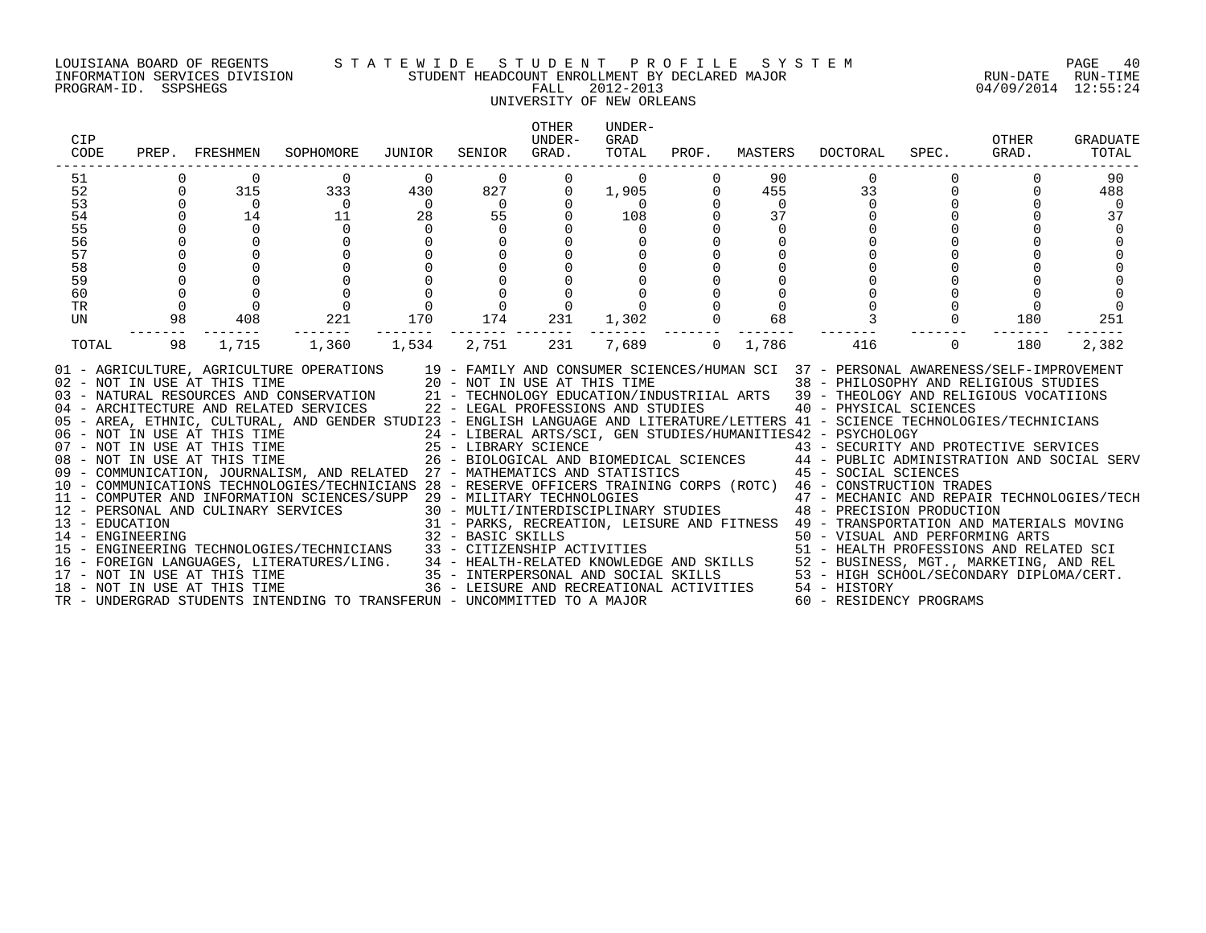LOUISIANA BOARD OF REGENTS — STATEWIDE STUDENT PROFILE SYSTEM
INFORMATION SERVICES DIVISION — STUDENT HEADCOUNT ENROLLMENT BY DECLARED MAJOR — RUN-DATE 04/09/2014 RUN-TIME 12:55:24
PROGRAM-ID. SSPSHEGS — FALL 2012-2013

UNIVERSITY OF NEW ORLEANS

| CIP CODE | PREP. | FRESHMEN | SOPHOMORE | JUNIOR | SENIOR | OTHER UNDER-GRAD. | UNDER-GRAD TOTAL | PROF. | MASTERS | DOCTORAL | SPEC. | OTHER GRAD. | GRADUATE TOTAL |
|---|---|---|---|---|---|---|---|---|---|---|---|---|---|
| 51 | 0 | 0 | 0 | 0 | 0 | 0 | 0 | 0 | 90 | 0 | 0 | 0 | 90 |
| 52 | 0 | 315 | 333 | 430 | 827 | 0 | 1,905 | 0 | 455 | 33 | 0 | 0 | 488 |
| 53 | 0 | 0 | 0 | 0 | 0 | 0 | 0 | 0 | 0 | 0 | 0 | 0 | 0 |
| 54 | 0 | 14 | 11 | 28 | 55 | 0 | 108 | 0 | 37 | 0 | 0 | 0 | 37 |
| 55 | 0 | 0 | 0 | 0 | 0 | 0 | 0 | 0 | 0 | 0 | 0 | 0 | 0 |
| 56 | 0 | 0 | 0 | 0 | 0 | 0 | 0 | 0 | 0 | 0 | 0 | 0 | 0 |
| 57 | 0 | 0 | 0 | 0 | 0 | 0 | 0 | 0 | 0 | 0 | 0 | 0 | 0 |
| 58 | 0 | 0 | 0 | 0 | 0 | 0 | 0 | 0 | 0 | 0 | 0 | 0 | 0 |
| 59 | 0 | 0 | 0 | 0 | 0 | 0 | 0 | 0 | 0 | 0 | 0 | 0 | 0 |
| 60 | 0 | 0 | 0 | 0 | 0 | 0 | 0 | 0 | 0 | 0 | 0 | 0 | 0 |
| TR | 0 | 0 | 0 | 0 | 0 | 0 | 0 | 0 | 0 | 0 | 0 | 0 | 0 |
| UN | 98 | 408 | 221 | 170 | 174 | 231 | 1,302 | 0 | 68 | 3 | 0 | 180 | 251 |
| TOTAL | 98 | 1,715 | 1,360 | 1,534 | 2,751 | 231 | 7,689 | 0 | 1,786 | 416 | 0 | 180 | 2,382 |

01 - AGRICULTURE, AGRICULTURE OPERATIONS
02 - NOT IN USE AT THIS TIME
03 - NATURAL RESOURCES AND CONSERVATION
04 - ARCHITECTURE AND RELATED SERVICES
05 - AREA, ETHNIC, CULTURAL, AND GENDER STUDI
06 - NOT IN USE AT THIS TIME
07 - NOT IN USE AT THIS TIME
08 - NOT IN USE AT THIS TIME
09 - COMMUNICATION, JOURNALISM, AND RELATED
10 - COMMUNICATIONS TECHNOLOGIES/TECHNICIANS
11 - COMPUTER AND INFORMATION SCIENCES/SUPP
12 - PERSONAL AND CULINARY SERVICES
13 - EDUCATION
14 - ENGINEERING
15 - ENGINEERING TECHNOLOGIES/TECHNICIANS
16 - FOREIGN LANGUAGES, LITERATURES/LING.
17 - NOT IN USE AT THIS TIME
18 - NOT IN USE AT THIS TIME
19 - FAMILY AND CONSUMER SCIENCES/HUMAN SCI
20 - NOT IN USE AT THIS TIME
21 - TECHNOLOGY EDUCATION/INDUSTRIIAL ARTS
22 - LEGAL PROFESSIONS AND STUDIES
23 - ENGLISH LANGUAGE AND LITERATURE/LETTERS
24 - LIBERAL ARTS/SCI, GEN STUDIES/HUMANITIES
25 - LIBRARY SCIENCE
26 - BIOLOGICAL AND BIOMEDICAL SCIENCES
27 - MATHEMATICS AND STATISTICS
28 - RESERVE OFFICERS TRAINING CORPS (ROTC)
29 - MILITARY TECHNOLOGIES
30 - MULTI/INTERDISCIPLINARY STUDIES
31 - PARKS, RECREATION, LEISURE AND FITNESS
32 - BASIC SKILLS
33 - CITIZENSHIP ACTIVITIES
34 - HEALTH-RELATED KNOWLEDGE AND SKILLS
35 - INTERPERSONAL AND SOCIAL SKILLS
36 - LEISURE AND RECREATIONAL ACTIVITIES
37 - PERSONAL AWARENESS/SELF-IMPROVEMENT
38 - PHILOSOPHY AND RELIGIOUS STUDIES
39 - THEOLOGY AND RELIGIOUS VOCATIIONS
40 - PHYSICAL SCIENCES
41 - SCIENCE TECHNOLOGIES/TECHNICIANS
42 - PSYCHOLOGY
43 - SECURITY AND PROTECTIVE SERVICES
44 - PUBLIC ADMINISTRATION AND SOCIAL SERV
45 - SOCIAL SCIENCES
46 - CONSTRUCTION TRADES
47 - MECHANIC AND REPAIR TECHNOLOGIES/TECH
48 - PRECISION PRODUCTION
49 - TRANSPORTATION AND MATERIALS MOVING
50 - VISUAL AND PERFORMING ARTS
51 - HEALTH PROFESSIONS AND RELATED SCI
52 - BUSINESS, MGT., MARKETING, AND REL
53 - HIGH SCHOOL/SECONDARY DIPLOMA/CERT.
54 - HISTORY
60 - RESIDENCY PROGRAMS
TR - UNDERGRAD STUDENTS INTENDING TO TRANSFER
UN - UNCOMMITTED TO A MAJOR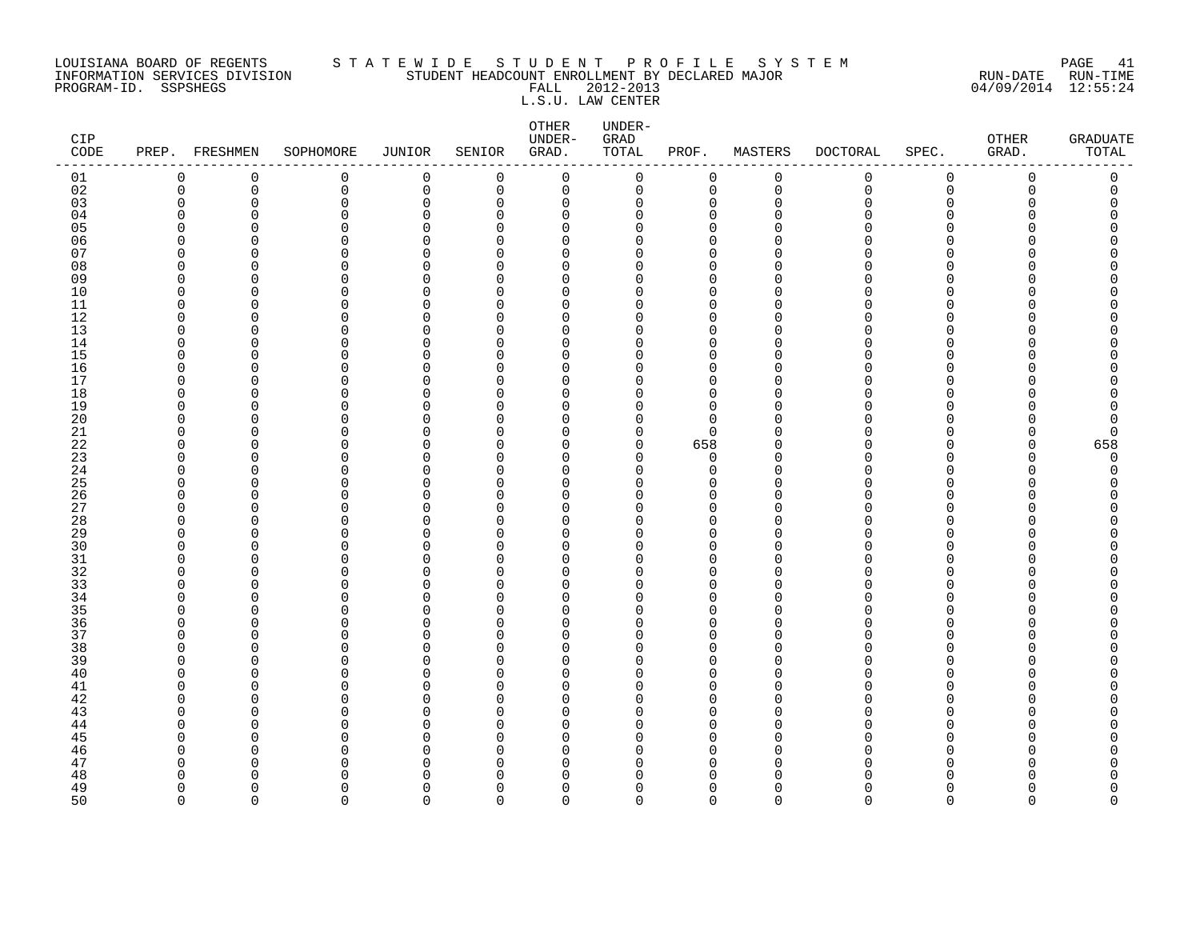LOUISIANA BOARD OF REGENTS — STATEWIDE STUDENT PROFILE SYSTEM
INFORMATION SERVICES DIVISION — STUDENT HEADCOUNT ENROLLMENT BY DECLARED MAJOR
PROGRAM-ID. SSPSHEGS — FALL 2012-2013
L.S.U. LAW CENTER

RUN-DATE 04/09/2014 RUN-TIME 12:55:24

| CIP CODE | PREP. | FRESHMEN | SOPHOMORE | JUNIOR | SENIOR | OTHER UNDER-GRAD. | UNDER-GRAD TOTAL | PROF. | MASTERS | DOCTORAL | SPEC. | OTHER GRAD. | GRADUATE TOTAL |
|---|---|---|---|---|---|---|---|---|---|---|---|---|---|
| 01 | 0 | 0 | 0 | 0 | 0 | 0 | 0 | 0 | 0 | 0 | 0 | 0 | 0 |
| 02 | 0 | 0 | 0 | 0 | 0 | 0 | 0 | 0 | 0 | 0 | 0 | 0 | 0 |
| 03 | 0 | 0 | 0 | 0 | 0 | 0 | 0 | 0 | 0 | 0 | 0 | 0 | 0 |
| 04 | 0 | 0 | 0 | 0 | 0 | 0 | 0 | 0 | 0 | 0 | 0 | 0 | 0 |
| 05 | 0 | 0 | 0 | 0 | 0 | 0 | 0 | 0 | 0 | 0 | 0 | 0 | 0 |
| 06 | 0 | 0 | 0 | 0 | 0 | 0 | 0 | 0 | 0 | 0 | 0 | 0 | 0 |
| 07 | 0 | 0 | 0 | 0 | 0 | 0 | 0 | 0 | 0 | 0 | 0 | 0 | 0 |
| 08 | 0 | 0 | 0 | 0 | 0 | 0 | 0 | 0 | 0 | 0 | 0 | 0 | 0 |
| 09 | 0 | 0 | 0 | 0 | 0 | 0 | 0 | 0 | 0 | 0 | 0 | 0 | 0 |
| 10 | 0 | 0 | 0 | 0 | 0 | 0 | 0 | 0 | 0 | 0 | 0 | 0 | 0 |
| 11 | 0 | 0 | 0 | 0 | 0 | 0 | 0 | 0 | 0 | 0 | 0 | 0 | 0 |
| 12 | 0 | 0 | 0 | 0 | 0 | 0 | 0 | 0 | 0 | 0 | 0 | 0 | 0 |
| 13 | 0 | 0 | 0 | 0 | 0 | 0 | 0 | 0 | 0 | 0 | 0 | 0 | 0 |
| 14 | 0 | 0 | 0 | 0 | 0 | 0 | 0 | 0 | 0 | 0 | 0 | 0 | 0 |
| 15 | 0 | 0 | 0 | 0 | 0 | 0 | 0 | 0 | 0 | 0 | 0 | 0 | 0 |
| 16 | 0 | 0 | 0 | 0 | 0 | 0 | 0 | 0 | 0 | 0 | 0 | 0 | 0 |
| 17 | 0 | 0 | 0 | 0 | 0 | 0 | 0 | 0 | 0 | 0 | 0 | 0 | 0 |
| 18 | 0 | 0 | 0 | 0 | 0 | 0 | 0 | 0 | 0 | 0 | 0 | 0 | 0 |
| 19 | 0 | 0 | 0 | 0 | 0 | 0 | 0 | 0 | 0 | 0 | 0 | 0 | 0 |
| 20 | 0 | 0 | 0 | 0 | 0 | 0 | 0 | 0 | 0 | 0 | 0 | 0 | 0 |
| 21 | 0 | 0 | 0 | 0 | 0 | 0 | 0 | 0 | 0 | 0 | 0 | 0 | 0 |
| 22 | 0 | 0 | 0 | 0 | 0 | 0 | 0 | 658 | 0 | 0 | 0 | 0 | 658 |
| 23 | 0 | 0 | 0 | 0 | 0 | 0 | 0 | 0 | 0 | 0 | 0 | 0 | 0 |
| 24 | 0 | 0 | 0 | 0 | 0 | 0 | 0 | 0 | 0 | 0 | 0 | 0 | 0 |
| 25 | 0 | 0 | 0 | 0 | 0 | 0 | 0 | 0 | 0 | 0 | 0 | 0 | 0 |
| 26 | 0 | 0 | 0 | 0 | 0 | 0 | 0 | 0 | 0 | 0 | 0 | 0 | 0 |
| 27 | 0 | 0 | 0 | 0 | 0 | 0 | 0 | 0 | 0 | 0 | 0 | 0 | 0 |
| 28 | 0 | 0 | 0 | 0 | 0 | 0 | 0 | 0 | 0 | 0 | 0 | 0 | 0 |
| 29 | 0 | 0 | 0 | 0 | 0 | 0 | 0 | 0 | 0 | 0 | 0 | 0 | 0 |
| 30 | 0 | 0 | 0 | 0 | 0 | 0 | 0 | 0 | 0 | 0 | 0 | 0 | 0 |
| 31 | 0 | 0 | 0 | 0 | 0 | 0 | 0 | 0 | 0 | 0 | 0 | 0 | 0 |
| 32 | 0 | 0 | 0 | 0 | 0 | 0 | 0 | 0 | 0 | 0 | 0 | 0 | 0 |
| 33 | 0 | 0 | 0 | 0 | 0 | 0 | 0 | 0 | 0 | 0 | 0 | 0 | 0 |
| 34 | 0 | 0 | 0 | 0 | 0 | 0 | 0 | 0 | 0 | 0 | 0 | 0 | 0 |
| 35 | 0 | 0 | 0 | 0 | 0 | 0 | 0 | 0 | 0 | 0 | 0 | 0 | 0 |
| 36 | 0 | 0 | 0 | 0 | 0 | 0 | 0 | 0 | 0 | 0 | 0 | 0 | 0 |
| 37 | 0 | 0 | 0 | 0 | 0 | 0 | 0 | 0 | 0 | 0 | 0 | 0 | 0 |
| 38 | 0 | 0 | 0 | 0 | 0 | 0 | 0 | 0 | 0 | 0 | 0 | 0 | 0 |
| 39 | 0 | 0 | 0 | 0 | 0 | 0 | 0 | 0 | 0 | 0 | 0 | 0 | 0 |
| 40 | 0 | 0 | 0 | 0 | 0 | 0 | 0 | 0 | 0 | 0 | 0 | 0 | 0 |
| 41 | 0 | 0 | 0 | 0 | 0 | 0 | 0 | 0 | 0 | 0 | 0 | 0 | 0 |
| 42 | 0 | 0 | 0 | 0 | 0 | 0 | 0 | 0 | 0 | 0 | 0 | 0 | 0 |
| 43 | 0 | 0 | 0 | 0 | 0 | 0 | 0 | 0 | 0 | 0 | 0 | 0 | 0 |
| 44 | 0 | 0 | 0 | 0 | 0 | 0 | 0 | 0 | 0 | 0 | 0 | 0 | 0 |
| 45 | 0 | 0 | 0 | 0 | 0 | 0 | 0 | 0 | 0 | 0 | 0 | 0 | 0 |
| 46 | 0 | 0 | 0 | 0 | 0 | 0 | 0 | 0 | 0 | 0 | 0 | 0 | 0 |
| 47 | 0 | 0 | 0 | 0 | 0 | 0 | 0 | 0 | 0 | 0 | 0 | 0 | 0 |
| 48 | 0 | 0 | 0 | 0 | 0 | 0 | 0 | 0 | 0 | 0 | 0 | 0 | 0 |
| 49 | 0 | 0 | 0 | 0 | 0 | 0 | 0 | 0 | 0 | 0 | 0 | 0 | 0 |
| 50 | 0 | 0 | 0 | 0 | 0 | 0 | 0 | 0 | 0 | 0 | 0 | 0 | 0 |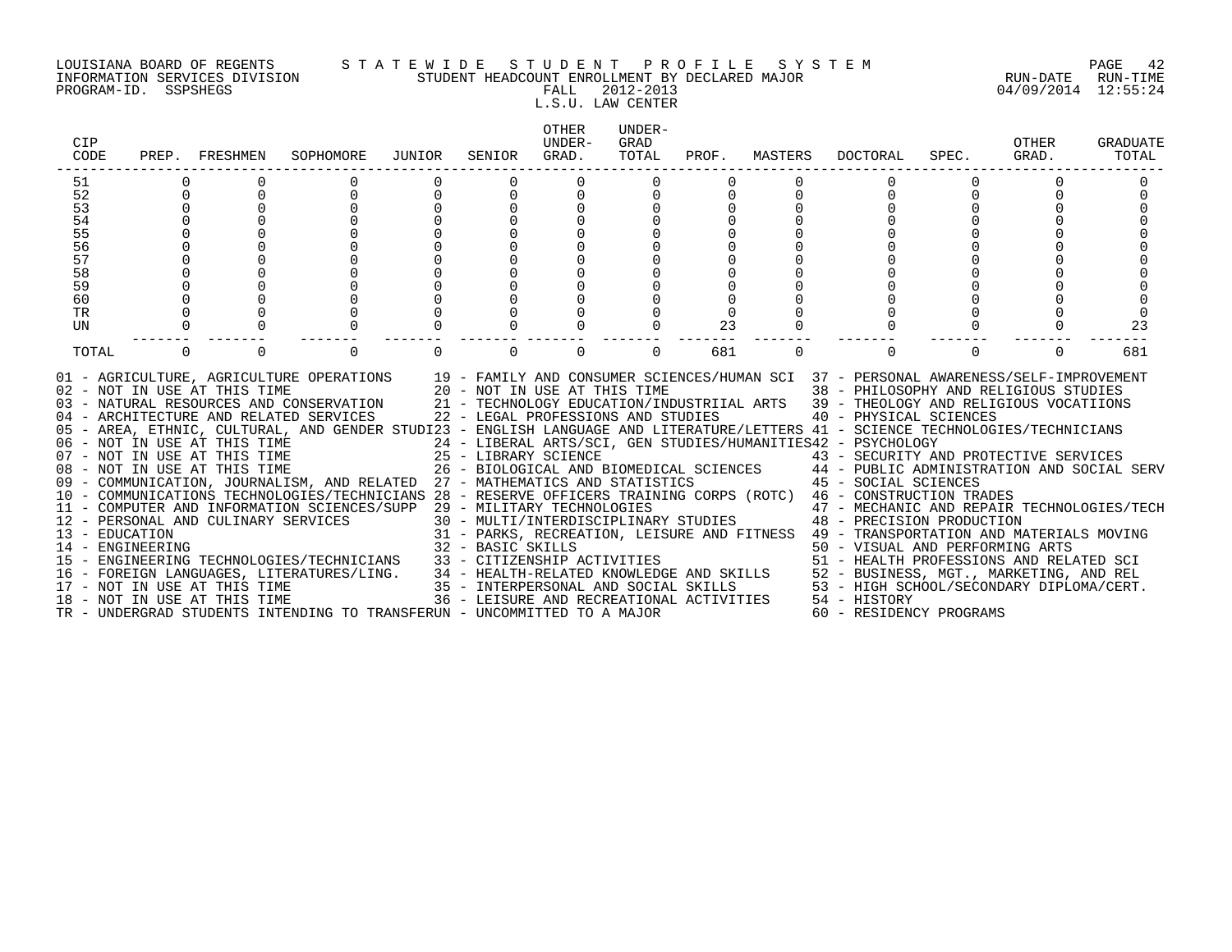LOUISIANA BOARD OF REGENTS — S T A T E W I D E   S T U D E N T   P R O F I L E   S Y S T E M
INFORMATION SERVICES DIVISION — STUDENT HEADCOUNT ENROLLMENT BY DECLARED MAJOR — RUN-DATE 04/09/2014 RUN-TIME 12:55:24
PROGRAM-ID. SSPSHEGS — FALL 2012-2013

L.S.U. LAW CENTER

| CIP CODE | PREP. | FRESHMEN | SOPHOMORE | JUNIOR | SENIOR | OTHER UNDER-GRAD. | UNDER-GRAD TOTAL | PROF. | MASTERS | DOCTORAL | SPEC. | OTHER GRAD. | GRADUATE TOTAL |
|---|---|---|---|---|---|---|---|---|---|---|---|---|---|
| 51 | 0 | 0 | 0 | 0 | 0 | 0 | 0 | 0 | 0 | 0 | 0 | 0 | 0 |
| 52 | 0 | 0 | 0 | 0 | 0 | 0 | 0 | 0 | 0 | 0 | 0 | 0 | 0 |
| 53 | 0 | 0 | 0 | 0 | 0 | 0 | 0 | 0 | 0 | 0 | 0 | 0 | 0 |
| 54 | 0 | 0 | 0 | 0 | 0 | 0 | 0 | 0 | 0 | 0 | 0 | 0 | 0 |
| 55 | 0 | 0 | 0 | 0 | 0 | 0 | 0 | 0 | 0 | 0 | 0 | 0 | 0 |
| 56 | 0 | 0 | 0 | 0 | 0 | 0 | 0 | 0 | 0 | 0 | 0 | 0 | 0 |
| 57 | 0 | 0 | 0 | 0 | 0 | 0 | 0 | 0 | 0 | 0 | 0 | 0 | 0 |
| 58 | 0 | 0 | 0 | 0 | 0 | 0 | 0 | 0 | 0 | 0 | 0 | 0 | 0 |
| 59 | 0 | 0 | 0 | 0 | 0 | 0 | 0 | 0 | 0 | 0 | 0 | 0 | 0 |
| 60 | 0 | 0 | 0 | 0 | 0 | 0 | 0 | 0 | 0 | 0 | 0 | 0 | 0 |
| TR | 0 | 0 | 0 | 0 | 0 | 0 | 0 | 0 | 0 | 0 | 0 | 0 | 0 |
| UN | 0 | 0 | 0 | 0 | 0 | 0 | 0 | 23 | 0 | 0 | 0 | 0 | 23 |
| TOTAL | 0 | 0 | 0 | 0 | 0 | 0 | 0 | 681 | 0 | 0 | 0 | 0 | 681 |

01 - AGRICULTURE, AGRICULTURE OPERATIONS
02 - NOT IN USE AT THIS TIME
03 - NATURAL RESOURCES AND CONSERVATION
04 - ARCHITECTURE AND RELATED SERVICES
05 - AREA, ETHNIC, CULTURAL, AND GENDER STUDI
06 - NOT IN USE AT THIS TIME
07 - NOT IN USE AT THIS TIME
08 - NOT IN USE AT THIS TIME
09 - COMMUNICATION, JOURNALISM, AND RELATED
10 - COMMUNICATIONS TECHNOLOGIES/TECHNICIANS
11 - COMPUTER AND INFORMATION SCIENCES/SUPP
12 - PERSONAL AND CULINARY SERVICES
13 - EDUCATION
14 - ENGINEERING
15 - ENGINEERING TECHNOLOGIES/TECHNICIANS
16 - FOREIGN LANGUAGES, LITERATURES/LING.
17 - NOT IN USE AT THIS TIME
18 - NOT IN USE AT THIS TIME
19 - FAMILY AND CONSUMER SCIENCES/HUMAN SCI
20 - NOT IN USE AT THIS TIME
21 - TECHNOLOGY EDUCATION/INDUSTRIIAL ARTS
22 - LEGAL PROFESSIONS AND STUDIES
23 - ENGLISH LANGUAGE AND LITERATURE/LETTERS
24 - LIBERAL ARTS/SCI, GEN STUDIES/HUMANITIES
25 - LIBRARY SCIENCE
26 - BIOLOGICAL AND BIOMEDICAL SCIENCES
27 - MATHEMATICS AND STATISTICS
28 - RESERVE OFFICERS TRAINING CORPS (ROTC)
29 - MILITARY TECHNOLOGIES
30 - MULTI/INTERDISCIPLINARY STUDIES
31 - PARKS, RECREATION, LEISURE AND FITNESS
32 - BASIC SKILLS
33 - CITIZENSHIP ACTIVITIES
34 - HEALTH-RELATED KNOWLEDGE AND SKILLS
35 - INTERPERSONAL AND SOCIAL SKILLS
36 - LEISURE AND RECREATIONAL ACTIVITIES
37 - PERSONAL AWARENESS/SELF-IMPROVEMENT
38 - PHILOSOPHY AND RELIGIOUS STUDIES
39 - THEOLOGY AND RELIGIOUS VOCATIIONS
40 - PHYSICAL SCIENCES
41 - SCIENCE TECHNOLOGIES/TECHNICIANS
42 - PSYCHOLOGY
43 - SECURITY AND PROTECTIVE SERVICES
44 - PUBLIC ADMINISTRATION AND SOCIAL SERV
45 - SOCIAL SCIENCES
46 - CONSTRUCTION TRADES
47 - MECHANIC AND REPAIR TECHNOLOGIES/TECH
48 - PRECISION PRODUCTION
49 - TRANSPORTATION AND MATERIALS MOVING
50 - VISUAL AND PERFORMING ARTS
51 - HEALTH PROFESSIONS AND RELATED SCI
52 - BUSINESS, MGT., MARKETING, AND REL
53 - HIGH SCHOOL/SECONDARY DIPLOMA/CERT.
54 - HISTORY
60 - RESIDENCY PROGRAMS
TR - UNDERGRAD STUDENTS INTENDING TO TRANSFER
UN - UNCOMMITTED TO A MAJOR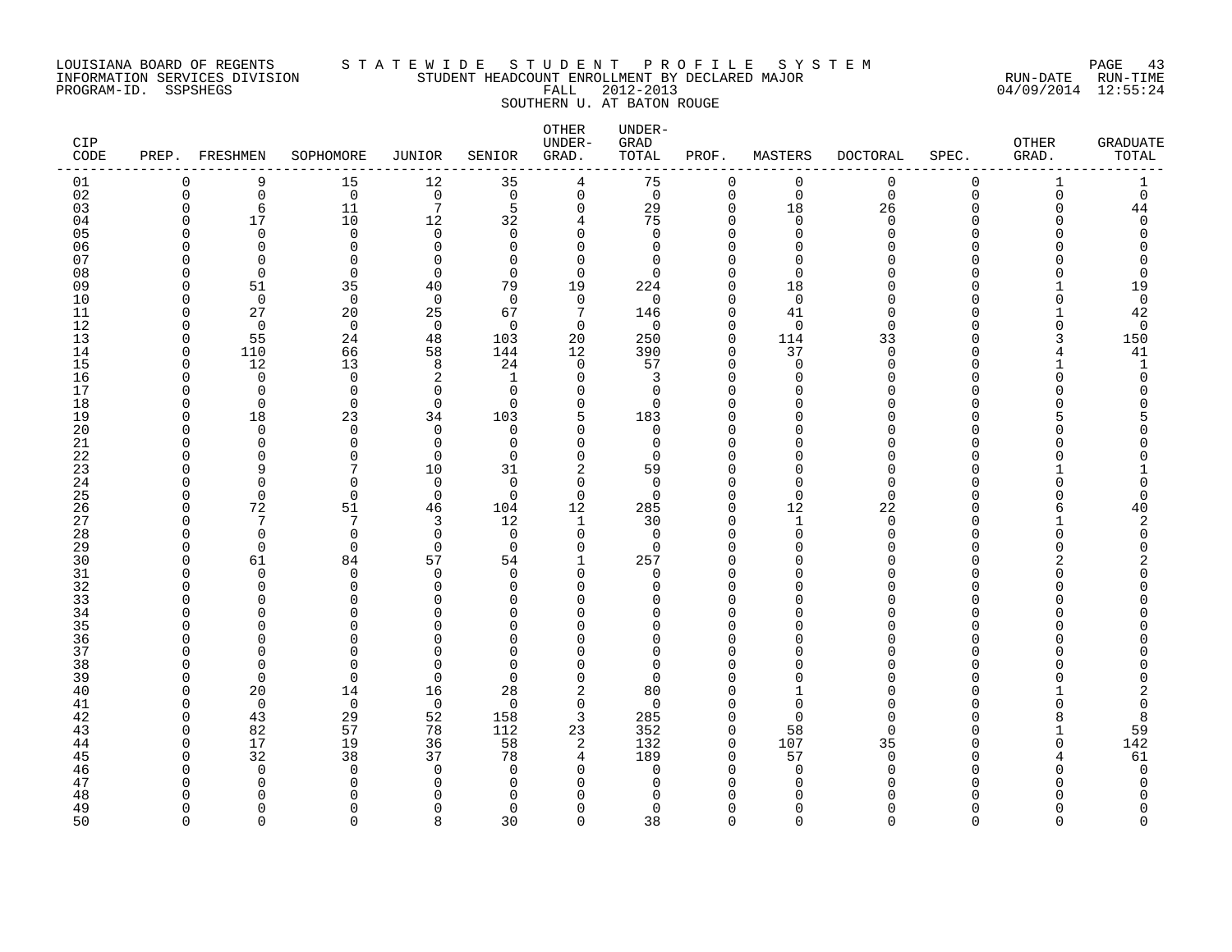LOUISIANA BOARD OF REGENTS — STATEWIDE STUDENT PROFILE SYSTEM
INFORMATION SERVICES DIVISION — STUDENT HEADCOUNT ENROLLMENT BY DECLARED MAJOR — RUN-DATE 04/09/2014 RUN-TIME 12:55:24
PROGRAM-ID. SSPSHEGS — FALL 2012-2013

SOUTHERN U. AT BATON ROUGE

| CIP CODE | PREP. | FRESHMEN | SOPHOMORE | JUNIOR | SENIOR | OTHER UNDER-GRAD. | UNDER-GRAD TOTAL | PROF. | MASTERS | DOCTORAL | SPEC. | OTHER GRAD. | GRADUATE TOTAL |
|---|---|---|---|---|---|---|---|---|---|---|---|---|---|
| 01 | 0 | 9 | 15 | 12 | 35 | 4 | 75 | 0 | 0 | 0 | 0 | 1 | 1 |
| 02 | 0 | 0 | 0 | 0 | 0 | 0 | 0 | 0 | 0 | 0 | 0 | 0 | 0 |
| 03 | 0 | 6 | 11 | 7 | 5 | 0 | 29 | 0 | 18 | 26 | 0 | 0 | 44 |
| 04 | 0 | 17 | 10 | 12 | 32 | 4 | 75 | 0 | 0 | 0 | 0 | 0 | 0 |
| 05 | 0 | 0 | 0 | 0 | 0 | 0 | 0 | 0 | 0 | 0 | 0 | 0 | 0 |
| 06 | 0 | 0 | 0 | 0 | 0 | 0 | 0 | 0 | 0 | 0 | 0 | 0 | 0 |
| 07 | 0 | 0 | 0 | 0 | 0 | 0 | 0 | 0 | 0 | 0 | 0 | 0 | 0 |
| 08 | 0 | 0 | 0 | 0 | 0 | 0 | 0 | 0 | 0 | 0 | 0 | 0 | 0 |
| 09 | 0 | 51 | 35 | 40 | 79 | 19 | 224 | 0 | 18 | 0 | 0 | 1 | 19 |
| 10 | 0 | 0 | 0 | 0 | 0 | 0 | 0 | 0 | 0 | 0 | 0 | 0 | 0 |
| 11 | 0 | 27 | 20 | 25 | 67 | 7 | 146 | 0 | 41 | 0 | 0 | 1 | 42 |
| 12 | 0 | 0 | 0 | 0 | 0 | 0 | 0 | 0 | 0 | 0 | 0 | 0 | 0 |
| 13 | 0 | 55 | 24 | 48 | 103 | 20 | 250 | 0 | 114 | 33 | 0 | 3 | 150 |
| 14 | 0 | 110 | 66 | 58 | 144 | 12 | 390 | 0 | 37 | 0 | 0 | 4 | 41 |
| 15 | 0 | 12 | 13 | 8 | 24 | 0 | 57 | 0 | 0 | 0 | 0 | 1 | 1 |
| 16 | 0 | 0 | 0 | 2 | 1 | 0 | 3 | 0 | 0 | 0 | 0 | 0 | 0 |
| 17 | 0 | 0 | 0 | 0 | 0 | 0 | 0 | 0 | 0 | 0 | 0 | 0 | 0 |
| 18 | 0 | 0 | 0 | 0 | 0 | 0 | 0 | 0 | 0 | 0 | 0 | 0 | 0 |
| 19 | 0 | 18 | 23 | 34 | 103 | 5 | 183 | 0 | 0 | 0 | 0 | 5 | 5 |
| 20 | 0 | 0 | 0 | 0 | 0 | 0 | 0 | 0 | 0 | 0 | 0 | 0 | 0 |
| 21 | 0 | 0 | 0 | 0 | 0 | 0 | 0 | 0 | 0 | 0 | 0 | 0 | 0 |
| 22 | 0 | 0 | 0 | 0 | 0 | 0 | 0 | 0 | 0 | 0 | 0 | 0 | 0 |
| 23 | 0 | 9 | 7 | 10 | 31 | 2 | 59 | 0 | 0 | 0 | 0 | 1 | 1 |
| 24 | 0 | 0 | 0 | 0 | 0 | 0 | 0 | 0 | 0 | 0 | 0 | 0 | 0 |
| 25 | 0 | 0 | 0 | 0 | 0 | 0 | 0 | 0 | 0 | 0 | 0 | 0 | 0 |
| 26 | 0 | 72 | 51 | 46 | 104 | 12 | 285 | 0 | 12 | 22 | 0 | 6 | 40 |
| 27 | 0 | 7 | 7 | 3 | 12 | 1 | 30 | 0 | 1 | 0 | 0 | 1 | 2 |
| 28 | 0 | 0 | 0 | 0 | 0 | 0 | 0 | 0 | 0 | 0 | 0 | 0 | 0 |
| 29 | 0 | 0 | 0 | 0 | 0 | 0 | 0 | 0 | 0 | 0 | 0 | 0 | 0 |
| 30 | 0 | 61 | 84 | 57 | 54 | 1 | 257 | 0 | 0 | 0 | 0 | 2 | 2 |
| 31 | 0 | 0 | 0 | 0 | 0 | 0 | 0 | 0 | 0 | 0 | 0 | 0 | 0 |
| 32 | 0 | 0 | 0 | 0 | 0 | 0 | 0 | 0 | 0 | 0 | 0 | 0 | 0 |
| 33 | 0 | 0 | 0 | 0 | 0 | 0 | 0 | 0 | 0 | 0 | 0 | 0 | 0 |
| 34 | 0 | 0 | 0 | 0 | 0 | 0 | 0 | 0 | 0 | 0 | 0 | 0 | 0 |
| 35 | 0 | 0 | 0 | 0 | 0 | 0 | 0 | 0 | 0 | 0 | 0 | 0 | 0 |
| 36 | 0 | 0 | 0 | 0 | 0 | 0 | 0 | 0 | 0 | 0 | 0 | 0 | 0 |
| 37 | 0 | 0 | 0 | 0 | 0 | 0 | 0 | 0 | 0 | 0 | 0 | 0 | 0 |
| 38 | 0 | 0 | 0 | 0 | 0 | 0 | 0 | 0 | 0 | 0 | 0 | 0 | 0 |
| 39 | 0 | 0 | 0 | 0 | 0 | 0 | 0 | 0 | 0 | 0 | 0 | 0 | 0 |
| 40 | 0 | 20 | 14 | 16 | 28 | 2 | 80 | 0 | 1 | 0 | 0 | 1 | 2 |
| 41 | 0 | 0 | 0 | 0 | 0 | 0 | 0 | 0 | 0 | 0 | 0 | 0 | 0 |
| 42 | 0 | 43 | 29 | 52 | 158 | 3 | 285 | 0 | 0 | 0 | 0 | 8 | 8 |
| 43 | 0 | 82 | 57 | 78 | 112 | 23 | 352 | 0 | 58 | 0 | 0 | 1 | 59 |
| 44 | 0 | 17 | 19 | 36 | 58 | 2 | 132 | 0 | 107 | 35 | 0 | 0 | 142 |
| 45 | 0 | 32 | 38 | 37 | 78 | 4 | 189 | 0 | 57 | 0 | 0 | 4 | 61 |
| 46 | 0 | 0 | 0 | 0 | 0 | 0 | 0 | 0 | 0 | 0 | 0 | 0 | 0 |
| 47 | 0 | 0 | 0 | 0 | 0 | 0 | 0 | 0 | 0 | 0 | 0 | 0 | 0 |
| 48 | 0 | 0 | 0 | 0 | 0 | 0 | 0 | 0 | 0 | 0 | 0 | 0 | 0 |
| 49 | 0 | 0 | 0 | 0 | 0 | 0 | 0 | 0 | 0 | 0 | 0 | 0 | 0 |
| 50 | 0 | 0 | 0 | 8 | 30 | 0 | 38 | 0 | 0 | 0 | 0 | 0 | 0 |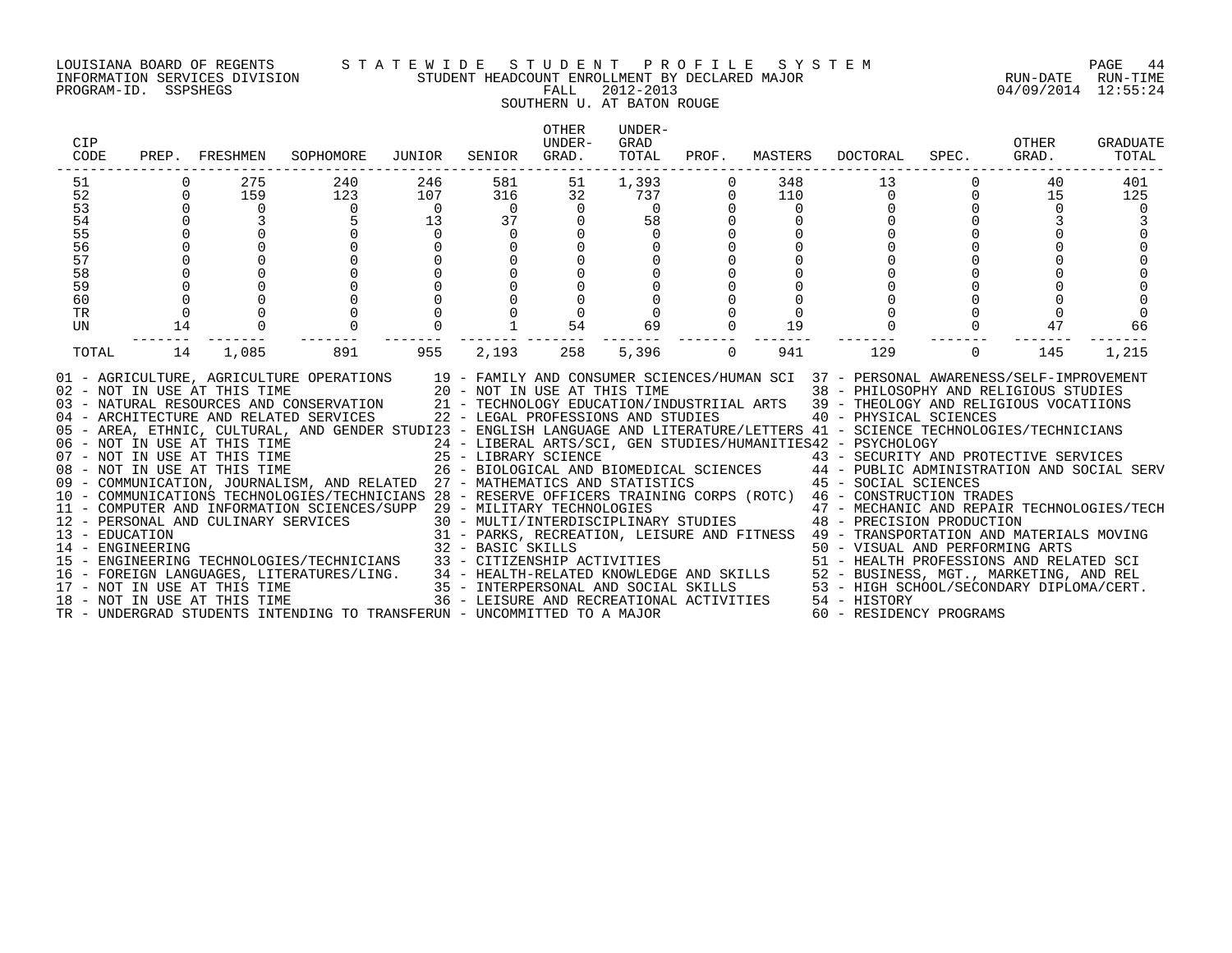LOUISIANA BOARD OF REGENTS — STATEWIDE STUDENT PROFILE SYSTEM
INFORMATION SERVICES DIVISION — STUDENT HEADCOUNT ENROLLMENT BY DECLARED MAJOR — RUN-DATE 04/09/2014 RUN-TIME 12:55:24
PROGRAM-ID. SSPSHEGS — FALL 2012-2013

SOUTHERN U. AT BATON ROUGE

| CIP CODE | PREP. | FRESHMEN | SOPHOMORE | JUNIOR | SENIOR | OTHER UNDER-GRAD. | UNDER-GRAD TOTAL | PROF. | MASTERS | DOCTORAL | SPEC. | OTHER GRAD. | GRADUATE TOTAL |
|---|---|---|---|---|---|---|---|---|---|---|---|---|---|
| 51 | 0 | 275 | 240 | 246 | 581 | 51 | 1,393 | 0 | 348 | 13 | 0 | 40 | 401 |
| 52 | 0 | 159 | 123 | 107 | 316 | 32 | 737 | 0 | 110 | 0 | 0 | 15 | 125 |
| 53 | 0 | 0 | 0 | 0 | 0 | 0 | 0 | 0 | 0 | 0 | 0 | 0 | 0 |
| 54 | 0 | 3 | 5 | 13 | 37 | 0 | 58 | 0 | 0 | 0 | 0 | 3 | 3 |
| 55 | 0 | 0 | 0 | 0 | 0 | 0 | 0 | 0 | 0 | 0 | 0 | 0 | 0 |
| 56 | 0 | 0 | 0 | 0 | 0 | 0 | 0 | 0 | 0 | 0 | 0 | 0 | 0 |
| 57 | 0 | 0 | 0 | 0 | 0 | 0 | 0 | 0 | 0 | 0 | 0 | 0 | 0 |
| 58 | 0 | 0 | 0 | 0 | 0 | 0 | 0 | 0 | 0 | 0 | 0 | 0 | 0 |
| 59 | 0 | 0 | 0 | 0 | 0 | 0 | 0 | 0 | 0 | 0 | 0 | 0 | 0 |
| 60 | 0 | 0 | 0 | 0 | 0 | 0 | 0 | 0 | 0 | 0 | 0 | 0 | 0 |
| TR | 0 | 0 | 0 | 0 | 0 | 0 | 0 | 0 | 0 | 0 | 0 | 0 | 0 |
| UN | 14 | 0 | 0 | 0 | 1 | 54 | 69 | 0 | 19 | 0 | 0 | 47 | 66 |
| TOTAL | 14 | 1,085 | 891 | 955 | 2,193 | 258 | 5,396 | 0 | 941 | 129 | 0 | 145 | 1,215 |

01 - AGRICULTURE, AGRICULTURE OPERATIONS
02 - NOT IN USE AT THIS TIME
03 - NATURAL RESOURCES AND CONSERVATION
04 - ARCHITECTURE AND RELATED SERVICES
05 - AREA, ETHNIC, CULTURAL, AND GENDER STUDI
06 - NOT IN USE AT THIS TIME
07 - NOT IN USE AT THIS TIME
08 - NOT IN USE AT THIS TIME
09 - COMMUNICATION, JOURNALISM, AND RELATED
10 - COMMUNICATIONS TECHNOLOGIES/TECHNICIANS
11 - COMPUTER AND INFORMATION SCIENCES/SUPP
12 - PERSONAL AND CULINARY SERVICES
13 - EDUCATION
14 - ENGINEERING
15 - ENGINEERING TECHNOLOGIES/TECHNICIANS
16 - FOREIGN LANGUAGES, LITERATURES/LING.
17 - NOT IN USE AT THIS TIME
18 - NOT IN USE AT THIS TIME
19 - FAMILY AND CONSUMER SCIENCES/HUMAN SCI
20 - NOT IN USE AT THIS TIME
21 - TECHNOLOGY EDUCATION/INDUSTRIIAL ARTS
22 - LEGAL PROFESSIONS AND STUDIES
23 - ENGLISH LANGUAGE AND LITERATURE/LETTERS
24 - LIBERAL ARTS/SCI, GEN STUDIES/HUMANITIES
25 - LIBRARY SCIENCE
26 - BIOLOGICAL AND BIOMEDICAL SCIENCES
27 - MATHEMATICS AND STATISTICS
28 - RESERVE OFFICERS TRAINING CORPS (ROTC)
29 - MILITARY TECHNOLOGIES
30 - MULTI/INTERDISCIPLINARY STUDIES
31 - PARKS, RECREATION, LEISURE AND FITNESS
32 - BASIC SKILLS
33 - CITIZENSHIP ACTIVITIES
34 - HEALTH-RELATED KNOWLEDGE AND SKILLS
35 - INTERPERSONAL AND SOCIAL SKILLS
36 - LEISURE AND RECREATIONAL ACTIVITIES
37 - PERSONAL AWARENESS/SELF-IMPROVEMENT
38 - PHILOSOPHY AND RELIGIOUS STUDIES
39 - THEOLOGY AND RELIGIOUS VOCATIIONS
40 - PHYSICAL SCIENCES
41 - SCIENCE TECHNOLOGIES/TECHNICIANS
42 - PSYCHOLOGY
43 - SECURITY AND PROTECTIVE SERVICES
44 - PUBLIC ADMINISTRATION AND SOCIAL SERV
45 - SOCIAL SCIENCES
46 - CONSTRUCTION TRADES
47 - MECHANIC AND REPAIR TECHNOLOGIES/TECH
48 - PRECISION PRODUCTION
49 - TRANSPORTATION AND MATERIALS MOVING
50 - VISUAL AND PERFORMING ARTS
51 - HEALTH PROFESSIONS AND RELATED SCI
52 - BUSINESS, MGT., MARKETING, AND REL
53 - HIGH SCHOOL/SECONDARY DIPLOMA/CERT.
54 - HISTORY
60 - RESIDENCY PROGRAMS
TR - UNDERGRAD STUDENTS INTENDING TO TRANSFER
UN - UNCOMMITTED TO A MAJOR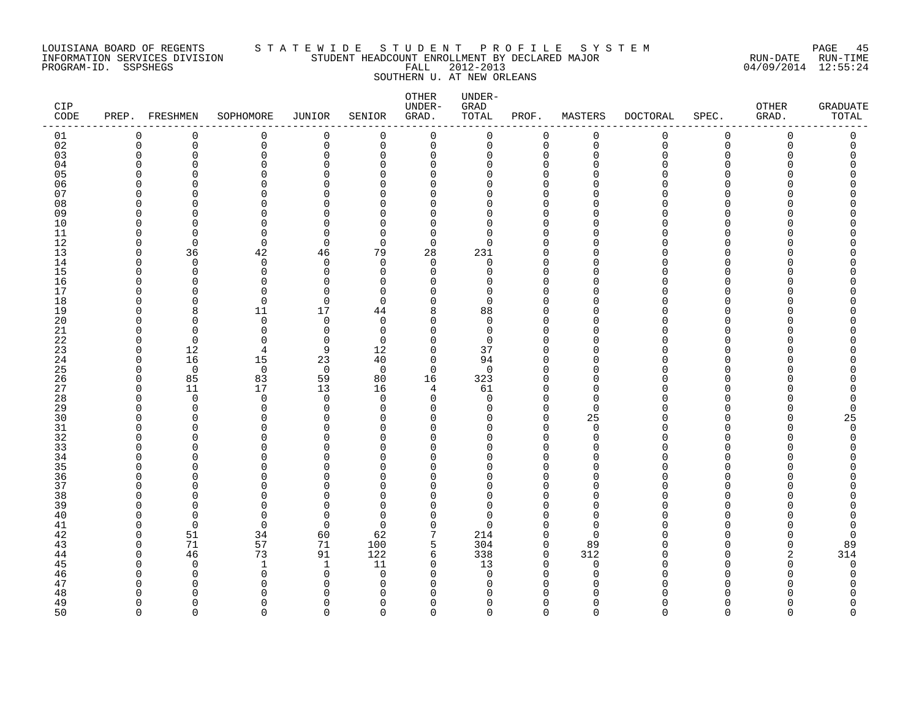LOUISIANA BOARD OF REGENTS
INFORMATION SERVICES DIVISION
PROGRAM-ID. SSPSHEGS

STATEWIDE STUDENT PROFILE SYSTEM
STUDENT HEADCOUNT ENROLLMENT BY DECLARED MAJOR
FALL 2012-2013
SOUTHERN U. AT NEW ORLEANS

RUN-DATE 04/09/2014 RUN-TIME 12:55:24

| CIP CODE | PREP. | FRESHMEN | SOPHOMORE | JUNIOR | SENIOR | OTHER UNDER-GRAD. | UNDER-GRAD TOTAL | PROF. | MASTERS | DOCTORAL | SPEC. | OTHER GRAD. | GRADUATE TOTAL |
|---|---|---|---|---|---|---|---|---|---|---|---|---|---|
| 01 | 0 | 0 | 0 | 0 | 0 | 0 | 0 | 0 | 0 | 0 | 0 | 0 | 0 |
| 02 | 0 | 0 | 0 | 0 | 0 | 0 | 0 | 0 | 0 | 0 | 0 | 0 | 0 |
| 03 | 0 | 0 | 0 | 0 | 0 | 0 | 0 | 0 | 0 | 0 | 0 | 0 | 0 |
| 04 | 0 | 0 | 0 | 0 | 0 | 0 | 0 | 0 | 0 | 0 | 0 | 0 | 0 |
| 05 | 0 | 0 | 0 | 0 | 0 | 0 | 0 | 0 | 0 | 0 | 0 | 0 | 0 |
| 06 | 0 | 0 | 0 | 0 | 0 | 0 | 0 | 0 | 0 | 0 | 0 | 0 | 0 |
| 07 | 0 | 0 | 0 | 0 | 0 | 0 | 0 | 0 | 0 | 0 | 0 | 0 | 0 |
| 08 | 0 | 0 | 0 | 0 | 0 | 0 | 0 | 0 | 0 | 0 | 0 | 0 | 0 |
| 09 | 0 | 0 | 0 | 0 | 0 | 0 | 0 | 0 | 0 | 0 | 0 | 0 | 0 |
| 10 | 0 | 0 | 0 | 0 | 0 | 0 | 0 | 0 | 0 | 0 | 0 | 0 | 0 |
| 11 | 0 | 0 | 0 | 0 | 0 | 0 | 0 | 0 | 0 | 0 | 0 | 0 | 0 |
| 12 | 0 | 0 | 0 | 0 | 0 | 0 | 0 | 0 | 0 | 0 | 0 | 0 | 0 |
| 13 | 0 | 36 | 42 | 46 | 79 | 28 | 231 | 0 | 0 | 0 | 0 | 0 | 0 |
| 14 | 0 | 0 | 0 | 0 | 0 | 0 | 0 | 0 | 0 | 0 | 0 | 0 | 0 |
| 15 | 0 | 0 | 0 | 0 | 0 | 0 | 0 | 0 | 0 | 0 | 0 | 0 | 0 |
| 16 | 0 | 0 | 0 | 0 | 0 | 0 | 0 | 0 | 0 | 0 | 0 | 0 | 0 |
| 17 | 0 | 0 | 0 | 0 | 0 | 0 | 0 | 0 | 0 | 0 | 0 | 0 | 0 |
| 18 | 0 | 0 | 0 | 0 | 0 | 0 | 0 | 0 | 0 | 0 | 0 | 0 | 0 |
| 19 | 0 | 8 | 11 | 17 | 44 | 8 | 88 | 0 | 0 | 0 | 0 | 0 | 0 |
| 20 | 0 | 0 | 0 | 0 | 0 | 0 | 0 | 0 | 0 | 0 | 0 | 0 | 0 |
| 21 | 0 | 0 | 0 | 0 | 0 | 0 | 0 | 0 | 0 | 0 | 0 | 0 | 0 |
| 22 | 0 | 0 | 0 | 0 | 0 | 0 | 0 | 0 | 0 | 0 | 0 | 0 | 0 |
| 23 | 0 | 12 | 4 | 9 | 12 | 0 | 37 | 0 | 0 | 0 | 0 | 0 | 0 |
| 24 | 0 | 16 | 15 | 23 | 40 | 0 | 94 | 0 | 0 | 0 | 0 | 0 | 0 |
| 25 | 0 | 0 | 0 | 0 | 0 | 0 | 0 | 0 | 0 | 0 | 0 | 0 | 0 |
| 26 | 0 | 85 | 83 | 59 | 80 | 16 | 323 | 0 | 0 | 0 | 0 | 0 | 0 |
| 27 | 0 | 11 | 17 | 13 | 16 | 4 | 61 | 0 | 0 | 0 | 0 | 0 | 0 |
| 28 | 0 | 0 | 0 | 0 | 0 | 0 | 0 | 0 | 0 | 0 | 0 | 0 | 0 |
| 29 | 0 | 0 | 0 | 0 | 0 | 0 | 0 | 0 | 0 | 0 | 0 | 0 | 0 |
| 30 | 0 | 0 | 0 | 0 | 0 | 0 | 0 | 0 | 25 | 0 | 0 | 0 | 25 |
| 31 | 0 | 0 | 0 | 0 | 0 | 0 | 0 | 0 | 0 | 0 | 0 | 0 | 0 |
| 32 | 0 | 0 | 0 | 0 | 0 | 0 | 0 | 0 | 0 | 0 | 0 | 0 | 0 |
| 33 | 0 | 0 | 0 | 0 | 0 | 0 | 0 | 0 | 0 | 0 | 0 | 0 | 0 |
| 34 | 0 | 0 | 0 | 0 | 0 | 0 | 0 | 0 | 0 | 0 | 0 | 0 | 0 |
| 35 | 0 | 0 | 0 | 0 | 0 | 0 | 0 | 0 | 0 | 0 | 0 | 0 | 0 |
| 36 | 0 | 0 | 0 | 0 | 0 | 0 | 0 | 0 | 0 | 0 | 0 | 0 | 0 |
| 37 | 0 | 0 | 0 | 0 | 0 | 0 | 0 | 0 | 0 | 0 | 0 | 0 | 0 |
| 38 | 0 | 0 | 0 | 0 | 0 | 0 | 0 | 0 | 0 | 0 | 0 | 0 | 0 |
| 39 | 0 | 0 | 0 | 0 | 0 | 0 | 0 | 0 | 0 | 0 | 0 | 0 | 0 |
| 40 | 0 | 0 | 0 | 0 | 0 | 0 | 0 | 0 | 0 | 0 | 0 | 0 | 0 |
| 41 | 0 | 0 | 0 | 0 | 0 | 0 | 0 | 0 | 0 | 0 | 0 | 0 | 0 |
| 42 | 0 | 51 | 34 | 60 | 62 | 7 | 214 | 0 | 0 | 0 | 0 | 0 | 0 |
| 43 | 0 | 71 | 57 | 71 | 100 | 5 | 304 | 0 | 89 | 0 | 0 | 0 | 89 |
| 44 | 0 | 46 | 73 | 91 | 122 | 6 | 338 | 0 | 312 | 0 | 0 | 2 | 314 |
| 45 | 0 | 0 | 1 | 1 | 11 | 0 | 13 | 0 | 0 | 0 | 0 | 0 | 0 |
| 46 | 0 | 0 | 0 | 0 | 0 | 0 | 0 | 0 | 0 | 0 | 0 | 0 | 0 |
| 47 | 0 | 0 | 0 | 0 | 0 | 0 | 0 | 0 | 0 | 0 | 0 | 0 | 0 |
| 48 | 0 | 0 | 0 | 0 | 0 | 0 | 0 | 0 | 0 | 0 | 0 | 0 | 0 |
| 49 | 0 | 0 | 0 | 0 | 0 | 0 | 0 | 0 | 0 | 0 | 0 | 0 | 0 |
| 50 | 0 | 0 | 0 | 0 | 0 | 0 | 0 | 0 | 0 | 0 | 0 | 0 | 0 |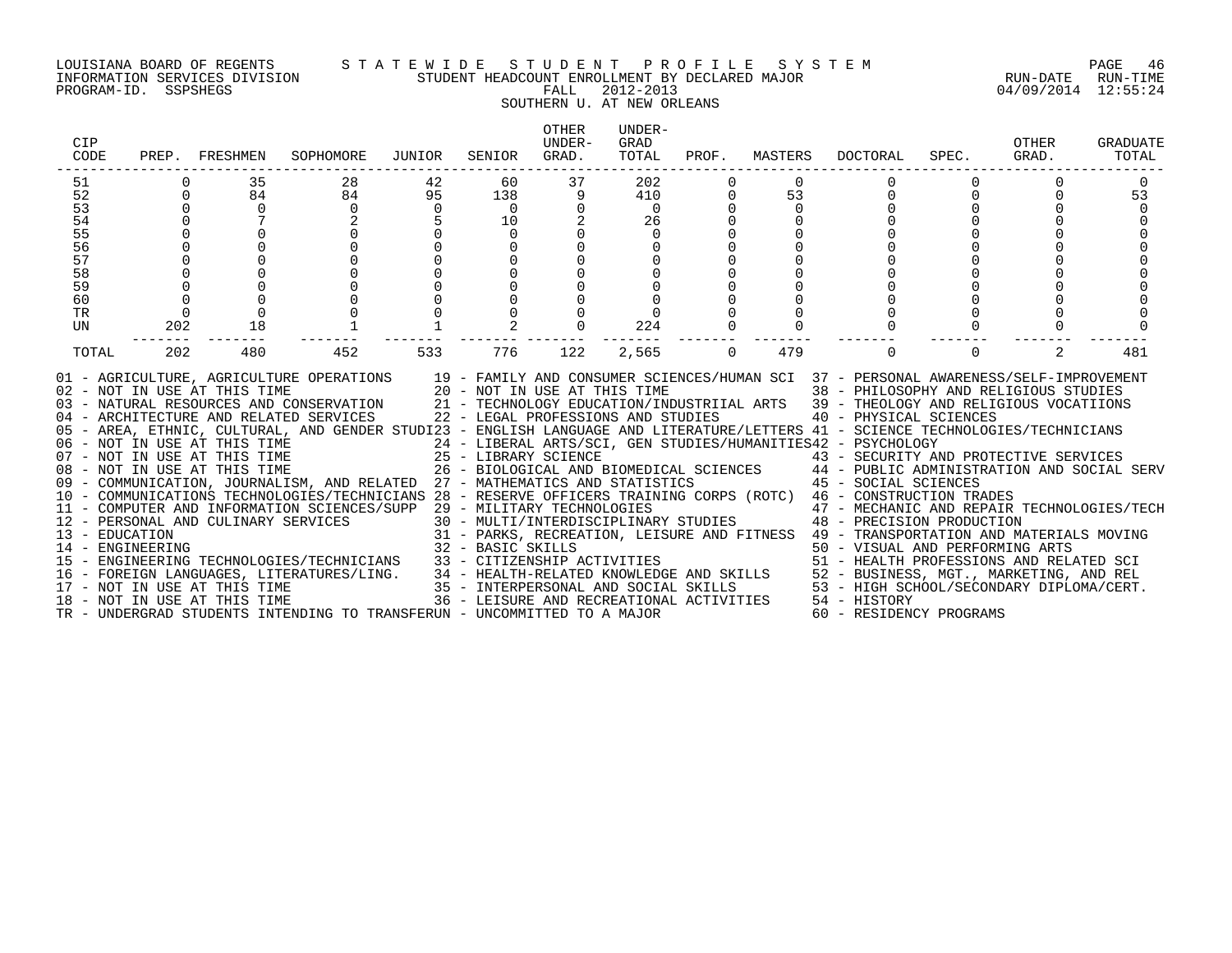LOUISIANA BOARD OF REGENTS — STATEWIDE STUDENT PROFILE SYSTEM
INFORMATION SERVICES DIVISION — STUDENT HEADCOUNT ENROLLMENT BY DECLARED MAJOR — RUN-DATE 04/09/2014 RUN-TIME 12:55:24
PROGRAM-ID. SSPSHEGS — FALL 2012-2013

SOUTHERN U. AT NEW ORLEANS

| CIP CODE | PREP. | FRESHMEN | SOPHOMORE | JUNIOR | SENIOR | OTHER UNDER-GRAD. | UNDER-GRAD TOTAL | PROF. | MASTERS | DOCTORAL | SPEC. | OTHER GRAD. | GRADUATE TOTAL |
|---|---|---|---|---|---|---|---|---|---|---|---|---|---|
| 51 | 0 | 35 | 28 | 42 | 60 | 37 | 202 | 0 | 0 | 0 | 0 | 0 | 0 |
| 52 | 0 | 84 | 84 | 95 | 138 | 9 | 410 | 0 | 53 | 0 | 0 | 0 | 53 |
| 53 | 0 | 0 | 0 | 0 | 0 | 0 | 0 | 0 | 0 | 0 | 0 | 0 | 0 |
| 54 | 0 | 7 | 2 | 5 | 10 | 2 | 26 | 0 | 0 | 0 | 0 | 0 | 0 |
| 55 | 0 | 0 | 0 | 0 | 0 | 0 | 0 | 0 | 0 | 0 | 0 | 0 | 0 |
| 56 | 0 | 0 | 0 | 0 | 0 | 0 | 0 | 0 | 0 | 0 | 0 | 0 | 0 |
| 57 | 0 | 0 | 0 | 0 | 0 | 0 | 0 | 0 | 0 | 0 | 0 | 0 | 0 |
| 58 | 0 | 0 | 0 | 0 | 0 | 0 | 0 | 0 | 0 | 0 | 0 | 0 | 0 |
| 59 | 0 | 0 | 0 | 0 | 0 | 0 | 0 | 0 | 0 | 0 | 0 | 0 | 0 |
| 60 | 0 | 0 | 0 | 0 | 0 | 0 | 0 | 0 | 0 | 0 | 0 | 0 | 0 |
| TR | 0 | 0 | 0 | 0 | 0 | 0 | 0 | 0 | 0 | 0 | 0 | 0 | 0 |
| UN | 202 | 18 | 1 | 1 | 2 | 0 | 224 | 0 | 0 | 0 | 0 | 0 | 0 |
| TOTAL | 202 | 480 | 452 | 533 | 776 | 122 | 2,565 | 0 | 479 | 0 | 0 | 2 | 481 |

01 - AGRICULTURE, AGRICULTURE OPERATIONS
02 - NOT IN USE AT THIS TIME
03 - NATURAL RESOURCES AND CONSERVATION
04 - ARCHITECTURE AND RELATED SERVICES
05 - AREA, ETHNIC, CULTURAL, AND GENDER STUDI
06 - NOT IN USE AT THIS TIME
07 - NOT IN USE AT THIS TIME
08 - NOT IN USE AT THIS TIME
09 - COMMUNICATION, JOURNALISM, AND RELATED
10 - COMMUNICATIONS TECHNOLOGIES/TECHNICIANS
11 - COMPUTER AND INFORMATION SCIENCES/SUPP
12 - PERSONAL AND CULINARY SERVICES
13 - EDUCATION
14 - ENGINEERING
15 - ENGINEERING TECHNOLOGIES/TECHNICIANS
16 - FOREIGN LANGUAGES, LITERATURES/LING.
17 - NOT IN USE AT THIS TIME
18 - NOT IN USE AT THIS TIME
19 - FAMILY AND CONSUMER SCIENCES/HUMAN SCI
20 - NOT IN USE AT THIS TIME
21 - TECHNOLOGY EDUCATION/INDUSTRIIAL ARTS
22 - LEGAL PROFESSIONS AND STUDIES
23 - ENGLISH LANGUAGE AND LITERATURE/LETTERS
24 - LIBERAL ARTS/SCI, GEN STUDIES/HUMANITIES
25 - LIBRARY SCIENCE
26 - BIOLOGICAL AND BIOMEDICAL SCIENCES
27 - MATHEMATICS AND STATISTICS
28 - RESERVE OFFICERS TRAINING CORPS (ROTC)
29 - MILITARY TECHNOLOGIES
30 - MULTI/INTERDISCIPLINARY STUDIES
31 - PARKS, RECREATION, LEISURE AND FITNESS
32 - BASIC SKILLS
33 - CITIZENSHIP ACTIVITIES
34 - HEALTH-RELATED KNOWLEDGE AND SKILLS
35 - INTERPERSONAL AND SOCIAL SKILLS
36 - LEISURE AND RECREATIONAL ACTIVITIES
37 - PERSONAL AWARENESS/SELF-IMPROVEMENT
38 - PHILOSOPHY AND RELIGIOUS STUDIES
39 - THEOLOGY AND RELIGIOUS VOCATIIONS
40 - PHYSICAL SCIENCES
41 - SCIENCE TECHNOLOGIES/TECHNICIANS
42 - PSYCHOLOGY
43 - SECURITY AND PROTECTIVE SERVICES
44 - PUBLIC ADMINISTRATION AND SOCIAL SERV
45 - SOCIAL SCIENCES
46 - CONSTRUCTION TRADES
47 - MECHANIC AND REPAIR TECHNOLOGIES/TECH
48 - PRECISION PRODUCTION
49 - TRANSPORTATION AND MATERIALS MOVING
50 - VISUAL AND PERFORMING ARTS
51 - HEALTH PROFESSIONS AND RELATED SCI
52 - BUSINESS, MGT., MARKETING, AND REL
53 - HIGH SCHOOL/SECONDARY DIPLOMA/CERT.
54 - HISTORY
60 - RESIDENCY PROGRAMS
TR - UNDERGRAD STUDENTS INTENDING TO TRANSFER
UN - UNCOMMITTED TO A MAJOR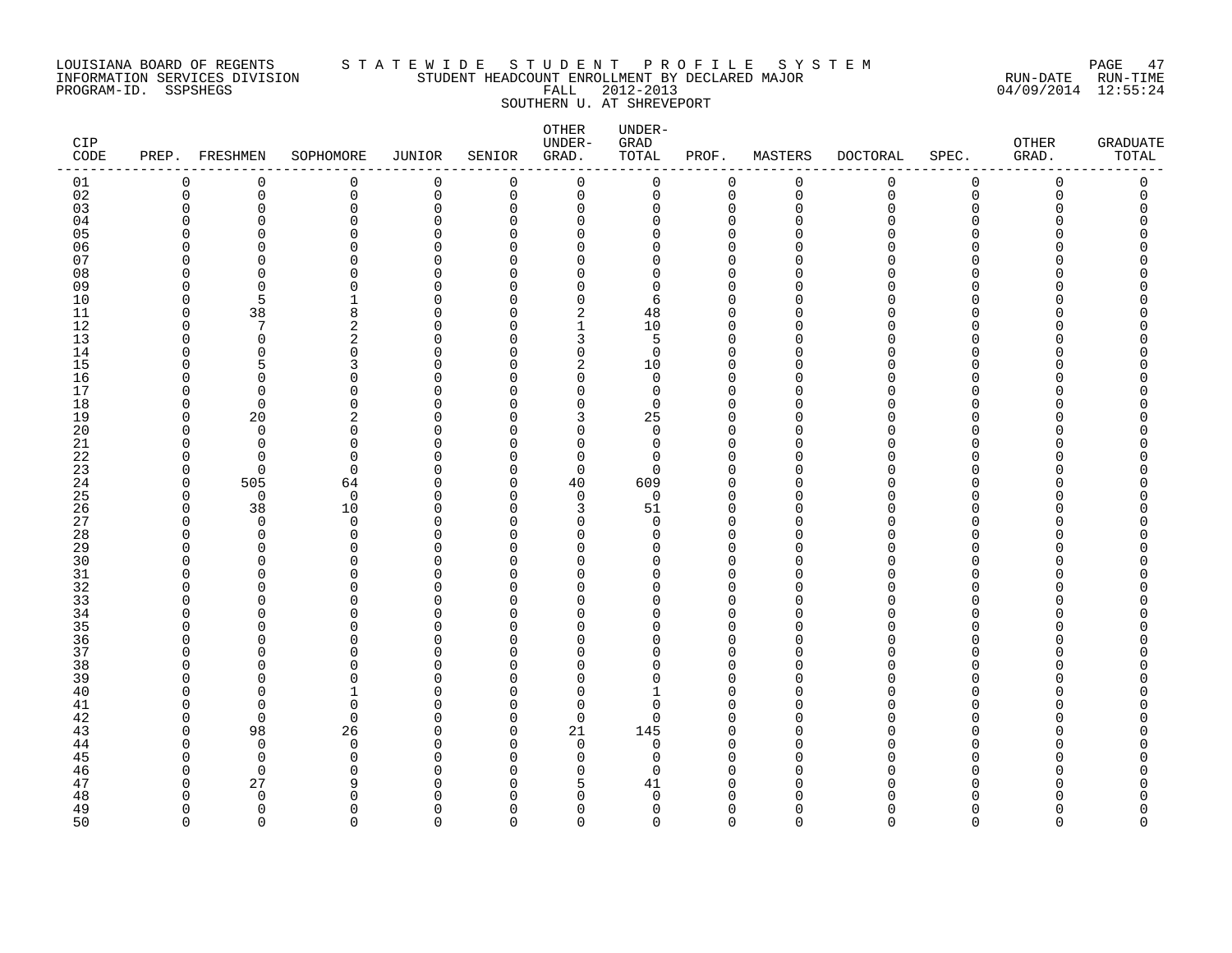LOUISIANA BOARD OF REGENTS — S T A T E W I D E  S T U D E N T  P R O F I L E  S Y S T E M

INFORMATION SERVICES DIVISION — STUDENT HEADCOUNT ENROLLMENT BY DECLARED MAJOR — RUN-DATE 04/09/2014 RUN-TIME 12:55:24

PROGRAM-ID. SSPSHEGS — FALL 2012-2013

SOUTHERN U. AT SHREVEPORT

| CIP CODE | PREP. | FRESHMEN | SOPHOMORE | JUNIOR | SENIOR | OTHER UNDER-GRAD. | UNDER-GRAD TOTAL | PROF. | MASTERS | DOCTORAL | SPEC. | OTHER GRAD. | GRADUATE TOTAL |
|---|---|---|---|---|---|---|---|---|---|---|---|---|---|
| 01 | 0 | 0 | 0 | 0 | 0 | 0 | 0 | 0 | 0 | 0 | 0 | 0 | 0 |
| 02 | 0 | 0 | 0 | 0 | 0 | 0 | 0 | 0 | 0 | 0 | 0 | 0 | 0 |
| 03 | 0 | 0 | 0 | 0 | 0 | 0 | 0 | 0 | 0 | 0 | 0 | 0 | 0 |
| 04 | 0 | 0 | 0 | 0 | 0 | 0 | 0 | 0 | 0 | 0 | 0 | 0 | 0 |
| 05 | 0 | 0 | 0 | 0 | 0 | 0 | 0 | 0 | 0 | 0 | 0 | 0 | 0 |
| 06 | 0 | 0 | 0 | 0 | 0 | 0 | 0 | 0 | 0 | 0 | 0 | 0 | 0 |
| 07 | 0 | 0 | 0 | 0 | 0 | 0 | 0 | 0 | 0 | 0 | 0 | 0 | 0 |
| 08 | 0 | 0 | 0 | 0 | 0 | 0 | 0 | 0 | 0 | 0 | 0 | 0 | 0 |
| 09 | 0 | 0 | 0 | 0 | 0 | 0 | 0 | 0 | 0 | 0 | 0 | 0 | 0 |
| 10 | 0 | 5 | 1 | 0 | 0 | 0 | 6 | 0 | 0 | 0 | 0 | 0 | 0 |
| 11 | 0 | 38 | 8 | 0 | 0 | 2 | 48 | 0 | 0 | 0 | 0 | 0 | 0 |
| 12 | 0 | 7 | 2 | 0 | 0 | 1 | 10 | 0 | 0 | 0 | 0 | 0 | 0 |
| 13 | 0 | 0 | 2 | 0 | 0 | 3 | 5 | 0 | 0 | 0 | 0 | 0 | 0 |
| 14 | 0 | 0 | 0 | 0 | 0 | 0 | 0 | 0 | 0 | 0 | 0 | 0 | 0 |
| 15 | 0 | 5 | 3 | 0 | 0 | 2 | 10 | 0 | 0 | 0 | 0 | 0 | 0 |
| 16 | 0 | 0 | 0 | 0 | 0 | 0 | 0 | 0 | 0 | 0 | 0 | 0 | 0 |
| 17 | 0 | 0 | 0 | 0 | 0 | 0 | 0 | 0 | 0 | 0 | 0 | 0 | 0 |
| 18 | 0 | 0 | 0 | 0 | 0 | 0 | 0 | 0 | 0 | 0 | 0 | 0 | 0 |
| 19 | 0 | 20 | 2 | 0 | 0 | 3 | 25 | 0 | 0 | 0 | 0 | 0 | 0 |
| 20 | 0 | 0 | 0 | 0 | 0 | 0 | 0 | 0 | 0 | 0 | 0 | 0 | 0 |
| 21 | 0 | 0 | 0 | 0 | 0 | 0 | 0 | 0 | 0 | 0 | 0 | 0 | 0 |
| 22 | 0 | 0 | 0 | 0 | 0 | 0 | 0 | 0 | 0 | 0 | 0 | 0 | 0 |
| 23 | 0 | 0 | 0 | 0 | 0 | 0 | 0 | 0 | 0 | 0 | 0 | 0 | 0 |
| 24 | 0 | 505 | 64 | 0 | 0 | 40 | 609 | 0 | 0 | 0 | 0 | 0 | 0 |
| 25 | 0 | 0 | 0 | 0 | 0 | 0 | 0 | 0 | 0 | 0 | 0 | 0 | 0 |
| 26 | 0 | 38 | 10 | 0 | 0 | 3 | 51 | 0 | 0 | 0 | 0 | 0 | 0 |
| 27 | 0 | 0 | 0 | 0 | 0 | 0 | 0 | 0 | 0 | 0 | 0 | 0 | 0 |
| 28 | 0 | 0 | 0 | 0 | 0 | 0 | 0 | 0 | 0 | 0 | 0 | 0 | 0 |
| 29 | 0 | 0 | 0 | 0 | 0 | 0 | 0 | 0 | 0 | 0 | 0 | 0 | 0 |
| 30 | 0 | 0 | 0 | 0 | 0 | 0 | 0 | 0 | 0 | 0 | 0 | 0 | 0 |
| 31 | 0 | 0 | 0 | 0 | 0 | 0 | 0 | 0 | 0 | 0 | 0 | 0 | 0 |
| 32 | 0 | 0 | 0 | 0 | 0 | 0 | 0 | 0 | 0 | 0 | 0 | 0 | 0 |
| 33 | 0 | 0 | 0 | 0 | 0 | 0 | 0 | 0 | 0 | 0 | 0 | 0 | 0 |
| 34 | 0 | 0 | 0 | 0 | 0 | 0 | 0 | 0 | 0 | 0 | 0 | 0 | 0 |
| 35 | 0 | 0 | 0 | 0 | 0 | 0 | 0 | 0 | 0 | 0 | 0 | 0 | 0 |
| 36 | 0 | 0 | 0 | 0 | 0 | 0 | 0 | 0 | 0 | 0 | 0 | 0 | 0 |
| 37 | 0 | 0 | 0 | 0 | 0 | 0 | 0 | 0 | 0 | 0 | 0 | 0 | 0 |
| 38 | 0 | 0 | 0 | 0 | 0 | 0 | 0 | 0 | 0 | 0 | 0 | 0 | 0 |
| 39 | 0 | 0 | 0 | 0 | 0 | 0 | 0 | 0 | 0 | 0 | 0 | 0 | 0 |
| 40 | 0 | 0 | 1 | 0 | 0 | 0 | 1 | 0 | 0 | 0 | 0 | 0 | 0 |
| 41 | 0 | 0 | 0 | 0 | 0 | 0 | 0 | 0 | 0 | 0 | 0 | 0 | 0 |
| 42 | 0 | 0 | 0 | 0 | 0 | 0 | 0 | 0 | 0 | 0 | 0 | 0 | 0 |
| 43 | 0 | 98 | 26 | 0 | 0 | 21 | 145 | 0 | 0 | 0 | 0 | 0 | 0 |
| 44 | 0 | 0 | 0 | 0 | 0 | 0 | 0 | 0 | 0 | 0 | 0 | 0 | 0 |
| 45 | 0 | 0 | 0 | 0 | 0 | 0 | 0 | 0 | 0 | 0 | 0 | 0 | 0 |
| 46 | 0 | 0 | 0 | 0 | 0 | 0 | 0 | 0 | 0 | 0 | 0 | 0 | 0 |
| 47 | 0 | 27 | 9 | 0 | 0 | 5 | 41 | 0 | 0 | 0 | 0 | 0 | 0 |
| 48 | 0 | 0 | 0 | 0 | 0 | 0 | 0 | 0 | 0 | 0 | 0 | 0 | 0 |
| 49 | 0 | 0 | 0 | 0 | 0 | 0 | 0 | 0 | 0 | 0 | 0 | 0 | 0 |
| 50 | 0 | 0 | 0 | 0 | 0 | 0 | 0 | 0 | 0 | 0 | 0 | 0 | 0 |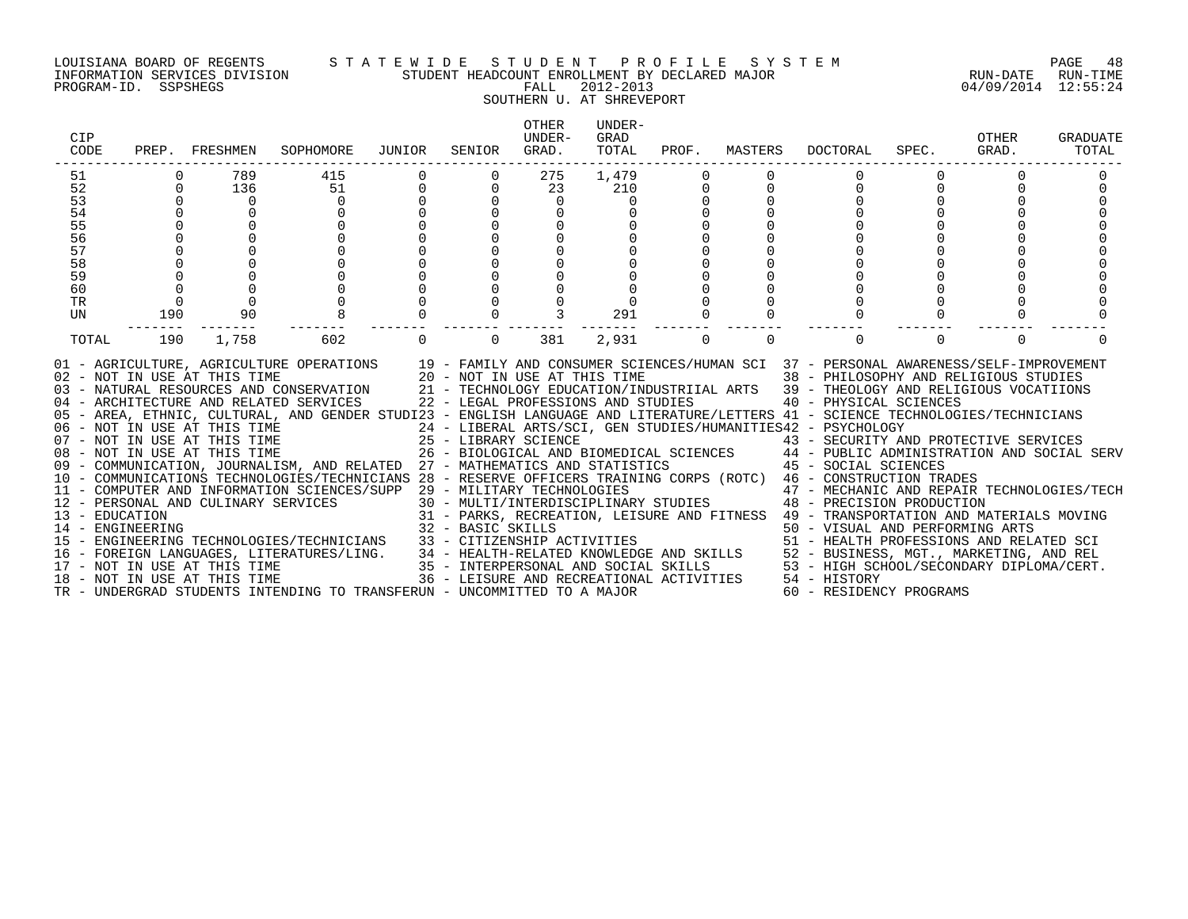LOUISIANA BOARD OF REGENTS — STATEWIDE STUDENT PROFILE SYSTEM
INFORMATION SERVICES DIVISION — STUDENT HEADCOUNT ENROLLMENT BY DECLARED MAJOR — RUN-DATE 04/09/2014 RUN-TIME 12:55:24
PROGRAM-ID. SSPSHEGS — FALL 2012-2013
SOUTHERN U. AT SHREVEPORT

| CIP CODE | PREP. | FRESHMEN | SOPHOMORE | JUNIOR | SENIOR | OTHER UNDER-GRAD. | UNDER-GRAD TOTAL | PROF. | MASTERS | DOCTORAL | SPEC. | OTHER GRAD. | GRADUATE TOTAL |
|---|---|---|---|---|---|---|---|---|---|---|---|---|---|
| 51 | 0 | 789 | 415 | 0 | 0 | 275 | 1,479 | 0 | 0 | 0 | 0 | 0 | 0 |
| 52 | 0 | 136 | 51 | 0 | 0 | 23 | 210 | 0 | 0 | 0 | 0 | 0 | 0 |
| 53 | 0 | 0 | 0 | 0 | 0 | 0 | 0 | 0 | 0 | 0 | 0 | 0 | 0 |
| 54 | 0 | 0 | 0 | 0 | 0 | 0 | 0 | 0 | 0 | 0 | 0 | 0 | 0 |
| 55 | 0 | 0 | 0 | 0 | 0 | 0 | 0 | 0 | 0 | 0 | 0 | 0 | 0 |
| 56 | 0 | 0 | 0 | 0 | 0 | 0 | 0 | 0 | 0 | 0 | 0 | 0 | 0 |
| 57 | 0 | 0 | 0 | 0 | 0 | 0 | 0 | 0 | 0 | 0 | 0 | 0 | 0 |
| 58 | 0 | 0 | 0 | 0 | 0 | 0 | 0 | 0 | 0 | 0 | 0 | 0 | 0 |
| 59 | 0 | 0 | 0 | 0 | 0 | 0 | 0 | 0 | 0 | 0 | 0 | 0 | 0 |
| 60 | 0 | 0 | 0 | 0 | 0 | 0 | 0 | 0 | 0 | 0 | 0 | 0 | 0 |
| TR | 0 | 0 | 0 | 0 | 0 | 0 | 0 | 0 | 0 | 0 | 0 | 0 | 0 |
| UN | 190 | 90 | 8 | 0 | 0 | 3 | 291 | 0 | 0 | 0 | 0 | 0 | 0 |
| TOTAL | 190 | 1,758 | 602 | 0 | 0 | 381 | 2,931 | 0 | 0 | 0 | 0 | 0 | 0 |

01 - AGRICULTURE, AGRICULTURE OPERATIONS
02 - NOT IN USE AT THIS TIME
03 - NATURAL RESOURCES AND CONSERVATION
04 - ARCHITECTURE AND RELATED SERVICES
05 - AREA, ETHNIC, CULTURAL, AND GENDER STUDI
06 - NOT IN USE AT THIS TIME
07 - NOT IN USE AT THIS TIME
08 - NOT IN USE AT THIS TIME
09 - COMMUNICATION, JOURNALISM, AND RELATED
10 - COMMUNICATIONS TECHNOLOGIES/TECHNICIANS
11 - COMPUTER AND INFORMATION SCIENCES/SUPP
12 - PERSONAL AND CULINARY SERVICES
13 - EDUCATION
14 - ENGINEERING
15 - ENGINEERING TECHNOLOGIES/TECHNICIANS
16 - FOREIGN LANGUAGES, LITERATURES/LING.
17 - NOT IN USE AT THIS TIME
18 - NOT IN USE AT THIS TIME
19 - FAMILY AND CONSUMER SCIENCES/HUMAN SCI
20 - NOT IN USE AT THIS TIME
21 - TECHNOLOGY EDUCATION/INDUSTRIIAL ARTS
22 - LEGAL PROFESSIONS AND STUDIES
23 - ENGLISH LANGUAGE AND LITERATURE/LETTERS
24 - LIBERAL ARTS/SCI, GEN STUDIES/HUMANITIES
25 - LIBRARY SCIENCE
26 - BIOLOGICAL AND BIOMEDICAL SCIENCES
27 - MATHEMATICS AND STATISTICS
28 - RESERVE OFFICERS TRAINING CORPS (ROTC)
29 - MILITARY TECHNOLOGIES
30 - MULTI/INTERDISCIPLINARY STUDIES
31 - PARKS, RECREATION, LEISURE AND FITNESS
32 - BASIC SKILLS
33 - CITIZENSHIP ACTIVITIES
34 - HEALTH-RELATED KNOWLEDGE AND SKILLS
35 - INTERPERSONAL AND SOCIAL SKILLS
36 - LEISURE AND RECREATIONAL ACTIVITIES
37 - PERSONAL AWARENESS/SELF-IMPROVEMENT
38 - PHILOSOPHY AND RELIGIOUS STUDIES
39 - THEOLOGY AND RELIGIOUS VOCATIIONS
40 - PHYSICAL SCIENCES
41 - SCIENCE TECHNOLOGIES/TECHNICIANS
42 - PSYCHOLOGY
43 - SECURITY AND PROTECTIVE SERVICES
44 - PUBLIC ADMINISTRATION AND SOCIAL SERV
45 - SOCIAL SCIENCES
46 - CONSTRUCTION TRADES
47 - MECHANIC AND REPAIR TECHNOLOGIES/TECH
48 - PRECISION PRODUCTION
49 - TRANSPORTATION AND MATERIALS MOVING
50 - VISUAL AND PERFORMING ARTS
51 - HEALTH PROFESSIONS AND RELATED SCI
52 - BUSINESS, MGT., MARKETING, AND REL
53 - HIGH SCHOOL/SECONDARY DIPLOMA/CERT.
54 - HISTORY
60 - RESIDENCY PROGRAMS
TR - UNDERGRAD STUDENTS INTENDING TO TRANSFER
UN - UNCOMMITTED TO A MAJOR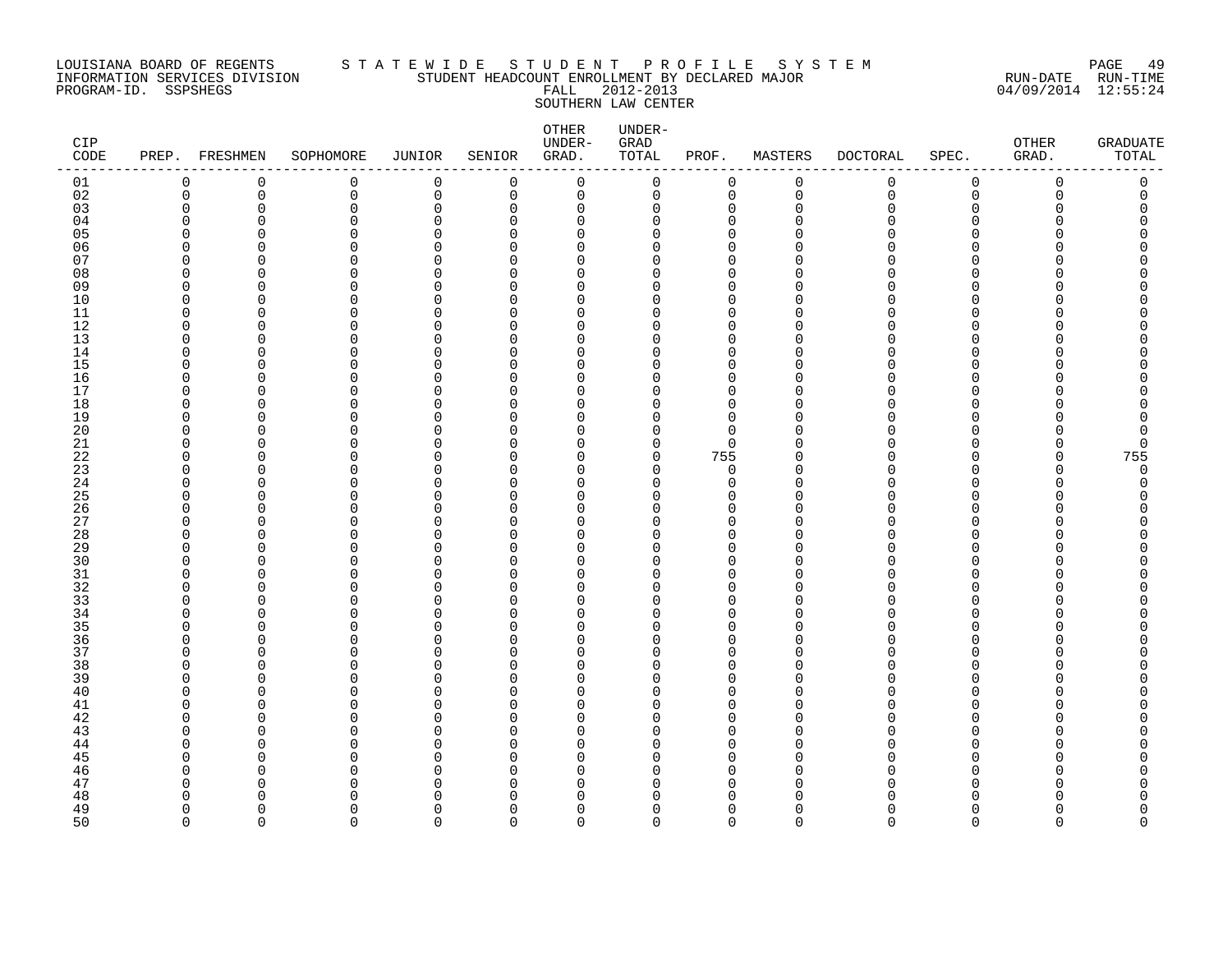LOUISIANA BOARD OF REGENTS
INFORMATION SERVICES DIVISION
PROGRAM-ID. SSPSHEGS

S T A T E W I D E   S T U D E N T   P R O F I L E   S Y S T E M
STUDENT HEADCOUNT ENROLLMENT BY DECLARED MAJOR
FALL 2012-2013
SOUTHERN LAW CENTER

RUN-DATE 04/09/2014  RUN-TIME 12:55:24

| CIP CODE | PREP. | FRESHMEN | SOPHOMORE | JUNIOR | SENIOR | OTHER UNDER-GRAD. | UNDER-GRAD TOTAL | PROF. | MASTERS | DOCTORAL | SPEC. | OTHER GRAD. | GRADUATE TOTAL |
|---|---|---|---|---|---|---|---|---|---|---|---|---|---|
| 01 | 0 | 0 | 0 | 0 | 0 | 0 | 0 | 0 | 0 | 0 | 0 | 0 | 0 |
| 02 | 0 | 0 | 0 | 0 | 0 | 0 | 0 | 0 | 0 | 0 | 0 | 0 | 0 |
| 03 | 0 | 0 | 0 | 0 | 0 | 0 | 0 | 0 | 0 | 0 | 0 | 0 | 0 |
| 04 | 0 | 0 | 0 | 0 | 0 | 0 | 0 | 0 | 0 | 0 | 0 | 0 | 0 |
| 05 | 0 | 0 | 0 | 0 | 0 | 0 | 0 | 0 | 0 | 0 | 0 | 0 | 0 |
| 06 | 0 | 0 | 0 | 0 | 0 | 0 | 0 | 0 | 0 | 0 | 0 | 0 | 0 |
| 07 | 0 | 0 | 0 | 0 | 0 | 0 | 0 | 0 | 0 | 0 | 0 | 0 | 0 |
| 08 | 0 | 0 | 0 | 0 | 0 | 0 | 0 | 0 | 0 | 0 | 0 | 0 | 0 |
| 09 | 0 | 0 | 0 | 0 | 0 | 0 | 0 | 0 | 0 | 0 | 0 | 0 | 0 |
| 10 | 0 | 0 | 0 | 0 | 0 | 0 | 0 | 0 | 0 | 0 | 0 | 0 | 0 |
| 11 | 0 | 0 | 0 | 0 | 0 | 0 | 0 | 0 | 0 | 0 | 0 | 0 | 0 |
| 12 | 0 | 0 | 0 | 0 | 0 | 0 | 0 | 0 | 0 | 0 | 0 | 0 | 0 |
| 13 | 0 | 0 | 0 | 0 | 0 | 0 | 0 | 0 | 0 | 0 | 0 | 0 | 0 |
| 14 | 0 | 0 | 0 | 0 | 0 | 0 | 0 | 0 | 0 | 0 | 0 | 0 | 0 |
| 15 | 0 | 0 | 0 | 0 | 0 | 0 | 0 | 0 | 0 | 0 | 0 | 0 | 0 |
| 16 | 0 | 0 | 0 | 0 | 0 | 0 | 0 | 0 | 0 | 0 | 0 | 0 | 0 |
| 17 | 0 | 0 | 0 | 0 | 0 | 0 | 0 | 0 | 0 | 0 | 0 | 0 | 0 |
| 18 | 0 | 0 | 0 | 0 | 0 | 0 | 0 | 0 | 0 | 0 | 0 | 0 | 0 |
| 19 | 0 | 0 | 0 | 0 | 0 | 0 | 0 | 0 | 0 | 0 | 0 | 0 | 0 |
| 20 | 0 | 0 | 0 | 0 | 0 | 0 | 0 | 0 | 0 | 0 | 0 | 0 | 0 |
| 21 | 0 | 0 | 0 | 0 | 0 | 0 | 0 | 0 | 0 | 0 | 0 | 0 | 0 |
| 22 | 0 | 0 | 0 | 0 | 0 | 0 | 0 | 755 | 0 | 0 | 0 | 0 | 755 |
| 23 | 0 | 0 | 0 | 0 | 0 | 0 | 0 | 0 | 0 | 0 | 0 | 0 | 0 |
| 24 | 0 | 0 | 0 | 0 | 0 | 0 | 0 | 0 | 0 | 0 | 0 | 0 | 0 |
| 25 | 0 | 0 | 0 | 0 | 0 | 0 | 0 | 0 | 0 | 0 | 0 | 0 | 0 |
| 26 | 0 | 0 | 0 | 0 | 0 | 0 | 0 | 0 | 0 | 0 | 0 | 0 | 0 |
| 27 | 0 | 0 | 0 | 0 | 0 | 0 | 0 | 0 | 0 | 0 | 0 | 0 | 0 |
| 28 | 0 | 0 | 0 | 0 | 0 | 0 | 0 | 0 | 0 | 0 | 0 | 0 | 0 |
| 29 | 0 | 0 | 0 | 0 | 0 | 0 | 0 | 0 | 0 | 0 | 0 | 0 | 0 |
| 30 | 0 | 0 | 0 | 0 | 0 | 0 | 0 | 0 | 0 | 0 | 0 | 0 | 0 |
| 31 | 0 | 0 | 0 | 0 | 0 | 0 | 0 | 0 | 0 | 0 | 0 | 0 | 0 |
| 32 | 0 | 0 | 0 | 0 | 0 | 0 | 0 | 0 | 0 | 0 | 0 | 0 | 0 |
| 33 | 0 | 0 | 0 | 0 | 0 | 0 | 0 | 0 | 0 | 0 | 0 | 0 | 0 |
| 34 | 0 | 0 | 0 | 0 | 0 | 0 | 0 | 0 | 0 | 0 | 0 | 0 | 0 |
| 35 | 0 | 0 | 0 | 0 | 0 | 0 | 0 | 0 | 0 | 0 | 0 | 0 | 0 |
| 36 | 0 | 0 | 0 | 0 | 0 | 0 | 0 | 0 | 0 | 0 | 0 | 0 | 0 |
| 37 | 0 | 0 | 0 | 0 | 0 | 0 | 0 | 0 | 0 | 0 | 0 | 0 | 0 |
| 38 | 0 | 0 | 0 | 0 | 0 | 0 | 0 | 0 | 0 | 0 | 0 | 0 | 0 |
| 39 | 0 | 0 | 0 | 0 | 0 | 0 | 0 | 0 | 0 | 0 | 0 | 0 | 0 |
| 40 | 0 | 0 | 0 | 0 | 0 | 0 | 0 | 0 | 0 | 0 | 0 | 0 | 0 |
| 41 | 0 | 0 | 0 | 0 | 0 | 0 | 0 | 0 | 0 | 0 | 0 | 0 | 0 |
| 42 | 0 | 0 | 0 | 0 | 0 | 0 | 0 | 0 | 0 | 0 | 0 | 0 | 0 |
| 43 | 0 | 0 | 0 | 0 | 0 | 0 | 0 | 0 | 0 | 0 | 0 | 0 | 0 |
| 44 | 0 | 0 | 0 | 0 | 0 | 0 | 0 | 0 | 0 | 0 | 0 | 0 | 0 |
| 45 | 0 | 0 | 0 | 0 | 0 | 0 | 0 | 0 | 0 | 0 | 0 | 0 | 0 |
| 46 | 0 | 0 | 0 | 0 | 0 | 0 | 0 | 0 | 0 | 0 | 0 | 0 | 0 |
| 47 | 0 | 0 | 0 | 0 | 0 | 0 | 0 | 0 | 0 | 0 | 0 | 0 | 0 |
| 48 | 0 | 0 | 0 | 0 | 0 | 0 | 0 | 0 | 0 | 0 | 0 | 0 | 0 |
| 49 | 0 | 0 | 0 | 0 | 0 | 0 | 0 | 0 | 0 | 0 | 0 | 0 | 0 |
| 50 | 0 | 0 | 0 | 0 | 0 | 0 | 0 | 0 | 0 | 0 | 0 | 0 | 0 |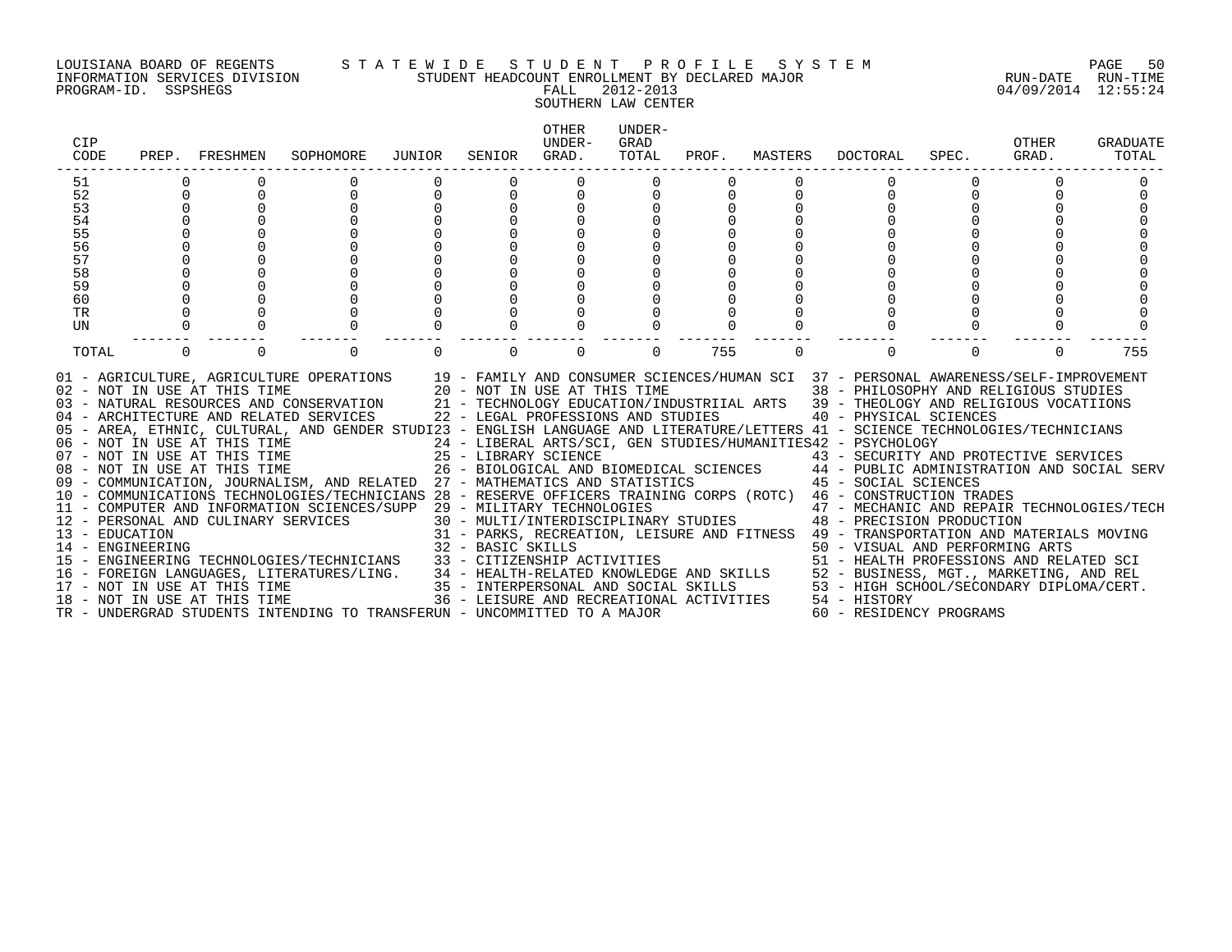LOUISIANA BOARD OF REGENTS — STATEWIDE STUDENT PROFILE SYSTEM
INFORMATION SERVICES DIVISION — STUDENT HEADCOUNT ENROLLMENT BY DECLARED MAJOR — RUN-DATE 04/09/2014 RUN-TIME 12:55:24
PROGRAM-ID. SSPSHEGS — FALL 2012-2013

SOUTHERN LAW CENTER

| CIP CODE | PREP. | FRESHMEN | SOPHOMORE | JUNIOR | SENIOR | OTHER UNDER-GRAD. | UNDER-GRAD TOTAL | PROF. | MASTERS | DOCTORAL | SPEC. | OTHER GRAD. | GRADUATE TOTAL |
|---|---|---|---|---|---|---|---|---|---|---|---|---|---|
| 51 | 0 | 0 | 0 | 0 | 0 | 0 | 0 | 0 | 0 | 0 | 0 | 0 | 0 |
| 52 | 0 | 0 | 0 | 0 | 0 | 0 | 0 | 0 | 0 | 0 | 0 | 0 | 0 |
| 53 | 0 | 0 | 0 | 0 | 0 | 0 | 0 | 0 | 0 | 0 | 0 | 0 | 0 |
| 54 | 0 | 0 | 0 | 0 | 0 | 0 | 0 | 0 | 0 | 0 | 0 | 0 | 0 |
| 55 | 0 | 0 | 0 | 0 | 0 | 0 | 0 | 0 | 0 | 0 | 0 | 0 | 0 |
| 56 | 0 | 0 | 0 | 0 | 0 | 0 | 0 | 0 | 0 | 0 | 0 | 0 | 0 |
| 57 | 0 | 0 | 0 | 0 | 0 | 0 | 0 | 0 | 0 | 0 | 0 | 0 | 0 |
| 58 | 0 | 0 | 0 | 0 | 0 | 0 | 0 | 0 | 0 | 0 | 0 | 0 | 0 |
| 59 | 0 | 0 | 0 | 0 | 0 | 0 | 0 | 0 | 0 | 0 | 0 | 0 | 0 |
| 60 | 0 | 0 | 0 | 0 | 0 | 0 | 0 | 0 | 0 | 0 | 0 | 0 | 0 |
| TR | 0 | 0 | 0 | 0 | 0 | 0 | 0 | 0 | 0 | 0 | 0 | 0 | 0 |
| UN | 0 | 0 | 0 | 0 | 0 | 0 | 0 | 0 | 0 | 0 | 0 | 0 | 0 |
| TOTAL | 0 | 0 | 0 | 0 | 0 | 0 | 0 | 755 | 0 | 0 | 0 | 0 | 755 |

01 - AGRICULTURE, AGRICULTURE OPERATIONS
02 - NOT IN USE AT THIS TIME
03 - NATURAL RESOURCES AND CONSERVATION
04 - ARCHITECTURE AND RELATED SERVICES
05 - AREA, ETHNIC, CULTURAL, AND GENDER STUDI
06 - NOT IN USE AT THIS TIME
07 - NOT IN USE AT THIS TIME
08 - NOT IN USE AT THIS TIME
09 - COMMUNICATION, JOURNALISM, AND RELATED
10 - COMMUNICATIONS TECHNOLOGIES/TECHNICIANS
11 - COMPUTER AND INFORMATION SCIENCES/SUPP
12 - PERSONAL AND CULINARY SERVICES
13 - EDUCATION
14 - ENGINEERING
15 - ENGINEERING TECHNOLOGIES/TECHNICIANS
16 - FOREIGN LANGUAGES, LITERATURES/LING.
17 - NOT IN USE AT THIS TIME
18 - NOT IN USE AT THIS TIME
19 - FAMILY AND CONSUMER SCIENCES/HUMAN SCI
20 - NOT IN USE AT THIS TIME
21 - TECHNOLOGY EDUCATION/INDUSTRIIAL ARTS
22 - LEGAL PROFESSIONS AND STUDIES
23 - ENGLISH LANGUAGE AND LITERATURE/LETTERS
24 - LIBERAL ARTS/SCI, GEN STUDIES/HUMANITIES
25 - LIBRARY SCIENCE
26 - BIOLOGICAL AND BIOMEDICAL SCIENCES
27 - MATHEMATICS AND STATISTICS
28 - RESERVE OFFICERS TRAINING CORPS (ROTC)
29 - MILITARY TECHNOLOGIES
30 - MULTI/INTERDISCIPLINARY STUDIES
31 - PARKS, RECREATION, LEISURE AND FITNESS
32 - BASIC SKILLS
33 - CITIZENSHIP ACTIVITIES
34 - HEALTH-RELATED KNOWLEDGE AND SKILLS
35 - INTERPERSONAL AND SOCIAL SKILLS
36 - LEISURE AND RECREATIONAL ACTIVITIES
37 - PERSONAL AWARENESS/SELF-IMPROVEMENT
38 - PHILOSOPHY AND RELIGIOUS STUDIES
39 - THEOLOGY AND RELIGIOUS VOCATIIONS
40 - PHYSICAL SCIENCES
41 - SCIENCE TECHNOLOGIES/TECHNICIANS
42 - PSYCHOLOGY
43 - SECURITY AND PROTECTIVE SERVICES
44 - PUBLIC ADMINISTRATION AND SOCIAL SERV
45 - SOCIAL SCIENCES
46 - CONSTRUCTION TRADES
47 - MECHANIC AND REPAIR TECHNOLOGIES/TECH
48 - PRECISION PRODUCTION
49 - TRANSPORTATION AND MATERIALS MOVING
50 - VISUAL AND PERFORMING ARTS
51 - HEALTH PROFESSIONS AND RELATED SCI
52 - BUSINESS, MGT., MARKETING, AND REL
53 - HIGH SCHOOL/SECONDARY DIPLOMA/CERT.
54 - HISTORY
60 - RESIDENCY PROGRAMS
TR - UNDERGRAD STUDENTS INTENDING TO TRANSFER
UN - UNCOMMITTED TO A MAJOR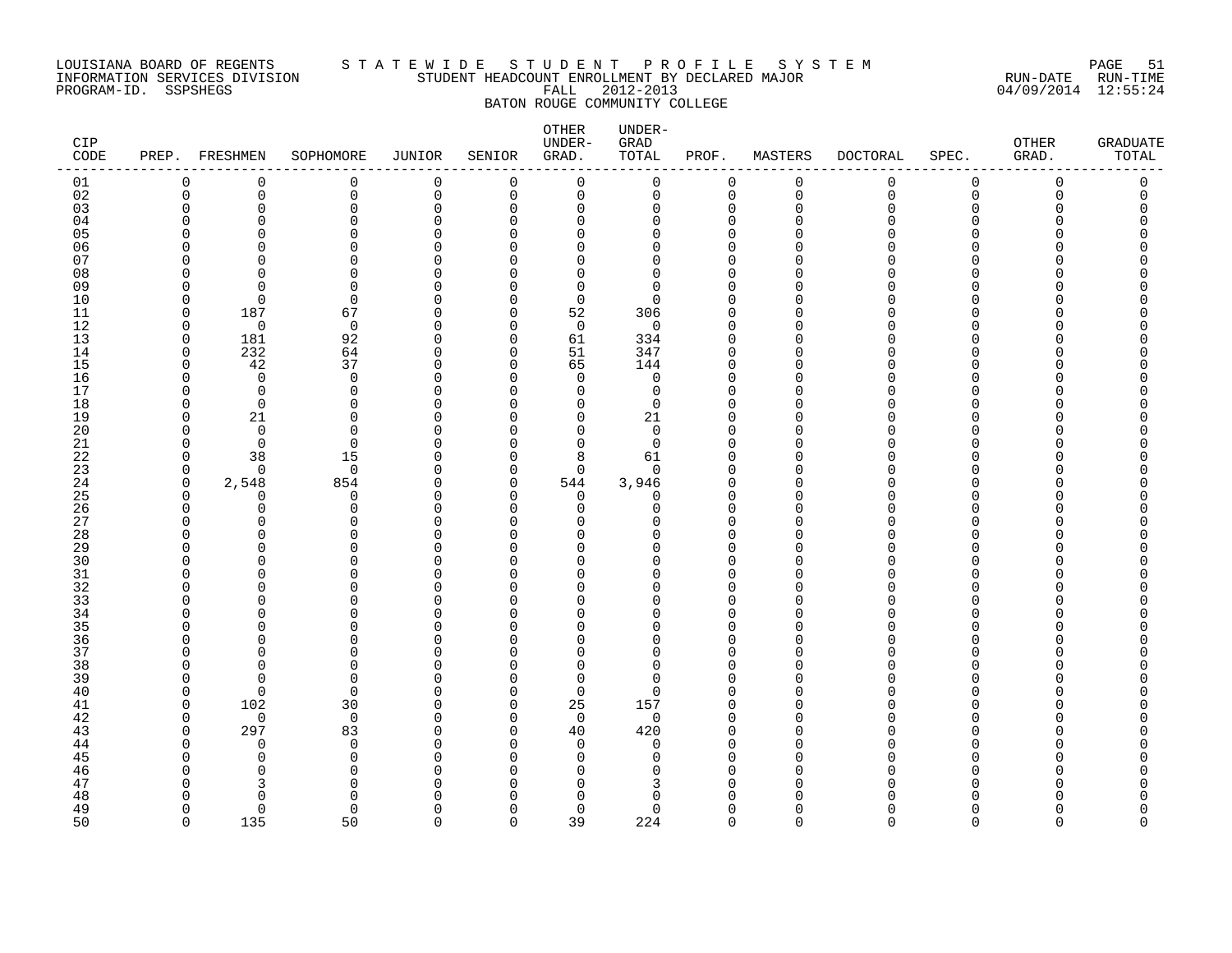LOUISIANA BOARD OF REGENTS — STATEWIDE STUDENT PROFILE SYSTEM
INFORMATION SERVICES DIVISION — STUDENT HEADCOUNT ENROLLMENT BY DECLARED MAJOR — RUN-DATE 04/09/2014 RUN-TIME 12:55:24
PROGRAM-ID. SSPSHEGS — FALL 2012-2013

BATON ROUGE COMMUNITY COLLEGE

| CIP CODE | PREP. | FRESHMEN | SOPHOMORE | JUNIOR | SENIOR | OTHER UNDER-GRAD. | UNDER-GRAD TOTAL | PROF. | MASTERS | DOCTORAL | SPEC. | OTHER GRAD. | GRADUATE TOTAL |
|---|---|---|---|---|---|---|---|---|---|---|---|---|---|
| 01 | 0 | 0 | 0 | 0 | 0 | 0 | 0 | 0 | 0 | 0 | 0 | 0 | 0 |
| 02 | 0 | 0 | 0 | 0 | 0 | 0 | 0 | 0 | 0 | 0 | 0 | 0 | 0 |
| 03 | 0 | 0 | 0 | 0 | 0 | 0 | 0 | 0 | 0 | 0 | 0 | 0 | 0 |
| 04 | 0 | 0 | 0 | 0 | 0 | 0 | 0 | 0 | 0 | 0 | 0 | 0 | 0 |
| 05 | 0 | 0 | 0 | 0 | 0 | 0 | 0 | 0 | 0 | 0 | 0 | 0 | 0 |
| 06 | 0 | 0 | 0 | 0 | 0 | 0 | 0 | 0 | 0 | 0 | 0 | 0 | 0 |
| 07 | 0 | 0 | 0 | 0 | 0 | 0 | 0 | 0 | 0 | 0 | 0 | 0 | 0 |
| 08 | 0 | 0 | 0 | 0 | 0 | 0 | 0 | 0 | 0 | 0 | 0 | 0 | 0 |
| 09 | 0 | 0 | 0 | 0 | 0 | 0 | 0 | 0 | 0 | 0 | 0 | 0 | 0 |
| 10 | 0 | 0 | 0 | 0 | 0 | 0 | 0 | 0 | 0 | 0 | 0 | 0 | 0 |
| 11 | 0 | 187 | 67 | 0 | 0 | 52 | 306 | 0 | 0 | 0 | 0 | 0 | 0 |
| 12 | 0 | 0 | 0 | 0 | 0 | 0 | 0 | 0 | 0 | 0 | 0 | 0 | 0 |
| 13 | 0 | 181 | 92 | 0 | 0 | 61 | 334 | 0 | 0 | 0 | 0 | 0 | 0 |
| 14 | 0 | 232 | 64 | 0 | 0 | 51 | 347 | 0 | 0 | 0 | 0 | 0 | 0 |
| 15 | 0 | 42 | 37 | 0 | 0 | 65 | 144 | 0 | 0 | 0 | 0 | 0 | 0 |
| 16 | 0 | 0 | 0 | 0 | 0 | 0 | 0 | 0 | 0 | 0 | 0 | 0 | 0 |
| 17 | 0 | 0 | 0 | 0 | 0 | 0 | 0 | 0 | 0 | 0 | 0 | 0 | 0 |
| 18 | 0 | 0 | 0 | 0 | 0 | 0 | 0 | 0 | 0 | 0 | 0 | 0 | 0 |
| 19 | 0 | 21 | 0 | 0 | 0 | 0 | 21 | 0 | 0 | 0 | 0 | 0 | 0 |
| 20 | 0 | 0 | 0 | 0 | 0 | 0 | 0 | 0 | 0 | 0 | 0 | 0 | 0 |
| 21 | 0 | 0 | 0 | 0 | 0 | 0 | 0 | 0 | 0 | 0 | 0 | 0 | 0 |
| 22 | 0 | 38 | 15 | 0 | 0 | 8 | 61 | 0 | 0 | 0 | 0 | 0 | 0 |
| 23 | 0 | 0 | 0 | 0 | 0 | 0 | 0 | 0 | 0 | 0 | 0 | 0 | 0 |
| 24 | 0 | 2,548 | 854 | 0 | 0 | 544 | 3,946 | 0 | 0 | 0 | 0 | 0 | 0 |
| 25 | 0 | 0 | 0 | 0 | 0 | 0 | 0 | 0 | 0 | 0 | 0 | 0 | 0 |
| 26 | 0 | 0 | 0 | 0 | 0 | 0 | 0 | 0 | 0 | 0 | 0 | 0 | 0 |
| 27 | 0 | 0 | 0 | 0 | 0 | 0 | 0 | 0 | 0 | 0 | 0 | 0 | 0 |
| 28 | 0 | 0 | 0 | 0 | 0 | 0 | 0 | 0 | 0 | 0 | 0 | 0 | 0 |
| 29 | 0 | 0 | 0 | 0 | 0 | 0 | 0 | 0 | 0 | 0 | 0 | 0 | 0 |
| 30 | 0 | 0 | 0 | 0 | 0 | 0 | 0 | 0 | 0 | 0 | 0 | 0 | 0 |
| 31 | 0 | 0 | 0 | 0 | 0 | 0 | 0 | 0 | 0 | 0 | 0 | 0 | 0 |
| 32 | 0 | 0 | 0 | 0 | 0 | 0 | 0 | 0 | 0 | 0 | 0 | 0 | 0 |
| 33 | 0 | 0 | 0 | 0 | 0 | 0 | 0 | 0 | 0 | 0 | 0 | 0 | 0 |
| 34 | 0 | 0 | 0 | 0 | 0 | 0 | 0 | 0 | 0 | 0 | 0 | 0 | 0 |
| 35 | 0 | 0 | 0 | 0 | 0 | 0 | 0 | 0 | 0 | 0 | 0 | 0 | 0 |
| 36 | 0 | 0 | 0 | 0 | 0 | 0 | 0 | 0 | 0 | 0 | 0 | 0 | 0 |
| 37 | 0 | 0 | 0 | 0 | 0 | 0 | 0 | 0 | 0 | 0 | 0 | 0 | 0 |
| 38 | 0 | 0 | 0 | 0 | 0 | 0 | 0 | 0 | 0 | 0 | 0 | 0 | 0 |
| 39 | 0 | 0 | 0 | 0 | 0 | 0 | 0 | 0 | 0 | 0 | 0 | 0 | 0 |
| 40 | 0 | 0 | 0 | 0 | 0 | 0 | 0 | 0 | 0 | 0 | 0 | 0 | 0 |
| 41 | 0 | 102 | 30 | 0 | 0 | 25 | 157 | 0 | 0 | 0 | 0 | 0 | 0 |
| 42 | 0 | 0 | 0 | 0 | 0 | 0 | 0 | 0 | 0 | 0 | 0 | 0 | 0 |
| 43 | 0 | 297 | 83 | 0 | 0 | 40 | 420 | 0 | 0 | 0 | 0 | 0 | 0 |
| 44 | 0 | 0 | 0 | 0 | 0 | 0 | 0 | 0 | 0 | 0 | 0 | 0 | 0 |
| 45 | 0 | 0 | 0 | 0 | 0 | 0 | 0 | 0 | 0 | 0 | 0 | 0 | 0 |
| 46 | 0 | 0 | 0 | 0 | 0 | 0 | 0 | 0 | 0 | 0 | 0 | 0 | 0 |
| 47 | 0 | 3 | 0 | 0 | 0 | 0 | 3 | 0 | 0 | 0 | 0 | 0 | 0 |
| 48 | 0 | 0 | 0 | 0 | 0 | 0 | 0 | 0 | 0 | 0 | 0 | 0 | 0 |
| 49 | 0 | 0 | 0 | 0 | 0 | 0 | 0 | 0 | 0 | 0 | 0 | 0 | 0 |
| 50 | 0 | 135 | 50 | 0 | 0 | 39 | 224 | 0 | 0 | 0 | 0 | 0 | 0 |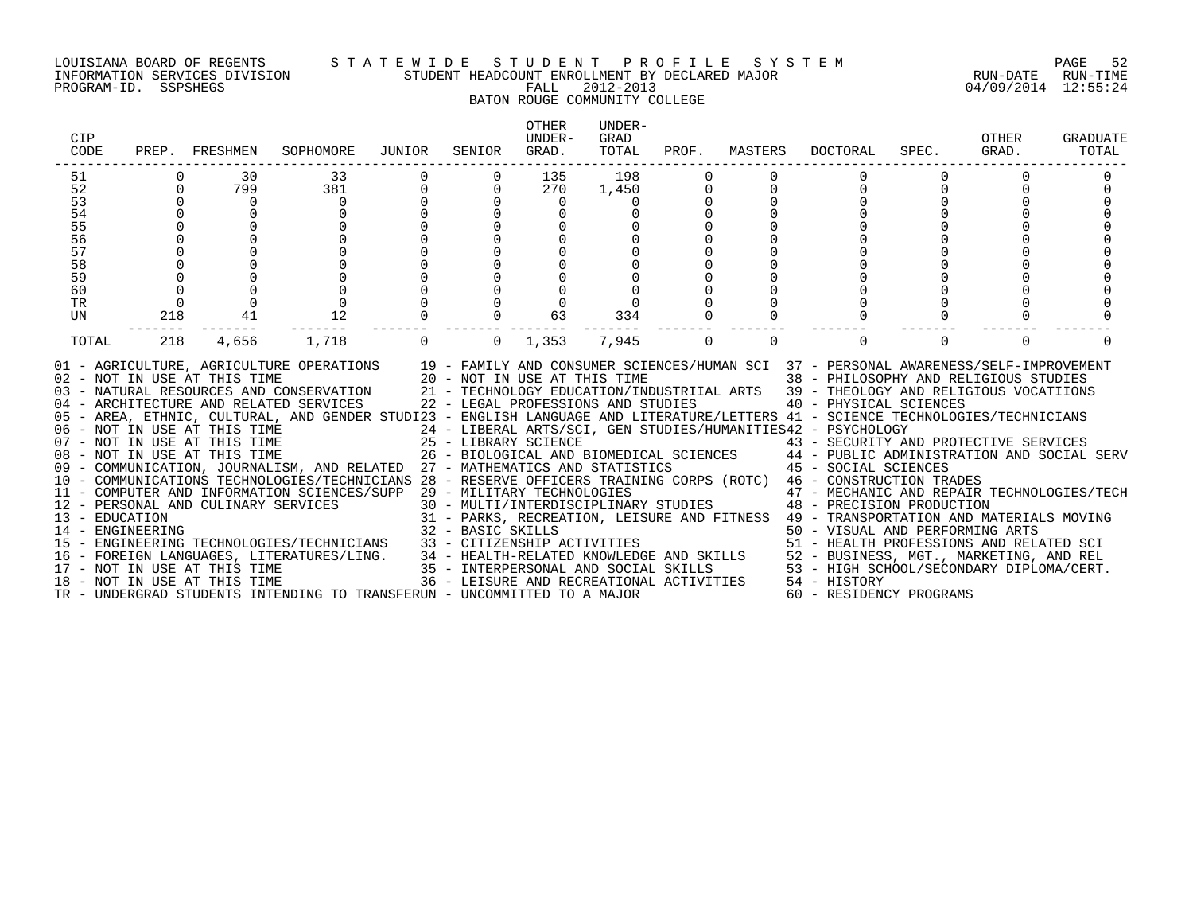LOUISIANA BOARD OF REGENTS — STATEWIDE STUDENT PROFILE SYSTEM
INFORMATION SERVICES DIVISION — STUDENT HEADCOUNT ENROLLMENT BY DECLARED MAJOR — RUN-DATE 04/09/2014 RUN-TIME 12:55:24
PROGRAM-ID. SSPSHEGS — FALL 2012-2013

BATON ROUGE COMMUNITY COLLEGE

| CIP CODE | PREP. | FRESHMEN | SOPHOMORE | JUNIOR | SENIOR | OTHER UNDER-GRAD. | UNDER-GRAD TOTAL | PROF. | MASTERS | DOCTORAL | SPEC. | OTHER GRAD. | GRADUATE TOTAL |
|---|---|---|---|---|---|---|---|---|---|---|---|---|---|
| 51 | 0 | 30 | 33 | 0 | 0 | 135 | 198 | 0 | 0 | 0 | 0 | 0 | 0 |
| 52 | 0 | 799 | 381 | 0 | 0 | 270 | 1,450 | 0 | 0 | 0 | 0 | 0 | 0 |
| 53 | 0 | 0 | 0 | 0 | 0 | 0 | 0 | 0 | 0 | 0 | 0 | 0 | 0 |
| 54 | 0 | 0 | 0 | 0 | 0 | 0 | 0 | 0 | 0 | 0 | 0 | 0 | 0 |
| 55 | 0 | 0 | 0 | 0 | 0 | 0 | 0 | 0 | 0 | 0 | 0 | 0 | 0 |
| 56 | 0 | 0 | 0 | 0 | 0 | 0 | 0 | 0 | 0 | 0 | 0 | 0 | 0 |
| 57 | 0 | 0 | 0 | 0 | 0 | 0 | 0 | 0 | 0 | 0 | 0 | 0 | 0 |
| 58 | 0 | 0 | 0 | 0 | 0 | 0 | 0 | 0 | 0 | 0 | 0 | 0 | 0 |
| 59 | 0 | 0 | 0 | 0 | 0 | 0 | 0 | 0 | 0 | 0 | 0 | 0 | 0 |
| 60 | 0 | 0 | 0 | 0 | 0 | 0 | 0 | 0 | 0 | 0 | 0 | 0 | 0 |
| TR | 0 | 0 | 0 | 0 | 0 | 0 | 0 | 0 | 0 | 0 | 0 | 0 | 0 |
| UN | 218 | 41 | 12 | 0 | 0 | 63 | 334 | 0 | 0 | 0 | 0 | 0 | 0 |
| TOTAL | 218 | 4,656 | 1,718 | 0 | 0 | 1,353 | 7,945 | 0 | 0 | 0 | 0 | 0 | 0 |

01 - AGRICULTURE, AGRICULTURE OPERATIONS
02 - NOT IN USE AT THIS TIME
03 - NATURAL RESOURCES AND CONSERVATION
04 - ARCHITECTURE AND RELATED SERVICES
05 - AREA, ETHNIC, CULTURAL, AND GENDER STUDI
06 - NOT IN USE AT THIS TIME
07 - NOT IN USE AT THIS TIME
08 - NOT IN USE AT THIS TIME
09 - COMMUNICATION, JOURNALISM, AND RELATED
10 - COMMUNICATIONS TECHNOLOGIES/TECHNICIANS
11 - COMPUTER AND INFORMATION SCIENCES/SUPP
12 - PERSONAL AND CULINARY SERVICES
13 - EDUCATION
14 - ENGINEERING
15 - ENGINEERING TECHNOLOGIES/TECHNICIANS
16 - FOREIGN LANGUAGES, LITERATURES/LING.
17 - NOT IN USE AT THIS TIME
18 - NOT IN USE AT THIS TIME
19 - FAMILY AND CONSUMER SCIENCES/HUMAN SCI
20 - NOT IN USE AT THIS TIME
21 - TECHNOLOGY EDUCATION/INDUSTRIIAL ARTS
22 - LEGAL PROFESSIONS AND STUDIES
23 - ENGLISH LANGUAGE AND LITERATURE/LETTERS
24 - LIBERAL ARTS/SCI, GEN STUDIES/HUMANITIES
25 - LIBRARY SCIENCE
26 - BIOLOGICAL AND BIOMEDICAL SCIENCES
27 - MATHEMATICS AND STATISTICS
28 - RESERVE OFFICERS TRAINING CORPS (ROTC)
29 - MILITARY TECHNOLOGIES
30 - MULTI/INTERDISCIPLINARY STUDIES
31 - PARKS, RECREATION, LEISURE AND FITNESS
32 - BASIC SKILLS
33 - CITIZENSHIP ACTIVITIES
34 - HEALTH-RELATED KNOWLEDGE AND SKILLS
35 - INTERPERSONAL AND SOCIAL SKILLS
36 - LEISURE AND RECREATIONAL ACTIVITIES
37 - PERSONAL AWARENESS/SELF-IMPROVEMENT
38 - PHILOSOPHY AND RELIGIOUS STUDIES
39 - THEOLOGY AND RELIGIOUS VOCATIIONS
40 - PHYSICAL SCIENCES
41 - SCIENCE TECHNOLOGIES/TECHNICIANS
42 - PSYCHOLOGY
43 - SECURITY AND PROTECTIVE SERVICES
44 - PUBLIC ADMINISTRATION AND SOCIAL SERV
45 - SOCIAL SCIENCES
46 - CONSTRUCTION TRADES
47 - MECHANIC AND REPAIR TECHNOLOGIES/TECH
48 - PRECISION PRODUCTION
49 - TRANSPORTATION AND MATERIALS MOVING
50 - VISUAL AND PERFORMING ARTS
51 - HEALTH PROFESSIONS AND RELATED SCI
52 - BUSINESS, MGT., MARKETING, AND REL
53 - HIGH SCHOOL/SECONDARY DIPLOMA/CERT.
54 - HISTORY
60 - RESIDENCY PROGRAMS
TR - UNDERGRAD STUDENTS INTENDING TO TRANSFER
UN - UNCOMMITTED TO A MAJOR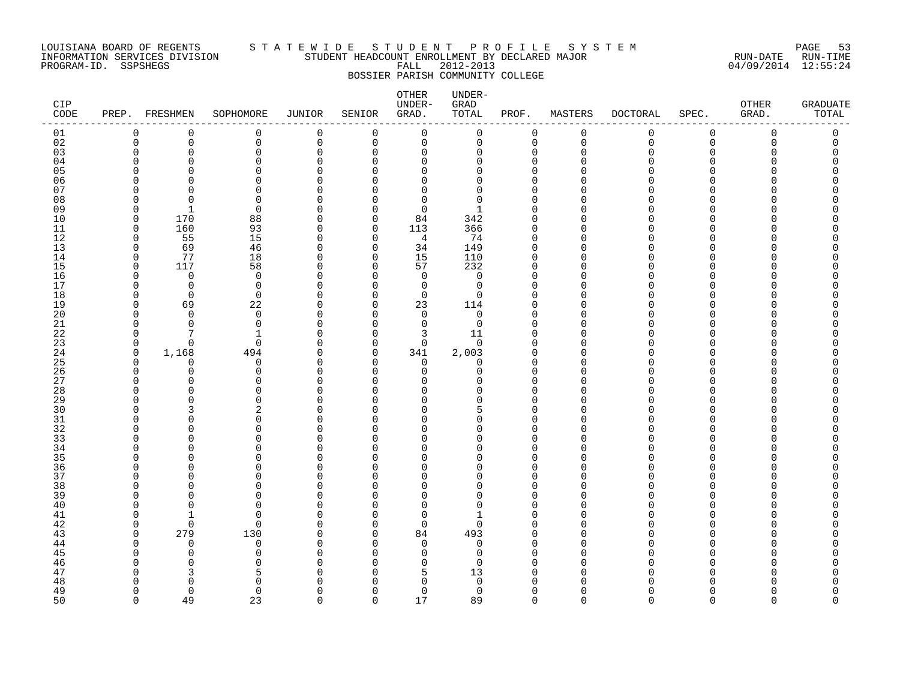LOUISIANA BOARD OF REGENTS INFORMATION SERVICES DIVISION PROGRAM-ID. SSPSHEGS

S T A T E W I D E   S T U D E N T   P R O F I L E   S Y S T E M
STUDENT HEADCOUNT ENROLLMENT BY DECLARED MAJOR
FALL 2012-2013
BOSSIER PARISH COMMUNITY COLLEGE

RUN-DATE 04/09/2014 RUN-TIME 12:55:24

| CIP CODE | PREP. | FRESHMEN | SOPHOMORE | JUNIOR | SENIOR | OTHER UNDER-GRAD. | UNDER-GRAD TOTAL | PROF. | MASTERS | DOCTORAL | SPEC. | OTHER GRAD. | GRADUATE TOTAL |
|---|---|---|---|---|---|---|---|---|---|---|---|---|---|
| 01 | 0 | 0 | 0 | 0 | 0 | 0 | 0 | 0 | 0 | 0 | 0 | 0 | 0 |
| 02 | 0 | 0 | 0 | 0 | 0 | 0 | 0 | 0 | 0 | 0 | 0 | 0 | 0 |
| 03 | 0 | 0 | 0 | 0 | 0 | 0 | 0 | 0 | 0 | 0 | 0 | 0 | 0 |
| 04 | 0 | 0 | 0 | 0 | 0 | 0 | 0 | 0 | 0 | 0 | 0 | 0 | 0 |
| 05 | 0 | 0 | 0 | 0 | 0 | 0 | 0 | 0 | 0 | 0 | 0 | 0 | 0 |
| 06 | 0 | 0 | 0 | 0 | 0 | 0 | 0 | 0 | 0 | 0 | 0 | 0 | 0 |
| 07 | 0 | 0 | 0 | 0 | 0 | 0 | 0 | 0 | 0 | 0 | 0 | 0 | 0 |
| 08 | 0 | 0 | 0 | 0 | 0 | 0 | 0 | 0 | 0 | 0 | 0 | 0 | 0 |
| 09 | 0 | 1 | 0 | 0 | 0 | 0 | 1 | 0 | 0 | 0 | 0 | 0 | 0 |
| 10 | 0 | 170 | 88 | 0 | 0 | 84 | 342 | 0 | 0 | 0 | 0 | 0 | 0 |
| 11 | 0 | 160 | 93 | 0 | 0 | 113 | 366 | 0 | 0 | 0 | 0 | 0 | 0 |
| 12 | 0 | 55 | 15 | 0 | 0 | 4 | 74 | 0 | 0 | 0 | 0 | 0 | 0 |
| 13 | 0 | 69 | 46 | 0 | 0 | 34 | 149 | 0 | 0 | 0 | 0 | 0 | 0 |
| 14 | 0 | 77 | 18 | 0 | 0 | 15 | 110 | 0 | 0 | 0 | 0 | 0 | 0 |
| 15 | 0 | 117 | 58 | 0 | 0 | 57 | 232 | 0 | 0 | 0 | 0 | 0 | 0 |
| 16 | 0 | 0 | 0 | 0 | 0 | 0 | 0 | 0 | 0 | 0 | 0 | 0 | 0 |
| 17 | 0 | 0 | 0 | 0 | 0 | 0 | 0 | 0 | 0 | 0 | 0 | 0 | 0 |
| 18 | 0 | 0 | 0 | 0 | 0 | 0 | 0 | 0 | 0 | 0 | 0 | 0 | 0 |
| 19 | 0 | 69 | 22 | 0 | 0 | 23 | 114 | 0 | 0 | 0 | 0 | 0 | 0 |
| 20 | 0 | 0 | 0 | 0 | 0 | 0 | 0 | 0 | 0 | 0 | 0 | 0 | 0 |
| 21 | 0 | 0 | 0 | 0 | 0 | 0 | 0 | 0 | 0 | 0 | 0 | 0 | 0 |
| 22 | 0 | 7 | 1 | 0 | 0 | 3 | 11 | 0 | 0 | 0 | 0 | 0 | 0 |
| 23 | 0 | 0 | 0 | 0 | 0 | 0 | 0 | 0 | 0 | 0 | 0 | 0 | 0 |
| 24 | 0 | 1,168 | 494 | 0 | 0 | 341 | 2,003 | 0 | 0 | 0 | 0 | 0 | 0 |
| 25 | 0 | 0 | 0 | 0 | 0 | 0 | 0 | 0 | 0 | 0 | 0 | 0 | 0 |
| 26 | 0 | 0 | 0 | 0 | 0 | 0 | 0 | 0 | 0 | 0 | 0 | 0 | 0 |
| 27 | 0 | 0 | 0 | 0 | 0 | 0 | 0 | 0 | 0 | 0 | 0 | 0 | 0 |
| 28 | 0 | 0 | 0 | 0 | 0 | 0 | 0 | 0 | 0 | 0 | 0 | 0 | 0 |
| 29 | 0 | 0 | 0 | 0 | 0 | 0 | 0 | 0 | 0 | 0 | 0 | 0 | 0 |
| 30 | 0 | 3 | 2 | 0 | 0 | 0 | 5 | 0 | 0 | 0 | 0 | 0 | 0 |
| 31 | 0 | 0 | 0 | 0 | 0 | 0 | 0 | 0 | 0 | 0 | 0 | 0 | 0 |
| 32 | 0 | 0 | 0 | 0 | 0 | 0 | 0 | 0 | 0 | 0 | 0 | 0 | 0 |
| 33 | 0 | 0 | 0 | 0 | 0 | 0 | 0 | 0 | 0 | 0 | 0 | 0 | 0 |
| 34 | 0 | 0 | 0 | 0 | 0 | 0 | 0 | 0 | 0 | 0 | 0 | 0 | 0 |
| 35 | 0 | 0 | 0 | 0 | 0 | 0 | 0 | 0 | 0 | 0 | 0 | 0 | 0 |
| 36 | 0 | 0 | 0 | 0 | 0 | 0 | 0 | 0 | 0 | 0 | 0 | 0 | 0 |
| 37 | 0 | 0 | 0 | 0 | 0 | 0 | 0 | 0 | 0 | 0 | 0 | 0 | 0 |
| 38 | 0 | 0 | 0 | 0 | 0 | 0 | 0 | 0 | 0 | 0 | 0 | 0 | 0 |
| 39 | 0 | 0 | 0 | 0 | 0 | 0 | 0 | 0 | 0 | 0 | 0 | 0 | 0 |
| 40 | 0 | 0 | 0 | 0 | 0 | 0 | 0 | 0 | 0 | 0 | 0 | 0 | 0 |
| 41 | 0 | 1 | 0 | 0 | 0 | 0 | 1 | 0 | 0 | 0 | 0 | 0 | 0 |
| 42 | 0 | 0 | 0 | 0 | 0 | 0 | 0 | 0 | 0 | 0 | 0 | 0 | 0 |
| 43 | 0 | 279 | 130 | 0 | 0 | 84 | 493 | 0 | 0 | 0 | 0 | 0 | 0 |
| 44 | 0 | 0 | 0 | 0 | 0 | 0 | 0 | 0 | 0 | 0 | 0 | 0 | 0 |
| 45 | 0 | 0 | 0 | 0 | 0 | 0 | 0 | 0 | 0 | 0 | 0 | 0 | 0 |
| 46 | 0 | 0 | 0 | 0 | 0 | 0 | 0 | 0 | 0 | 0 | 0 | 0 | 0 |
| 47 | 0 | 3 | 5 | 0 | 0 | 5 | 13 | 0 | 0 | 0 | 0 | 0 | 0 |
| 48 | 0 | 0 | 0 | 0 | 0 | 0 | 0 | 0 | 0 | 0 | 0 | 0 | 0 |
| 49 | 0 | 0 | 0 | 0 | 0 | 0 | 0 | 0 | 0 | 0 | 0 | 0 | 0 |
| 50 | 0 | 49 | 23 | 0 | 0 | 17 | 89 | 0 | 0 | 0 | 0 | 0 | 0 |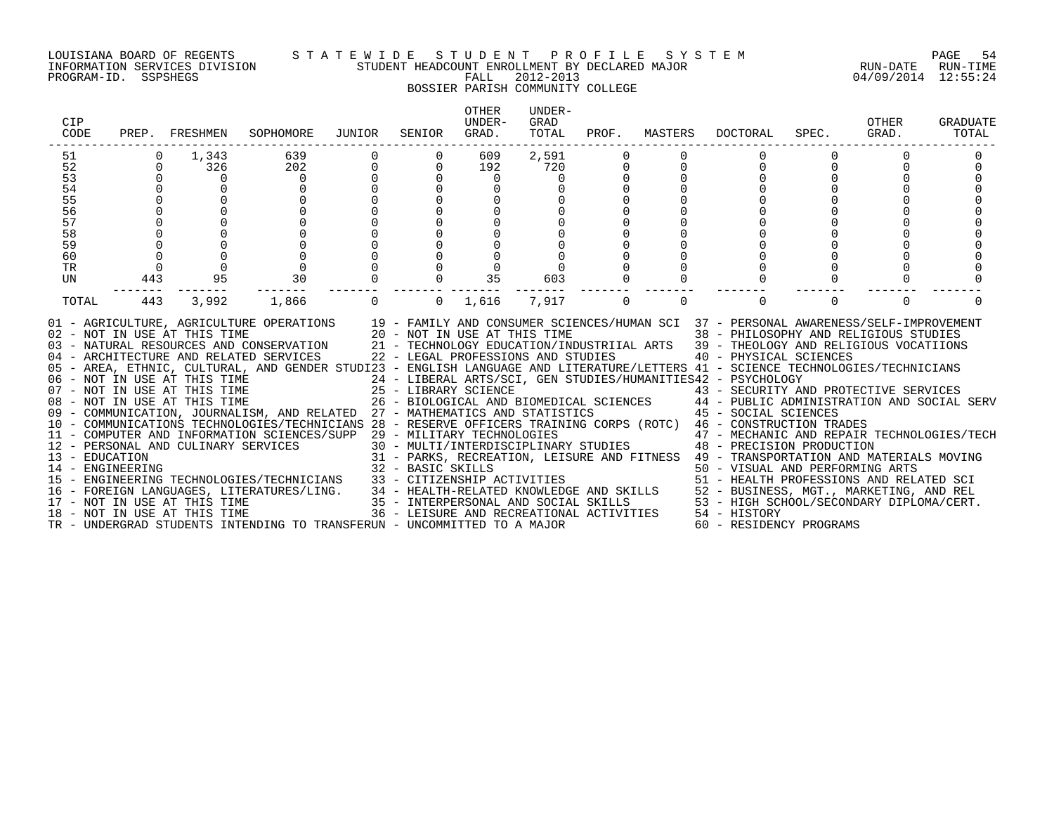LOUISIANA BOARD OF REGENTS — STATEWIDE STUDENT PROFILE SYSTEM
INFORMATION SERVICES DIVISION — STUDENT HEADCOUNT ENROLLMENT BY DECLARED MAJOR — RUN-DATE 04/09/2014 RUN-TIME 12:55:24
PROGRAM-ID. SSPSHEGS — FALL 2012-2013

BOSSIER PARISH COMMUNITY COLLEGE

| CIP CODE | PREP. | FRESHMEN | SOPHOMORE | JUNIOR | SENIOR | OTHER UNDER-GRAD. | UNDER-GRAD TOTAL | PROF. | MASTERS | DOCTORAL | SPEC. | OTHER GRAD. | GRADUATE TOTAL |
|---|---|---|---|---|---|---|---|---|---|---|---|---|---|
| 51 | 0 | 1,343 | 639 | 0 | 0 | 609 | 2,591 | 0 | 0 | 0 | 0 | 0 | 0 |
| 52 | 0 | 326 | 202 | 0 | 0 | 192 | 720 | 0 | 0 | 0 | 0 | 0 | 0 |
| 53 | 0 | 0 | 0 | 0 | 0 | 0 | 0 | 0 | 0 | 0 | 0 | 0 | 0 |
| 54 | 0 | 0 | 0 | 0 | 0 | 0 | 0 | 0 | 0 | 0 | 0 | 0 | 0 |
| 55 | 0 | 0 | 0 | 0 | 0 | 0 | 0 | 0 | 0 | 0 | 0 | 0 | 0 |
| 56 | 0 | 0 | 0 | 0 | 0 | 0 | 0 | 0 | 0 | 0 | 0 | 0 | 0 |
| 57 | 0 | 0 | 0 | 0 | 0 | 0 | 0 | 0 | 0 | 0 | 0 | 0 | 0 |
| 58 | 0 | 0 | 0 | 0 | 0 | 0 | 0 | 0 | 0 | 0 | 0 | 0 | 0 |
| 59 | 0 | 0 | 0 | 0 | 0 | 0 | 0 | 0 | 0 | 0 | 0 | 0 | 0 |
| 60 | 0 | 0 | 0 | 0 | 0 | 0 | 0 | 0 | 0 | 0 | 0 | 0 | 0 |
| TR | 0 | 0 | 0 | 0 | 0 | 0 | 0 | 0 | 0 | 0 | 0 | 0 | 0 |
| UN | 443 | 95 | 30 | 0 | 0 | 35 | 603 | 0 | 0 | 0 | 0 | 0 | 0 |
| TOTAL | 443 | 3,992 | 1,866 | 0 | 0 | 1,616 | 7,917 | 0 | 0 | 0 | 0 | 0 | 0 |

01 - AGRICULTURE, AGRICULTURE OPERATIONS
02 - NOT IN USE AT THIS TIME
03 - NATURAL RESOURCES AND CONSERVATION
04 - ARCHITECTURE AND RELATED SERVICES
05 - AREA, ETHNIC, CULTURAL, AND GENDER STUDI
06 - NOT IN USE AT THIS TIME
07 - NOT IN USE AT THIS TIME
08 - NOT IN USE AT THIS TIME
09 - COMMUNICATION, JOURNALISM, AND RELATED
10 - COMMUNICATIONS TECHNOLOGIES/TECHNICIANS
11 - COMPUTER AND INFORMATION SCIENCES/SUPP
12 - PERSONAL AND CULINARY SERVICES
13 - EDUCATION
14 - ENGINEERING
15 - ENGINEERING TECHNOLOGIES/TECHNICIANS
16 - FOREIGN LANGUAGES, LITERATURES/LING.
17 - NOT IN USE AT THIS TIME
18 - NOT IN USE AT THIS TIME
19 - FAMILY AND CONSUMER SCIENCES/HUMAN SCI
20 - NOT IN USE AT THIS TIME
21 - TECHNOLOGY EDUCATION/INDUSTRIIAL ARTS
22 - LEGAL PROFESSIONS AND STUDIES
23 - ENGLISH LANGUAGE AND LITERATURE/LETTERS
24 - LIBERAL ARTS/SCI, GEN STUDIES/HUMANITIES
25 - LIBRARY SCIENCE
26 - BIOLOGICAL AND BIOMEDICAL SCIENCES
27 - MATHEMATICS AND STATISTICS
28 - RESERVE OFFICERS TRAINING CORPS (ROTC)
29 - MILITARY TECHNOLOGIES
30 - MULTI/INTERDISCIPLINARY STUDIES
31 - PARKS, RECREATION, LEISURE AND FITNESS
32 - BASIC SKILLS
33 - CITIZENSHIP ACTIVITIES
34 - HEALTH-RELATED KNOWLEDGE AND SKILLS
35 - INTERPERSONAL AND SOCIAL SKILLS
36 - LEISURE AND RECREATIONAL ACTIVITIES
37 - PERSONAL AWARENESS/SELF-IMPROVEMENT
38 - PHILOSOPHY AND RELIGIOUS STUDIES
39 - THEOLOGY AND RELIGIOUS VOCATIIONS
40 - PHYSICAL SCIENCES
41 - SCIENCE TECHNOLOGIES/TECHNICIANS
42 - PSYCHOLOGY
43 - SECURITY AND PROTECTIVE SERVICES
44 - PUBLIC ADMINISTRATION AND SOCIAL SERV
45 - SOCIAL SCIENCES
46 - CONSTRUCTION TRADES
47 - MECHANIC AND REPAIR TECHNOLOGIES/TECH
48 - PRECISION PRODUCTION
49 - TRANSPORTATION AND MATERIALS MOVING
50 - VISUAL AND PERFORMING ARTS
51 - HEALTH PROFESSIONS AND RELATED SCI
52 - BUSINESS, MGT., MARKETING, AND REL
53 - HIGH SCHOOL/SECONDARY DIPLOMA/CERT.
54 - HISTORY
60 - RESIDENCY PROGRAMS
TR - UNDERGRAD STUDENTS INTENDING TO TRANSFER
UN - UNCOMMITTED TO A MAJOR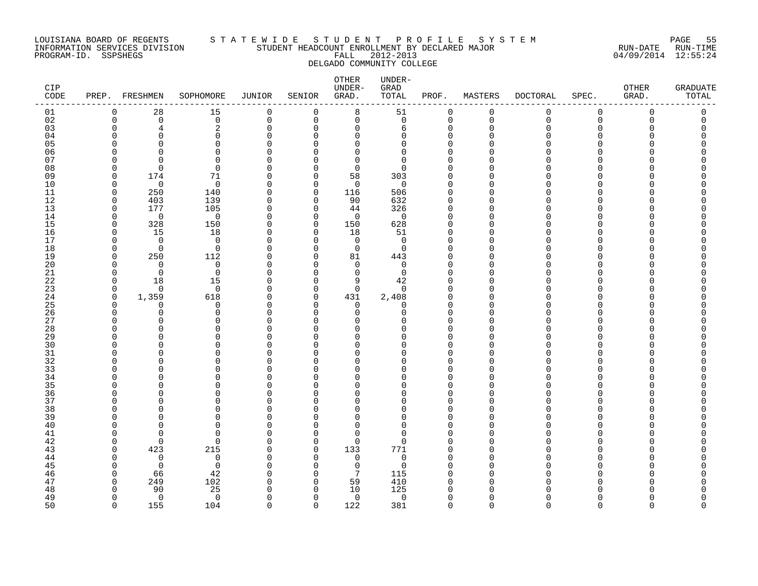LOUISIANA BOARD OF REGENTS — INFORMATION SERVICES DIVISION — PROGRAM-ID. SSPSHEGS

STATEWIDE STUDENT PROFILE SYSTEM

STUDENT HEADCOUNT ENROLLMENT BY DECLARED MAJOR

FALL 2012-2013

DELGADO COMMUNITY COLLEGE

RUN-DATE 04/09/2014 RUN-TIME 12:55:24

| CIP CODE | PREP. | FRESHMEN | SOPHOMORE | JUNIOR | SENIOR | OTHER UNDER-GRAD. | UNDER-GRAD TOTAL | PROF. | MASTERS | DOCTORAL | SPEC. | OTHER GRAD. | GRADUATE TOTAL |
|---|---|---|---|---|---|---|---|---|---|---|---|---|---|
| 01 | 0 | 28 | 15 | 0 | 0 | 8 | 51 | 0 | 0 | 0 | 0 | 0 | 0 |
| 02 | 0 | 0 | 0 | 0 | 0 | 0 | 0 | 0 | 0 | 0 | 0 | 0 | 0 |
| 03 | 0 | 4 | 2 | 0 | 0 | 0 | 6 | 0 | 0 | 0 | 0 | 0 | 0 |
| 04 | 0 | 0 | 0 | 0 | 0 | 0 | 0 | 0 | 0 | 0 | 0 | 0 | 0 |
| 05 | 0 | 0 | 0 | 0 | 0 | 0 | 0 | 0 | 0 | 0 | 0 | 0 | 0 |
| 06 | 0 | 0 | 0 | 0 | 0 | 0 | 0 | 0 | 0 | 0 | 0 | 0 | 0 |
| 07 | 0 | 0 | 0 | 0 | 0 | 0 | 0 | 0 | 0 | 0 | 0 | 0 | 0 |
| 08 | 0 | 0 | 0 | 0 | 0 | 0 | 0 | 0 | 0 | 0 | 0 | 0 | 0 |
| 09 | 0 | 174 | 71 | 0 | 0 | 58 | 303 | 0 | 0 | 0 | 0 | 0 | 0 |
| 10 | 0 | 0 | 0 | 0 | 0 | 0 | 0 | 0 | 0 | 0 | 0 | 0 | 0 |
| 11 | 0 | 250 | 140 | 0 | 0 | 116 | 506 | 0 | 0 | 0 | 0 | 0 | 0 |
| 12 | 0 | 403 | 139 | 0 | 0 | 90 | 632 | 0 | 0 | 0 | 0 | 0 | 0 |
| 13 | 0 | 177 | 105 | 0 | 0 | 44 | 326 | 0 | 0 | 0 | 0 | 0 | 0 |
| 14 | 0 | 0 | 0 | 0 | 0 | 0 | 0 | 0 | 0 | 0 | 0 | 0 | 0 |
| 15 | 0 | 328 | 150 | 0 | 0 | 150 | 628 | 0 | 0 | 0 | 0 | 0 | 0 |
| 16 | 0 | 15 | 18 | 0 | 0 | 18 | 51 | 0 | 0 | 0 | 0 | 0 | 0 |
| 17 | 0 | 0 | 0 | 0 | 0 | 0 | 0 | 0 | 0 | 0 | 0 | 0 | 0 |
| 18 | 0 | 0 | 0 | 0 | 0 | 0 | 0 | 0 | 0 | 0 | 0 | 0 | 0 |
| 19 | 0 | 250 | 112 | 0 | 0 | 81 | 443 | 0 | 0 | 0 | 0 | 0 | 0 |
| 20 | 0 | 0 | 0 | 0 | 0 | 0 | 0 | 0 | 0 | 0 | 0 | 0 | 0 |
| 21 | 0 | 0 | 0 | 0 | 0 | 0 | 0 | 0 | 0 | 0 | 0 | 0 | 0 |
| 22 | 0 | 18 | 15 | 0 | 0 | 9 | 42 | 0 | 0 | 0 | 0 | 0 | 0 |
| 23 | 0 | 0 | 0 | 0 | 0 | 0 | 0 | 0 | 0 | 0 | 0 | 0 | 0 |
| 24 | 0 | 1,359 | 618 | 0 | 0 | 431 | 2,408 | 0 | 0 | 0 | 0 | 0 | 0 |
| 25 | 0 | 0 | 0 | 0 | 0 | 0 | 0 | 0 | 0 | 0 | 0 | 0 | 0 |
| 26 | 0 | 0 | 0 | 0 | 0 | 0 | 0 | 0 | 0 | 0 | 0 | 0 | 0 |
| 27 | 0 | 0 | 0 | 0 | 0 | 0 | 0 | 0 | 0 | 0 | 0 | 0 | 0 |
| 28 | 0 | 0 | 0 | 0 | 0 | 0 | 0 | 0 | 0 | 0 | 0 | 0 | 0 |
| 29 | 0 | 0 | 0 | 0 | 0 | 0 | 0 | 0 | 0 | 0 | 0 | 0 | 0 |
| 30 | 0 | 0 | 0 | 0 | 0 | 0 | 0 | 0 | 0 | 0 | 0 | 0 | 0 |
| 31 | 0 | 0 | 0 | 0 | 0 | 0 | 0 | 0 | 0 | 0 | 0 | 0 | 0 |
| 32 | 0 | 0 | 0 | 0 | 0 | 0 | 0 | 0 | 0 | 0 | 0 | 0 | 0 |
| 33 | 0 | 0 | 0 | 0 | 0 | 0 | 0 | 0 | 0 | 0 | 0 | 0 | 0 |
| 34 | 0 | 0 | 0 | 0 | 0 | 0 | 0 | 0 | 0 | 0 | 0 | 0 | 0 |
| 35 | 0 | 0 | 0 | 0 | 0 | 0 | 0 | 0 | 0 | 0 | 0 | 0 | 0 |
| 36 | 0 | 0 | 0 | 0 | 0 | 0 | 0 | 0 | 0 | 0 | 0 | 0 | 0 |
| 37 | 0 | 0 | 0 | 0 | 0 | 0 | 0 | 0 | 0 | 0 | 0 | 0 | 0 |
| 38 | 0 | 0 | 0 | 0 | 0 | 0 | 0 | 0 | 0 | 0 | 0 | 0 | 0 |
| 39 | 0 | 0 | 0 | 0 | 0 | 0 | 0 | 0 | 0 | 0 | 0 | 0 | 0 |
| 40 | 0 | 0 | 0 | 0 | 0 | 0 | 0 | 0 | 0 | 0 | 0 | 0 | 0 |
| 41 | 0 | 0 | 0 | 0 | 0 | 0 | 0 | 0 | 0 | 0 | 0 | 0 | 0 |
| 42 | 0 | 0 | 0 | 0 | 0 | 0 | 0 | 0 | 0 | 0 | 0 | 0 | 0 |
| 43 | 0 | 423 | 215 | 0 | 0 | 133 | 771 | 0 | 0 | 0 | 0 | 0 | 0 |
| 44 | 0 | 0 | 0 | 0 | 0 | 0 | 0 | 0 | 0 | 0 | 0 | 0 | 0 |
| 45 | 0 | 0 | 0 | 0 | 0 | 0 | 0 | 0 | 0 | 0 | 0 | 0 | 0 |
| 46 | 0 | 66 | 42 | 0 | 0 | 7 | 115 | 0 | 0 | 0 | 0 | 0 | 0 |
| 47 | 0 | 249 | 102 | 0 | 0 | 59 | 410 | 0 | 0 | 0 | 0 | 0 | 0 |
| 48 | 0 | 90 | 25 | 0 | 0 | 10 | 125 | 0 | 0 | 0 | 0 | 0 | 0 |
| 49 | 0 | 0 | 0 | 0 | 0 | 0 | 0 | 0 | 0 | 0 | 0 | 0 | 0 |
| 50 | 0 | 155 | 104 | 0 | 0 | 122 | 381 | 0 | 0 | 0 | 0 | 0 | 0 |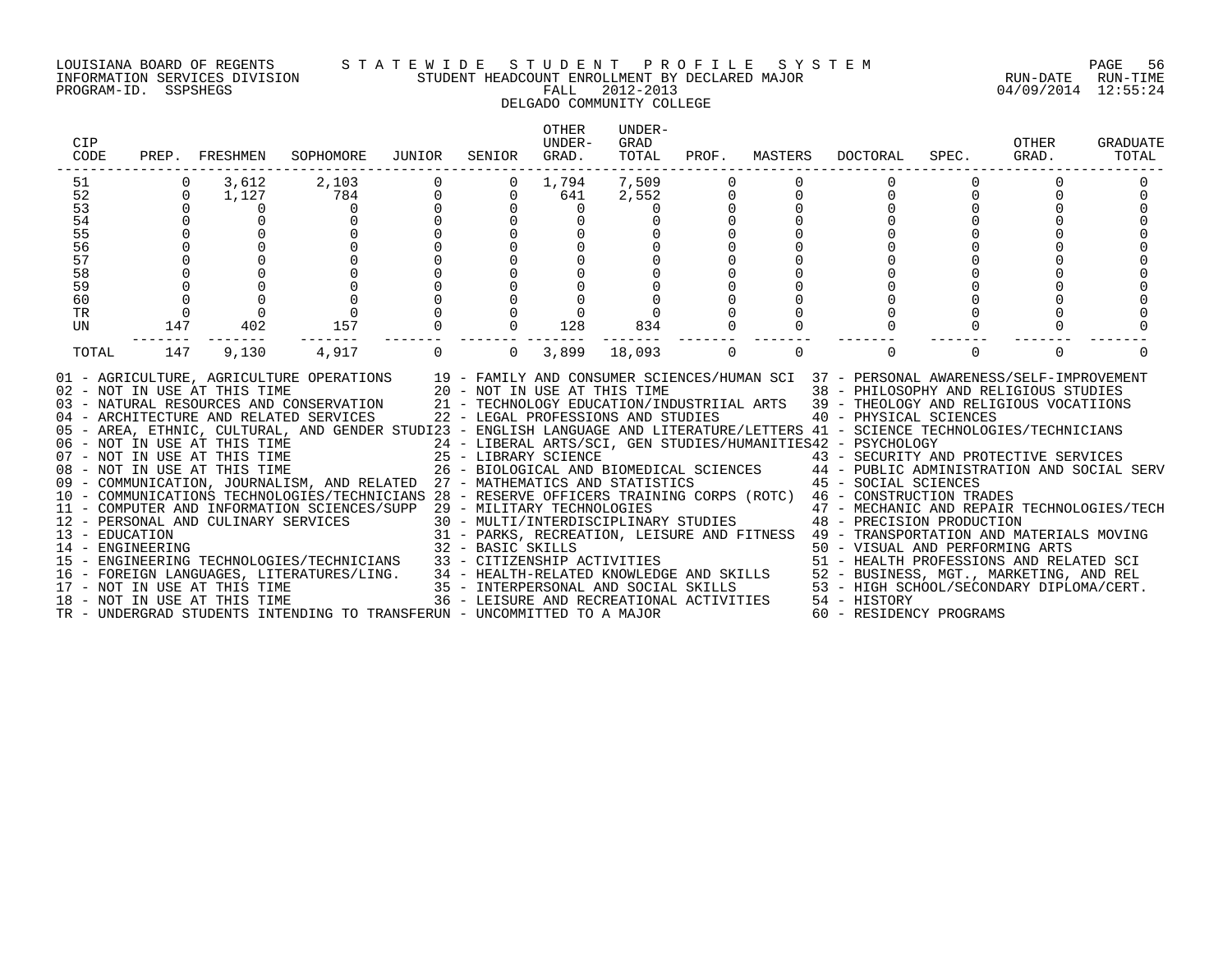LOUISIANA BOARD OF REGENTS — STATEWIDE STUDENT PROFILE SYSTEM
INFORMATION SERVICES DIVISION — STUDENT HEADCOUNT ENROLLMENT BY DECLARED MAJOR — RUN-DATE 04/09/2014 RUN-TIME 12:55:24
PROGRAM-ID. SSPSHEGS — FALL 2012-2013

DELGADO COMMUNITY COLLEGE

| CIP CODE | PREP. | FRESHMEN | SOPHOMORE | JUNIOR | SENIOR | OTHER UNDER-GRAD. | UNDER-GRAD TOTAL | PROF. | MASTERS | DOCTORAL | SPEC. | OTHER GRAD. | GRADUATE TOTAL |
|---|---|---|---|---|---|---|---|---|---|---|---|---|---|
| 51 | 0 | 3,612 | 2,103 | 0 | 0 | 1,794 | 7,509 | 0 | 0 | 0 | 0 | 0 | 0 |
| 52 | 0 | 1,127 | 784 | 0 | 0 | 641 | 2,552 | 0 | 0 | 0 | 0 | 0 | 0 |
| 53 | 0 | 0 | 0 | 0 | 0 | 0 | 0 | 0 | 0 | 0 | 0 | 0 | 0 |
| 54 | 0 | 0 | 0 | 0 | 0 | 0 | 0 | 0 | 0 | 0 | 0 | 0 | 0 |
| 55 | 0 | 0 | 0 | 0 | 0 | 0 | 0 | 0 | 0 | 0 | 0 | 0 | 0 |
| 56 | 0 | 0 | 0 | 0 | 0 | 0 | 0 | 0 | 0 | 0 | 0 | 0 | 0 |
| 57 | 0 | 0 | 0 | 0 | 0 | 0 | 0 | 0 | 0 | 0 | 0 | 0 | 0 |
| 58 | 0 | 0 | 0 | 0 | 0 | 0 | 0 | 0 | 0 | 0 | 0 | 0 | 0 |
| 59 | 0 | 0 | 0 | 0 | 0 | 0 | 0 | 0 | 0 | 0 | 0 | 0 | 0 |
| 60 | 0 | 0 | 0 | 0 | 0 | 0 | 0 | 0 | 0 | 0 | 0 | 0 | 0 |
| TR | 0 | 0 | 0 | 0 | 0 | 0 | 0 | 0 | 0 | 0 | 0 | 0 | 0 |
| UN | 147 | 402 | 157 | 0 | 0 | 128 | 834 | 0 | 0 | 0 | 0 | 0 | 0 |
| TOTAL | 147 | 9,130 | 4,917 | 0 | 0 | 3,899 | 18,093 | 0 | 0 | 0 | 0 | 0 | 0 |

01 - AGRICULTURE, AGRICULTURE OPERATIONS
02 - NOT IN USE AT THIS TIME
03 - NATURAL RESOURCES AND CONSERVATION
04 - ARCHITECTURE AND RELATED SERVICES
05 - AREA, ETHNIC, CULTURAL, AND GENDER STUDI
06 - NOT IN USE AT THIS TIME
07 - NOT IN USE AT THIS TIME
08 - NOT IN USE AT THIS TIME
09 - COMMUNICATION, JOURNALISM, AND RELATED
10 - COMMUNICATIONS TECHNOLOGIES/TECHNICIANS
11 - COMPUTER AND INFORMATION SCIENCES/SUPP
12 - PERSONAL AND CULINARY SERVICES
13 - EDUCATION
14 - ENGINEERING
15 - ENGINEERING TECHNOLOGIES/TECHNICIANS
16 - FOREIGN LANGUAGES, LITERATURES/LING.
17 - NOT IN USE AT THIS TIME
18 - NOT IN USE AT THIS TIME
19 - FAMILY AND CONSUMER SCIENCES/HUMAN SCI
20 - NOT IN USE AT THIS TIME
21 - TECHNOLOGY EDUCATION/INDUSTRIIAL ARTS
22 - LEGAL PROFESSIONS AND STUDIES
23 - ENGLISH LANGUAGE AND LITERATURE/LETTERS
24 - LIBERAL ARTS/SCI, GEN STUDIES/HUMANITIES
25 - LIBRARY SCIENCE
26 - BIOLOGICAL AND BIOMEDICAL SCIENCES
27 - MATHEMATICS AND STATISTICS
28 - RESERVE OFFICERS TRAINING CORPS (ROTC)
29 - MILITARY TECHNOLOGIES
30 - MULTI/INTERDISCIPLINARY STUDIES
31 - PARKS, RECREATION, LEISURE AND FITNESS
32 - BASIC SKILLS
33 - CITIZENSHIP ACTIVITIES
34 - HEALTH-RELATED KNOWLEDGE AND SKILLS
35 - INTERPERSONAL AND SOCIAL SKILLS
36 - LEISURE AND RECREATIONAL ACTIVITIES
37 - PERSONAL AWARENESS/SELF-IMPROVEMENT
38 - PHILOSOPHY AND RELIGIOUS STUDIES
39 - THEOLOGY AND RELIGIOUS VOCATIIONS
40 - PHYSICAL SCIENCES
41 - SCIENCE TECHNOLOGIES/TECHNICIANS
42 - PSYCHOLOGY
43 - SECURITY AND PROTECTIVE SERVICES
44 - PUBLIC ADMINISTRATION AND SOCIAL SERV
45 - SOCIAL SCIENCES
46 - CONSTRUCTION TRADES
47 - MECHANIC AND REPAIR TECHNOLOGIES/TECH
48 - PRECISION PRODUCTION
49 - TRANSPORTATION AND MATERIALS MOVING
50 - VISUAL AND PERFORMING ARTS
51 - HEALTH PROFESSIONS AND RELATED SCI
52 - BUSINESS, MGT., MARKETING, AND REL
53 - HIGH SCHOOL/SECONDARY DIPLOMA/CERT.
54 - HISTORY
60 - RESIDENCY PROGRAMS
TR - UNDERGRAD STUDENTS INTENDING TO TRANSFER
UN - UNCOMMITTED TO A MAJOR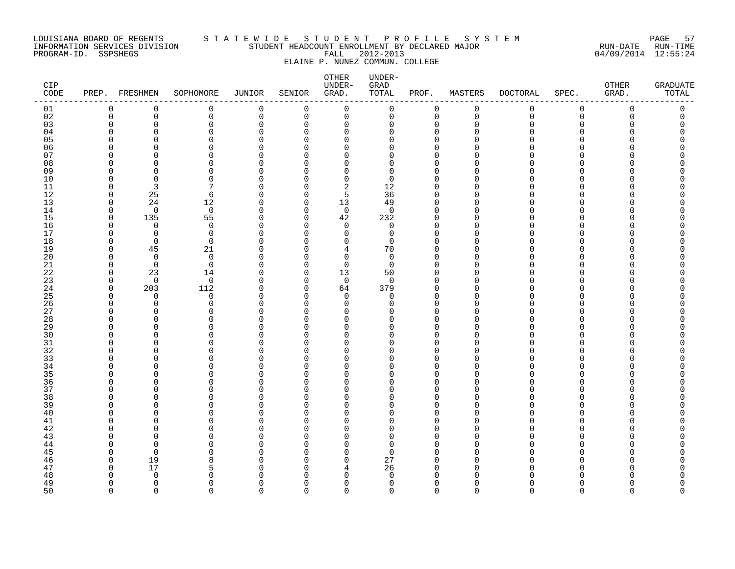LOUISIANA BOARD OF REGENTS — STATEWIDE STUDENT PROFILE SYSTEM
INFORMATION SERVICES DIVISION — STUDENT HEADCOUNT ENROLLMENT BY DECLARED MAJOR — RUN-DATE 04/09/2014 RUN-TIME 12:55:24
PROGRAM-ID. SSPSHEGS — FALL 2012-2013
ELAINE P. NUNEZ COMMUN. COLLEGE

| CIP CODE | PREP. | FRESHMEN | SOPHOMORE | JUNIOR | SENIOR | OTHER UNDER-GRAD. | UNDER-GRAD TOTAL | PROF. | MASTERS | DOCTORAL | SPEC. | OTHER GRAD. | GRADUATE TOTAL |
|---|---|---|---|---|---|---|---|---|---|---|---|---|---|
| 01 | 0 | 0 | 0 | 0 | 0 | 0 | 0 | 0 | 0 | 0 | 0 | 0 | 0 |
| 02 | 0 | 0 | 0 | 0 | 0 | 0 | 0 | 0 | 0 | 0 | 0 | 0 | 0 |
| 03 | 0 | 0 | 0 | 0 | 0 | 0 | 0 | 0 | 0 | 0 | 0 | 0 | 0 |
| 04 | 0 | 0 | 0 | 0 | 0 | 0 | 0 | 0 | 0 | 0 | 0 | 0 | 0 |
| 05 | 0 | 0 | 0 | 0 | 0 | 0 | 0 | 0 | 0 | 0 | 0 | 0 | 0 |
| 06 | 0 | 0 | 0 | 0 | 0 | 0 | 0 | 0 | 0 | 0 | 0 | 0 | 0 |
| 07 | 0 | 0 | 0 | 0 | 0 | 0 | 0 | 0 | 0 | 0 | 0 | 0 | 0 |
| 08 | 0 | 0 | 0 | 0 | 0 | 0 | 0 | 0 | 0 | 0 | 0 | 0 | 0 |
| 09 | 0 | 0 | 0 | 0 | 0 | 0 | 0 | 0 | 0 | 0 | 0 | 0 | 0 |
| 10 | 0 | 0 | 0 | 0 | 0 | 0 | 0 | 0 | 0 | 0 | 0 | 0 | 0 |
| 11 | 0 | 3 | 7 | 0 | 0 | 2 | 12 | 0 | 0 | 0 | 0 | 0 | 0 |
| 12 | 0 | 25 | 6 | 0 | 0 | 5 | 36 | 0 | 0 | 0 | 0 | 0 | 0 |
| 13 | 0 | 24 | 12 | 0 | 0 | 13 | 49 | 0 | 0 | 0 | 0 | 0 | 0 |
| 14 | 0 | 0 | 0 | 0 | 0 | 0 | 0 | 0 | 0 | 0 | 0 | 0 | 0 |
| 15 | 0 | 135 | 55 | 0 | 0 | 42 | 232 | 0 | 0 | 0 | 0 | 0 | 0 |
| 16 | 0 | 0 | 0 | 0 | 0 | 0 | 0 | 0 | 0 | 0 | 0 | 0 | 0 |
| 17 | 0 | 0 | 0 | 0 | 0 | 0 | 0 | 0 | 0 | 0 | 0 | 0 | 0 |
| 18 | 0 | 0 | 0 | 0 | 0 | 0 | 0 | 0 | 0 | 0 | 0 | 0 | 0 |
| 19 | 0 | 45 | 21 | 0 | 0 | 4 | 70 | 0 | 0 | 0 | 0 | 0 | 0 |
| 20 | 0 | 0 | 0 | 0 | 0 | 0 | 0 | 0 | 0 | 0 | 0 | 0 | 0 |
| 21 | 0 | 0 | 0 | 0 | 0 | 0 | 0 | 0 | 0 | 0 | 0 | 0 | 0 |
| 22 | 0 | 23 | 14 | 0 | 0 | 13 | 50 | 0 | 0 | 0 | 0 | 0 | 0 |
| 23 | 0 | 0 | 0 | 0 | 0 | 0 | 0 | 0 | 0 | 0 | 0 | 0 | 0 |
| 24 | 0 | 203 | 112 | 0 | 0 | 64 | 379 | 0 | 0 | 0 | 0 | 0 | 0 |
| 25 | 0 | 0 | 0 | 0 | 0 | 0 | 0 | 0 | 0 | 0 | 0 | 0 | 0 |
| 26 | 0 | 0 | 0 | 0 | 0 | 0 | 0 | 0 | 0 | 0 | 0 | 0 | 0 |
| 27 | 0 | 0 | 0 | 0 | 0 | 0 | 0 | 0 | 0 | 0 | 0 | 0 | 0 |
| 28 | 0 | 0 | 0 | 0 | 0 | 0 | 0 | 0 | 0 | 0 | 0 | 0 | 0 |
| 29 | 0 | 0 | 0 | 0 | 0 | 0 | 0 | 0 | 0 | 0 | 0 | 0 | 0 |
| 30 | 0 | 0 | 0 | 0 | 0 | 0 | 0 | 0 | 0 | 0 | 0 | 0 | 0 |
| 31 | 0 | 0 | 0 | 0 | 0 | 0 | 0 | 0 | 0 | 0 | 0 | 0 | 0 |
| 32 | 0 | 0 | 0 | 0 | 0 | 0 | 0 | 0 | 0 | 0 | 0 | 0 | 0 |
| 33 | 0 | 0 | 0 | 0 | 0 | 0 | 0 | 0 | 0 | 0 | 0 | 0 | 0 |
| 34 | 0 | 0 | 0 | 0 | 0 | 0 | 0 | 0 | 0 | 0 | 0 | 0 | 0 |
| 35 | 0 | 0 | 0 | 0 | 0 | 0 | 0 | 0 | 0 | 0 | 0 | 0 | 0 |
| 36 | 0 | 0 | 0 | 0 | 0 | 0 | 0 | 0 | 0 | 0 | 0 | 0 | 0 |
| 37 | 0 | 0 | 0 | 0 | 0 | 0 | 0 | 0 | 0 | 0 | 0 | 0 | 0 |
| 38 | 0 | 0 | 0 | 0 | 0 | 0 | 0 | 0 | 0 | 0 | 0 | 0 | 0 |
| 39 | 0 | 0 | 0 | 0 | 0 | 0 | 0 | 0 | 0 | 0 | 0 | 0 | 0 |
| 40 | 0 | 0 | 0 | 0 | 0 | 0 | 0 | 0 | 0 | 0 | 0 | 0 | 0 |
| 41 | 0 | 0 | 0 | 0 | 0 | 0 | 0 | 0 | 0 | 0 | 0 | 0 | 0 |
| 42 | 0 | 0 | 0 | 0 | 0 | 0 | 0 | 0 | 0 | 0 | 0 | 0 | 0 |
| 43 | 0 | 0 | 0 | 0 | 0 | 0 | 0 | 0 | 0 | 0 | 0 | 0 | 0 |
| 44 | 0 | 0 | 0 | 0 | 0 | 0 | 0 | 0 | 0 | 0 | 0 | 0 | 0 |
| 45 | 0 | 0 | 0 | 0 | 0 | 0 | 0 | 0 | 0 | 0 | 0 | 0 | 0 |
| 46 | 0 | 19 | 8 | 0 | 0 | 0 | 27 | 0 | 0 | 0 | 0 | 0 | 0 |
| 47 | 0 | 17 | 5 | 0 | 0 | 4 | 26 | 0 | 0 | 0 | 0 | 0 | 0 |
| 48 | 0 | 0 | 0 | 0 | 0 | 0 | 0 | 0 | 0 | 0 | 0 | 0 | 0 |
| 49 | 0 | 0 | 0 | 0 | 0 | 0 | 0 | 0 | 0 | 0 | 0 | 0 | 0 |
| 50 | 0 | 0 | 0 | 0 | 0 | 0 | 0 | 0 | 0 | 0 | 0 | 0 | 0 |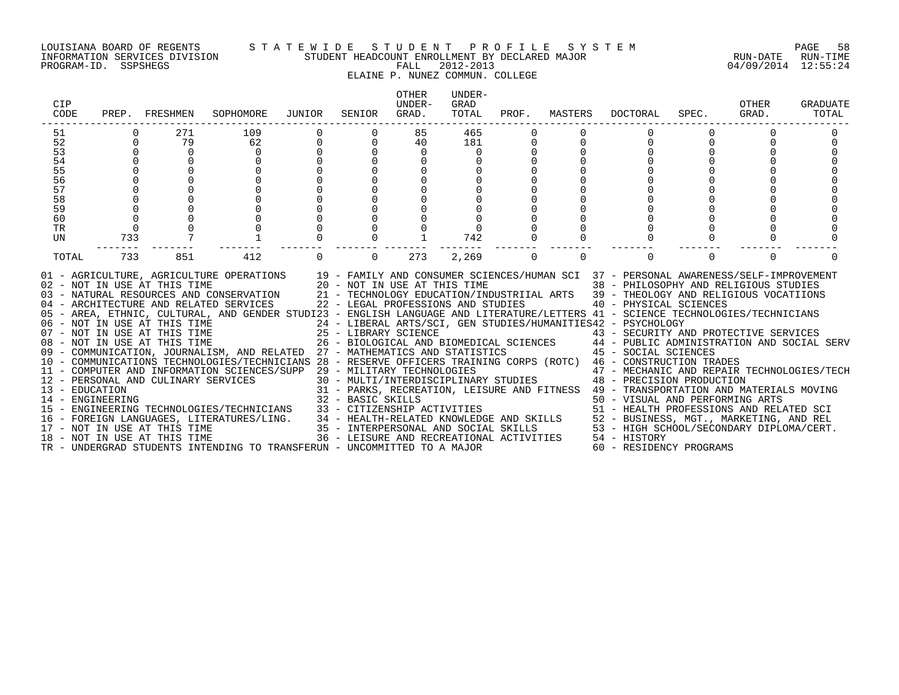LOUISIANA BOARD OF REGENTS — STATEWIDE STUDENT PROFILE SYSTEM
INFORMATION SERVICES DIVISION — STUDENT HEADCOUNT ENROLLMENT BY DECLARED MAJOR — RUN-DATE 04/09/2014 RUN-TIME 12:55:24
PROGRAM-ID. SSPSHEGS — FALL 2012-2013

ELAINE P. NUNEZ COMMUN. COLLEGE

| CIP CODE | PREP. | FRESHMEN | SOPHOMORE | JUNIOR | SENIOR | OTHER UNDER-GRAD. | UNDER-GRAD TOTAL | PROF. | MASTERS | DOCTORAL | SPEC. | OTHER GRAD. | GRADUATE TOTAL |
|---|---|---|---|---|---|---|---|---|---|---|---|---|---|
| 51 | 0 | 271 | 109 | 0 | 0 | 85 | 465 | 0 | 0 | 0 | 0 | 0 | 0 |
| 52 | 0 | 79 | 62 | 0 | 0 | 40 | 181 | 0 | 0 | 0 | 0 | 0 | 0 |
| 53 | 0 | 0 | 0 | 0 | 0 | 0 | 0 | 0 | 0 | 0 | 0 | 0 | 0 |
| 54 | 0 | 0 | 0 | 0 | 0 | 0 | 0 | 0 | 0 | 0 | 0 | 0 | 0 |
| 55 | 0 | 0 | 0 | 0 | 0 | 0 | 0 | 0 | 0 | 0 | 0 | 0 | 0 |
| 56 | 0 | 0 | 0 | 0 | 0 | 0 | 0 | 0 | 0 | 0 | 0 | 0 | 0 |
| 57 | 0 | 0 | 0 | 0 | 0 | 0 | 0 | 0 | 0 | 0 | 0 | 0 | 0 |
| 58 | 0 | 0 | 0 | 0 | 0 | 0 | 0 | 0 | 0 | 0 | 0 | 0 | 0 |
| 59 | 0 | 0 | 0 | 0 | 0 | 0 | 0 | 0 | 0 | 0 | 0 | 0 | 0 |
| 60 | 0 | 0 | 0 | 0 | 0 | 0 | 0 | 0 | 0 | 0 | 0 | 0 | 0 |
| TR | 0 | 0 | 0 | 0 | 0 | 0 | 0 | 0 | 0 | 0 | 0 | 0 | 0 |
| UN | 733 | 7 | 1 | 0 | 0 | 1 | 742 | 0 | 0 | 0 | 0 | 0 | 0 |
| TOTAL | 733 | 851 | 412 | 0 | 0 | 273 | 2,269 | 0 | 0 | 0 | 0 | 0 | 0 |

01 - AGRICULTURE, AGRICULTURE OPERATIONS
02 - NOT IN USE AT THIS TIME
03 - NATURAL RESOURCES AND CONSERVATION
04 - ARCHITECTURE AND RELATED SERVICES
05 - AREA, ETHNIC, CULTURAL, AND GENDER STUDI
06 - NOT IN USE AT THIS TIME
07 - NOT IN USE AT THIS TIME
08 - NOT IN USE AT THIS TIME
09 - COMMUNICATION, JOURNALISM, AND RELATED
10 - COMMUNICATIONS TECHNOLOGIES/TECHNICIANS
11 - COMPUTER AND INFORMATION SCIENCES/SUPP
12 - PERSONAL AND CULINARY SERVICES
13 - EDUCATION
14 - ENGINEERING
15 - ENGINEERING TECHNOLOGIES/TECHNICIANS
16 - FOREIGN LANGUAGES, LITERATURES/LING.
17 - NOT IN USE AT THIS TIME
18 - NOT IN USE AT THIS TIME
19 - FAMILY AND CONSUMER SCIENCES/HUMAN SCI
20 - NOT IN USE AT THIS TIME
21 - TECHNOLOGY EDUCATION/INDUSTRIIAL ARTS
22 - LEGAL PROFESSIONS AND STUDIES
23 - ENGLISH LANGUAGE AND LITERATURE/LETTERS
24 - LIBERAL ARTS/SCI, GEN STUDIES/HUMANITIES
25 - LIBRARY SCIENCE
26 - BIOLOGICAL AND BIOMEDICAL SCIENCES
27 - MATHEMATICS AND STATISTICS
28 - RESERVE OFFICERS TRAINING CORPS (ROTC)
29 - MILITARY TECHNOLOGIES
30 - MULTI/INTERDISCIPLINARY STUDIES
31 - PARKS, RECREATION, LEISURE AND FITNESS
32 - BASIC SKILLS
33 - CITIZENSHIP ACTIVITIES
34 - HEALTH-RELATED KNOWLEDGE AND SKILLS
35 - INTERPERSONAL AND SOCIAL SKILLS
36 - LEISURE AND RECREATIONAL ACTIVITIES
37 - PERSONAL AWARENESS/SELF-IMPROVEMENT
38 - PHILOSOPHY AND RELIGIOUS STUDIES
39 - THEOLOGY AND RELIGIOUS VOCATIIONS
40 - PHYSICAL SCIENCES
41 - SCIENCE TECHNOLOGIES/TECHNICIANS
42 - PSYCHOLOGY
43 - SECURITY AND PROTECTIVE SERVICES
44 - PUBLIC ADMINISTRATION AND SOCIAL SERV
45 - SOCIAL SCIENCES
46 - CONSTRUCTION TRADES
47 - MECHANIC AND REPAIR TECHNOLOGIES/TECH
48 - PRECISION PRODUCTION
49 - TRANSPORTATION AND MATERIALS MOVING
50 - VISUAL AND PERFORMING ARTS
51 - HEALTH PROFESSIONS AND RELATED SCI
52 - BUSINESS, MGT., MARKETING, AND REL
53 - HIGH SCHOOL/SECONDARY DIPLOMA/CERT.
54 - HISTORY
60 - RESIDENCY PROGRAMS
TR - UNDERGRAD STUDENTS INTENDING TO TRANSFER
UN - UNCOMMITTED TO A MAJOR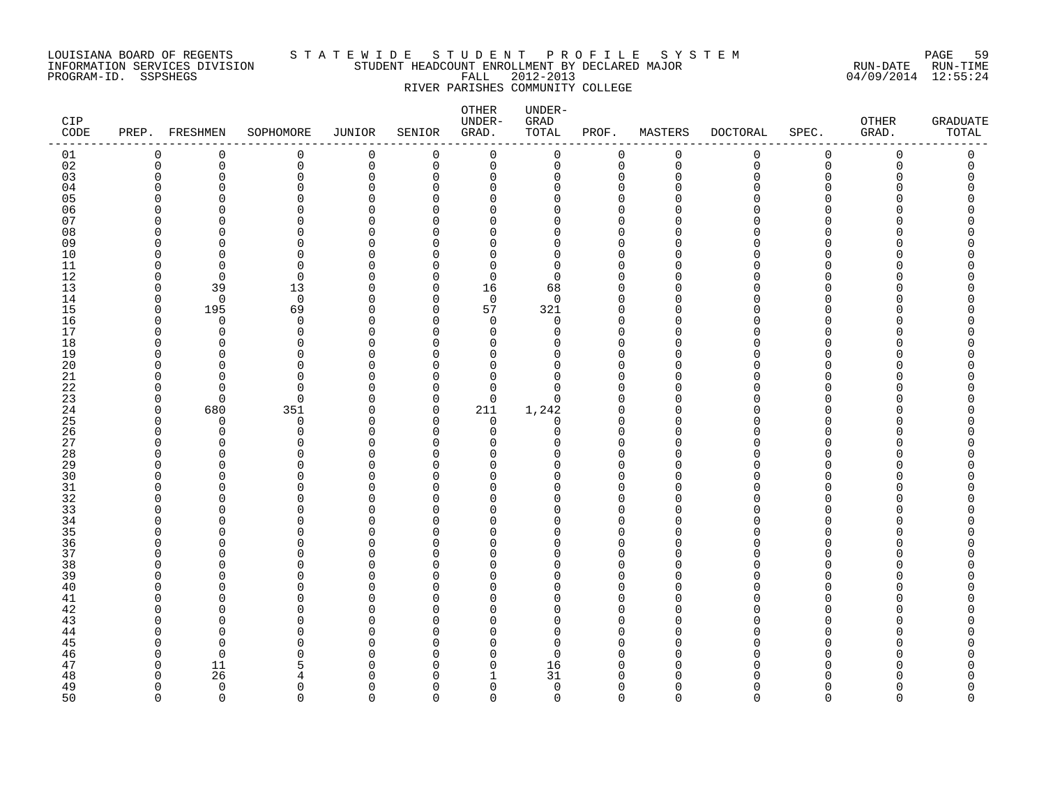LOUISIANA BOARD OF REGENTS — S T A T E W I D E   S T U D E N T   P R O F I L E   S Y S T E M

INFORMATION SERVICES DIVISION — STUDENT HEADCOUNT ENROLLMENT BY DECLARED MAJOR — RUN-DATE 04/09/2014 RUN-TIME 12:55:24

PROGRAM-ID. SSPSHEGS — FALL 2012-2013

RIVER PARISHES COMMUNITY COLLEGE

| CIP CODE | PREP. | FRESHMEN | SOPHOMORE | JUNIOR | SENIOR | OTHER UNDER-GRAD. | UNDER-GRAD TOTAL | PROF. | MASTERS | DOCTORAL | SPEC. | OTHER GRAD. | GRADUATE TOTAL |
|---|---|---|---|---|---|---|---|---|---|---|---|---|---|
| 01 | 0 | 0 | 0 | 0 | 0 | 0 | 0 | 0 | 0 | 0 | 0 | 0 | 0 |
| 02 | 0 | 0 | 0 | 0 | 0 | 0 | 0 | 0 | 0 | 0 | 0 | 0 | 0 |
| 03 | 0 | 0 | 0 | 0 | 0 | 0 | 0 | 0 | 0 | 0 | 0 | 0 | 0 |
| 04 | 0 | 0 | 0 | 0 | 0 | 0 | 0 | 0 | 0 | 0 | 0 | 0 | 0 |
| 05 | 0 | 0 | 0 | 0 | 0 | 0 | 0 | 0 | 0 | 0 | 0 | 0 | 0 |
| 06 | 0 | 0 | 0 | 0 | 0 | 0 | 0 | 0 | 0 | 0 | 0 | 0 | 0 |
| 07 | 0 | 0 | 0 | 0 | 0 | 0 | 0 | 0 | 0 | 0 | 0 | 0 | 0 |
| 08 | 0 | 0 | 0 | 0 | 0 | 0 | 0 | 0 | 0 | 0 | 0 | 0 | 0 |
| 09 | 0 | 0 | 0 | 0 | 0 | 0 | 0 | 0 | 0 | 0 | 0 | 0 | 0 |
| 10 | 0 | 0 | 0 | 0 | 0 | 0 | 0 | 0 | 0 | 0 | 0 | 0 | 0 |
| 11 | 0 | 0 | 0 | 0 | 0 | 0 | 0 | 0 | 0 | 0 | 0 | 0 | 0 |
| 12 | 0 | 0 | 0 | 0 | 0 | 0 | 0 | 0 | 0 | 0 | 0 | 0 | 0 |
| 13 | 0 | 39 | 13 | 0 | 0 | 16 | 68 | 0 | 0 | 0 | 0 | 0 | 0 |
| 14 | 0 | 0 | 0 | 0 | 0 | 0 | 0 | 0 | 0 | 0 | 0 | 0 | 0 |
| 15 | 0 | 195 | 69 | 0 | 0 | 57 | 321 | 0 | 0 | 0 | 0 | 0 | 0 |
| 16 | 0 | 0 | 0 | 0 | 0 | 0 | 0 | 0 | 0 | 0 | 0 | 0 | 0 |
| 17 | 0 | 0 | 0 | 0 | 0 | 0 | 0 | 0 | 0 | 0 | 0 | 0 | 0 |
| 18 | 0 | 0 | 0 | 0 | 0 | 0 | 0 | 0 | 0 | 0 | 0 | 0 | 0 |
| 19 | 0 | 0 | 0 | 0 | 0 | 0 | 0 | 0 | 0 | 0 | 0 | 0 | 0 |
| 20 | 0 | 0 | 0 | 0 | 0 | 0 | 0 | 0 | 0 | 0 | 0 | 0 | 0 |
| 21 | 0 | 0 | 0 | 0 | 0 | 0 | 0 | 0 | 0 | 0 | 0 | 0 | 0 |
| 22 | 0 | 0 | 0 | 0 | 0 | 0 | 0 | 0 | 0 | 0 | 0 | 0 | 0 |
| 23 | 0 | 0 | 0 | 0 | 0 | 0 | 0 | 0 | 0 | 0 | 0 | 0 | 0 |
| 24 | 0 | 680 | 351 | 0 | 0 | 211 | 1,242 | 0 | 0 | 0 | 0 | 0 | 0 |
| 25 | 0 | 0 | 0 | 0 | 0 | 0 | 0 | 0 | 0 | 0 | 0 | 0 | 0 |
| 26 | 0 | 0 | 0 | 0 | 0 | 0 | 0 | 0 | 0 | 0 | 0 | 0 | 0 |
| 27 | 0 | 0 | 0 | 0 | 0 | 0 | 0 | 0 | 0 | 0 | 0 | 0 | 0 |
| 28 | 0 | 0 | 0 | 0 | 0 | 0 | 0 | 0 | 0 | 0 | 0 | 0 | 0 |
| 29 | 0 | 0 | 0 | 0 | 0 | 0 | 0 | 0 | 0 | 0 | 0 | 0 | 0 |
| 30 | 0 | 0 | 0 | 0 | 0 | 0 | 0 | 0 | 0 | 0 | 0 | 0 | 0 |
| 31 | 0 | 0 | 0 | 0 | 0 | 0 | 0 | 0 | 0 | 0 | 0 | 0 | 0 |
| 32 | 0 | 0 | 0 | 0 | 0 | 0 | 0 | 0 | 0 | 0 | 0 | 0 | 0 |
| 33 | 0 | 0 | 0 | 0 | 0 | 0 | 0 | 0 | 0 | 0 | 0 | 0 | 0 |
| 34 | 0 | 0 | 0 | 0 | 0 | 0 | 0 | 0 | 0 | 0 | 0 | 0 | 0 |
| 35 | 0 | 0 | 0 | 0 | 0 | 0 | 0 | 0 | 0 | 0 | 0 | 0 | 0 |
| 36 | 0 | 0 | 0 | 0 | 0 | 0 | 0 | 0 | 0 | 0 | 0 | 0 | 0 |
| 37 | 0 | 0 | 0 | 0 | 0 | 0 | 0 | 0 | 0 | 0 | 0 | 0 | 0 |
| 38 | 0 | 0 | 0 | 0 | 0 | 0 | 0 | 0 | 0 | 0 | 0 | 0 | 0 |
| 39 | 0 | 0 | 0 | 0 | 0 | 0 | 0 | 0 | 0 | 0 | 0 | 0 | 0 |
| 40 | 0 | 0 | 0 | 0 | 0 | 0 | 0 | 0 | 0 | 0 | 0 | 0 | 0 |
| 41 | 0 | 0 | 0 | 0 | 0 | 0 | 0 | 0 | 0 | 0 | 0 | 0 | 0 |
| 42 | 0 | 0 | 0 | 0 | 0 | 0 | 0 | 0 | 0 | 0 | 0 | 0 | 0 |
| 43 | 0 | 0 | 0 | 0 | 0 | 0 | 0 | 0 | 0 | 0 | 0 | 0 | 0 |
| 44 | 0 | 0 | 0 | 0 | 0 | 0 | 0 | 0 | 0 | 0 | 0 | 0 | 0 |
| 45 | 0 | 0 | 0 | 0 | 0 | 0 | 0 | 0 | 0 | 0 | 0 | 0 | 0 |
| 46 | 0 | 0 | 0 | 0 | 0 | 0 | 0 | 0 | 0 | 0 | 0 | 0 | 0 |
| 47 | 0 | 11 | 5 | 0 | 0 | 0 | 16 | 0 | 0 | 0 | 0 | 0 | 0 |
| 48 | 0 | 26 | 4 | 0 | 0 | 1 | 31 | 0 | 0 | 0 | 0 | 0 | 0 |
| 49 | 0 | 0 | 0 | 0 | 0 | 0 | 0 | 0 | 0 | 0 | 0 | 0 | 0 |
| 50 | 0 | 0 | 0 | 0 | 0 | 0 | 0 | 0 | 0 | 0 | 0 | 0 | 0 |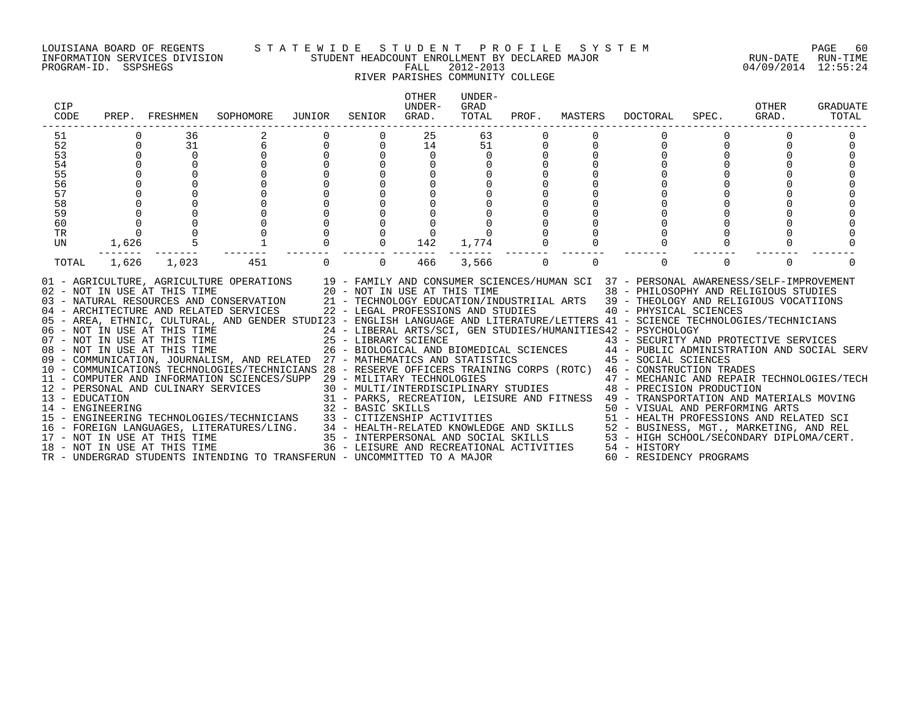LOUISIANA BOARD OF REGENTS — STATEWIDE STUDENT PROFILE SYSTEM
INFORMATION SERVICES DIVISION — STUDENT HEADCOUNT ENROLLMENT BY DECLARED MAJOR — RUN-DATE 04/09/2014 RUN-TIME 12:55:24
PROGRAM-ID. SSPSHEGS — FALL 2012-2013

RIVER PARISHES COMMUNITY COLLEGE

| CIP CODE | PREP. | FRESHMEN | SOPHOMORE | JUNIOR | SENIOR | OTHER UNDER-GRAD. | UNDER-GRAD TOTAL | PROF. | MASTERS | DOCTORAL | SPEC. | OTHER GRAD. | GRADUATE TOTAL |
|---|---|---|---|---|---|---|---|---|---|---|---|---|---|
| 51 | 0 | 36 | 2 | 0 | 0 | 25 | 63 | 0 | 0 | 0 | 0 | 0 | 0 |
| 52 | 0 | 31 | 6 | 0 | 0 | 14 | 51 | 0 | 0 | 0 | 0 | 0 | 0 |
| 53 | 0 | 0 | 0 | 0 | 0 | 0 | 0 | 0 | 0 | 0 | 0 | 0 | 0 |
| 54 | 0 | 0 | 0 | 0 | 0 | 0 | 0 | 0 | 0 | 0 | 0 | 0 | 0 |
| 55 | 0 | 0 | 0 | 0 | 0 | 0 | 0 | 0 | 0 | 0 | 0 | 0 | 0 |
| 56 | 0 | 0 | 0 | 0 | 0 | 0 | 0 | 0 | 0 | 0 | 0 | 0 | 0 |
| 57 | 0 | 0 | 0 | 0 | 0 | 0 | 0 | 0 | 0 | 0 | 0 | 0 | 0 |
| 58 | 0 | 0 | 0 | 0 | 0 | 0 | 0 | 0 | 0 | 0 | 0 | 0 | 0 |
| 59 | 0 | 0 | 0 | 0 | 0 | 0 | 0 | 0 | 0 | 0 | 0 | 0 | 0 |
| 60 | 0 | 0 | 0 | 0 | 0 | 0 | 0 | 0 | 0 | 0 | 0 | 0 | 0 |
| TR | 0 | 0 | 0 | 0 | 0 | 0 | 0 | 0 | 0 | 0 | 0 | 0 | 0 |
| UN | 1,626 | 5 | 1 | 0 | 0 | 142 | 1,774 | 0 | 0 | 0 | 0 | 0 | 0 |
| TOTAL | 1,626 | 1,023 | 451 | 0 | 0 | 466 | 3,566 | 0 | 0 | 0 | 0 | 0 | 0 |

01 - AGRICULTURE, AGRICULTURE OPERATIONS
02 - NOT IN USE AT THIS TIME
03 - NATURAL RESOURCES AND CONSERVATION
04 - ARCHITECTURE AND RELATED SERVICES
05 - AREA, ETHNIC, CULTURAL, AND GENDER STUDI
06 - NOT IN USE AT THIS TIME
07 - NOT IN USE AT THIS TIME
08 - NOT IN USE AT THIS TIME
09 - COMMUNICATION, JOURNALISM, AND RELATED
10 - COMMUNICATIONS TECHNOLOGIES/TECHNICIANS
11 - COMPUTER AND INFORMATION SCIENCES/SUPP
12 - PERSONAL AND CULINARY SERVICES
13 - EDUCATION
14 - ENGINEERING
15 - ENGINEERING TECHNOLOGIES/TECHNICIANS
16 - FOREIGN LANGUAGES, LITERATURES/LING.
17 - NOT IN USE AT THIS TIME
18 - NOT IN USE AT THIS TIME
19 - FAMILY AND CONSUMER SCIENCES/HUMAN SCI
20 - NOT IN USE AT THIS TIME
21 - TECHNOLOGY EDUCATION/INDUSTRIIAL ARTS
22 - LEGAL PROFESSIONS AND STUDIES
23 - ENGLISH LANGUAGE AND LITERATURE/LETTERS
24 - LIBERAL ARTS/SCI, GEN STUDIES/HUMANITIES
25 - LIBRARY SCIENCE
26 - BIOLOGICAL AND BIOMEDICAL SCIENCES
27 - MATHEMATICS AND STATISTICS
28 - RESERVE OFFICERS TRAINING CORPS (ROTC)
29 - MILITARY TECHNOLOGIES
30 - MULTI/INTERDISCIPLINARY STUDIES
31 - PARKS, RECREATION, LEISURE AND FITNESS
32 - BASIC SKILLS
33 - CITIZENSHIP ACTIVITIES
34 - HEALTH-RELATED KNOWLEDGE AND SKILLS
35 - INTERPERSONAL AND SOCIAL SKILLS
36 - LEISURE AND RECREATIONAL ACTIVITIES
37 - PERSONAL AWARENESS/SELF-IMPROVEMENT
38 - PHILOSOPHY AND RELIGIOUS STUDIES
39 - THEOLOGY AND RELIGIOUS VOCATIIONS
40 - PHYSICAL SCIENCES
41 - SCIENCE TECHNOLOGIES/TECHNICIANS
42 - PSYCHOLOGY
43 - SECURITY AND PROTECTIVE SERVICES
44 - PUBLIC ADMINISTRATION AND SOCIAL SERV
45 - SOCIAL SCIENCES
46 - CONSTRUCTION TRADES
47 - MECHANIC AND REPAIR TECHNOLOGIES/TECH
48 - PRECISION PRODUCTION
49 - TRANSPORTATION AND MATERIALS MOVING
50 - VISUAL AND PERFORMING ARTS
51 - HEALTH PROFESSIONS AND RELATED SCI
52 - BUSINESS, MGT., MARKETING, AND REL
53 - HIGH SCHOOL/SECONDARY DIPLOMA/CERT.
54 - HISTORY
60 - RESIDENCY PROGRAMS
TR - UNDERGRAD STUDENTS INTENDING TO TRANSFER
UN - UNCOMMITTED TO A MAJOR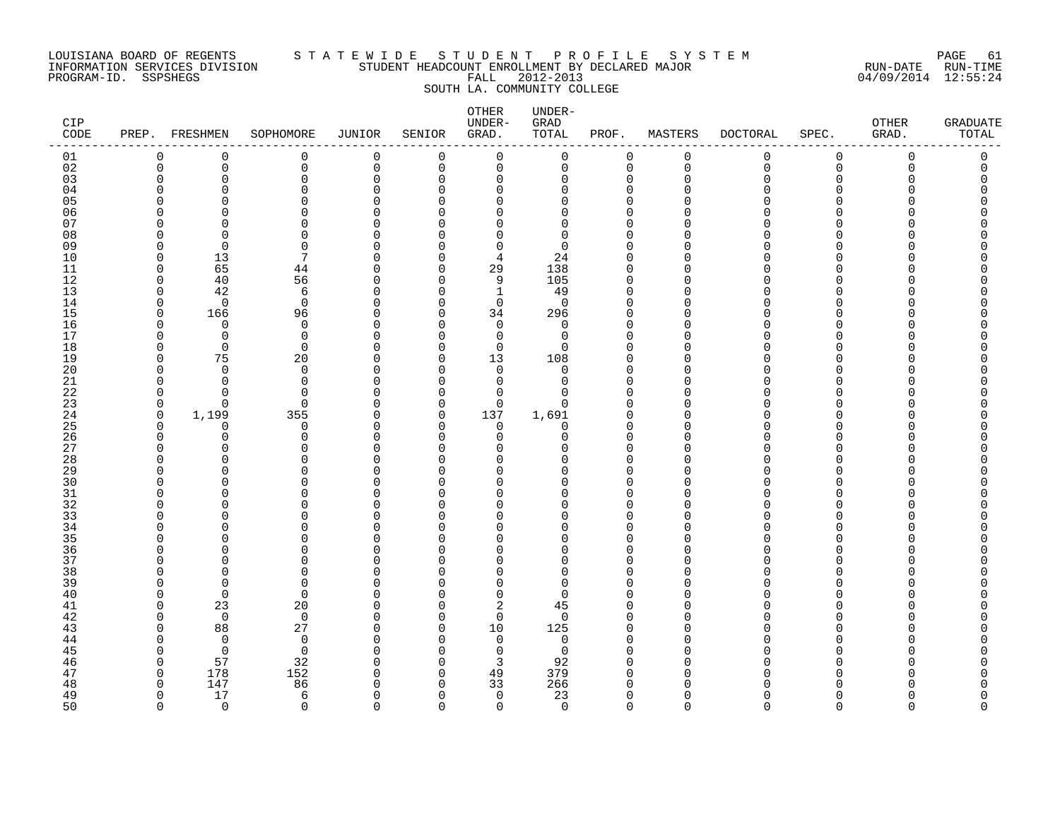LOUISIANA BOARD OF REGENTS — INFORMATION SERVICES DIVISION — PROGRAM-ID. SSPSHEGS

# STATEWIDE STUDENT PROFILE SYSTEM

STUDENT HEADCOUNT ENROLLMENT BY DECLARED MAJOR
FALL 2012-2013
SOUTH LA. COMMUNITY COLLEGE

RUN-DATE 04/09/2014 RUN-TIME 12:55:24

| CIP CODE | PREP. | FRESHMEN | SOPHOMORE | JUNIOR | SENIOR | OTHER UNDER-GRAD. | UNDER-GRAD TOTAL | PROF. | MASTERS | DOCTORAL | SPEC. | OTHER GRAD. | GRADUATE TOTAL |
|---|---|---|---|---|---|---|---|---|---|---|---|---|---|
| 01 | 0 | 0 | 0 | 0 | 0 | 0 | 0 | 0 | 0 | 0 | 0 | 0 | 0 |
| 02 | 0 | 0 | 0 | 0 | 0 | 0 | 0 | 0 | 0 | 0 | 0 | 0 | 0 |
| 03 | 0 | 0 | 0 | 0 | 0 | 0 | 0 | 0 | 0 | 0 | 0 | 0 | 0 |
| 04 | 0 | 0 | 0 | 0 | 0 | 0 | 0 | 0 | 0 | 0 | 0 | 0 | 0 |
| 05 | 0 | 0 | 0 | 0 | 0 | 0 | 0 | 0 | 0 | 0 | 0 | 0 | 0 |
| 06 | 0 | 0 | 0 | 0 | 0 | 0 | 0 | 0 | 0 | 0 | 0 | 0 | 0 |
| 07 | 0 | 0 | 0 | 0 | 0 | 0 | 0 | 0 | 0 | 0 | 0 | 0 | 0 |
| 08 | 0 | 0 | 0 | 0 | 0 | 0 | 0 | 0 | 0 | 0 | 0 | 0 | 0 |
| 09 | 0 | 0 | 0 | 0 | 0 | 0 | 0 | 0 | 0 | 0 | 0 | 0 | 0 |
| 10 | 0 | 13 | 7 | 0 | 0 | 4 | 24 | 0 | 0 | 0 | 0 | 0 | 0 |
| 11 | 0 | 65 | 44 | 0 | 0 | 29 | 138 | 0 | 0 | 0 | 0 | 0 | 0 |
| 12 | 0 | 40 | 56 | 0 | 0 | 9 | 105 | 0 | 0 | 0 | 0 | 0 | 0 |
| 13 | 0 | 42 | 6 | 0 | 0 | 1 | 49 | 0 | 0 | 0 | 0 | 0 | 0 |
| 14 | 0 | 0 | 0 | 0 | 0 | 0 | 0 | 0 | 0 | 0 | 0 | 0 | 0 |
| 15 | 0 | 166 | 96 | 0 | 0 | 34 | 296 | 0 | 0 | 0 | 0 | 0 | 0 |
| 16 | 0 | 0 | 0 | 0 | 0 | 0 | 0 | 0 | 0 | 0 | 0 | 0 | 0 |
| 17 | 0 | 0 | 0 | 0 | 0 | 0 | 0 | 0 | 0 | 0 | 0 | 0 | 0 |
| 18 | 0 | 0 | 0 | 0 | 0 | 0 | 0 | 0 | 0 | 0 | 0 | 0 | 0 |
| 19 | 0 | 75 | 20 | 0 | 0 | 13 | 108 | 0 | 0 | 0 | 0 | 0 | 0 |
| 20 | 0 | 0 | 0 | 0 | 0 | 0 | 0 | 0 | 0 | 0 | 0 | 0 | 0 |
| 21 | 0 | 0 | 0 | 0 | 0 | 0 | 0 | 0 | 0 | 0 | 0 | 0 | 0 |
| 22 | 0 | 0 | 0 | 0 | 0 | 0 | 0 | 0 | 0 | 0 | 0 | 0 | 0 |
| 23 | 0 | 0 | 0 | 0 | 0 | 0 | 0 | 0 | 0 | 0 | 0 | 0 | 0 |
| 24 | 0 | 1,199 | 355 | 0 | 0 | 137 | 1,691 | 0 | 0 | 0 | 0 | 0 | 0 |
| 25 | 0 | 0 | 0 | 0 | 0 | 0 | 0 | 0 | 0 | 0 | 0 | 0 | 0 |
| 26 | 0 | 0 | 0 | 0 | 0 | 0 | 0 | 0 | 0 | 0 | 0 | 0 | 0 |
| 27 | 0 | 0 | 0 | 0 | 0 | 0 | 0 | 0 | 0 | 0 | 0 | 0 | 0 |
| 28 | 0 | 0 | 0 | 0 | 0 | 0 | 0 | 0 | 0 | 0 | 0 | 0 | 0 |
| 29 | 0 | 0 | 0 | 0 | 0 | 0 | 0 | 0 | 0 | 0 | 0 | 0 | 0 |
| 30 | 0 | 0 | 0 | 0 | 0 | 0 | 0 | 0 | 0 | 0 | 0 | 0 | 0 |
| 31 | 0 | 0 | 0 | 0 | 0 | 0 | 0 | 0 | 0 | 0 | 0 | 0 | 0 |
| 32 | 0 | 0 | 0 | 0 | 0 | 0 | 0 | 0 | 0 | 0 | 0 | 0 | 0 |
| 33 | 0 | 0 | 0 | 0 | 0 | 0 | 0 | 0 | 0 | 0 | 0 | 0 | 0 |
| 34 | 0 | 0 | 0 | 0 | 0 | 0 | 0 | 0 | 0 | 0 | 0 | 0 | 0 |
| 35 | 0 | 0 | 0 | 0 | 0 | 0 | 0 | 0 | 0 | 0 | 0 | 0 | 0 |
| 36 | 0 | 0 | 0 | 0 | 0 | 0 | 0 | 0 | 0 | 0 | 0 | 0 | 0 |
| 37 | 0 | 0 | 0 | 0 | 0 | 0 | 0 | 0 | 0 | 0 | 0 | 0 | 0 |
| 38 | 0 | 0 | 0 | 0 | 0 | 0 | 0 | 0 | 0 | 0 | 0 | 0 | 0 |
| 39 | 0 | 0 | 0 | 0 | 0 | 0 | 0 | 0 | 0 | 0 | 0 | 0 | 0 |
| 40 | 0 | 0 | 0 | 0 | 0 | 0 | 0 | 0 | 0 | 0 | 0 | 0 | 0 |
| 41 | 0 | 23 | 20 | 0 | 0 | 2 | 45 | 0 | 0 | 0 | 0 | 0 | 0 |
| 42 | 0 | 0 | 0 | 0 | 0 | 0 | 0 | 0 | 0 | 0 | 0 | 0 | 0 |
| 43 | 0 | 88 | 27 | 0 | 0 | 10 | 125 | 0 | 0 | 0 | 0 | 0 | 0 |
| 44 | 0 | 0 | 0 | 0 | 0 | 0 | 0 | 0 | 0 | 0 | 0 | 0 | 0 |
| 45 | 0 | 0 | 0 | 0 | 0 | 0 | 0 | 0 | 0 | 0 | 0 | 0 | 0 |
| 46 | 0 | 57 | 32 | 0 | 0 | 3 | 92 | 0 | 0 | 0 | 0 | 0 | 0 |
| 47 | 0 | 178 | 152 | 0 | 0 | 49 | 379 | 0 | 0 | 0 | 0 | 0 | 0 |
| 48 | 0 | 147 | 86 | 0 | 0 | 33 | 266 | 0 | 0 | 0 | 0 | 0 | 0 |
| 49 | 0 | 17 | 6 | 0 | 0 | 0 | 23 | 0 | 0 | 0 | 0 | 0 | 0 |
| 50 | 0 | 0 | 0 | 0 | 0 | 0 | 0 | 0 | 0 | 0 | 0 | 0 | 0 |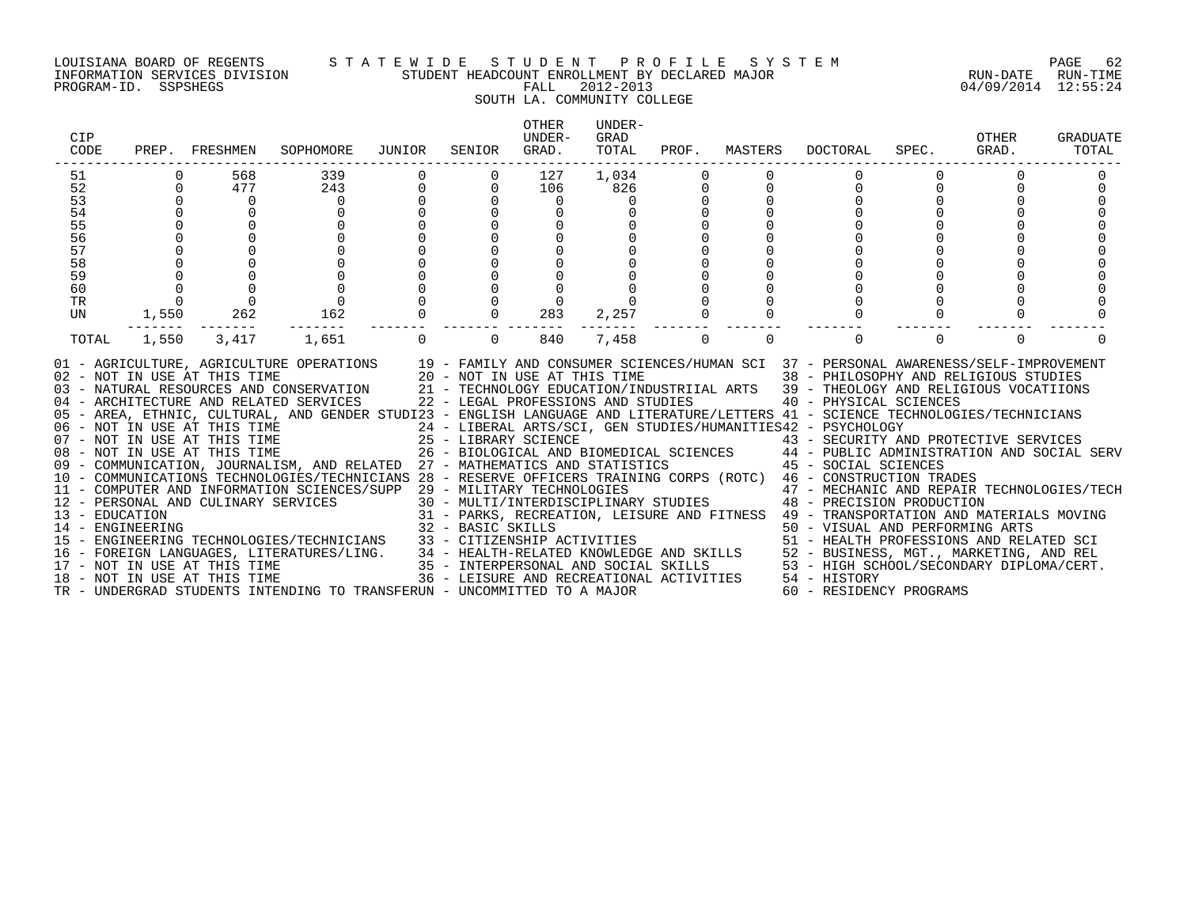LOUISIANA BOARD OF REGENTS — STATEWIDE STUDENT PROFILE SYSTEM
INFORMATION SERVICES DIVISION — STUDENT HEADCOUNT ENROLLMENT BY DECLARED MAJOR — RUN-DATE 04/09/2014 RUN-TIME 12:55:24
PROGRAM-ID. SSPSHEGS — FALL 2012-2013

SOUTH LA. COMMUNITY COLLEGE

| CIP CODE | PREP. | FRESHMEN | SOPHOMORE | JUNIOR | SENIOR | OTHER UNDER-GRAD. | UNDER-GRAD TOTAL | PROF. | MASTERS | DOCTORAL | SPEC. | OTHER GRAD. | GRADUATE TOTAL |
|---|---|---|---|---|---|---|---|---|---|---|---|---|---|
| 51 | 0 | 568 | 339 | 0 | 0 | 127 | 1,034 | 0 | 0 | 0 | 0 | 0 | 0 |
| 52 | 0 | 477 | 243 | 0 | 0 | 106 | 826 | 0 | 0 | 0 | 0 | 0 | 0 |
| 53 | 0 | 0 | 0 | 0 | 0 | 0 | 0 | 0 | 0 | 0 | 0 | 0 | 0 |
| 54 | 0 | 0 | 0 | 0 | 0 | 0 | 0 | 0 | 0 | 0 | 0 | 0 | 0 |
| 55 | 0 | 0 | 0 | 0 | 0 | 0 | 0 | 0 | 0 | 0 | 0 | 0 | 0 |
| 56 | 0 | 0 | 0 | 0 | 0 | 0 | 0 | 0 | 0 | 0 | 0 | 0 | 0 |
| 57 | 0 | 0 | 0 | 0 | 0 | 0 | 0 | 0 | 0 | 0 | 0 | 0 | 0 |
| 58 | 0 | 0 | 0 | 0 | 0 | 0 | 0 | 0 | 0 | 0 | 0 | 0 | 0 |
| 59 | 0 | 0 | 0 | 0 | 0 | 0 | 0 | 0 | 0 | 0 | 0 | 0 | 0 |
| 60 | 0 | 0 | 0 | 0 | 0 | 0 | 0 | 0 | 0 | 0 | 0 | 0 | 0 |
| TR | 0 | 0 | 0 | 0 | 0 | 0 | 0 | 0 | 0 | 0 | 0 | 0 | 0 |
| UN | 1,550 | 262 | 162 | 0 | 0 | 283 | 2,257 | 0 | 0 | 0 | 0 | 0 | 0 |
| TOTAL | 1,550 | 3,417 | 1,651 | 0 | 0 | 840 | 7,458 | 0 | 0 | 0 | 0 | 0 | 0 |

01 - AGRICULTURE, AGRICULTURE OPERATIONS
02 - NOT IN USE AT THIS TIME
03 - NATURAL RESOURCES AND CONSERVATION
04 - ARCHITECTURE AND RELATED SERVICES
05 - AREA, ETHNIC, CULTURAL, AND GENDER STUDI
06 - NOT IN USE AT THIS TIME
07 - NOT IN USE AT THIS TIME
08 - NOT IN USE AT THIS TIME
09 - COMMUNICATION, JOURNALISM, AND RELATED
10 - COMMUNICATIONS TECHNOLOGIES/TECHNICIANS
11 - COMPUTER AND INFORMATION SCIENCES/SUPP
12 - PERSONAL AND CULINARY SERVICES
13 - EDUCATION
14 - ENGINEERING
15 - ENGINEERING TECHNOLOGIES/TECHNICIANS
16 - FOREIGN LANGUAGES, LITERATURES/LING.
17 - NOT IN USE AT THIS TIME
18 - NOT IN USE AT THIS TIME
19 - FAMILY AND CONSUMER SCIENCES/HUMAN SCI
20 - NOT IN USE AT THIS TIME
21 - TECHNOLOGY EDUCATION/INDUSTRIIAL ARTS
22 - LEGAL PROFESSIONS AND STUDIES
23 - ENGLISH LANGUAGE AND LITERATURE/LETTERS
24 - LIBERAL ARTS/SCI, GEN STUDIES/HUMANITIES
25 - LIBRARY SCIENCE
26 - BIOLOGICAL AND BIOMEDICAL SCIENCES
27 - MATHEMATICS AND STATISTICS
28 - RESERVE OFFICERS TRAINING CORPS (ROTC)
29 - MILITARY TECHNOLOGIES
30 - MULTI/INTERDISCIPLINARY STUDIES
31 - PARKS, RECREATION, LEISURE AND FITNESS
32 - BASIC SKILLS
33 - CITIZENSHIP ACTIVITIES
34 - HEALTH-RELATED KNOWLEDGE AND SKILLS
35 - INTERPERSONAL AND SOCIAL SKILLS
36 - LEISURE AND RECREATIONAL ACTIVITIES
37 - PERSONAL AWARENESS/SELF-IMPROVEMENT
38 - PHILOSOPHY AND RELIGIOUS STUDIES
39 - THEOLOGY AND RELIGIOUS VOCATIIONS
40 - PHYSICAL SCIENCES
41 - SCIENCE TECHNOLOGIES/TECHNICIANS
42 - PSYCHOLOGY
43 - SECURITY AND PROTECTIVE SERVICES
44 - PUBLIC ADMINISTRATION AND SOCIAL SERV
45 - SOCIAL SCIENCES
46 - CONSTRUCTION TRADES
47 - MECHANIC AND REPAIR TECHNOLOGIES/TECH
48 - PRECISION PRODUCTION
49 - TRANSPORTATION AND MATERIALS MOVING
50 - VISUAL AND PERFORMING ARTS
51 - HEALTH PROFESSIONS AND RELATED SCI
52 - BUSINESS, MGT., MARKETING, AND REL
53 - HIGH SCHOOL/SECONDARY DIPLOMA/CERT.
54 - HISTORY
60 - RESIDENCY PROGRAMS
TR - UNDERGRAD STUDENTS INTENDING TO TRANSFER
UN - UNCOMMITTED TO A MAJOR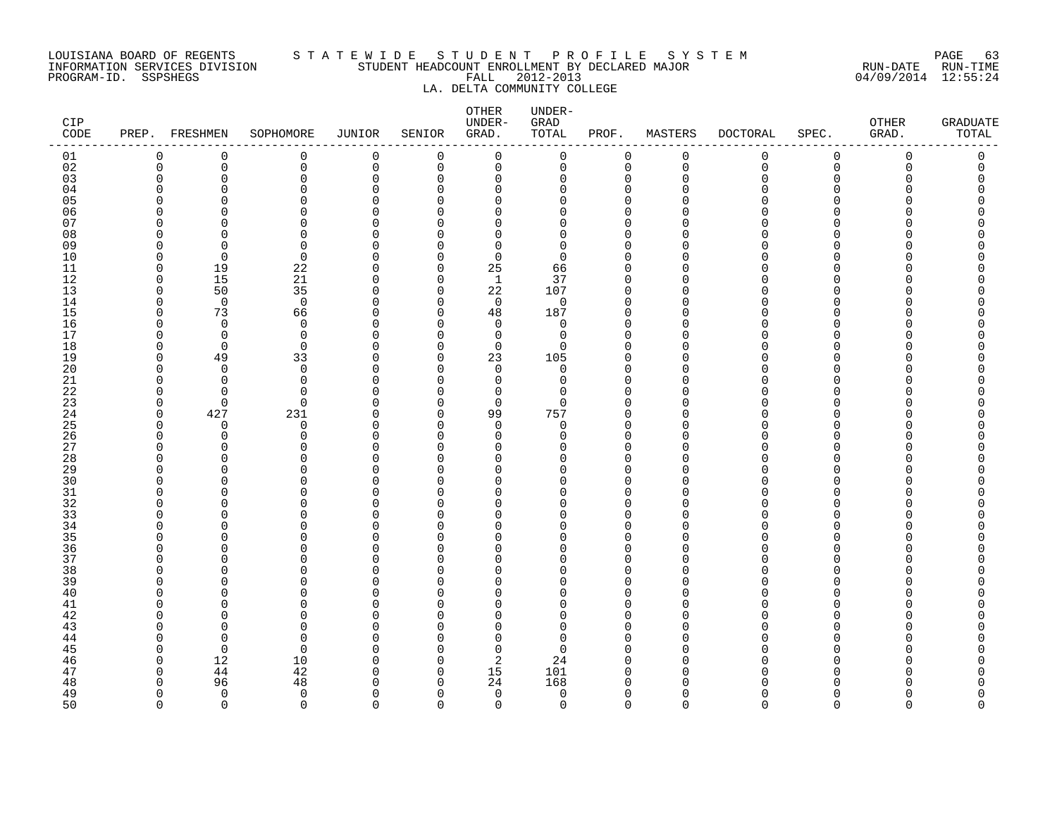LOUISIANA BOARD OF REGENTS — S T A T E W I D E   S T U D E N T   P R O F I L E   S Y S T E M

INFORMATION SERVICES DIVISION — STUDENT HEADCOUNT ENROLLMENT BY DECLARED MAJOR — RUN-DATE 04/09/2014 RUN-TIME 12:55:24

PROGRAM-ID. SSPSHEGS — FALL 2012-2013

LA. DELTA COMMUNITY COLLEGE

| CIP CODE | PREP. | FRESHMEN | SOPHOMORE | JUNIOR | SENIOR | OTHER UNDER-GRAD. | UNDER-GRAD TOTAL | PROF. | MASTERS | DOCTORAL | SPEC. | OTHER GRAD. | GRADUATE TOTAL |
|---|---|---|---|---|---|---|---|---|---|---|---|---|---|
| 01 | 0 | 0 | 0 | 0 | 0 | 0 | 0 | 0 | 0 | 0 | 0 | 0 | 0 |
| 02 | 0 | 0 | 0 | 0 | 0 | 0 | 0 | 0 | 0 | 0 | 0 | 0 | 0 |
| 03 | 0 | 0 | 0 | 0 | 0 | 0 | 0 | 0 | 0 | 0 | 0 | 0 | 0 |
| 04 | 0 | 0 | 0 | 0 | 0 | 0 | 0 | 0 | 0 | 0 | 0 | 0 | 0 |
| 05 | 0 | 0 | 0 | 0 | 0 | 0 | 0 | 0 | 0 | 0 | 0 | 0 | 0 |
| 06 | 0 | 0 | 0 | 0 | 0 | 0 | 0 | 0 | 0 | 0 | 0 | 0 | 0 |
| 07 | 0 | 0 | 0 | 0 | 0 | 0 | 0 | 0 | 0 | 0 | 0 | 0 | 0 |
| 08 | 0 | 0 | 0 | 0 | 0 | 0 | 0 | 0 | 0 | 0 | 0 | 0 | 0 |
| 09 | 0 | 0 | 0 | 0 | 0 | 0 | 0 | 0 | 0 | 0 | 0 | 0 | 0 |
| 10 | 0 | 0 | 0 | 0 | 0 | 0 | 0 | 0 | 0 | 0 | 0 | 0 | 0 |
| 11 | 0 | 19 | 22 | 0 | 0 | 25 | 66 | 0 | 0 | 0 | 0 | 0 | 0 |
| 12 | 0 | 15 | 21 | 0 | 0 | 1 | 37 | 0 | 0 | 0 | 0 | 0 | 0 |
| 13 | 0 | 50 | 35 | 0 | 0 | 22 | 107 | 0 | 0 | 0 | 0 | 0 | 0 |
| 14 | 0 | 0 | 0 | 0 | 0 | 0 | 0 | 0 | 0 | 0 | 0 | 0 | 0 |
| 15 | 0 | 73 | 66 | 0 | 0 | 48 | 187 | 0 | 0 | 0 | 0 | 0 | 0 |
| 16 | 0 | 0 | 0 | 0 | 0 | 0 | 0 | 0 | 0 | 0 | 0 | 0 | 0 |
| 17 | 0 | 0 | 0 | 0 | 0 | 0 | 0 | 0 | 0 | 0 | 0 | 0 | 0 |
| 18 | 0 | 0 | 0 | 0 | 0 | 0 | 0 | 0 | 0 | 0 | 0 | 0 | 0 |
| 19 | 0 | 49 | 33 | 0 | 0 | 23 | 105 | 0 | 0 | 0 | 0 | 0 | 0 |
| 20 | 0 | 0 | 0 | 0 | 0 | 0 | 0 | 0 | 0 | 0 | 0 | 0 | 0 |
| 21 | 0 | 0 | 0 | 0 | 0 | 0 | 0 | 0 | 0 | 0 | 0 | 0 | 0 |
| 22 | 0 | 0 | 0 | 0 | 0 | 0 | 0 | 0 | 0 | 0 | 0 | 0 | 0 |
| 23 | 0 | 0 | 0 | 0 | 0 | 0 | 0 | 0 | 0 | 0 | 0 | 0 | 0 |
| 24 | 0 | 427 | 231 | 0 | 0 | 99 | 757 | 0 | 0 | 0 | 0 | 0 | 0 |
| 25 | 0 | 0 | 0 | 0 | 0 | 0 | 0 | 0 | 0 | 0 | 0 | 0 | 0 |
| 26 | 0 | 0 | 0 | 0 | 0 | 0 | 0 | 0 | 0 | 0 | 0 | 0 | 0 |
| 27 | 0 | 0 | 0 | 0 | 0 | 0 | 0 | 0 | 0 | 0 | 0 | 0 | 0 |
| 28 | 0 | 0 | 0 | 0 | 0 | 0 | 0 | 0 | 0 | 0 | 0 | 0 | 0 |
| 29 | 0 | 0 | 0 | 0 | 0 | 0 | 0 | 0 | 0 | 0 | 0 | 0 | 0 |
| 30 | 0 | 0 | 0 | 0 | 0 | 0 | 0 | 0 | 0 | 0 | 0 | 0 | 0 |
| 31 | 0 | 0 | 0 | 0 | 0 | 0 | 0 | 0 | 0 | 0 | 0 | 0 | 0 |
| 32 | 0 | 0 | 0 | 0 | 0 | 0 | 0 | 0 | 0 | 0 | 0 | 0 | 0 |
| 33 | 0 | 0 | 0 | 0 | 0 | 0 | 0 | 0 | 0 | 0 | 0 | 0 | 0 |
| 34 | 0 | 0 | 0 | 0 | 0 | 0 | 0 | 0 | 0 | 0 | 0 | 0 | 0 |
| 35 | 0 | 0 | 0 | 0 | 0 | 0 | 0 | 0 | 0 | 0 | 0 | 0 | 0 |
| 36 | 0 | 0 | 0 | 0 | 0 | 0 | 0 | 0 | 0 | 0 | 0 | 0 | 0 |
| 37 | 0 | 0 | 0 | 0 | 0 | 0 | 0 | 0 | 0 | 0 | 0 | 0 | 0 |
| 38 | 0 | 0 | 0 | 0 | 0 | 0 | 0 | 0 | 0 | 0 | 0 | 0 | 0 |
| 39 | 0 | 0 | 0 | 0 | 0 | 0 | 0 | 0 | 0 | 0 | 0 | 0 | 0 |
| 40 | 0 | 0 | 0 | 0 | 0 | 0 | 0 | 0 | 0 | 0 | 0 | 0 | 0 |
| 41 | 0 | 0 | 0 | 0 | 0 | 0 | 0 | 0 | 0 | 0 | 0 | 0 | 0 |
| 42 | 0 | 0 | 0 | 0 | 0 | 0 | 0 | 0 | 0 | 0 | 0 | 0 | 0 |
| 43 | 0 | 0 | 0 | 0 | 0 | 0 | 0 | 0 | 0 | 0 | 0 | 0 | 0 |
| 44 | 0 | 0 | 0 | 0 | 0 | 0 | 0 | 0 | 0 | 0 | 0 | 0 | 0 |
| 45 | 0 | 0 | 0 | 0 | 0 | 0 | 0 | 0 | 0 | 0 | 0 | 0 | 0 |
| 46 | 0 | 12 | 10 | 0 | 0 | 2 | 24 | 0 | 0 | 0 | 0 | 0 | 0 |
| 47 | 0 | 44 | 42 | 0 | 0 | 15 | 101 | 0 | 0 | 0 | 0 | 0 | 0 |
| 48 | 0 | 96 | 48 | 0 | 0 | 24 | 168 | 0 | 0 | 0 | 0 | 0 | 0 |
| 49 | 0 | 0 | 0 | 0 | 0 | 0 | 0 | 0 | 0 | 0 | 0 | 0 | 0 |
| 50 | 0 | 0 | 0 | 0 | 0 | 0 | 0 | 0 | 0 | 0 | 0 | 0 | 0 |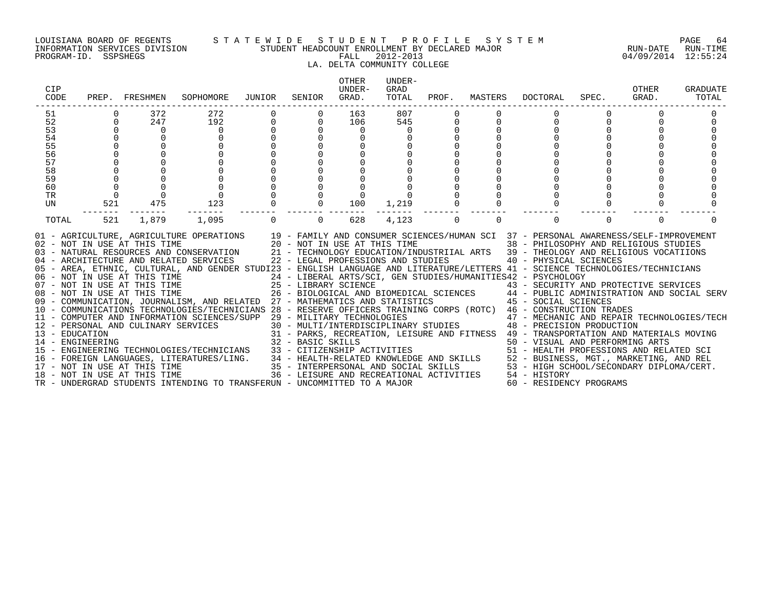LOUISIANA BOARD OF REGENTS — STATEWIDE STUDENT PROFILE SYSTEM
INFORMATION SERVICES DIVISION — STUDENT HEADCOUNT ENROLLMENT BY DECLARED MAJOR — RUN-DATE 04/09/2014 RUN-TIME 12:55:24
PROGRAM-ID. SSPSHEGS — FALL 2012-2013

LA. DELTA COMMUNITY COLLEGE

| CIP CODE | PREP. | FRESHMEN | SOPHOMORE | JUNIOR | SENIOR | OTHER UNDER-GRAD. | UNDER-GRAD TOTAL | PROF. | MASTERS | DOCTORAL | SPEC. | OTHER GRAD. | GRADUATE TOTAL |
|---|---|---|---|---|---|---|---|---|---|---|---|---|---|
| 51 | 0 | 372 | 272 | 0 | 0 | 163 | 807 | 0 | 0 | 0 | 0 | 0 | 0 |
| 52 | 0 | 247 | 192 | 0 | 0 | 106 | 545 | 0 | 0 | 0 | 0 | 0 | 0 |
| 53 | 0 | 0 | 0 | 0 | 0 | 0 | 0 | 0 | 0 | 0 | 0 | 0 | 0 |
| 54 | 0 | 0 | 0 | 0 | 0 | 0 | 0 | 0 | 0 | 0 | 0 | 0 | 0 |
| 55 | 0 | 0 | 0 | 0 | 0 | 0 | 0 | 0 | 0 | 0 | 0 | 0 | 0 |
| 56 | 0 | 0 | 0 | 0 | 0 | 0 | 0 | 0 | 0 | 0 | 0 | 0 | 0 |
| 57 | 0 | 0 | 0 | 0 | 0 | 0 | 0 | 0 | 0 | 0 | 0 | 0 | 0 |
| 58 | 0 | 0 | 0 | 0 | 0 | 0 | 0 | 0 | 0 | 0 | 0 | 0 | 0 |
| 59 | 0 | 0 | 0 | 0 | 0 | 0 | 0 | 0 | 0 | 0 | 0 | 0 | 0 |
| 60 | 0 | 0 | 0 | 0 | 0 | 0 | 0 | 0 | 0 | 0 | 0 | 0 | 0 |
| TR | 0 | 0 | 0 | 0 | 0 | 0 | 0 | 0 | 0 | 0 | 0 | 0 | 0 |
| UN | 521 | 475 | 123 | 0 | 0 | 100 | 1,219 | 0 | 0 | 0 | 0 | 0 | 0 |
| TOTAL | 521 | 1,879 | 1,095 | 0 | 0 | 628 | 4,123 | 0 | 0 | 0 | 0 | 0 | 0 |

01 - AGRICULTURE, AGRICULTURE OPERATIONS
02 - NOT IN USE AT THIS TIME
03 - NATURAL RESOURCES AND CONSERVATION
04 - ARCHITECTURE AND RELATED SERVICES
05 - AREA, ETHNIC, CULTURAL, AND GENDER STUDI
06 - NOT IN USE AT THIS TIME
07 - NOT IN USE AT THIS TIME
08 - NOT IN USE AT THIS TIME
09 - COMMUNICATION, JOURNALISM, AND RELATED
10 - COMMUNICATIONS TECHNOLOGIES/TECHNICIANS
11 - COMPUTER AND INFORMATION SCIENCES/SUPP
12 - PERSONAL AND CULINARY SERVICES
13 - EDUCATION
14 - ENGINEERING
15 - ENGINEERING TECHNOLOGIES/TECHNICIANS
16 - FOREIGN LANGUAGES, LITERATURES/LING.
17 - NOT IN USE AT THIS TIME
18 - NOT IN USE AT THIS TIME
19 - FAMILY AND CONSUMER SCIENCES/HUMAN SCI
20 - NOT IN USE AT THIS TIME
21 - TECHNOLOGY EDUCATION/INDUSTRIIAL ARTS
22 - LEGAL PROFESSIONS AND STUDIES
23 - ENGLISH LANGUAGE AND LITERATURE/LETTERS
24 - LIBERAL ARTS/SCI, GEN STUDIES/HUMANITIES
25 - LIBRARY SCIENCE
26 - BIOLOGICAL AND BIOMEDICAL SCIENCES
27 - MATHEMATICS AND STATISTICS
28 - RESERVE OFFICERS TRAINING CORPS (ROTC)
29 - MILITARY TECHNOLOGIES
30 - MULTI/INTERDISCIPLINARY STUDIES
31 - PARKS, RECREATION, LEISURE AND FITNESS
32 - BASIC SKILLS
33 - CITIZENSHIP ACTIVITIES
34 - HEALTH-RELATED KNOWLEDGE AND SKILLS
35 - INTERPERSONAL AND SOCIAL SKILLS
36 - LEISURE AND RECREATIONAL ACTIVITIES
37 - PERSONAL AWARENESS/SELF-IMPROVEMENT
38 - PHILOSOPHY AND RELIGIOUS STUDIES
39 - THEOLOGY AND RELIGIOUS VOCATIIONS
40 - PHYSICAL SCIENCES
41 - SCIENCE TECHNOLOGIES/TECHNICIANS
42 - PSYCHOLOGY
43 - SECURITY AND PROTECTIVE SERVICES
44 - PUBLIC ADMINISTRATION AND SOCIAL SERV
45 - SOCIAL SCIENCES
46 - CONSTRUCTION TRADES
47 - MECHANIC AND REPAIR TECHNOLOGIES/TECH
48 - PRECISION PRODUCTION
49 - TRANSPORTATION AND MATERIALS MOVING
50 - VISUAL AND PERFORMING ARTS
51 - HEALTH PROFESSIONS AND RELATED SCI
52 - BUSINESS, MGT., MARKETING, AND REL
53 - HIGH SCHOOL/SECONDARY DIPLOMA/CERT.
54 - HISTORY
60 - RESIDENCY PROGRAMS
TR - UNDERGRAD STUDENTS INTENDING TO TRANSFER
UN - UNCOMMITTED TO A MAJOR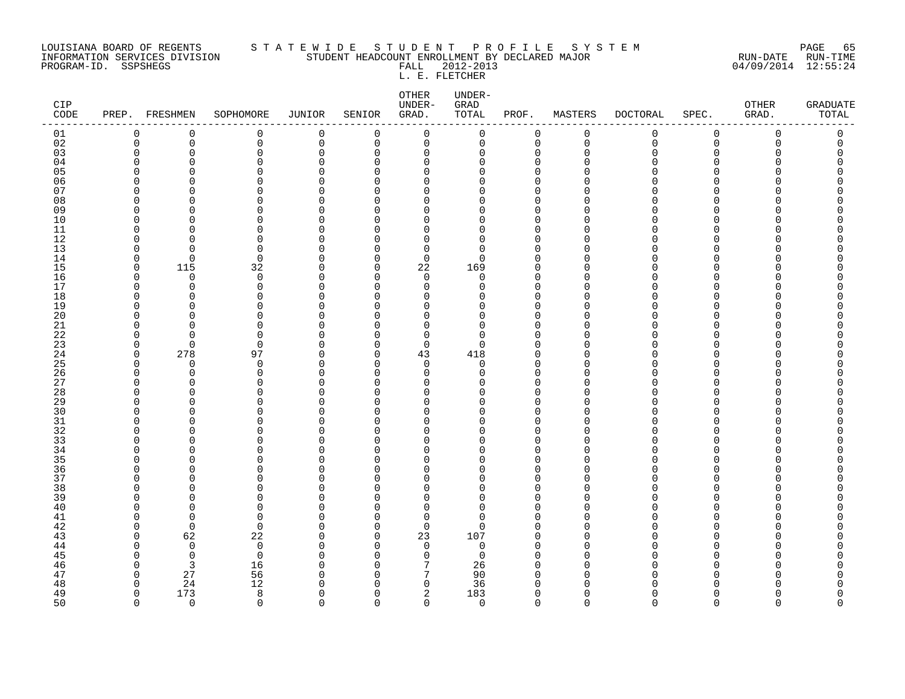LOUISIANA BOARD OF REGENTS
INFORMATION SERVICES DIVISION
PROGRAM-ID. SSPSHEGS

STATEWIDE STUDENT PROFILE SYSTEM
STUDENT HEADCOUNT ENROLLMENT BY DECLARED MAJOR
FALL 2012-2013
L. E. FLETCHER

RUN-DATE 04/09/2014 RUN-TIME 12:55:24

| CIP CODE | PREP. | FRESHMEN | SOPHOMORE | JUNIOR | SENIOR | OTHER UNDER-GRAD. | UNDER-GRAD TOTAL | PROF. | MASTERS | DOCTORAL | SPEC. | OTHER GRAD. | GRADUATE TOTAL |
|---|---|---|---|---|---|---|---|---|---|---|---|---|---|
| 01 | 0 | 0 | 0 | 0 | 0 | 0 | 0 | 0 | 0 | 0 | 0 | 0 | 0 |
| 02 | 0 | 0 | 0 | 0 | 0 | 0 | 0 | 0 | 0 | 0 | 0 | 0 | 0 |
| 03 | 0 | 0 | 0 | 0 | 0 | 0 | 0 | 0 | 0 | 0 | 0 | 0 | 0 |
| 04 | 0 | 0 | 0 | 0 | 0 | 0 | 0 | 0 | 0 | 0 | 0 | 0 | 0 |
| 05 | 0 | 0 | 0 | 0 | 0 | 0 | 0 | 0 | 0 | 0 | 0 | 0 | 0 |
| 06 | 0 | 0 | 0 | 0 | 0 | 0 | 0 | 0 | 0 | 0 | 0 | 0 | 0 |
| 07 | 0 | 0 | 0 | 0 | 0 | 0 | 0 | 0 | 0 | 0 | 0 | 0 | 0 |
| 08 | 0 | 0 | 0 | 0 | 0 | 0 | 0 | 0 | 0 | 0 | 0 | 0 | 0 |
| 09 | 0 | 0 | 0 | 0 | 0 | 0 | 0 | 0 | 0 | 0 | 0 | 0 | 0 |
| 10 | 0 | 0 | 0 | 0 | 0 | 0 | 0 | 0 | 0 | 0 | 0 | 0 | 0 |
| 11 | 0 | 0 | 0 | 0 | 0 | 0 | 0 | 0 | 0 | 0 | 0 | 0 | 0 |
| 12 | 0 | 0 | 0 | 0 | 0 | 0 | 0 | 0 | 0 | 0 | 0 | 0 | 0 |
| 13 | 0 | 0 | 0 | 0 | 0 | 0 | 0 | 0 | 0 | 0 | 0 | 0 | 0 |
| 14 | 0 | 0 | 0 | 0 | 0 | 0 | 0 | 0 | 0 | 0 | 0 | 0 | 0 |
| 15 | 0 | 115 | 32 | 0 | 0 | 22 | 169 | 0 | 0 | 0 | 0 | 0 | 0 |
| 16 | 0 | 0 | 0 | 0 | 0 | 0 | 0 | 0 | 0 | 0 | 0 | 0 | 0 |
| 17 | 0 | 0 | 0 | 0 | 0 | 0 | 0 | 0 | 0 | 0 | 0 | 0 | 0 |
| 18 | 0 | 0 | 0 | 0 | 0 | 0 | 0 | 0 | 0 | 0 | 0 | 0 | 0 |
| 19 | 0 | 0 | 0 | 0 | 0 | 0 | 0 | 0 | 0 | 0 | 0 | 0 | 0 |
| 20 | 0 | 0 | 0 | 0 | 0 | 0 | 0 | 0 | 0 | 0 | 0 | 0 | 0 |
| 21 | 0 | 0 | 0 | 0 | 0 | 0 | 0 | 0 | 0 | 0 | 0 | 0 | 0 |
| 22 | 0 | 0 | 0 | 0 | 0 | 0 | 0 | 0 | 0 | 0 | 0 | 0 | 0 |
| 23 | 0 | 0 | 0 | 0 | 0 | 0 | 0 | 0 | 0 | 0 | 0 | 0 | 0 |
| 24 | 0 | 278 | 97 | 0 | 0 | 43 | 418 | 0 | 0 | 0 | 0 | 0 | 0 |
| 25 | 0 | 0 | 0 | 0 | 0 | 0 | 0 | 0 | 0 | 0 | 0 | 0 | 0 |
| 26 | 0 | 0 | 0 | 0 | 0 | 0 | 0 | 0 | 0 | 0 | 0 | 0 | 0 |
| 27 | 0 | 0 | 0 | 0 | 0 | 0 | 0 | 0 | 0 | 0 | 0 | 0 | 0 |
| 28 | 0 | 0 | 0 | 0 | 0 | 0 | 0 | 0 | 0 | 0 | 0 | 0 | 0 |
| 29 | 0 | 0 | 0 | 0 | 0 | 0 | 0 | 0 | 0 | 0 | 0 | 0 | 0 |
| 30 | 0 | 0 | 0 | 0 | 0 | 0 | 0 | 0 | 0 | 0 | 0 | 0 | 0 |
| 31 | 0 | 0 | 0 | 0 | 0 | 0 | 0 | 0 | 0 | 0 | 0 | 0 | 0 |
| 32 | 0 | 0 | 0 | 0 | 0 | 0 | 0 | 0 | 0 | 0 | 0 | 0 | 0 |
| 33 | 0 | 0 | 0 | 0 | 0 | 0 | 0 | 0 | 0 | 0 | 0 | 0 | 0 |
| 34 | 0 | 0 | 0 | 0 | 0 | 0 | 0 | 0 | 0 | 0 | 0 | 0 | 0 |
| 35 | 0 | 0 | 0 | 0 | 0 | 0 | 0 | 0 | 0 | 0 | 0 | 0 | 0 |
| 36 | 0 | 0 | 0 | 0 | 0 | 0 | 0 | 0 | 0 | 0 | 0 | 0 | 0 |
| 37 | 0 | 0 | 0 | 0 | 0 | 0 | 0 | 0 | 0 | 0 | 0 | 0 | 0 |
| 38 | 0 | 0 | 0 | 0 | 0 | 0 | 0 | 0 | 0 | 0 | 0 | 0 | 0 |
| 39 | 0 | 0 | 0 | 0 | 0 | 0 | 0 | 0 | 0 | 0 | 0 | 0 | 0 |
| 40 | 0 | 0 | 0 | 0 | 0 | 0 | 0 | 0 | 0 | 0 | 0 | 0 | 0 |
| 41 | 0 | 0 | 0 | 0 | 0 | 0 | 0 | 0 | 0 | 0 | 0 | 0 | 0 |
| 42 | 0 | 0 | 0 | 0 | 0 | 0 | 0 | 0 | 0 | 0 | 0 | 0 | 0 |
| 43 | 0 | 62 | 22 | 0 | 0 | 23 | 107 | 0 | 0 | 0 | 0 | 0 | 0 |
| 44 | 0 | 0 | 0 | 0 | 0 | 0 | 0 | 0 | 0 | 0 | 0 | 0 | 0 |
| 45 | 0 | 0 | 0 | 0 | 0 | 0 | 0 | 0 | 0 | 0 | 0 | 0 | 0 |
| 46 | 0 | 3 | 16 | 0 | 0 | 7 | 26 | 0 | 0 | 0 | 0 | 0 | 0 |
| 47 | 0 | 27 | 56 | 0 | 0 | 7 | 90 | 0 | 0 | 0 | 0 | 0 | 0 |
| 48 | 0 | 24 | 12 | 0 | 0 | 0 | 36 | 0 | 0 | 0 | 0 | 0 | 0 |
| 49 | 0 | 173 | 8 | 0 | 0 | 2 | 183 | 0 | 0 | 0 | 0 | 0 | 0 |
| 50 | 0 | 0 | 0 | 0 | 0 | 0 | 0 | 0 | 0 | 0 | 0 | 0 | 0 |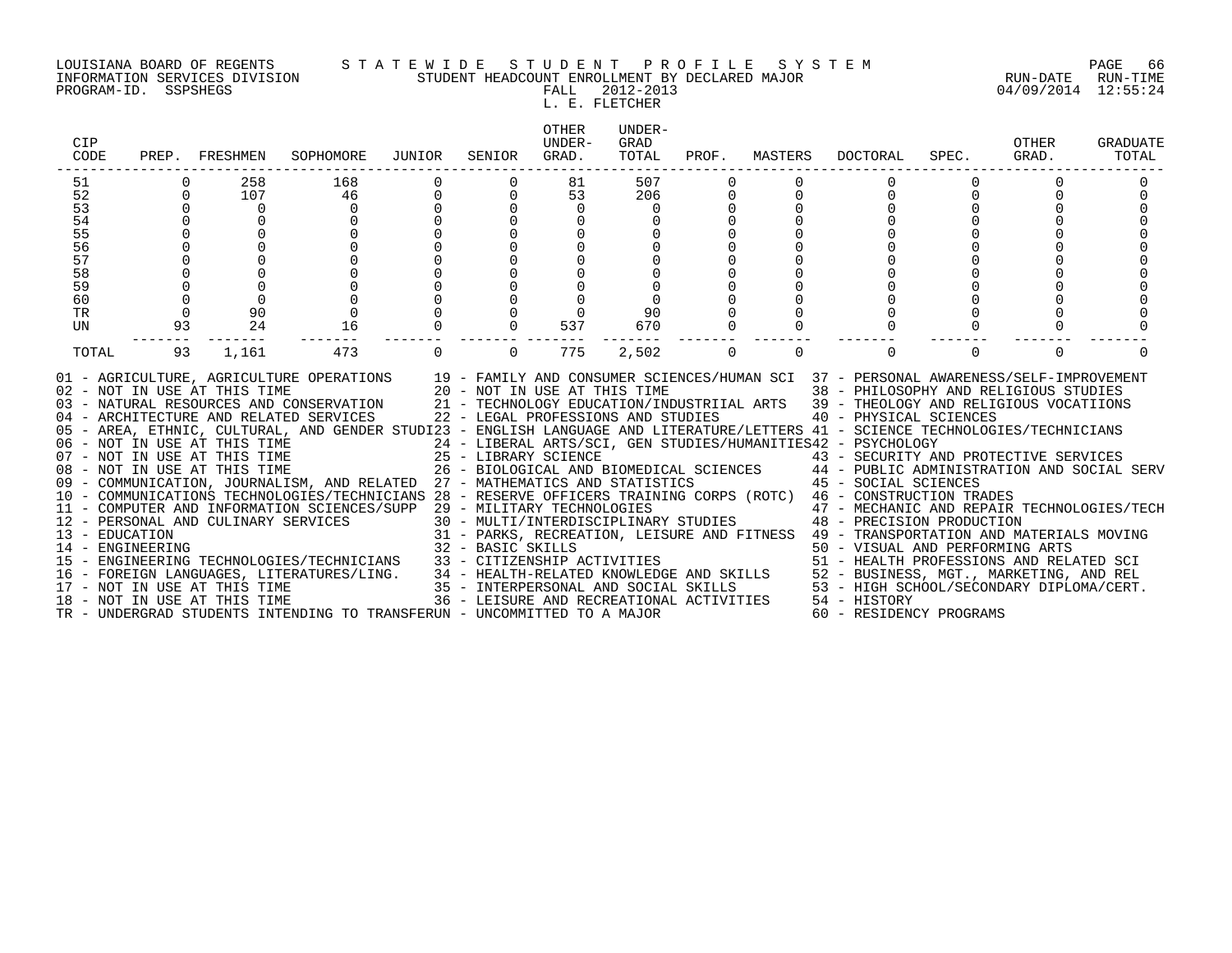LOUISIANA BOARD OF REGENTS — STATEWIDE STUDENT PROFILE SYSTEM
INFORMATION SERVICES DIVISION — STUDENT HEADCOUNT ENROLLMENT BY DECLARED MAJOR — RUN-DATE 04/09/2014 RUN-TIME 12:55:24
PROGRAM-ID. SSPSHEGS — FALL 2012-2013

L. E. FLETCHER

| CIP CODE | PREP. | FRESHMEN | SOPHOMORE | JUNIOR | SENIOR | OTHER UNDER-GRAD. | UNDER-GRAD TOTAL | PROF. | MASTERS | DOCTORAL | SPEC. | OTHER GRAD. | GRADUATE TOTAL |
|---|---|---|---|---|---|---|---|---|---|---|---|---|---|
| 51 | 0 | 258 | 168 | 0 | 0 | 81 | 507 | 0 | 0 | 0 | 0 | 0 | 0 |
| 52 | 0 | 107 | 46 | 0 | 0 | 53 | 206 | 0 | 0 | 0 | 0 | 0 | 0 |
| 53 | 0 | 0 | 0 | 0 | 0 | 0 | 0 | 0 | 0 | 0 | 0 | 0 | 0 |
| 54 | 0 | 0 | 0 | 0 | 0 | 0 | 0 | 0 | 0 | 0 | 0 | 0 | 0 |
| 55 | 0 | 0 | 0 | 0 | 0 | 0 | 0 | 0 | 0 | 0 | 0 | 0 | 0 |
| 56 | 0 | 0 | 0 | 0 | 0 | 0 | 0 | 0 | 0 | 0 | 0 | 0 | 0 |
| 57 | 0 | 0 | 0 | 0 | 0 | 0 | 0 | 0 | 0 | 0 | 0 | 0 | 0 |
| 58 | 0 | 0 | 0 | 0 | 0 | 0 | 0 | 0 | 0 | 0 | 0 | 0 | 0 |
| 59 | 0 | 0 | 0 | 0 | 0 | 0 | 0 | 0 | 0 | 0 | 0 | 0 | 0 |
| 60 | 0 | 0 | 0 | 0 | 0 | 0 | 0 | 0 | 0 | 0 | 0 | 0 | 0 |
| TR | 0 | 90 | 0 | 0 | 0 | 0 | 90 | 0 | 0 | 0 | 0 | 0 | 0 |
| UN | 93 | 24 | 16 | 0 | 0 | 537 | 670 | 0 | 0 | 0 | 0 | 0 | 0 |
| TOTAL | 93 | 1,161 | 473 | 0 | 0 | 775 | 2,502 | 0 | 0 | 0 | 0 | 0 | 0 |

01 - AGRICULTURE, AGRICULTURE OPERATIONS
02 - NOT IN USE AT THIS TIME
03 - NATURAL RESOURCES AND CONSERVATION
04 - ARCHITECTURE AND RELATED SERVICES
05 - AREA, ETHNIC, CULTURAL, AND GENDER STUDI
06 - NOT IN USE AT THIS TIME
07 - NOT IN USE AT THIS TIME
08 - NOT IN USE AT THIS TIME
09 - COMMUNICATION, JOURNALISM, AND RELATED
10 - COMMUNICATIONS TECHNOLOGIES/TECHNICIANS
11 - COMPUTER AND INFORMATION SCIENCES/SUPP
12 - PERSONAL AND CULINARY SERVICES
13 - EDUCATION
14 - ENGINEERING
15 - ENGINEERING TECHNOLOGIES/TECHNICIANS
16 - FOREIGN LANGUAGES, LITERATURES/LING.
17 - NOT IN USE AT THIS TIME
18 - NOT IN USE AT THIS TIME
19 - FAMILY AND CONSUMER SCIENCES/HUMAN SCI
20 - NOT IN USE AT THIS TIME
21 - TECHNOLOGY EDUCATION/INDUSTRIIAL ARTS
22 - LEGAL PROFESSIONS AND STUDIES
23 - ENGLISH LANGUAGE AND LITERATURE/LETTERS
24 - LIBERAL ARTS/SCI, GEN STUDIES/HUMANITIES
25 - LIBRARY SCIENCE
26 - BIOLOGICAL AND BIOMEDICAL SCIENCES
27 - MATHEMATICS AND STATISTICS
28 - RESERVE OFFICERS TRAINING CORPS (ROTC)
29 - MILITARY TECHNOLOGIES
30 - MULTI/INTERDISCIPLINARY STUDIES
31 - PARKS, RECREATION, LEISURE AND FITNESS
32 - BASIC SKILLS
33 - CITIZENSHIP ACTIVITIES
34 - HEALTH-RELATED KNOWLEDGE AND SKILLS
35 - INTERPERSONAL AND SOCIAL SKILLS
36 - LEISURE AND RECREATIONAL ACTIVITIES
37 - PERSONAL AWARENESS/SELF-IMPROVEMENT
38 - PHILOSOPHY AND RELIGIOUS STUDIES
39 - THEOLOGY AND RELIGIOUS VOCATIIONS
40 - PHYSICAL SCIENCES
41 - SCIENCE TECHNOLOGIES/TECHNICIANS
42 - PSYCHOLOGY
43 - SECURITY AND PROTECTIVE SERVICES
44 - PUBLIC ADMINISTRATION AND SOCIAL SERV
45 - SOCIAL SCIENCES
46 - CONSTRUCTION TRADES
47 - MECHANIC AND REPAIR TECHNOLOGIES/TECH
48 - PRECISION PRODUCTION
49 - TRANSPORTATION AND MATERIALS MOVING
50 - VISUAL AND PERFORMING ARTS
51 - HEALTH PROFESSIONS AND RELATED SCI
52 - BUSINESS, MGT., MARKETING, AND REL
53 - HIGH SCHOOL/SECONDARY DIPLOMA/CERT.
54 - HISTORY
60 - RESIDENCY PROGRAMS
TR - UNDERGRAD STUDENTS INTENDING TO TRANSFER
UN - UNCOMMITTED TO A MAJOR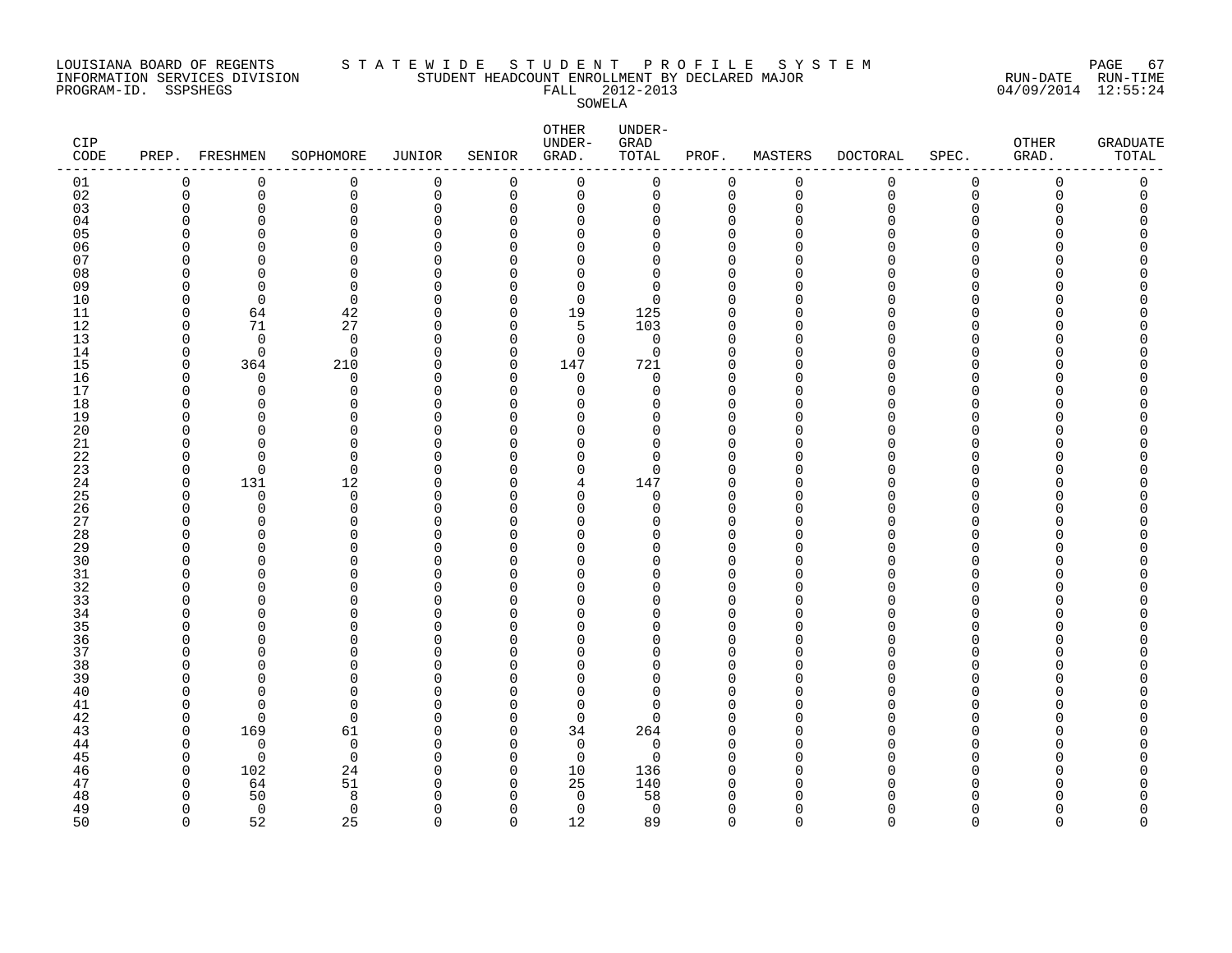LOUISIANA BOARD OF REGENTS — STATEWIDE STUDENT PROFILE SYSTEM
INFORMATION SERVICES DIVISION — STUDENT HEADCOUNT ENROLLMENT BY DECLARED MAJOR
PROGRAM-ID. SSPSHEGS — FALL 2012-2013 — RUN-DATE 04/09/2014 RUN-TIME 12:55:24

SOWELA

| CIP CODE | PREP. | FRESHMEN | SOPHOMORE | JUNIOR | SENIOR | OTHER UNDER-GRAD. | UNDER-GRAD TOTAL | PROF. | MASTERS | DOCTORAL | SPEC. | OTHER GRAD. | GRADUATE TOTAL |
|---|---|---|---|---|---|---|---|---|---|---|---|---|---|
| 01 | 0 | 0 | 0 | 0 | 0 | 0 | 0 | 0 | 0 | 0 | 0 | 0 | 0 |
| 02 | 0 | 0 | 0 | 0 | 0 | 0 | 0 | 0 | 0 | 0 | 0 | 0 | 0 |
| 03 | 0 | 0 | 0 | 0 | 0 | 0 | 0 | 0 | 0 | 0 | 0 | 0 | 0 |
| 04 | 0 | 0 | 0 | 0 | 0 | 0 | 0 | 0 | 0 | 0 | 0 | 0 | 0 |
| 05 | 0 | 0 | 0 | 0 | 0 | 0 | 0 | 0 | 0 | 0 | 0 | 0 | 0 |
| 06 | 0 | 0 | 0 | 0 | 0 | 0 | 0 | 0 | 0 | 0 | 0 | 0 | 0 |
| 07 | 0 | 0 | 0 | 0 | 0 | 0 | 0 | 0 | 0 | 0 | 0 | 0 | 0 |
| 08 | 0 | 0 | 0 | 0 | 0 | 0 | 0 | 0 | 0 | 0 | 0 | 0 | 0 |
| 09 | 0 | 0 | 0 | 0 | 0 | 0 | 0 | 0 | 0 | 0 | 0 | 0 | 0 |
| 10 | 0 | 0 | 0 | 0 | 0 | 0 | 0 | 0 | 0 | 0 | 0 | 0 | 0 |
| 11 | 0 | 64 | 42 | 0 | 0 | 19 | 125 | 0 | 0 | 0 | 0 | 0 | 0 |
| 12 | 0 | 71 | 27 | 0 | 0 | 5 | 103 | 0 | 0 | 0 | 0 | 0 | 0 |
| 13 | 0 | 0 | 0 | 0 | 0 | 0 | 0 | 0 | 0 | 0 | 0 | 0 | 0 |
| 14 | 0 | 0 | 0 | 0 | 0 | 0 | 0 | 0 | 0 | 0 | 0 | 0 | 0 |
| 15 | 0 | 364 | 210 | 0 | 0 | 147 | 721 | 0 | 0 | 0 | 0 | 0 | 0 |
| 16 | 0 | 0 | 0 | 0 | 0 | 0 | 0 | 0 | 0 | 0 | 0 | 0 | 0 |
| 17 | 0 | 0 | 0 | 0 | 0 | 0 | 0 | 0 | 0 | 0 | 0 | 0 | 0 |
| 18 | 0 | 0 | 0 | 0 | 0 | 0 | 0 | 0 | 0 | 0 | 0 | 0 | 0 |
| 19 | 0 | 0 | 0 | 0 | 0 | 0 | 0 | 0 | 0 | 0 | 0 | 0 | 0 |
| 20 | 0 | 0 | 0 | 0 | 0 | 0 | 0 | 0 | 0 | 0 | 0 | 0 | 0 |
| 21 | 0 | 0 | 0 | 0 | 0 | 0 | 0 | 0 | 0 | 0 | 0 | 0 | 0 |
| 22 | 0 | 0 | 0 | 0 | 0 | 0 | 0 | 0 | 0 | 0 | 0 | 0 | 0 |
| 23 | 0 | 0 | 0 | 0 | 0 | 0 | 0 | 0 | 0 | 0 | 0 | 0 | 0 |
| 24 | 0 | 131 | 12 | 0 | 0 | 4 | 147 | 0 | 0 | 0 | 0 | 0 | 0 |
| 25 | 0 | 0 | 0 | 0 | 0 | 0 | 0 | 0 | 0 | 0 | 0 | 0 | 0 |
| 26 | 0 | 0 | 0 | 0 | 0 | 0 | 0 | 0 | 0 | 0 | 0 | 0 | 0 |
| 27 | 0 | 0 | 0 | 0 | 0 | 0 | 0 | 0 | 0 | 0 | 0 | 0 | 0 |
| 28 | 0 | 0 | 0 | 0 | 0 | 0 | 0 | 0 | 0 | 0 | 0 | 0 | 0 |
| 29 | 0 | 0 | 0 | 0 | 0 | 0 | 0 | 0 | 0 | 0 | 0 | 0 | 0 |
| 30 | 0 | 0 | 0 | 0 | 0 | 0 | 0 | 0 | 0 | 0 | 0 | 0 | 0 |
| 31 | 0 | 0 | 0 | 0 | 0 | 0 | 0 | 0 | 0 | 0 | 0 | 0 | 0 |
| 32 | 0 | 0 | 0 | 0 | 0 | 0 | 0 | 0 | 0 | 0 | 0 | 0 | 0 |
| 33 | 0 | 0 | 0 | 0 | 0 | 0 | 0 | 0 | 0 | 0 | 0 | 0 | 0 |
| 34 | 0 | 0 | 0 | 0 | 0 | 0 | 0 | 0 | 0 | 0 | 0 | 0 | 0 |
| 35 | 0 | 0 | 0 | 0 | 0 | 0 | 0 | 0 | 0 | 0 | 0 | 0 | 0 |
| 36 | 0 | 0 | 0 | 0 | 0 | 0 | 0 | 0 | 0 | 0 | 0 | 0 | 0 |
| 37 | 0 | 0 | 0 | 0 | 0 | 0 | 0 | 0 | 0 | 0 | 0 | 0 | 0 |
| 38 | 0 | 0 | 0 | 0 | 0 | 0 | 0 | 0 | 0 | 0 | 0 | 0 | 0 |
| 39 | 0 | 0 | 0 | 0 | 0 | 0 | 0 | 0 | 0 | 0 | 0 | 0 | 0 |
| 40 | 0 | 0 | 0 | 0 | 0 | 0 | 0 | 0 | 0 | 0 | 0 | 0 | 0 |
| 41 | 0 | 0 | 0 | 0 | 0 | 0 | 0 | 0 | 0 | 0 | 0 | 0 | 0 |
| 42 | 0 | 0 | 0 | 0 | 0 | 0 | 0 | 0 | 0 | 0 | 0 | 0 | 0 |
| 43 | 0 | 169 | 61 | 0 | 0 | 34 | 264 | 0 | 0 | 0 | 0 | 0 | 0 |
| 44 | 0 | 0 | 0 | 0 | 0 | 0 | 0 | 0 | 0 | 0 | 0 | 0 | 0 |
| 45 | 0 | 0 | 0 | 0 | 0 | 0 | 0 | 0 | 0 | 0 | 0 | 0 | 0 |
| 46 | 0 | 102 | 24 | 0 | 0 | 10 | 136 | 0 | 0 | 0 | 0 | 0 | 0 |
| 47 | 0 | 64 | 51 | 0 | 0 | 25 | 140 | 0 | 0 | 0 | 0 | 0 | 0 |
| 48 | 0 | 50 | 8 | 0 | 0 | 0 | 58 | 0 | 0 | 0 | 0 | 0 | 0 |
| 49 | 0 | 0 | 0 | 0 | 0 | 0 | 0 | 0 | 0 | 0 | 0 | 0 | 0 |
| 50 | 0 | 52 | 25 | 0 | 0 | 12 | 89 | 0 | 0 | 0 | 0 | 0 | 0 |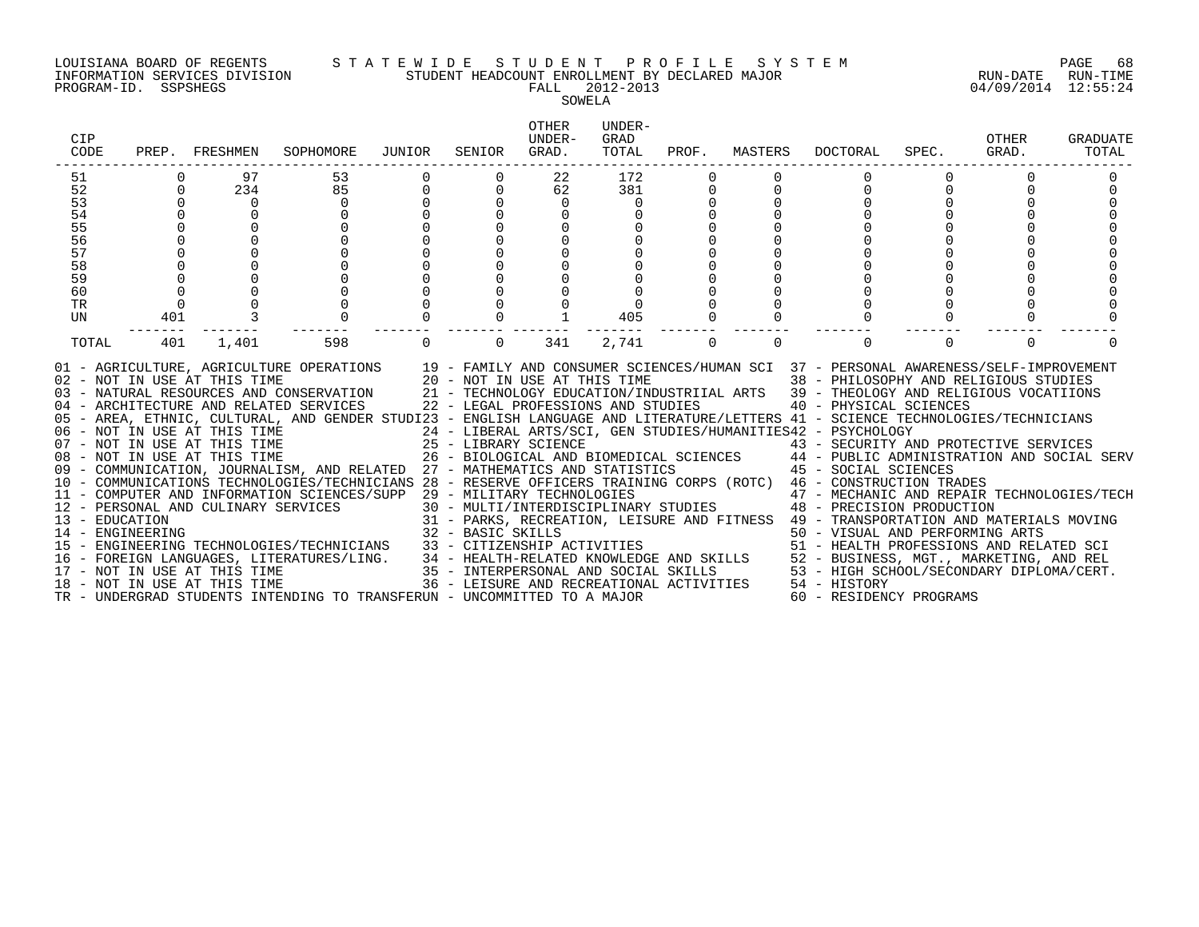LOUISIANA BOARD OF REGENTS — STATEWIDE STUDENT PROFILE SYSTEM
INFORMATION SERVICES DIVISION — STUDENT HEADCOUNT ENROLLMENT BY DECLARED MAJOR — RUN-DATE 04/09/2014 RUN-TIME 12:55:24
PROGRAM-ID. SSPSHEGS — FALL 2012-2013

SOWELA

| CIP CODE | PREP. | FRESHMEN | SOPHOMORE | JUNIOR | SENIOR | OTHER UNDER-GRAD. | UNDER-GRAD TOTAL | PROF. | MASTERS | DOCTORAL | SPEC. | OTHER GRAD. | GRADUATE TOTAL |
|---|---|---|---|---|---|---|---|---|---|---|---|---|---|
| 51 | 0 | 97 | 53 | 0 | 0 | 22 | 172 | 0 | 0 | 0 | 0 | 0 | 0 |
| 52 | 0 | 234 | 85 | 0 | 0 | 62 | 381 | 0 | 0 | 0 | 0 | 0 | 0 |
| 53 | 0 | 0 | 0 | 0 | 0 | 0 | 0 | 0 | 0 | 0 | 0 | 0 | 0 |
| 54 | 0 | 0 | 0 | 0 | 0 | 0 | 0 | 0 | 0 | 0 | 0 | 0 | 0 |
| 55 | 0 | 0 | 0 | 0 | 0 | 0 | 0 | 0 | 0 | 0 | 0 | 0 | 0 |
| 56 | 0 | 0 | 0 | 0 | 0 | 0 | 0 | 0 | 0 | 0 | 0 | 0 | 0 |
| 57 | 0 | 0 | 0 | 0 | 0 | 0 | 0 | 0 | 0 | 0 | 0 | 0 | 0 |
| 58 | 0 | 0 | 0 | 0 | 0 | 0 | 0 | 0 | 0 | 0 | 0 | 0 | 0 |
| 59 | 0 | 0 | 0 | 0 | 0 | 0 | 0 | 0 | 0 | 0 | 0 | 0 | 0 |
| 60 | 0 | 0 | 0 | 0 | 0 | 0 | 0 | 0 | 0 | 0 | 0 | 0 | 0 |
| TR | 0 | 0 | 0 | 0 | 0 | 0 | 0 | 0 | 0 | 0 | 0 | 0 | 0 |
| UN | 401 | 3 | 0 | 0 | 0 | 1 | 405 | 0 | 0 | 0 | 0 | 0 | 0 |
| TOTAL | 401 | 1,401 | 598 | 0 | 0 | 341 | 2,741 | 0 | 0 | 0 | 0 | 0 | 0 |

01 - AGRICULTURE, AGRICULTURE OPERATIONS
02 - NOT IN USE AT THIS TIME
03 - NATURAL RESOURCES AND CONSERVATION
04 - ARCHITECTURE AND RELATED SERVICES
05 - AREA, ETHNIC, CULTURAL, AND GENDER STUDI
06 - NOT IN USE AT THIS TIME
07 - NOT IN USE AT THIS TIME
08 - NOT IN USE AT THIS TIME
09 - COMMUNICATION, JOURNALISM, AND RELATED
10 - COMMUNICATIONS TECHNOLOGIES/TECHNICIANS
11 - COMPUTER AND INFORMATION SCIENCES/SUPP
12 - PERSONAL AND CULINARY SERVICES
13 - EDUCATION
14 - ENGINEERING
15 - ENGINEERING TECHNOLOGIES/TECHNICIANS
16 - FOREIGN LANGUAGES, LITERATURES/LING.
17 - NOT IN USE AT THIS TIME
18 - NOT IN USE AT THIS TIME
19 - FAMILY AND CONSUMER SCIENCES/HUMAN SCI
20 - NOT IN USE AT THIS TIME
21 - TECHNOLOGY EDUCATION/INDUSTRIIAL ARTS
22 - LEGAL PROFESSIONS AND STUDIES
23 - ENGLISH LANGUAGE AND LITERATURE/LETTERS
24 - LIBERAL ARTS/SCI, GEN STUDIES/HUMANITIES
25 - LIBRARY SCIENCE
26 - BIOLOGICAL AND BIOMEDICAL SCIENCES
27 - MATHEMATICS AND STATISTICS
28 - RESERVE OFFICERS TRAINING CORPS (ROTC)
29 - MILITARY TECHNOLOGIES
30 - MULTI/INTERDISCIPLINARY STUDIES
31 - PARKS, RECREATION, LEISURE AND FITNESS
32 - BASIC SKILLS
33 - CITIZENSHIP ACTIVITIES
34 - HEALTH-RELATED KNOWLEDGE AND SKILLS
35 - INTERPERSONAL AND SOCIAL SKILLS
36 - LEISURE AND RECREATIONAL ACTIVITIES
37 - PERSONAL AWARENESS/SELF-IMPROVEMENT
38 - PHILOSOPHY AND RELIGIOUS STUDIES
39 - THEOLOGY AND RELIGIOUS VOCATIIONS
40 - PHYSICAL SCIENCES
41 - SCIENCE TECHNOLOGIES/TECHNICIANS
42 - PSYCHOLOGY
43 - SECURITY AND PROTECTIVE SERVICES
44 - PUBLIC ADMINISTRATION AND SOCIAL SERV
45 - SOCIAL SCIENCES
46 - CONSTRUCTION TRADES
47 - MECHANIC AND REPAIR TECHNOLOGIES/TECH
48 - PRECISION PRODUCTION
49 - TRANSPORTATION AND MATERIALS MOVING
50 - VISUAL AND PERFORMING ARTS
51 - HEALTH PROFESSIONS AND RELATED SCI
52 - BUSINESS, MGT., MARKETING, AND REL
53 - HIGH SCHOOL/SECONDARY DIPLOMA/CERT.
54 - HISTORY
60 - RESIDENCY PROGRAMS
TR - UNDERGRAD STUDENTS INTENDING TO TRANSFER
UN - UNCOMMITTED TO A MAJOR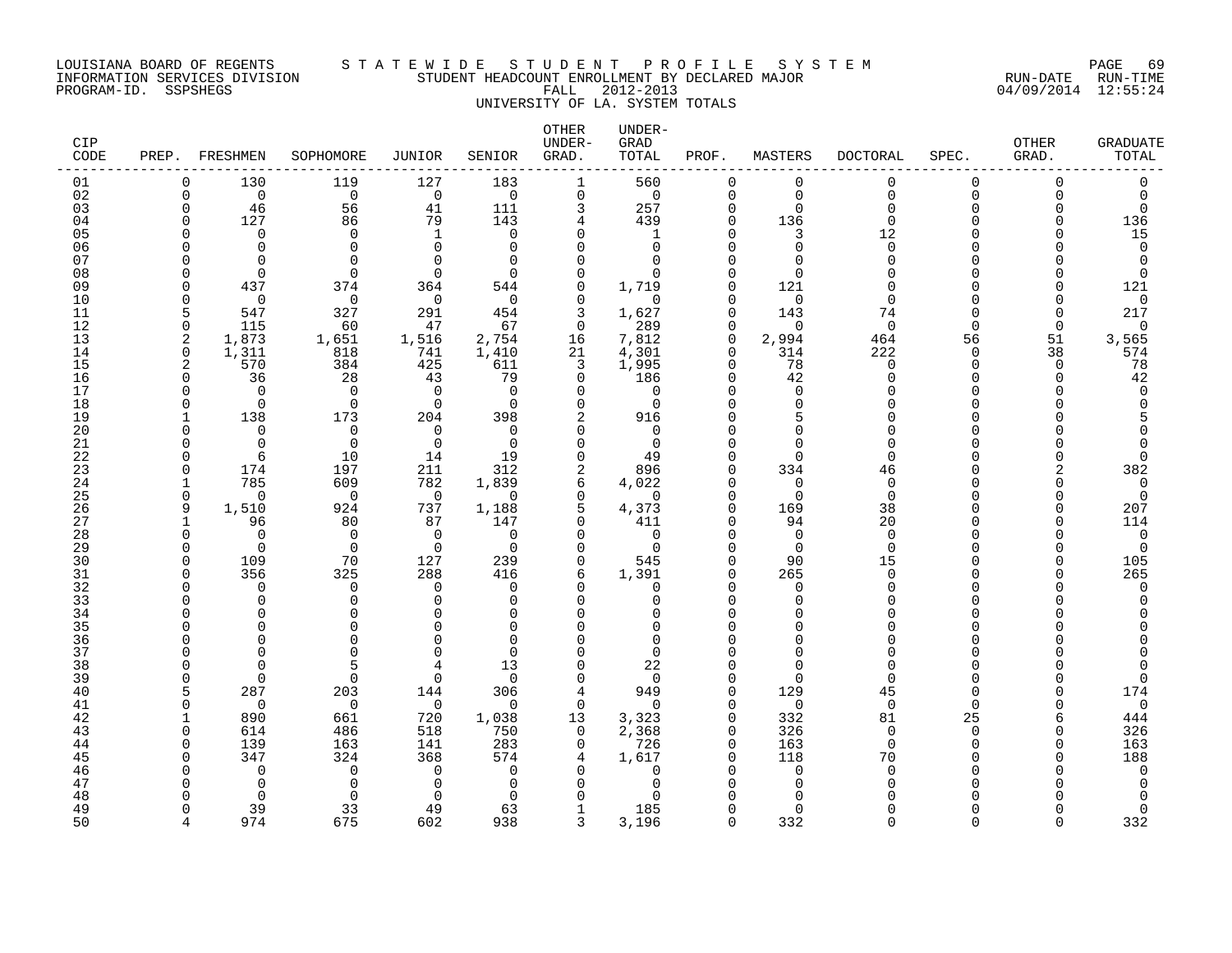LOUISIANA BOARD OF REGENTS — STATEWIDE STUDENT PROFILE SYSTEM
INFORMATION SERVICES DIVISION — STUDENT HEADCOUNT ENROLLMENT BY DECLARED MAJOR — RUN-DATE 04/09/2014 RUN-TIME 12:55:24
PROGRAM-ID. SSPSHEGS — FALL 2012-2013

UNIVERSITY OF LA. SYSTEM TOTALS

| CIP CODE | PREP. | FRESHMEN | SOPHOMORE | JUNIOR | SENIOR | OTHER UNDER-GRAD. | UNDER-GRAD TOTAL | PROF. | MASTERS | DOCTORAL | SPEC. | OTHER GRAD. | GRADUATE TOTAL |
|---|---|---|---|---|---|---|---|---|---|---|---|---|---|
| 01 | 0 | 130 | 119 | 127 | 183 | 1 | 560 | 0 | 0 | 0 | 0 | 0 | 0 |
| 02 | 0 | 0 | 0 | 0 | 0 | 0 | 0 | 0 | 0 | 0 | 0 | 0 | 0 |
| 03 | 0 | 46 | 56 | 41 | 111 | 3 | 257 | 0 | 0 | 0 | 0 | 0 | 0 |
| 04 | 0 | 127 | 86 | 79 | 143 | 4 | 439 | 0 | 136 | 0 | 0 | 0 | 136 |
| 05 | 0 | 0 | 0 | 1 | 0 | 0 | 1 | 0 | 3 | 12 | 0 | 0 | 15 |
| 06 | 0 | 0 | 0 | 0 | 0 | 0 | 0 | 0 | 0 | 0 | 0 | 0 | 0 |
| 07 | 0 | 0 | 0 | 0 | 0 | 0 | 0 | 0 | 0 | 0 | 0 | 0 | 0 |
| 08 | 0 | 0 | 0 | 0 | 0 | 0 | 0 | 0 | 0 | 0 | 0 | 0 | 0 |
| 09 | 0 | 437 | 374 | 364 | 544 | 0 | 1,719 | 0 | 121 | 0 | 0 | 0 | 121 |
| 10 | 0 | 0 | 0 | 0 | 0 | 0 | 0 | 0 | 0 | 0 | 0 | 0 | 0 |
| 11 | 5 | 547 | 327 | 291 | 454 | 3 | 1,627 | 0 | 143 | 74 | 0 | 0 | 217 |
| 12 | 0 | 115 | 60 | 47 | 67 | 0 | 289 | 0 | 0 | 0 | 0 | 0 | 0 |
| 13 | 2 | 1,873 | 1,651 | 1,516 | 2,754 | 16 | 7,812 | 0 | 2,994 | 464 | 56 | 51 | 3,565 |
| 14 | 0 | 1,311 | 818 | 741 | 1,410 | 21 | 4,301 | 0 | 314 | 222 | 0 | 38 | 574 |
| 15 | 2 | 570 | 384 | 425 | 611 | 3 | 1,995 | 0 | 78 | 0 | 0 | 0 | 78 |
| 16 | 0 | 36 | 28 | 43 | 79 | 0 | 186 | 0 | 42 | 0 | 0 | 0 | 42 |
| 17 | 0 | 0 | 0 | 0 | 0 | 0 | 0 | 0 | 0 | 0 | 0 | 0 | 0 |
| 18 | 0 | 0 | 0 | 0 | 0 | 0 | 0 | 0 | 0 | 0 | 0 | 0 | 0 |
| 19 | 1 | 138 | 173 | 204 | 398 | 2 | 916 | 0 | 5 | 0 | 0 | 0 | 5 |
| 20 | 0 | 0 | 0 | 0 | 0 | 0 | 0 | 0 | 0 | 0 | 0 | 0 | 0 |
| 21 | 0 | 0 | 0 | 0 | 0 | 0 | 0 | 0 | 0 | 0 | 0 | 0 | 0 |
| 22 | 0 | 6 | 10 | 14 | 19 | 0 | 49 | 0 | 0 | 0 | 0 | 0 | 0 |
| 23 | 0 | 174 | 197 | 211 | 312 | 2 | 896 | 0 | 334 | 46 | 0 | 2 | 382 |
| 24 | 1 | 785 | 609 | 782 | 1,839 | 6 | 4,022 | 0 | 0 | 0 | 0 | 0 | 0 |
| 25 | 0 | 0 | 0 | 0 | 0 | 0 | 0 | 0 | 0 | 0 | 0 | 0 | 0 |
| 26 | 9 | 1,510 | 924 | 737 | 1,188 | 5 | 4,373 | 0 | 169 | 38 | 0 | 0 | 207 |
| 27 | 1 | 96 | 80 | 87 | 147 | 0 | 411 | 0 | 94 | 20 | 0 | 0 | 114 |
| 28 | 0 | 0 | 0 | 0 | 0 | 0 | 0 | 0 | 0 | 0 | 0 | 0 | 0 |
| 29 | 0 | 0 | 0 | 0 | 0 | 0 | 0 | 0 | 0 | 0 | 0 | 0 | 0 |
| 30 | 0 | 109 | 70 | 127 | 239 | 0 | 545 | 0 | 90 | 15 | 0 | 0 | 105 |
| 31 | 0 | 356 | 325 | 288 | 416 | 6 | 1,391 | 0 | 265 | 0 | 0 | 0 | 265 |
| 32 | 0 | 0 | 0 | 0 | 0 | 0 | 0 | 0 | 0 | 0 | 0 | 0 | 0 |
| 33 | 0 | 0 | 0 | 0 | 0 | 0 | 0 | 0 | 0 | 0 | 0 | 0 | 0 |
| 34 | 0 | 0 | 0 | 0 | 0 | 0 | 0 | 0 | 0 | 0 | 0 | 0 | 0 |
| 35 | 0 | 0 | 0 | 0 | 0 | 0 | 0 | 0 | 0 | 0 | 0 | 0 | 0 |
| 36 | 0 | 0 | 0 | 0 | 0 | 0 | 0 | 0 | 0 | 0 | 0 | 0 | 0 |
| 37 | 0 | 0 | 0 | 0 | 0 | 0 | 0 | 0 | 0 | 0 | 0 | 0 | 0 |
| 38 | 0 | 0 | 5 | 4 | 13 | 0 | 22 | 0 | 0 | 0 | 0 | 0 | 0 |
| 39 | 0 | 0 | 0 | 0 | 0 | 0 | 0 | 0 | 0 | 0 | 0 | 0 | 0 |
| 40 | 5 | 287 | 203 | 144 | 306 | 4 | 949 | 0 | 129 | 45 | 0 | 0 | 174 |
| 41 | 0 | 0 | 0 | 0 | 0 | 0 | 0 | 0 | 0 | 0 | 0 | 0 | 0 |
| 42 | 1 | 890 | 661 | 720 | 1,038 | 13 | 3,323 | 0 | 332 | 81 | 25 | 6 | 444 |
| 43 | 0 | 614 | 486 | 518 | 750 | 0 | 2,368 | 0 | 326 | 0 | 0 | 0 | 326 |
| 44 | 0 | 139 | 163 | 141 | 283 | 0 | 726 | 0 | 163 | 0 | 0 | 0 | 163 |
| 45 | 0 | 347 | 324 | 368 | 574 | 4 | 1,617 | 0 | 118 | 70 | 0 | 0 | 188 |
| 46 | 0 | 0 | 0 | 0 | 0 | 0 | 0 | 0 | 0 | 0 | 0 | 0 | 0 |
| 47 | 0 | 0 | 0 | 0 | 0 | 0 | 0 | 0 | 0 | 0 | 0 | 0 | 0 |
| 48 | 0 | 0 | 0 | 0 | 0 | 0 | 0 | 0 | 0 | 0 | 0 | 0 | 0 |
| 49 | 0 | 39 | 33 | 49 | 63 | 1 | 185 | 0 | 0 | 0 | 0 | 0 | 0 |
| 50 | 4 | 974 | 675 | 602 | 938 | 3 | 3,196 | 0 | 332 | 0 | 0 | 0 | 332 |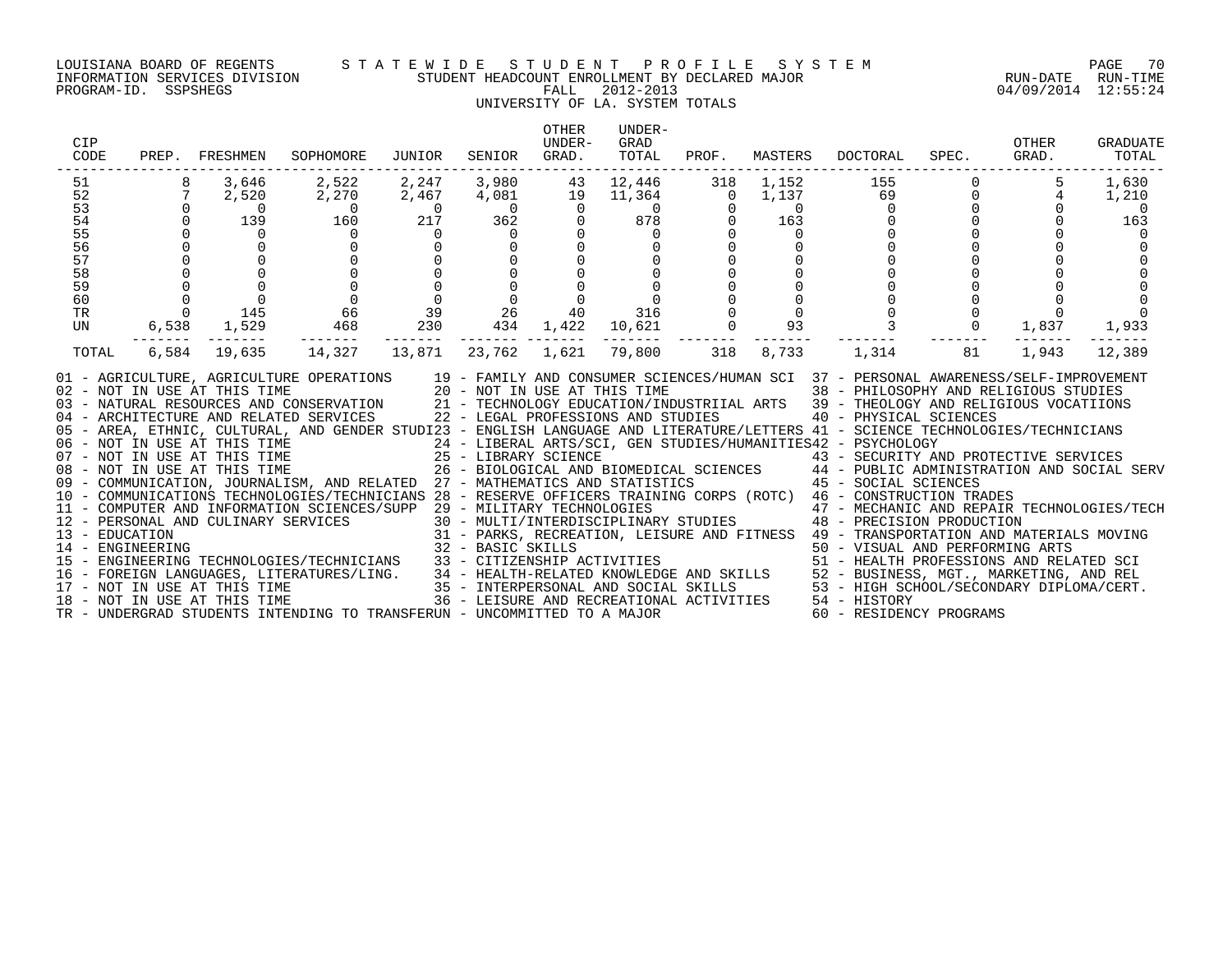LOUISIANA BOARD OF REGENTS — STATEWIDE STUDENT PROFILE SYSTEM
INFORMATION SERVICES DIVISION — STUDENT HEADCOUNT ENROLLMENT BY DECLARED MAJOR — RUN-DATE 04/09/2014 RUN-TIME 12:55:24
PROGRAM-ID. SSPSHEGS — FALL 2012-2013

UNIVERSITY OF LA. SYSTEM TOTALS

| CIP CODE | PREP. | FRESHMEN | SOPHOMORE | JUNIOR | SENIOR | OTHER UNDER-GRAD. | UNDER-GRAD TOTAL | PROF. | MASTERS | DOCTORAL | SPEC. | OTHER GRAD. | GRADUATE TOTAL |
|---|---|---|---|---|---|---|---|---|---|---|---|---|---|
| 51 | 8 | 3,646 | 2,522 | 2,247 | 3,980 | 43 | 12,446 | 318 | 1,152 | 155 | 0 | 5 | 1,630 |
| 52 | 7 | 2,520 | 2,270 | 2,467 | 4,081 | 19 | 11,364 | 0 | 1,137 | 69 | 0 | 4 | 1,210 |
| 53 | 0 | 0 | 0 | 0 | 0 | 0 | 0 | 0 | 0 | 0 | 0 | 0 | 0 |
| 54 | 0 | 139 | 160 | 217 | 362 | 0 | 878 | 0 | 163 | 0 | 0 | 0 | 163 |
| 55 | 0 | 0 | 0 | 0 | 0 | 0 | 0 | 0 | 0 | 0 | 0 | 0 | 0 |
| 56 | 0 | 0 | 0 | 0 | 0 | 0 | 0 | 0 | 0 | 0 | 0 | 0 | 0 |
| 57 | 0 | 0 | 0 | 0 | 0 | 0 | 0 | 0 | 0 | 0 | 0 | 0 | 0 |
| 58 | 0 | 0 | 0 | 0 | 0 | 0 | 0 | 0 | 0 | 0 | 0 | 0 | 0 |
| 59 | 0 | 0 | 0 | 0 | 0 | 0 | 0 | 0 | 0 | 0 | 0 | 0 | 0 |
| 60 | 0 | 0 | 0 | 0 | 0 | 0 | 0 | 0 | 0 | 0 | 0 | 0 | 0 |
| TR | 0 | 145 | 66 | 39 | 26 | 40 | 316 | 0 | 0 | 0 | 0 | 0 | 0 |
| UN | 6,538 | 1,529 | 468 | 230 | 434 | 1,422 | 10,621 | 0 | 93 | 3 | 0 | 1,837 | 1,933 |
| TOTAL | 6,584 | 19,635 | 14,327 | 13,871 | 23,762 | 1,621 | 79,800 | 318 | 8,733 | 1,314 | 81 | 1,943 | 12,389 |

01 - AGRICULTURE, AGRICULTURE OPERATIONS
02 - NOT IN USE AT THIS TIME
03 - NATURAL RESOURCES AND CONSERVATION
04 - ARCHITECTURE AND RELATED SERVICES
05 - AREA, ETHNIC, CULTURAL, AND GENDER STUDI
06 - NOT IN USE AT THIS TIME
07 - NOT IN USE AT THIS TIME
08 - NOT IN USE AT THIS TIME
09 - COMMUNICATION, JOURNALISM, AND RELATED
10 - COMMUNICATIONS TECHNOLOGIES/TECHNICIANS
11 - COMPUTER AND INFORMATION SCIENCES/SUPP
12 - PERSONAL AND CULINARY SERVICES
13 - EDUCATION
14 - ENGINEERING
15 - ENGINEERING TECHNOLOGIES/TECHNICIANS
16 - FOREIGN LANGUAGES, LITERATURES/LING.
17 - NOT IN USE AT THIS TIME
18 - NOT IN USE AT THIS TIME
19 - FAMILY AND CONSUMER SCIENCES/HUMAN SCI
20 - NOT IN USE AT THIS TIME
21 - TECHNOLOGY EDUCATION/INDUSTRIIAL ARTS
22 - LEGAL PROFESSIONS AND STUDIES
23 - ENGLISH LANGUAGE AND LITERATURE/LETTERS
24 - LIBERAL ARTS/SCI, GEN STUDIES/HUMANITIES
25 - LIBRARY SCIENCE
26 - BIOLOGICAL AND BIOMEDICAL SCIENCES
27 - MATHEMATICS AND STATISTICS
28 - RESERVE OFFICERS TRAINING CORPS (ROTC)
29 - MILITARY TECHNOLOGIES
30 - MULTI/INTERDISCIPLINARY STUDIES
31 - PARKS, RECREATION, LEISURE AND FITNESS
32 - BASIC SKILLS
33 - CITIZENSHIP ACTIVITIES
34 - HEALTH-RELATED KNOWLEDGE AND SKILLS
35 - INTERPERSONAL AND SOCIAL SKILLS
36 - LEISURE AND RECREATIONAL ACTIVITIES
37 - PERSONAL AWARENESS/SELF-IMPROVEMENT
38 - PHILOSOPHY AND RELIGIOUS STUDIES
39 - THEOLOGY AND RELIGIOUS VOCATIIONS
40 - PHYSICAL SCIENCES
41 - SCIENCE TECHNOLOGIES/TECHNICIANS
42 - PSYCHOLOGY
43 - SECURITY AND PROTECTIVE SERVICES
44 - PUBLIC ADMINISTRATION AND SOCIAL SERV
45 - SOCIAL SCIENCES
46 - CONSTRUCTION TRADES
47 - MECHANIC AND REPAIR TECHNOLOGIES/TECH
48 - PRECISION PRODUCTION
49 - TRANSPORTATION AND MATERIALS MOVING
50 - VISUAL AND PERFORMING ARTS
51 - HEALTH PROFESSIONS AND RELATED SCI
52 - BUSINESS, MGT., MARKETING, AND REL
53 - HIGH SCHOOL/SECONDARY DIPLOMA/CERT.
54 - HISTORY
60 - RESIDENCY PROGRAMS
TR - UNDERGRAD STUDENTS INTENDING TO TRANSFER
UN - UNCOMMITTED TO A MAJOR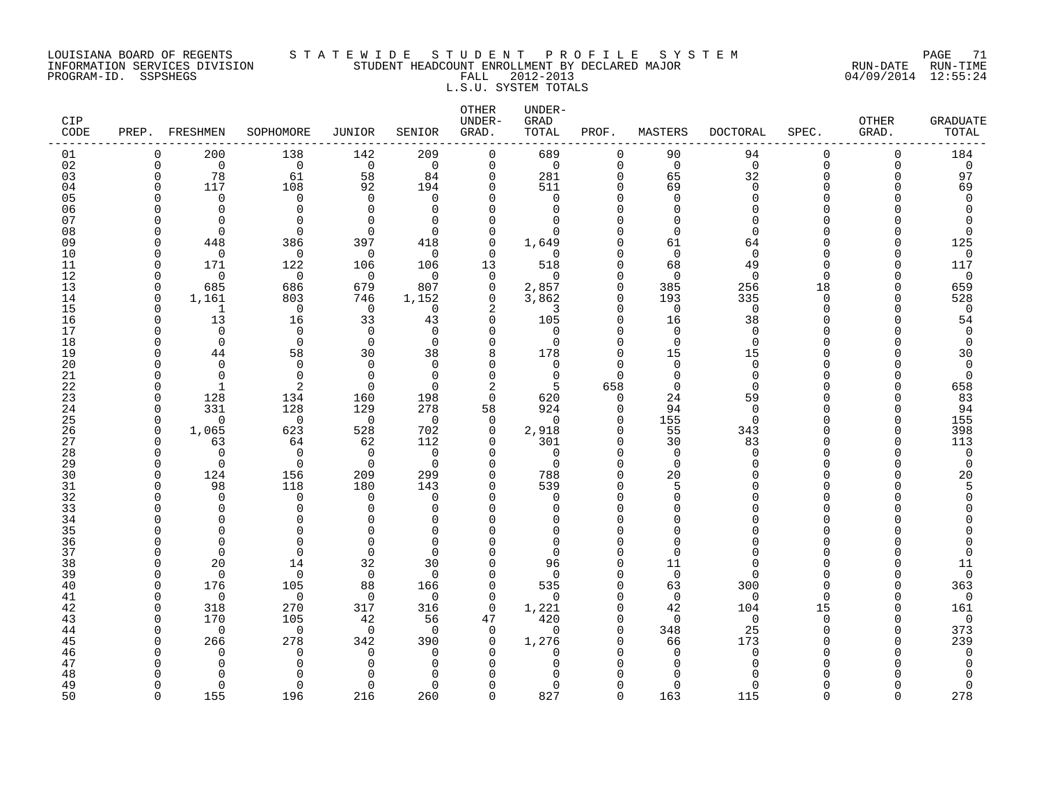LOUISIANA BOARD OF REGENTS
INFORMATION SERVICES DIVISION
PROGRAM-ID. SSPSHEGS

STATEWIDE STUDENT PROFILE SYSTEM
STUDENT HEADCOUNT ENROLLMENT BY DECLARED MAJOR
FALL 2012-2013
L.S.U. SYSTEM TOTALS

RUN-DATE 04/09/2014 RUN-TIME 12:55:24

| CIP CODE | PREP. | FRESHMEN | SOPHOMORE | JUNIOR | SENIOR | OTHER UNDER-GRAD. | UNDER-GRAD TOTAL | PROF. | MASTERS | DOCTORAL | SPEC. | OTHER GRAD. | GRADUATE TOTAL |
|---|---|---|---|---|---|---|---|---|---|---|---|---|---|
| 01 | 0 | 200 | 138 | 142 | 209 | 0 | 689 | 0 | 90 | 94 | 0 | 0 | 184 |
| 02 | 0 | 0 | 0 | 0 | 0 | 0 | 0 | 0 | 0 | 0 | 0 | 0 | 0 |
| 03 | 0 | 78 | 61 | 58 | 84 | 0 | 281 | 0 | 65 | 32 | 0 | 0 | 97 |
| 04 | 0 | 117 | 108 | 92 | 194 | 0 | 511 | 0 | 69 | 0 | 0 | 0 | 69 |
| 05 | 0 | 0 | 0 | 0 | 0 | 0 | 0 | 0 | 0 | 0 | 0 | 0 | 0 |
| 06 | 0 | 0 | 0 | 0 | 0 | 0 | 0 | 0 | 0 | 0 | 0 | 0 | 0 |
| 07 | 0 | 0 | 0 | 0 | 0 | 0 | 0 | 0 | 0 | 0 | 0 | 0 | 0 |
| 08 | 0 | 0 | 0 | 0 | 0 | 0 | 0 | 0 | 0 | 0 | 0 | 0 | 0 |
| 09 | 0 | 448 | 386 | 397 | 418 | 0 | 1,649 | 0 | 61 | 64 | 0 | 0 | 125 |
| 10 | 0 | 0 | 0 | 0 | 0 | 0 | 0 | 0 | 0 | 0 | 0 | 0 | 0 |
| 11 | 0 | 171 | 122 | 106 | 106 | 13 | 518 | 0 | 68 | 49 | 0 | 0 | 117 |
| 12 | 0 | 0 | 0 | 0 | 0 | 0 | 0 | 0 | 0 | 0 | 0 | 0 | 0 |
| 13 | 0 | 685 | 686 | 679 | 807 | 0 | 2,857 | 0 | 385 | 256 | 18 | 0 | 659 |
| 14 | 0 | 1,161 | 803 | 746 | 1,152 | 0 | 3,862 | 0 | 193 | 335 | 0 | 0 | 528 |
| 15 | 0 | 1 | 0 | 0 | 0 | 2 | 3 | 0 | 0 | 0 | 0 | 0 | 0 |
| 16 | 0 | 13 | 16 | 33 | 43 | 0 | 105 | 0 | 16 | 38 | 0 | 0 | 54 |
| 17 | 0 | 0 | 0 | 0 | 0 | 0 | 0 | 0 | 0 | 0 | 0 | 0 | 0 |
| 18 | 0 | 0 | 0 | 0 | 0 | 0 | 0 | 0 | 0 | 0 | 0 | 0 | 0 |
| 19 | 0 | 44 | 58 | 30 | 38 | 8 | 178 | 0 | 15 | 15 | 0 | 0 | 30 |
| 20 | 0 | 0 | 0 | 0 | 0 | 0 | 0 | 0 | 0 | 0 | 0 | 0 | 0 |
| 21 | 0 | 0 | 0 | 0 | 0 | 0 | 0 | 0 | 0 | 0 | 0 | 0 | 0 |
| 22 | 0 | 1 | 2 | 0 | 0 | 2 | 5 | 658 | 0 | 0 | 0 | 0 | 658 |
| 23 | 0 | 128 | 134 | 160 | 198 | 0 | 620 | 0 | 24 | 59 | 0 | 0 | 83 |
| 24 | 0 | 331 | 128 | 129 | 278 | 58 | 924 | 0 | 94 | 0 | 0 | 0 | 94 |
| 25 | 0 | 0 | 0 | 0 | 0 | 0 | 0 | 0 | 155 | 0 | 0 | 0 | 155 |
| 26 | 0 | 1,065 | 623 | 528 | 702 | 0 | 2,918 | 0 | 55 | 343 | 0 | 0 | 398 |
| 27 | 0 | 63 | 64 | 62 | 112 | 0 | 301 | 0 | 30 | 83 | 0 | 0 | 113 |
| 28 | 0 | 0 | 0 | 0 | 0 | 0 | 0 | 0 | 0 | 0 | 0 | 0 | 0 |
| 29 | 0 | 0 | 0 | 0 | 0 | 0 | 0 | 0 | 0 | 0 | 0 | 0 | 0 |
| 30 | 0 | 124 | 156 | 209 | 299 | 0 | 788 | 0 | 20 | 0 | 0 | 0 | 20 |
| 31 | 0 | 98 | 118 | 180 | 143 | 0 | 539 | 0 | 5 | 0 | 0 | 0 | 5 |
| 32 | 0 | 0 | 0 | 0 | 0 | 0 | 0 | 0 | 0 | 0 | 0 | 0 | 0 |
| 33 | 0 | 0 | 0 | 0 | 0 | 0 | 0 | 0 | 0 | 0 | 0 | 0 | 0 |
| 34 | 0 | 0 | 0 | 0 | 0 | 0 | 0 | 0 | 0 | 0 | 0 | 0 | 0 |
| 35 | 0 | 0 | 0 | 0 | 0 | 0 | 0 | 0 | 0 | 0 | 0 | 0 | 0 |
| 36 | 0 | 0 | 0 | 0 | 0 | 0 | 0 | 0 | 0 | 0 | 0 | 0 | 0 |
| 37 | 0 | 0 | 0 | 0 | 0 | 0 | 0 | 0 | 0 | 0 | 0 | 0 | 0 |
| 38 | 0 | 20 | 14 | 32 | 30 | 0 | 96 | 0 | 11 | 0 | 0 | 0 | 11 |
| 39 | 0 | 0 | 0 | 0 | 0 | 0 | 0 | 0 | 0 | 0 | 0 | 0 | 0 |
| 40 | 0 | 176 | 105 | 88 | 166 | 0 | 535 | 0 | 63 | 300 | 0 | 0 | 363 |
| 41 | 0 | 0 | 0 | 0 | 0 | 0 | 0 | 0 | 0 | 0 | 0 | 0 | 0 |
| 42 | 0 | 318 | 270 | 317 | 316 | 0 | 1,221 | 0 | 42 | 104 | 15 | 0 | 161 |
| 43 | 0 | 170 | 105 | 42 | 56 | 47 | 420 | 0 | 0 | 0 | 0 | 0 | 0 |
| 44 | 0 | 0 | 0 | 0 | 0 | 0 | 0 | 0 | 348 | 25 | 0 | 0 | 373 |
| 45 | 0 | 266 | 278 | 342 | 390 | 0 | 1,276 | 0 | 66 | 173 | 0 | 0 | 239 |
| 46 | 0 | 0 | 0 | 0 | 0 | 0 | 0 | 0 | 0 | 0 | 0 | 0 | 0 |
| 47 | 0 | 0 | 0 | 0 | 0 | 0 | 0 | 0 | 0 | 0 | 0 | 0 | 0 |
| 48 | 0 | 0 | 0 | 0 | 0 | 0 | 0 | 0 | 0 | 0 | 0 | 0 | 0 |
| 49 | 0 | 0 | 0 | 0 | 0 | 0 | 0 | 0 | 0 | 0 | 0 | 0 | 0 |
| 50 | 0 | 155 | 196 | 216 | 260 | 0 | 827 | 0 | 163 | 115 | 0 | 0 | 278 |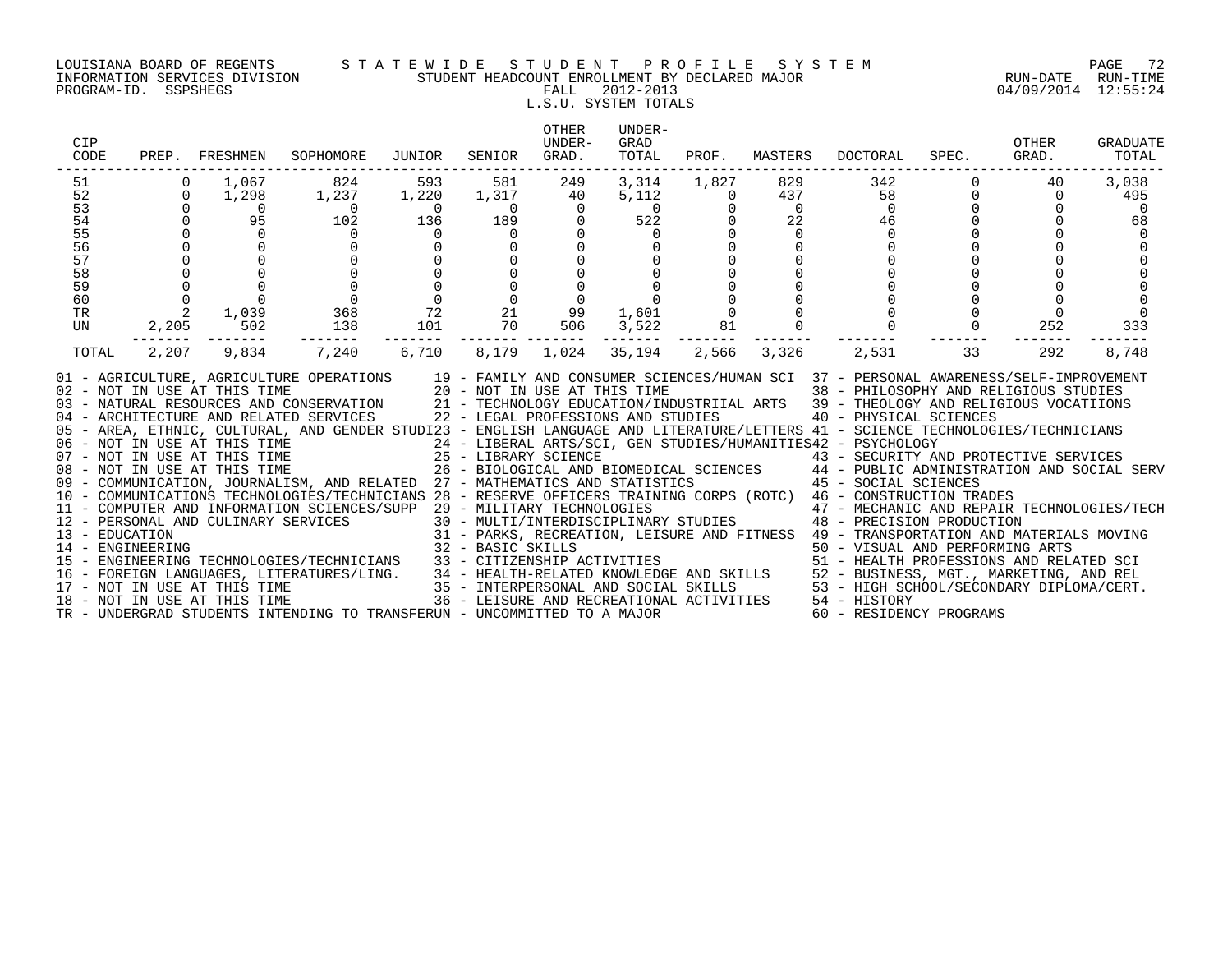LOUISIANA BOARD OF REGENTS — STATEWIDE STUDENT PROFILE SYSTEM
INFORMATION SERVICES DIVISION — STUDENT HEADCOUNT ENROLLMENT BY DECLARED MAJOR — RUN-DATE 04/09/2014 RUN-TIME 12:55:24
PROGRAM-ID. SSPSHEGS — FALL 2012-2013

L.S.U. SYSTEM TOTALS

| CIP CODE | PREP. | FRESHMEN | SOPHOMORE | JUNIOR | SENIOR | OTHER UNDER-GRAD. | UNDER-GRAD TOTAL | PROF. | MASTERS | DOCTORAL | SPEC. | OTHER GRAD. | GRADUATE TOTAL |
|---|---|---|---|---|---|---|---|---|---|---|---|---|---|
| 51 | 0 | 1,067 | 824 | 593 | 581 | 249 | 3,314 | 1,827 | 829 | 342 | 0 | 40 | 3,038 |
| 52 | 0 | 1,298 | 1,237 | 1,220 | 1,317 | 40 | 5,112 | 0 | 437 | 58 | 0 | 0 | 495 |
| 53 | 0 | 0 | 0 | 0 | 0 | 0 | 0 | 0 | 0 | 0 | 0 | 0 | 0 |
| 54 | 0 | 95 | 102 | 136 | 189 | 0 | 522 | 0 | 22 | 46 | 0 | 0 | 68 |
| 55 | 0 | 0 | 0 | 0 | 0 | 0 | 0 | 0 | 0 | 0 | 0 | 0 | 0 |
| 56 | 0 | 0 | 0 | 0 | 0 | 0 | 0 | 0 | 0 | 0 | 0 | 0 | 0 |
| 57 | 0 | 0 | 0 | 0 | 0 | 0 | 0 | 0 | 0 | 0 | 0 | 0 | 0 |
| 58 | 0 | 0 | 0 | 0 | 0 | 0 | 0 | 0 | 0 | 0 | 0 | 0 | 0 |
| 59 | 0 | 0 | 0 | 0 | 0 | 0 | 0 | 0 | 0 | 0 | 0 | 0 | 0 |
| 60 | 0 | 0 | 0 | 0 | 0 | 0 | 0 | 0 | 0 | 0 | 0 | 0 | 0 |
| TR | 2 | 1,039 | 368 | 72 | 21 | 99 | 1,601 | 0 | 0 | 0 | 0 | 0 | 0 |
| UN | 2,205 | 502 | 138 | 101 | 70 | 506 | 3,522 | 81 | 0 | 0 | 0 | 252 | 333 |
| TOTAL | 2,207 | 9,834 | 7,240 | 6,710 | 8,179 | 1,024 | 35,194 | 2,566 | 3,326 | 2,531 | 33 | 292 | 8,748 |

01 - AGRICULTURE, AGRICULTURE OPERATIONS
02 - NOT IN USE AT THIS TIME
03 - NATURAL RESOURCES AND CONSERVATION
04 - ARCHITECTURE AND RELATED SERVICES
05 - AREA, ETHNIC, CULTURAL, AND GENDER STUDI
06 - NOT IN USE AT THIS TIME
07 - NOT IN USE AT THIS TIME
08 - NOT IN USE AT THIS TIME
09 - COMMUNICATION, JOURNALISM, AND RELATED
10 - COMMUNICATIONS TECHNOLOGIES/TECHNICIANS
11 - COMPUTER AND INFORMATION SCIENCES/SUPP
12 - PERSONAL AND CULINARY SERVICES
13 - EDUCATION
14 - ENGINEERING
15 - ENGINEERING TECHNOLOGIES/TECHNICIANS
16 - FOREIGN LANGUAGES, LITERATURES/LING.
17 - NOT IN USE AT THIS TIME
18 - NOT IN USE AT THIS TIME
19 - FAMILY AND CONSUMER SCIENCES/HUMAN SCI
20 - NOT IN USE AT THIS TIME
21 - TECHNOLOGY EDUCATION/INDUSTRIIAL ARTS
22 - LEGAL PROFESSIONS AND STUDIES
23 - ENGLISH LANGUAGE AND LITERATURE/LETTERS
24 - LIBERAL ARTS/SCI, GEN STUDIES/HUMANITIES
25 - LIBRARY SCIENCE
26 - BIOLOGICAL AND BIOMEDICAL SCIENCES
27 - MATHEMATICS AND STATISTICS
28 - RESERVE OFFICERS TRAINING CORPS (ROTC)
29 - MILITARY TECHNOLOGIES
30 - MULTI/INTERDISCIPLINARY STUDIES
31 - PARKS, RECREATION, LEISURE AND FITNESS
32 - BASIC SKILLS
33 - CITIZENSHIP ACTIVITIES
34 - HEALTH-RELATED KNOWLEDGE AND SKILLS
35 - INTERPERSONAL AND SOCIAL SKILLS
36 - LEISURE AND RECREATIONAL ACTIVITIES
37 - PERSONAL AWARENESS/SELF-IMPROVEMENT
38 - PHILOSOPHY AND RELIGIOUS STUDIES
39 - THEOLOGY AND RELIGIOUS VOCATIIONS
40 - PHYSICAL SCIENCES
41 - SCIENCE TECHNOLOGIES/TECHNICIANS
42 - PSYCHOLOGY
43 - SECURITY AND PROTECTIVE SERVICES
44 - PUBLIC ADMINISTRATION AND SOCIAL SERV
45 - SOCIAL SCIENCES
46 - CONSTRUCTION TRADES
47 - MECHANIC AND REPAIR TECHNOLOGIES/TECH
48 - PRECISION PRODUCTION
49 - TRANSPORTATION AND MATERIALS MOVING
50 - VISUAL AND PERFORMING ARTS
51 - HEALTH PROFESSIONS AND RELATED SCI
52 - BUSINESS, MGT., MARKETING, AND REL
53 - HIGH SCHOOL/SECONDARY DIPLOMA/CERT.
54 - HISTORY
60 - RESIDENCY PROGRAMS
TR - UNDERGRAD STUDENTS INTENDING TO TRANSFER
UN - UNCOMMITTED TO A MAJOR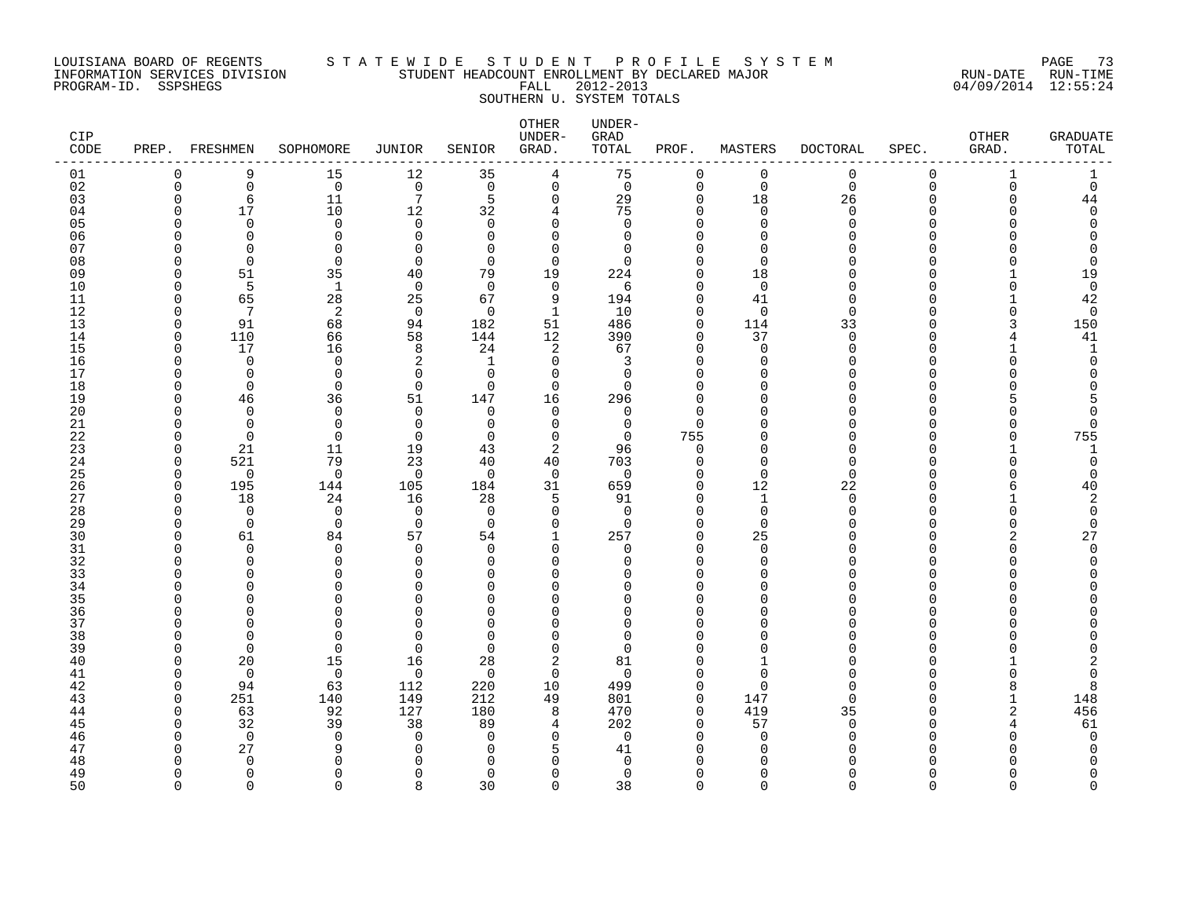LOUISIANA BOARD OF REGENTS
INFORMATION SERVICES DIVISION
PROGRAM-ID. SSPSHEGS

# S T A T E W I D E   S T U D E N T   P R O F I L E   S Y S T E M

STUDENT HEADCOUNT ENROLLMENT BY DECLARED MAJOR
FALL 2012-2013
SOUTHERN U. SYSTEM TOTALS

RUN-DATE 04/09/2014 RUN-TIME 12:55:24

| CIP CODE | PREP. | FRESHMEN | SOPHOMORE | JUNIOR | SENIOR | OTHER UNDER-GRAD. | UNDER-GRAD TOTAL | PROF. | MASTERS | DOCTORAL | SPEC. | OTHER GRAD. | GRADUATE TOTAL |
|---|---|---|---|---|---|---|---|---|---|---|---|---|---|
| 01 | 0 | 9 | 15 | 12 | 35 | 4 | 75 | 0 | 0 | 0 | 0 | 1 | 1 |
| 02 | 0 | 0 | 0 | 0 | 0 | 0 | 0 | 0 | 0 | 0 | 0 | 0 | 0 |
| 03 | 0 | 6 | 11 | 7 | 5 | 0 | 29 | 0 | 18 | 26 | 0 | 0 | 44 |
| 04 | 0 | 17 | 10 | 12 | 32 | 4 | 75 | 0 | 0 | 0 | 0 | 0 | 0 |
| 05 | 0 | 0 | 0 | 0 | 0 | 0 | 0 | 0 | 0 | 0 | 0 | 0 | 0 |
| 06 | 0 | 0 | 0 | 0 | 0 | 0 | 0 | 0 | 0 | 0 | 0 | 0 | 0 |
| 07 | 0 | 0 | 0 | 0 | 0 | 0 | 0 | 0 | 0 | 0 | 0 | 0 | 0 |
| 08 | 0 | 0 | 0 | 0 | 0 | 0 | 0 | 0 | 0 | 0 | 0 | 0 | 0 |
| 09 | 0 | 51 | 35 | 40 | 79 | 19 | 224 | 0 | 18 | 0 | 0 | 1 | 19 |
| 10 | 0 | 5 | 1 | 0 | 0 | 0 | 6 | 0 | 0 | 0 | 0 | 0 | 0 |
| 11 | 0 | 65 | 28 | 25 | 67 | 9 | 194 | 0 | 41 | 0 | 0 | 1 | 42 |
| 12 | 0 | 7 | 2 | 0 | 0 | 1 | 10 | 0 | 0 | 0 | 0 | 0 | 0 |
| 13 | 0 | 91 | 68 | 94 | 182 | 51 | 486 | 0 | 114 | 33 | 0 | 3 | 150 |
| 14 | 0 | 110 | 66 | 58 | 144 | 12 | 390 | 0 | 37 | 0 | 0 | 4 | 41 |
| 15 | 0 | 17 | 16 | 8 | 24 | 2 | 67 | 0 | 0 | 0 | 0 | 1 | 1 |
| 16 | 0 | 0 | 0 | 2 | 1 | 0 | 3 | 0 | 0 | 0 | 0 | 0 | 0 |
| 17 | 0 | 0 | 0 | 0 | 0 | 0 | 0 | 0 | 0 | 0 | 0 | 0 | 0 |
| 18 | 0 | 0 | 0 | 0 | 0 | 0 | 0 | 0 | 0 | 0 | 0 | 0 | 0 |
| 19 | 0 | 46 | 36 | 51 | 147 | 16 | 296 | 0 | 0 | 0 | 0 | 5 | 5 |
| 20 | 0 | 0 | 0 | 0 | 0 | 0 | 0 | 0 | 0 | 0 | 0 | 0 | 0 |
| 21 | 0 | 0 | 0 | 0 | 0 | 0 | 0 | 0 | 0 | 0 | 0 | 0 | 0 |
| 22 | 0 | 0 | 0 | 0 | 0 | 0 | 0 | 755 | 0 | 0 | 0 | 0 | 755 |
| 23 | 0 | 21 | 11 | 19 | 43 | 2 | 96 | 0 | 0 | 0 | 0 | 1 | 1 |
| 24 | 0 | 521 | 79 | 23 | 40 | 40 | 703 | 0 | 0 | 0 | 0 | 0 | 0 |
| 25 | 0 | 0 | 0 | 0 | 0 | 0 | 0 | 0 | 0 | 0 | 0 | 0 | 0 |
| 26 | 0 | 195 | 144 | 105 | 184 | 31 | 659 | 0 | 12 | 22 | 0 | 6 | 40 |
| 27 | 0 | 18 | 24 | 16 | 28 | 5 | 91 | 0 | 1 | 0 | 0 | 1 | 2 |
| 28 | 0 | 0 | 0 | 0 | 0 | 0 | 0 | 0 | 0 | 0 | 0 | 0 | 0 |
| 29 | 0 | 0 | 0 | 0 | 0 | 0 | 0 | 0 | 0 | 0 | 0 | 0 | 0 |
| 30 | 0 | 61 | 84 | 57 | 54 | 1 | 257 | 0 | 25 | 0 | 0 | 2 | 27 |
| 31 | 0 | 0 | 0 | 0 | 0 | 0 | 0 | 0 | 0 | 0 | 0 | 0 | 0 |
| 32 | 0 | 0 | 0 | 0 | 0 | 0 | 0 | 0 | 0 | 0 | 0 | 0 | 0 |
| 33 | 0 | 0 | 0 | 0 | 0 | 0 | 0 | 0 | 0 | 0 | 0 | 0 | 0 |
| 34 | 0 | 0 | 0 | 0 | 0 | 0 | 0 | 0 | 0 | 0 | 0 | 0 | 0 |
| 35 | 0 | 0 | 0 | 0 | 0 | 0 | 0 | 0 | 0 | 0 | 0 | 0 | 0 |
| 36 | 0 | 0 | 0 | 0 | 0 | 0 | 0 | 0 | 0 | 0 | 0 | 0 | 0 |
| 37 | 0 | 0 | 0 | 0 | 0 | 0 | 0 | 0 | 0 | 0 | 0 | 0 | 0 |
| 38 | 0 | 0 | 0 | 0 | 0 | 0 | 0 | 0 | 0 | 0 | 0 | 0 | 0 |
| 39 | 0 | 0 | 0 | 0 | 0 | 0 | 0 | 0 | 0 | 0 | 0 | 0 | 0 |
| 40 | 0 | 20 | 15 | 16 | 28 | 2 | 81 | 0 | 1 | 0 | 0 | 1 | 2 |
| 41 | 0 | 0 | 0 | 0 | 0 | 0 | 0 | 0 | 0 | 0 | 0 | 0 | 0 |
| 42 | 0 | 94 | 63 | 112 | 220 | 10 | 499 | 0 | 0 | 0 | 0 | 8 | 8 |
| 43 | 0 | 251 | 140 | 149 | 212 | 49 | 801 | 0 | 147 | 0 | 0 | 1 | 148 |
| 44 | 0 | 63 | 92 | 127 | 180 | 8 | 470 | 0 | 419 | 35 | 0 | 2 | 456 |
| 45 | 0 | 32 | 39 | 38 | 89 | 4 | 202 | 0 | 57 | 0 | 0 | 4 | 61 |
| 46 | 0 | 0 | 0 | 0 | 0 | 0 | 0 | 0 | 0 | 0 | 0 | 0 | 0 |
| 47 | 0 | 27 | 9 | 0 | 0 | 5 | 41 | 0 | 0 | 0 | 0 | 0 | 0 |
| 48 | 0 | 0 | 0 | 0 | 0 | 0 | 0 | 0 | 0 | 0 | 0 | 0 | 0 |
| 49 | 0 | 0 | 0 | 0 | 0 | 0 | 0 | 0 | 0 | 0 | 0 | 0 | 0 |
| 50 | 0 | 0 | 0 | 8 | 30 | 0 | 38 | 0 | 0 | 0 | 0 | 0 | 0 |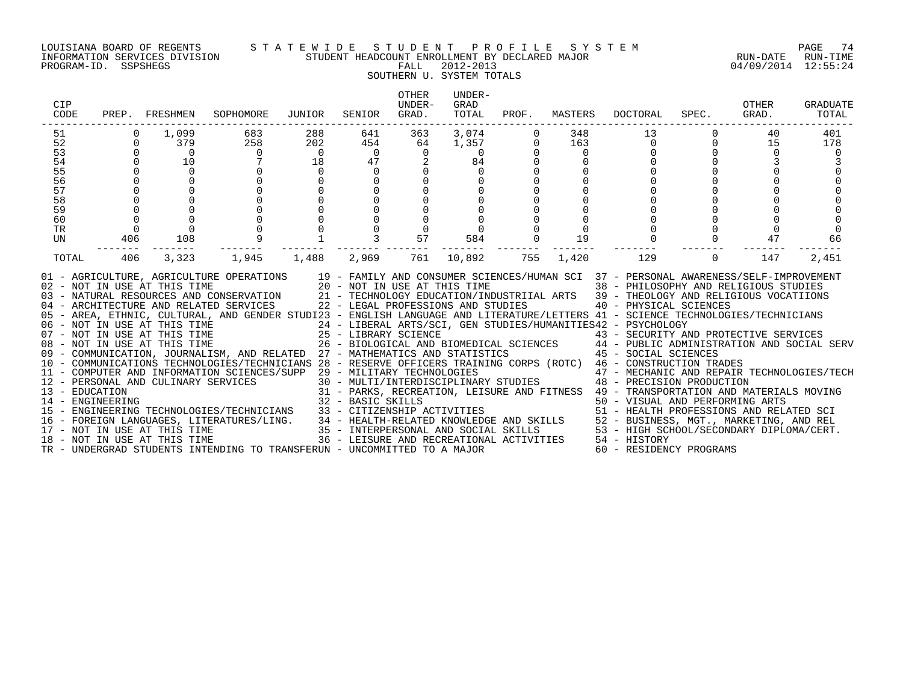LOUISIANA BOARD OF REGENTS — STATEWIDE STUDENT PROFILE SYSTEM
INFORMATION SERVICES DIVISION — STUDENT HEADCOUNT ENROLLMENT BY DECLARED MAJOR — RUN-DATE 04/09/2014 RUN-TIME 12:55:24
PROGRAM-ID. SSPSHEGS — FALL 2012-2013

SOUTHERN U. SYSTEM TOTALS

| CIP CODE | PREP. | FRESHMEN | SOPHOMORE | JUNIOR | SENIOR | OTHER UNDER-GRAD. | UNDER-GRAD TOTAL | PROF. | MASTERS | DOCTORAL | SPEC. | OTHER GRAD. | GRADUATE TOTAL |
|---|---|---|---|---|---|---|---|---|---|---|---|---|---|
| 51 | 0 | 1,099 | 683 | 288 | 641 | 363 | 3,074 | 0 | 348 | 13 | 0 | 40 | 401 |
| 52 | 0 | 379 | 258 | 202 | 454 | 64 | 1,357 | 0 | 163 | 0 | 0 | 15 | 178 |
| 53 | 0 | 0 | 0 | 0 | 0 | 0 | 0 | 0 | 0 | 0 | 0 | 0 | 0 |
| 54 | 0 | 10 | 7 | 18 | 47 | 2 | 84 | 0 | 0 | 0 | 0 | 3 | 3 |
| 55 | 0 | 0 | 0 | 0 | 0 | 0 | 0 | 0 | 0 | 0 | 0 | 0 | 0 |
| 56 | 0 | 0 | 0 | 0 | 0 | 0 | 0 | 0 | 0 | 0 | 0 | 0 | 0 |
| 57 | 0 | 0 | 0 | 0 | 0 | 0 | 0 | 0 | 0 | 0 | 0 | 0 | 0 |
| 58 | 0 | 0 | 0 | 0 | 0 | 0 | 0 | 0 | 0 | 0 | 0 | 0 | 0 |
| 59 | 0 | 0 | 0 | 0 | 0 | 0 | 0 | 0 | 0 | 0 | 0 | 0 | 0 |
| 60 | 0 | 0 | 0 | 0 | 0 | 0 | 0 | 0 | 0 | 0 | 0 | 0 | 0 |
| TR | 0 | 0 | 0 | 0 | 0 | 0 | 0 | 0 | 0 | 0 | 0 | 0 | 0 |
| UN | 406 | 108 | 9 | 1 | 3 | 57 | 584 | 0 | 19 | 0 | 0 | 47 | 66 |
| TOTAL | 406 | 3,323 | 1,945 | 1,488 | 2,969 | 761 | 10,892 | 755 | 1,420 | 129 | 0 | 147 | 2,451 |

01 - AGRICULTURE, AGRICULTURE OPERATIONS
02 - NOT IN USE AT THIS TIME
03 - NATURAL RESOURCES AND CONSERVATION
04 - ARCHITECTURE AND RELATED SERVICES
05 - AREA, ETHNIC, CULTURAL, AND GENDER STUDI
06 - NOT IN USE AT THIS TIME
07 - NOT IN USE AT THIS TIME
08 - NOT IN USE AT THIS TIME
09 - COMMUNICATION, JOURNALISM, AND RELATED
10 - COMMUNICATIONS TECHNOLOGIES/TECHNICIANS
11 - COMPUTER AND INFORMATION SCIENCES/SUPP
12 - PERSONAL AND CULINARY SERVICES
13 - EDUCATION
14 - ENGINEERING
15 - ENGINEERING TECHNOLOGIES/TECHNICIANS
16 - FOREIGN LANGUAGES, LITERATURES/LING.
17 - NOT IN USE AT THIS TIME
18 - NOT IN USE AT THIS TIME
19 - FAMILY AND CONSUMER SCIENCES/HUMAN SCI
20 - NOT IN USE AT THIS TIME
21 - TECHNOLOGY EDUCATION/INDUSTRIIAL ARTS
22 - LEGAL PROFESSIONS AND STUDIES
23 - ENGLISH LANGUAGE AND LITERATURE/LETTERS
24 - LIBERAL ARTS/SCI, GEN STUDIES/HUMANITIES
25 - LIBRARY SCIENCE
26 - BIOLOGICAL AND BIOMEDICAL SCIENCES
27 - MATHEMATICS AND STATISTICS
28 - RESERVE OFFICERS TRAINING CORPS (ROTC)
29 - MILITARY TECHNOLOGIES
30 - MULTI/INTERDISCIPLINARY STUDIES
31 - PARKS, RECREATION, LEISURE AND FITNESS
32 - BASIC SKILLS
33 - CITIZENSHIP ACTIVITIES
34 - HEALTH-RELATED KNOWLEDGE AND SKILLS
35 - INTERPERSONAL AND SOCIAL SKILLS
36 - LEISURE AND RECREATIONAL ACTIVITIES
37 - PERSONAL AWARENESS/SELF-IMPROVEMENT
38 - PHILOSOPHY AND RELIGIOUS STUDIES
39 - THEOLOGY AND RELIGIOUS VOCATIIONS
40 - PHYSICAL SCIENCES
41 - SCIENCE TECHNOLOGIES/TECHNICIANS
42 - PSYCHOLOGY
43 - SECURITY AND PROTECTIVE SERVICES
44 - PUBLIC ADMINISTRATION AND SOCIAL SERV
45 - SOCIAL SCIENCES
46 - CONSTRUCTION TRADES
47 - MECHANIC AND REPAIR TECHNOLOGIES/TECH
48 - PRECISION PRODUCTION
49 - TRANSPORTATION AND MATERIALS MOVING
50 - VISUAL AND PERFORMING ARTS
51 - HEALTH PROFESSIONS AND RELATED SCI
52 - BUSINESS, MGT., MARKETING, AND REL
53 - HIGH SCHOOL/SECONDARY DIPLOMA/CERT.
54 - HISTORY
60 - RESIDENCY PROGRAMS
TR - UNDERGRAD STUDENTS INTENDING TO TRANSFER
UN - UNCOMMITTED TO A MAJOR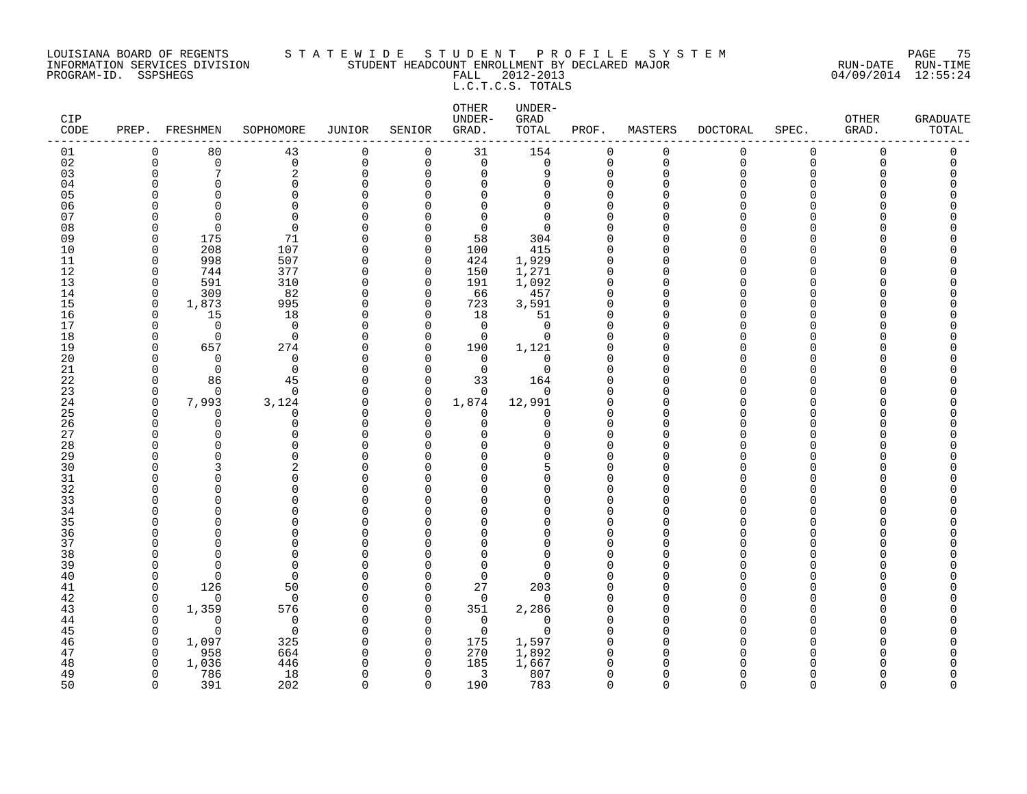LOUISIANA BOARD OF REGENTS — INFORMATION SERVICES DIVISION — PROGRAM-ID. SSPSHEGS

STATEWIDE STUDENT PROFILE SYSTEM

STUDENT HEADCOUNT ENROLLMENT BY DECLARED MAJOR

FALL 2012-2013

L.C.T.C.S. TOTALS

RUN-DATE 04/09/2014 RUN-TIME 12:55:24

| CIP CODE | PREP. | FRESHMEN | SOPHOMORE | JUNIOR | SENIOR | OTHER UNDER-GRAD. | UNDER-GRAD TOTAL | PROF. | MASTERS | DOCTORAL | SPEC. | OTHER GRAD. | GRADUATE TOTAL |
|---|---|---|---|---|---|---|---|---|---|---|---|---|---|
| 01 | 0 | 80 | 43 | 0 | 0 | 31 | 154 | 0 | 0 | 0 | 0 | 0 | 0 |
| 02 | 0 | 0 | 0 | 0 | 0 | 0 | 0 | 0 | 0 | 0 | 0 | 0 | 0 |
| 03 | 0 | 7 | 2 | 0 | 0 | 0 | 9 | 0 | 0 | 0 | 0 | 0 | 0 |
| 04 | 0 | 0 | 0 | 0 | 0 | 0 | 0 | 0 | 0 | 0 | 0 | 0 | 0 |
| 05 | 0 | 0 | 0 | 0 | 0 | 0 | 0 | 0 | 0 | 0 | 0 | 0 | 0 |
| 06 | 0 | 0 | 0 | 0 | 0 | 0 | 0 | 0 | 0 | 0 | 0 | 0 | 0 |
| 07 | 0 | 0 | 0 | 0 | 0 | 0 | 0 | 0 | 0 | 0 | 0 | 0 | 0 |
| 08 | 0 | 0 | 0 | 0 | 0 | 0 | 0 | 0 | 0 | 0 | 0 | 0 | 0 |
| 09 | 0 | 175 | 71 | 0 | 0 | 58 | 304 | 0 | 0 | 0 | 0 | 0 | 0 |
| 10 | 0 | 208 | 107 | 0 | 0 | 100 | 415 | 0 | 0 | 0 | 0 | 0 | 0 |
| 11 | 0 | 998 | 507 | 0 | 0 | 424 | 1,929 | 0 | 0 | 0 | 0 | 0 | 0 |
| 12 | 0 | 744 | 377 | 0 | 0 | 150 | 1,271 | 0 | 0 | 0 | 0 | 0 | 0 |
| 13 | 0 | 591 | 310 | 0 | 0 | 191 | 1,092 | 0 | 0 | 0 | 0 | 0 | 0 |
| 14 | 0 | 309 | 82 | 0 | 0 | 66 | 457 | 0 | 0 | 0 | 0 | 0 | 0 |
| 15 | 0 | 1,873 | 995 | 0 | 0 | 723 | 3,591 | 0 | 0 | 0 | 0 | 0 | 0 |
| 16 | 0 | 15 | 18 | 0 | 0 | 18 | 51 | 0 | 0 | 0 | 0 | 0 | 0 |
| 17 | 0 | 0 | 0 | 0 | 0 | 0 | 0 | 0 | 0 | 0 | 0 | 0 | 0 |
| 18 | 0 | 0 | 0 | 0 | 0 | 0 | 0 | 0 | 0 | 0 | 0 | 0 | 0 |
| 19 | 0 | 657 | 274 | 0 | 0 | 190 | 1,121 | 0 | 0 | 0 | 0 | 0 | 0 |
| 20 | 0 | 0 | 0 | 0 | 0 | 0 | 0 | 0 | 0 | 0 | 0 | 0 | 0 |
| 21 | 0 | 0 | 0 | 0 | 0 | 0 | 0 | 0 | 0 | 0 | 0 | 0 | 0 |
| 22 | 0 | 86 | 45 | 0 | 0 | 33 | 164 | 0 | 0 | 0 | 0 | 0 | 0 |
| 23 | 0 | 0 | 0 | 0 | 0 | 0 | 0 | 0 | 0 | 0 | 0 | 0 | 0 |
| 24 | 0 | 7,993 | 3,124 | 0 | 0 | 1,874 | 12,991 | 0 | 0 | 0 | 0 | 0 | 0 |
| 25 | 0 | 0 | 0 | 0 | 0 | 0 | 0 | 0 | 0 | 0 | 0 | 0 | 0 |
| 26 | 0 | 0 | 0 | 0 | 0 | 0 | 0 | 0 | 0 | 0 | 0 | 0 | 0 |
| 27 | 0 | 0 | 0 | 0 | 0 | 0 | 0 | 0 | 0 | 0 | 0 | 0 | 0 |
| 28 | 0 | 0 | 0 | 0 | 0 | 0 | 0 | 0 | 0 | 0 | 0 | 0 | 0 |
| 29 | 0 | 0 | 0 | 0 | 0 | 0 | 0 | 0 | 0 | 0 | 0 | 0 | 0 |
| 30 | 0 | 3 | 2 | 0 | 0 | 0 | 5 | 0 | 0 | 0 | 0 | 0 | 0 |
| 31 | 0 | 0 | 0 | 0 | 0 | 0 | 0 | 0 | 0 | 0 | 0 | 0 | 0 |
| 32 | 0 | 0 | 0 | 0 | 0 | 0 | 0 | 0 | 0 | 0 | 0 | 0 | 0 |
| 33 | 0 | 0 | 0 | 0 | 0 | 0 | 0 | 0 | 0 | 0 | 0 | 0 | 0 |
| 34 | 0 | 0 | 0 | 0 | 0 | 0 | 0 | 0 | 0 | 0 | 0 | 0 | 0 |
| 35 | 0 | 0 | 0 | 0 | 0 | 0 | 0 | 0 | 0 | 0 | 0 | 0 | 0 |
| 36 | 0 | 0 | 0 | 0 | 0 | 0 | 0 | 0 | 0 | 0 | 0 | 0 | 0 |
| 37 | 0 | 0 | 0 | 0 | 0 | 0 | 0 | 0 | 0 | 0 | 0 | 0 | 0 |
| 38 | 0 | 0 | 0 | 0 | 0 | 0 | 0 | 0 | 0 | 0 | 0 | 0 | 0 |
| 39 | 0 | 0 | 0 | 0 | 0 | 0 | 0 | 0 | 0 | 0 | 0 | 0 | 0 |
| 40 | 0 | 0 | 0 | 0 | 0 | 0 | 0 | 0 | 0 | 0 | 0 | 0 | 0 |
| 41 | 0 | 126 | 50 | 0 | 0 | 27 | 203 | 0 | 0 | 0 | 0 | 0 | 0 |
| 42 | 0 | 0 | 0 | 0 | 0 | 0 | 0 | 0 | 0 | 0 | 0 | 0 | 0 |
| 43 | 0 | 1,359 | 576 | 0 | 0 | 351 | 2,286 | 0 | 0 | 0 | 0 | 0 | 0 |
| 44 | 0 | 0 | 0 | 0 | 0 | 0 | 0 | 0 | 0 | 0 | 0 | 0 | 0 |
| 45 | 0 | 0 | 0 | 0 | 0 | 0 | 0 | 0 | 0 | 0 | 0 | 0 | 0 |
| 46 | 0 | 1,097 | 325 | 0 | 0 | 175 | 1,597 | 0 | 0 | 0 | 0 | 0 | 0 |
| 47 | 0 | 958 | 664 | 0 | 0 | 270 | 1,892 | 0 | 0 | 0 | 0 | 0 | 0 |
| 48 | 0 | 1,036 | 446 | 0 | 0 | 185 | 1,667 | 0 | 0 | 0 | 0 | 0 | 0 |
| 49 | 0 | 786 | 18 | 0 | 0 | 3 | 807 | 0 | 0 | 0 | 0 | 0 | 0 |
| 50 | 0 | 391 | 202 | 0 | 0 | 190 | 783 | 0 | 0 | 0 | 0 | 0 | 0 |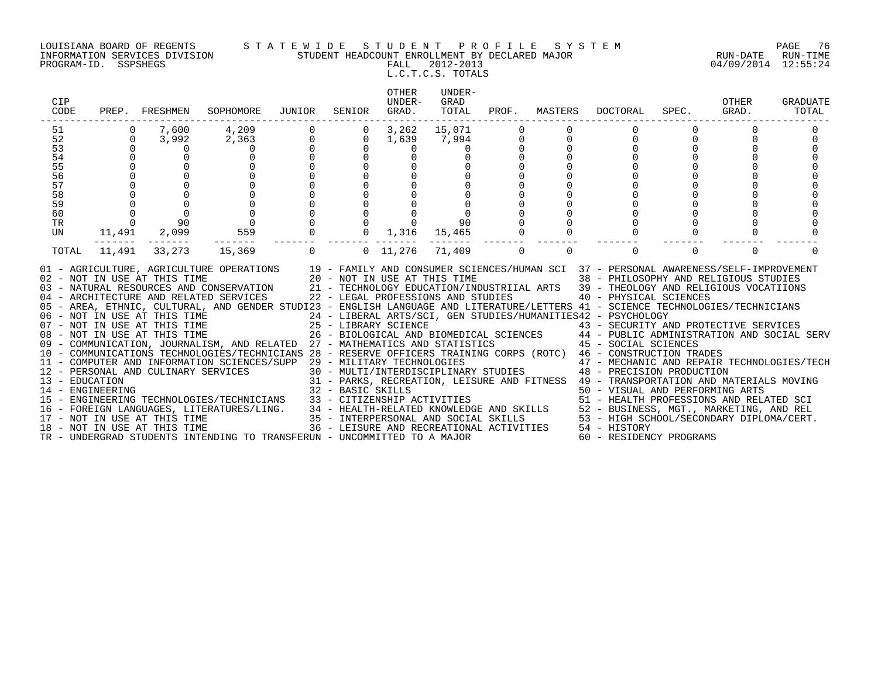LOUISIANA BOARD OF REGENTS — STATEWIDE STUDENT PROFILE SYSTEM
INFORMATION SERVICES DIVISION — STUDENT HEADCOUNT ENROLLMENT BY DECLARED MAJOR
PROGRAM-ID. SSPSHEGS — FALL 2012-2013 — RUN-DATE 04/09/2014 RUN-TIME 12:55:24

L.C.T.C.S. TOTALS

| CIP CODE | PREP. | FRESHMEN | SOPHOMORE | JUNIOR | SENIOR | OTHER UNDER-GRAD. | UNDER-GRAD TOTAL | PROF. | MASTERS | DOCTORAL | SPEC. | OTHER GRAD. | GRADUATE TOTAL |
|---|---|---|---|---|---|---|---|---|---|---|---|---|---|
| 51 | 0 | 7,600 | 4,209 | 0 | 0 | 3,262 | 15,071 | 0 | 0 | 0 | 0 | 0 | 0 |
| 52 | 0 | 3,992 | 2,363 | 0 | 0 | 1,639 | 7,994 | 0 | 0 | 0 | 0 | 0 | 0 |
| 53 | 0 | 0 | 0 | 0 | 0 | 0 | 0 | 0 | 0 | 0 | 0 | 0 | 0 |
| 54 | 0 | 0 | 0 | 0 | 0 | 0 | 0 | 0 | 0 | 0 | 0 | 0 | 0 |
| 55 | 0 | 0 | 0 | 0 | 0 | 0 | 0 | 0 | 0 | 0 | 0 | 0 | 0 |
| 56 | 0 | 0 | 0 | 0 | 0 | 0 | 0 | 0 | 0 | 0 | 0 | 0 | 0 |
| 57 | 0 | 0 | 0 | 0 | 0 | 0 | 0 | 0 | 0 | 0 | 0 | 0 | 0 |
| 58 | 0 | 0 | 0 | 0 | 0 | 0 | 0 | 0 | 0 | 0 | 0 | 0 | 0 |
| 59 | 0 | 0 | 0 | 0 | 0 | 0 | 0 | 0 | 0 | 0 | 0 | 0 | 0 |
| 60 | 0 | 0 | 0 | 0 | 0 | 0 | 0 | 0 | 0 | 0 | 0 | 0 | 0 |
| TR | 0 | 90 | 0 | 0 | 0 | 0 | 90 | 0 | 0 | 0 | 0 | 0 | 0 |
| UN | 11,491 | 2,099 | 559 | 0 | 0 | 1,316 | 15,465 | 0 | 0 | 0 | 0 | 0 | 0 |
| TOTAL | 11,491 | 33,273 | 15,369 | 0 | 0 | 11,276 | 71,409 | 0 | 0 | 0 | 0 | 0 | 0 |

01 - AGRICULTURE, AGRICULTURE OPERATIONS
02 - NOT IN USE AT THIS TIME
03 - NATURAL RESOURCES AND CONSERVATION
04 - ARCHITECTURE AND RELATED SERVICES
05 - AREA, ETHNIC, CULTURAL, AND GENDER STUDI
06 - NOT IN USE AT THIS TIME
07 - NOT IN USE AT THIS TIME
08 - NOT IN USE AT THIS TIME
09 - COMMUNICATION, JOURNALISM, AND RELATED
10 - COMMUNICATIONS TECHNOLOGIES/TECHNICIANS
11 - COMPUTER AND INFORMATION SCIENCES/SUPP
12 - PERSONAL AND CULINARY SERVICES
13 - EDUCATION
14 - ENGINEERING
15 - ENGINEERING TECHNOLOGIES/TECHNICIANS
16 - FOREIGN LANGUAGES, LITERATURES/LING.
17 - NOT IN USE AT THIS TIME
18 - NOT IN USE AT THIS TIME
19 - FAMILY AND CONSUMER SCIENCES/HUMAN SCI
20 - NOT IN USE AT THIS TIME
21 - TECHNOLOGY EDUCATION/INDUSTRIIAL ARTS
22 - LEGAL PROFESSIONS AND STUDIES
23 - ENGLISH LANGUAGE AND LITERATURE/LETTERS
24 - LIBERAL ARTS/SCI, GEN STUDIES/HUMANITIES
25 - LIBRARY SCIENCE
26 - BIOLOGICAL AND BIOMEDICAL SCIENCES
27 - MATHEMATICS AND STATISTICS
28 - RESERVE OFFICERS TRAINING CORPS (ROTC)
29 - MILITARY TECHNOLOGIES
30 - MULTI/INTERDISCIPLINARY STUDIES
31 - PARKS, RECREATION, LEISURE AND FITNESS
32 - BASIC SKILLS
33 - CITIZENSHIP ACTIVITIES
34 - HEALTH-RELATED KNOWLEDGE AND SKILLS
35 - INTERPERSONAL AND SOCIAL SKILLS
36 - LEISURE AND RECREATIONAL ACTIVITIES
37 - PERSONAL AWARENESS/SELF-IMPROVEMENT
38 - PHILOSOPHY AND RELIGIOUS STUDIES
39 - THEOLOGY AND RELIGIOUS VOCATIIONS
40 - PHYSICAL SCIENCES
41 - SCIENCE TECHNOLOGIES/TECHNICIANS
42 - PSYCHOLOGY
43 - SECURITY AND PROTECTIVE SERVICES
44 - PUBLIC ADMINISTRATION AND SOCIAL SERV
45 - SOCIAL SCIENCES
46 - CONSTRUCTION TRADES
47 - MECHANIC AND REPAIR TECHNOLOGIES/TECH
48 - PRECISION PRODUCTION
49 - TRANSPORTATION AND MATERIALS MOVING
50 - VISUAL AND PERFORMING ARTS
51 - HEALTH PROFESSIONS AND RELATED SCI
52 - BUSINESS, MGT., MARKETING, AND REL
53 - HIGH SCHOOL/SECONDARY DIPLOMA/CERT.
54 - HISTORY
60 - RESIDENCY PROGRAMS
TR - UNDERGRAD STUDENTS INTENDING TO TRANSFER
UN - UNCOMMITTED TO A MAJOR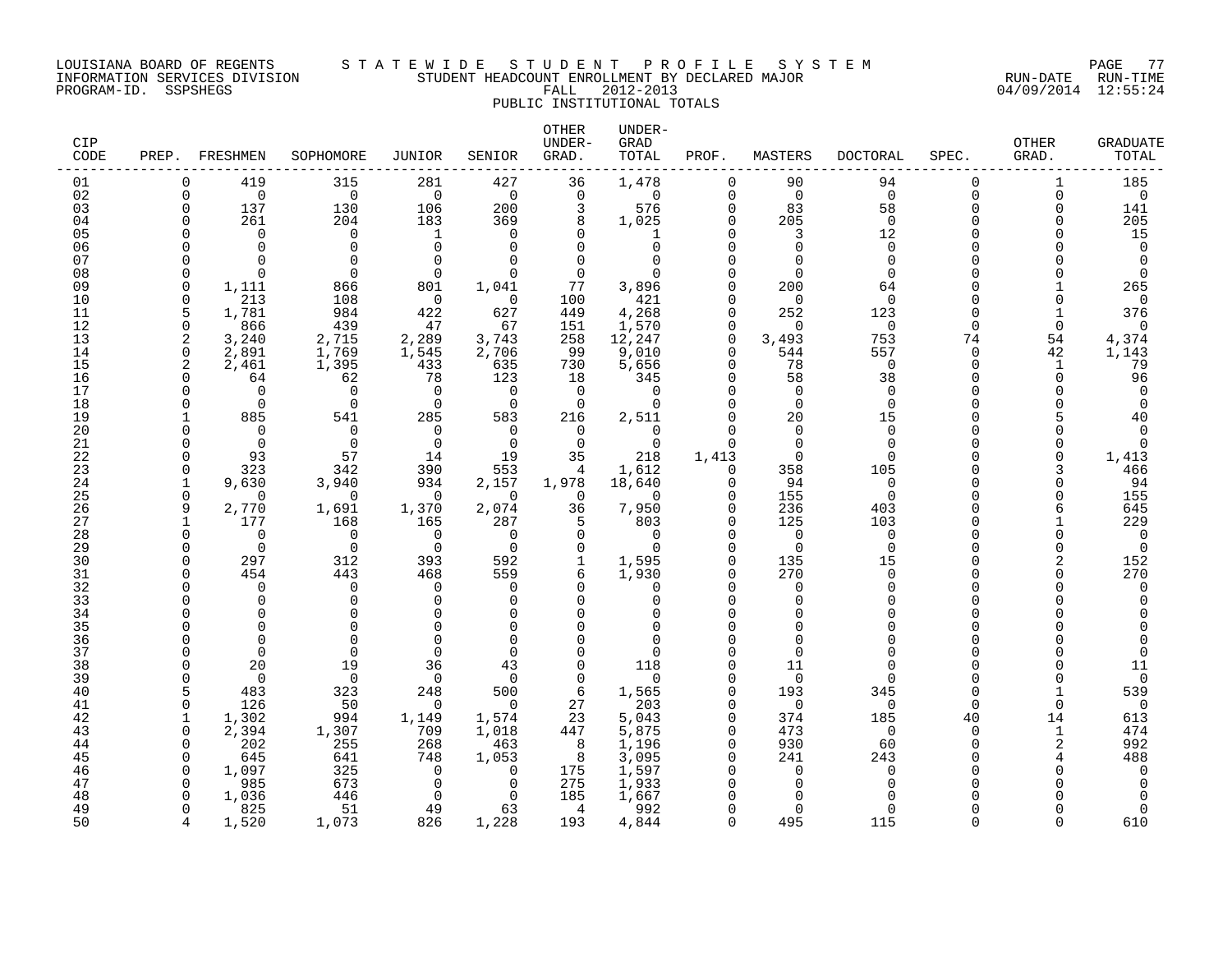LOUISIANA BOARD OF REGENTS — STATEWIDE STUDENT PROFILE SYSTEM
INFORMATION SERVICES DIVISION — STUDENT HEADCOUNT ENROLLMENT BY DECLARED MAJOR — RUN-DATE 04/09/2014 RUN-TIME 12:55:24
PROGRAM-ID. SSPSHEGS — FALL 2012-2013
PUBLIC INSTITUTIONAL TOTALS

| CIP CODE | PREP. | FRESHMEN | SOPHOMORE | JUNIOR | SENIOR | OTHER UNDER-GRAD. | UNDER-GRAD TOTAL | PROF. | MASTERS | DOCTORAL | SPEC. | OTHER GRAD. | GRADUATE TOTAL |
|---|---|---|---|---|---|---|---|---|---|---|---|---|---|
| 01 | 0 | 419 | 315 | 281 | 427 | 36 | 1,478 | 0 | 90 | 94 | 0 | 1 | 185 |
| 02 | 0 | 0 | 0 | 0 | 0 | 0 | 0 | 0 | 0 | 0 | 0 | 0 | 0 |
| 03 | 0 | 137 | 130 | 106 | 200 | 3 | 576 | 0 | 83 | 58 | 0 | 0 | 141 |
| 04 | 0 | 261 | 204 | 183 | 369 | 8 | 1,025 | 0 | 205 | 0 | 0 | 0 | 205 |
| 05 | 0 | 0 | 0 | 1 | 0 | 0 | 1 | 0 | 3 | 12 | 0 | 0 | 15 |
| 06 | 0 | 0 | 0 | 0 | 0 | 0 | 0 | 0 | 0 | 0 | 0 | 0 | 0 |
| 07 | 0 | 0 | 0 | 0 | 0 | 0 | 0 | 0 | 0 | 0 | 0 | 0 | 0 |
| 08 | 0 | 0 | 0 | 0 | 0 | 0 | 0 | 0 | 0 | 0 | 0 | 0 | 0 |
| 09 | 0 | 1,111 | 866 | 801 | 1,041 | 77 | 3,896 | 0 | 200 | 64 | 0 | 1 | 265 |
| 10 | 0 | 213 | 108 | 0 | 0 | 100 | 421 | 0 | 0 | 0 | 0 | 0 | 0 |
| 11 | 5 | 1,781 | 984 | 422 | 627 | 449 | 4,268 | 0 | 252 | 123 | 0 | 1 | 376 |
| 12 | 0 | 866 | 439 | 47 | 67 | 151 | 1,570 | 0 | 0 | 0 | 0 | 0 | 0 |
| 13 | 2 | 3,240 | 2,715 | 2,289 | 3,743 | 258 | 12,247 | 0 | 3,493 | 753 | 74 | 54 | 4,374 |
| 14 | 0 | 2,891 | 1,769 | 1,545 | 2,706 | 99 | 9,010 | 0 | 544 | 557 | 0 | 42 | 1,143 |
| 15 | 2 | 2,461 | 1,395 | 433 | 635 | 730 | 5,656 | 0 | 78 | 0 | 0 | 1 | 79 |
| 16 | 0 | 64 | 62 | 78 | 123 | 18 | 345 | 0 | 58 | 38 | 0 | 0 | 96 |
| 17 | 0 | 0 | 0 | 0 | 0 | 0 | 0 | 0 | 0 | 0 | 0 | 0 | 0 |
| 18 | 0 | 0 | 0 | 0 | 0 | 0 | 0 | 0 | 0 | 0 | 0 | 0 | 0 |
| 19 | 1 | 885 | 541 | 285 | 583 | 216 | 2,511 | 0 | 20 | 15 | 0 | 5 | 40 |
| 20 | 0 | 0 | 0 | 0 | 0 | 0 | 0 | 0 | 0 | 0 | 0 | 0 | 0 |
| 21 | 0 | 0 | 0 | 0 | 0 | 0 | 0 | 0 | 0 | 0 | 0 | 0 | 0 |
| 22 | 0 | 93 | 57 | 14 | 19 | 35 | 218 | 1,413 | 0 | 0 | 0 | 0 | 1,413 |
| 23 | 0 | 323 | 342 | 390 | 553 | 4 | 1,612 | 0 | 358 | 105 | 0 | 3 | 466 |
| 24 | 1 | 9,630 | 3,940 | 934 | 2,157 | 1,978 | 18,640 | 0 | 94 | 0 | 0 | 0 | 94 |
| 25 | 0 | 0 | 0 | 0 | 0 | 0 | 0 | 0 | 155 | 0 | 0 | 0 | 155 |
| 26 | 9 | 2,770 | 1,691 | 1,370 | 2,074 | 36 | 7,950 | 0 | 236 | 403 | 0 | 6 | 645 |
| 27 | 1 | 177 | 168 | 165 | 287 | 5 | 803 | 0 | 125 | 103 | 0 | 1 | 229 |
| 28 | 0 | 0 | 0 | 0 | 0 | 0 | 0 | 0 | 0 | 0 | 0 | 0 | 0 |
| 29 | 0 | 0 | 0 | 0 | 0 | 0 | 0 | 0 | 0 | 0 | 0 | 0 | 0 |
| 30 | 0 | 297 | 312 | 393 | 592 | 1 | 1,595 | 0 | 135 | 15 | 0 | 2 | 152 |
| 31 | 0 | 454 | 443 | 468 | 559 | 6 | 1,930 | 0 | 270 | 0 | 0 | 0 | 270 |
| 32 | 0 | 0 | 0 | 0 | 0 | 0 | 0 | 0 | 0 | 0 | 0 | 0 | 0 |
| 33 | 0 | 0 | 0 | 0 | 0 | 0 | 0 | 0 | 0 | 0 | 0 | 0 | 0 |
| 34 | 0 | 0 | 0 | 0 | 0 | 0 | 0 | 0 | 0 | 0 | 0 | 0 | 0 |
| 35 | 0 | 0 | 0 | 0 | 0 | 0 | 0 | 0 | 0 | 0 | 0 | 0 | 0 |
| 36 | 0 | 0 | 0 | 0 | 0 | 0 | 0 | 0 | 0 | 0 | 0 | 0 | 0 |
| 37 | 0 | 0 | 0 | 0 | 0 | 0 | 0 | 0 | 0 | 0 | 0 | 0 | 0 |
| 38 | 0 | 20 | 19 | 36 | 43 | 0 | 118 | 0 | 11 | 0 | 0 | 0 | 11 |
| 39 | 0 | 0 | 0 | 0 | 0 | 0 | 0 | 0 | 0 | 0 | 0 | 0 | 0 |
| 40 | 5 | 483 | 323 | 248 | 500 | 6 | 1,565 | 0 | 193 | 345 | 0 | 1 | 539 |
| 41 | 0 | 126 | 50 | 0 | 0 | 27 | 203 | 0 | 0 | 0 | 0 | 0 | 0 |
| 42 | 1 | 1,302 | 994 | 1,149 | 1,574 | 23 | 5,043 | 0 | 374 | 185 | 40 | 14 | 613 |
| 43 | 0 | 2,394 | 1,307 | 709 | 1,018 | 447 | 5,875 | 0 | 473 | 0 | 0 | 1 | 474 |
| 44 | 0 | 202 | 255 | 268 | 463 | 8 | 1,196 | 0 | 930 | 60 | 0 | 2 | 992 |
| 45 | 0 | 645 | 641 | 748 | 1,053 | 8 | 3,095 | 0 | 241 | 243 | 0 | 4 | 488 |
| 46 | 0 | 1,097 | 325 | 0 | 0 | 175 | 1,597 | 0 | 0 | 0 | 0 | 0 | 0 |
| 47 | 0 | 985 | 673 | 0 | 0 | 275 | 1,933 | 0 | 0 | 0 | 0 | 0 | 0 |
| 48 | 0 | 1,036 | 446 | 0 | 0 | 185 | 1,667 | 0 | 0 | 0 | 0 | 0 | 0 |
| 49 | 0 | 825 | 51 | 49 | 63 | 4 | 992 | 0 | 0 | 0 | 0 | 0 | 0 |
| 50 | 4 | 1,520 | 1,073 | 826 | 1,228 | 193 | 4,844 | 0 | 495 | 115 | 0 | 0 | 610 |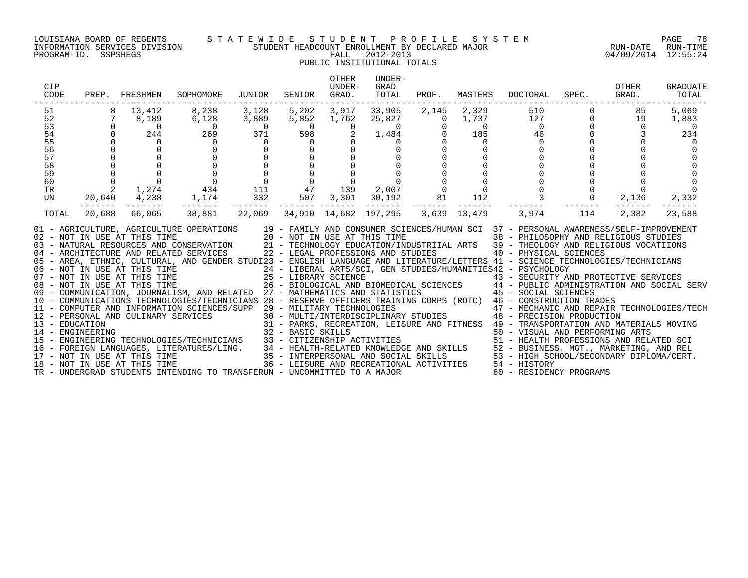LOUISIANA BOARD OF REGENTS — STATEWIDE STUDENT PROFILE SYSTEM
INFORMATION SERVICES DIVISION — STUDENT HEADCOUNT ENROLLMENT BY DECLARED MAJOR — RUN-DATE 04/09/2014 RUN-TIME 12:55:24
PROGRAM-ID. SSPSHEGS — FALL 2012-2013
PUBLIC INSTITUTIONAL TOTALS

| CIP CODE | PREP. | FRESHMEN | SOPHOMORE | JUNIOR | SENIOR | OTHER UNDER-GRAD. | UNDER-GRAD TOTAL | PROF. | MASTERS | DOCTORAL | SPEC. | OTHER GRAD. | GRADUATE TOTAL |
|---|---|---|---|---|---|---|---|---|---|---|---|---|---|
| 51 | 8 | 13,412 | 8,238 | 3,128 | 5,202 | 3,917 | 33,905 | 2,145 | 2,329 | 510 | 0 | 85 | 5,069 |
| 52 | 7 | 8,189 | 6,128 | 3,889 | 5,852 | 1,762 | 25,827 | 0 | 1,737 | 127 | 0 | 19 | 1,883 |
| 53 | 0 | 0 | 0 | 0 | 0 | 0 | 0 | 0 | 0 | 0 | 0 | 0 | 0 |
| 54 | 0 | 244 | 269 | 371 | 598 | 2 | 1,484 | 0 | 185 | 46 | 0 | 3 | 234 |
| 55 | 0 | 0 | 0 | 0 | 0 | 0 | 0 | 0 | 0 | 0 | 0 | 0 | 0 |
| 56 | 0 | 0 | 0 | 0 | 0 | 0 | 0 | 0 | 0 | 0 | 0 | 0 | 0 |
| 57 | 0 | 0 | 0 | 0 | 0 | 0 | 0 | 0 | 0 | 0 | 0 | 0 | 0 |
| 58 | 0 | 0 | 0 | 0 | 0 | 0 | 0 | 0 | 0 | 0 | 0 | 0 | 0 |
| 59 | 0 | 0 | 0 | 0 | 0 | 0 | 0 | 0 | 0 | 0 | 0 | 0 | 0 |
| 60 | 0 | 0 | 0 | 0 | 0 | 0 | 0 | 0 | 0 | 0 | 0 | 0 | 0 |
| TR | 2 | 1,274 | 434 | 111 | 47 | 139 | 2,007 | 0 | 0 | 0 | 0 | 0 | 0 |
| UN | 20,640 | 4,238 | 1,174 | 332 | 507 | 3,301 | 30,192 | 81 | 112 | 3 | 0 | 2,136 | 2,332 |
| TOTAL | 20,688 | 66,065 | 38,881 | 22,069 | 34,910 | 14,682 | 197,295 | 3,639 | 13,479 | 3,974 | 114 | 2,382 | 23,588 |

01 - AGRICULTURE, AGRICULTURE OPERATIONS
02 - NOT IN USE AT THIS TIME
03 - NATURAL RESOURCES AND CONSERVATION
04 - ARCHITECTURE AND RELATED SERVICES
05 - AREA, ETHNIC, CULTURAL, AND GENDER STUDI
06 - NOT IN USE AT THIS TIME
07 - NOT IN USE AT THIS TIME
08 - NOT IN USE AT THIS TIME
09 - COMMUNICATION, JOURNALISM, AND RELATED
10 - COMMUNICATIONS TECHNOLOGIES/TECHNICIANS
11 - COMPUTER AND INFORMATION SCIENCES/SUPP
12 - PERSONAL AND CULINARY SERVICES
13 - EDUCATION
14 - ENGINEERING
15 - ENGINEERING TECHNOLOGIES/TECHNICIANS
16 - FOREIGN LANGUAGES, LITERATURES/LING.
17 - NOT IN USE AT THIS TIME
18 - NOT IN USE AT THIS TIME
19 - FAMILY AND CONSUMER SCIENCES/HUMAN SCI
20 - NOT IN USE AT THIS TIME
21 - TECHNOLOGY EDUCATION/INDUSTRIIAL ARTS
22 - LEGAL PROFESSIONS AND STUDIES
23 - ENGLISH LANGUAGE AND LITERATURE/LETTERS
24 - LIBERAL ARTS/SCI, GEN STUDIES/HUMANITIES
25 - LIBRARY SCIENCE
26 - BIOLOGICAL AND BIOMEDICAL SCIENCES
27 - MATHEMATICS AND STATISTICS
28 - RESERVE OFFICERS TRAINING CORPS (ROTC)
29 - MILITARY TECHNOLOGIES
30 - MULTI/INTERDISCIPLINARY STUDIES
31 - PARKS, RECREATION, LEISURE AND FITNESS
32 - BASIC SKILLS
33 - CITIZENSHIP ACTIVITIES
34 - HEALTH-RELATED KNOWLEDGE AND SKILLS
35 - INTERPERSONAL AND SOCIAL SKILLS
36 - LEISURE AND RECREATIONAL ACTIVITIES
37 - PERSONAL AWARENESS/SELF-IMPROVEMENT
38 - PHILOSOPHY AND RELIGIOUS STUDIES
39 - THEOLOGY AND RELIGIOUS VOCATIIONS
40 - PHYSICAL SCIENCES
41 - SCIENCE TECHNOLOGIES/TECHNICIANS
42 - PSYCHOLOGY
43 - SECURITY AND PROTECTIVE SERVICES
44 - PUBLIC ADMINISTRATION AND SOCIAL SERV
45 - SOCIAL SCIENCES
46 - CONSTRUCTION TRADES
47 - MECHANIC AND REPAIR TECHNOLOGIES/TECH
48 - PRECISION PRODUCTION
49 - TRANSPORTATION AND MATERIALS MOVING
50 - VISUAL AND PERFORMING ARTS
51 - HEALTH PROFESSIONS AND RELATED SCI
52 - BUSINESS, MGT., MARKETING, AND REL
53 - HIGH SCHOOL/SECONDARY DIPLOMA/CERT.
54 - HISTORY
60 - RESIDENCY PROGRAMS
TR - UNDERGRAD STUDENTS INTENDING TO TRANSFER
UN - UNCOMMITTED TO A MAJOR